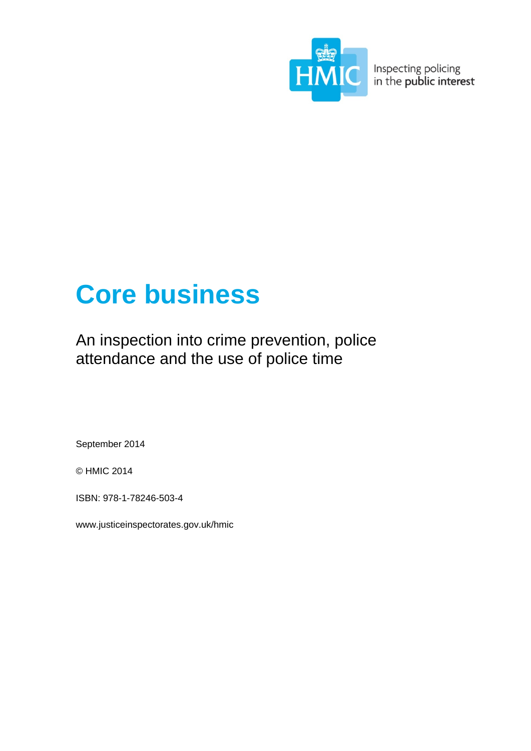HMIC

Inspecting policing in the public interest

# Core business

## An inspection into crime prevention, police attendance and the use of police time

September 2014

© HMIC 2014

ISBN: 978-1-78246-503-4

www.justiceinspectorates.gov.uk/hmic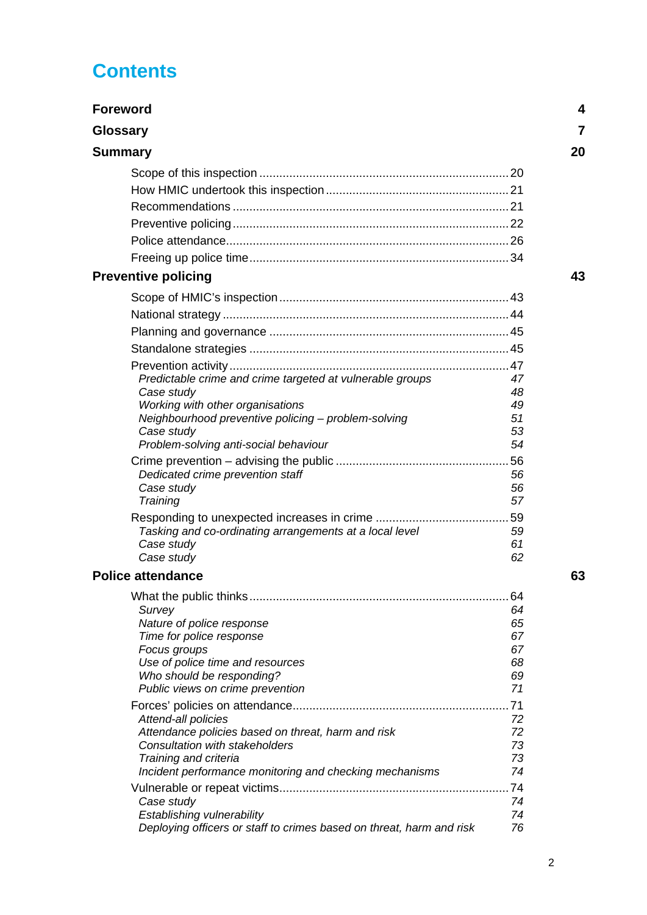# Contents

**Foreword** 4

**Glossary** 7

**Summary** 20

- Scope of this inspection ..... 20
- How HMIC undertook this inspection ..... 21
- Recommendations ..... 21
- Preventive policing ..... 22
- Police attendance ..... 26
- Freeing up police time ..... 34

**Preventive policing** 43

- Scope of HMIC's inspection ..... 43
- National strategy ..... 44
- Planning and governance ..... 45
- Standalone strategies ..... 45
- Prevention activity ..... 47
  - *Predictable crime and crime targeted at vulnerable groups* 47
  - *Case study* 48
  - *Working with other organisations* 49
  - *Neighbourhood preventive policing – problem-solving* 51
  - *Case study* 53
  - *Problem-solving anti-social behaviour* 54
- Crime prevention – advising the public ..... 56
  - *Dedicated crime prevention staff* 56
  - *Case study* 56
  - *Training* 57
- Responding to unexpected increases in crime ..... 59
  - *Tasking and co-ordinating arrangements at a local level* 59
  - *Case study* 61
  - *Case study* 62

**Police attendance** 63

- What the public thinks ..... 64
  - *Survey* 64
  - *Nature of police response* 65
  - *Time for police response* 67
  - *Focus groups* 67
  - *Use of police time and resources* 68
  - *Who should be responding?* 69
  - *Public views on crime prevention* 71
- Forces' policies on attendance ..... 71
  - *Attend-all policies* 72
  - *Attendance policies based on threat, harm and risk* 72
  - *Consultation with stakeholders* 73
  - *Training and criteria* 73
  - *Incident performance monitoring and checking mechanisms* 74
- Vulnerable or repeat victims ..... 74
  - *Case study* 74
  - *Establishing vulnerability* 74
  - *Deploying officers or staff to crimes based on threat, harm and risk* 76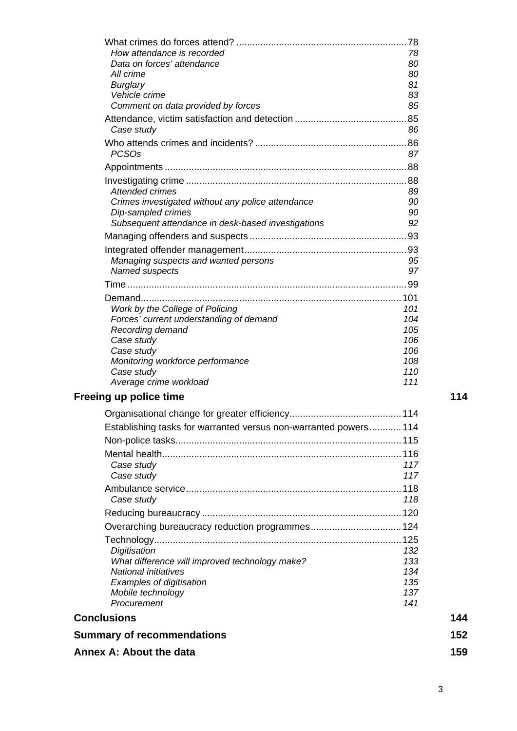What crimes do forces attend? ............................................................... 78
*How attendance is recorded* 78
*Data on forces' attendance* 80
*All crime* 80
*Burglary* 81
*Vehicle crime* 83
*Comment on data provided by forces* 85

Attendance, victim satisfaction and detection .......................................... 85
*Case study* 86

Who attends crimes and incidents? ......................................................... 86
*PCSOs* 87

Appointments .......................................................................................... 88

Investigating crime .................................................................................. 88
*Attended crimes* 89
*Crimes investigated without any police attendance* 90
*Dip-sampled crimes* 90
*Subsequent attendance in desk-based investigations* 92

Managing offenders and suspects ........................................................... 93

Integrated offender management............................................................. 93
*Managing suspects and wanted persons* 95
*Named suspects* 97

Time ........................................................................................................ 99

Demand................................................................................................. 101
*Work by the College of Policing* 101
*Forces' current understanding of demand* 104
*Recording demand* 105
*Case study* 106
*Case study* 106
*Monitoring workforce performance* 108
*Case study* 110
*Average crime workload* 111

**Freeing up police time** 114

Organisational change for greater efficiency.......................................... 114

Establishing tasks for warranted versus non-warranted powers............ 114

Non-police tasks.................................................................................... 115

Mental health......................................................................................... 116
*Case study* 117
*Case study* 117

Ambulance service................................................................................ 118
*Case study* 118

Reducing bureaucracy .......................................................................... 120

Overarching bureaucracy reduction programmes.................................. 124

Technology............................................................................................ 125
*Digitisation* 132
*What difference will improved technology make?* 133
*National initiatives* 134
*Examples of digitisation* 135
*Mobile technology* 137
*Procurement* 141

**Conclusions** 144

**Summary of recommendations** 152

**Annex A: About the data** 159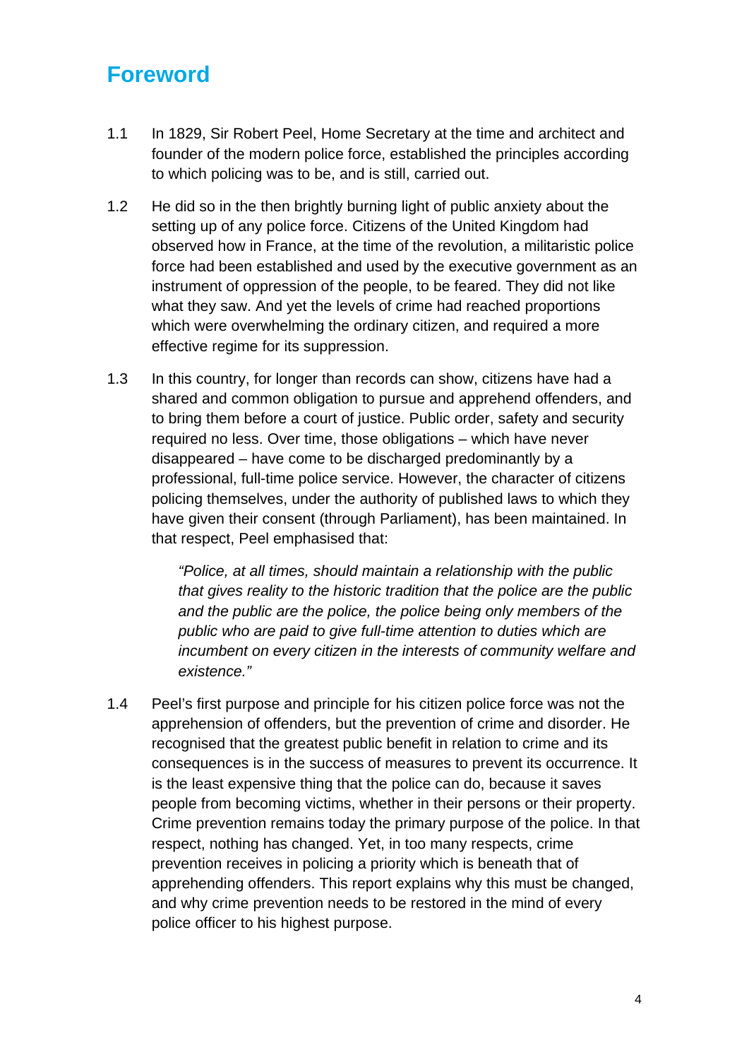# Foreword

1.1 In 1829, Sir Robert Peel, Home Secretary at the time and architect and founder of the modern police force, established the principles according to which policing was to be, and is still, carried out.

1.2 He did so in the then brightly burning light of public anxiety about the setting up of any police force. Citizens of the United Kingdom had observed how in France, at the time of the revolution, a militaristic police force had been established and used by the executive government as an instrument of oppression of the people, to be feared. They did not like what they saw. And yet the levels of crime had reached proportions which were overwhelming the ordinary citizen, and required a more effective regime for its suppression.

1.3 In this country, for longer than records can show, citizens have had a shared and common obligation to pursue and apprehend offenders, and to bring them before a court of justice. Public order, safety and security required no less. Over time, those obligations – which have never disappeared – have come to be discharged predominantly by a professional, full-time police service. However, the character of citizens policing themselves, under the authority of published laws to which they have given their consent (through Parliament), has been maintained. In that respect, Peel emphasised that:

> *"Police, at all times, should maintain a relationship with the public that gives reality to the historic tradition that the police are the public and the public are the police, the police being only members of the public who are paid to give full-time attention to duties which are incumbent on every citizen in the interests of community welfare and existence."*

1.4 Peel's first purpose and principle for his citizen police force was not the apprehension of offenders, but the prevention of crime and disorder. He recognised that the greatest public benefit in relation to crime and its consequences is in the success of measures to prevent its occurrence. It is the least expensive thing that the police can do, because it saves people from becoming victims, whether in their persons or their property. Crime prevention remains today the primary purpose of the police. In that respect, nothing has changed. Yet, in too many respects, crime prevention receives in policing a priority which is beneath that of apprehending offenders. This report explains why this must be changed, and why crime prevention needs to be restored in the mind of every police officer to his highest purpose.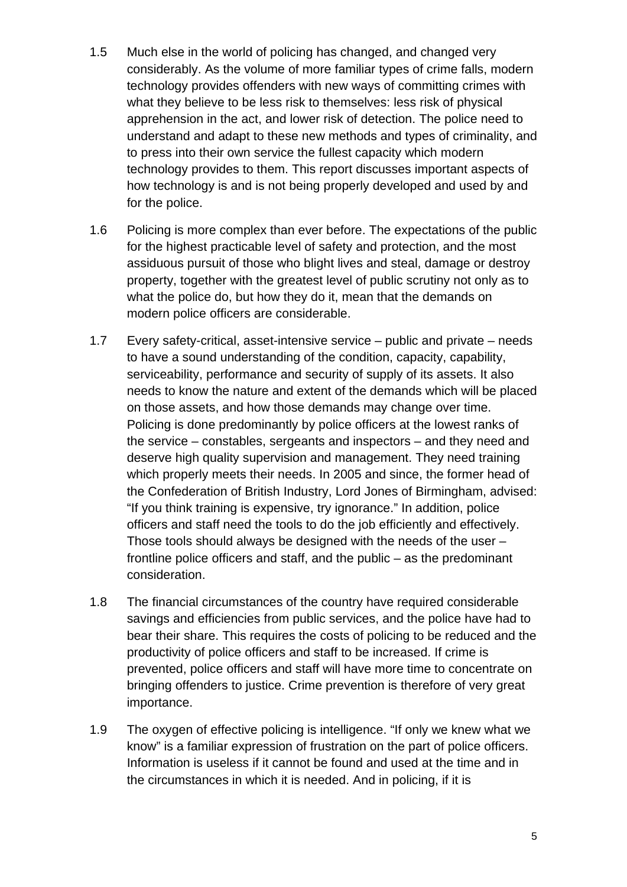1.5 Much else in the world of policing has changed, and changed very considerably. As the volume of more familiar types of crime falls, modern technology provides offenders with new ways of committing crimes with what they believe to be less risk to themselves: less risk of physical apprehension in the act, and lower risk of detection. The police need to understand and adapt to these new methods and types of criminality, and to press into their own service the fullest capacity which modern technology provides to them. This report discusses important aspects of how technology is and is not being properly developed and used by and for the police.

1.6 Policing is more complex than ever before. The expectations of the public for the highest practicable level of safety and protection, and the most assiduous pursuit of those who blight lives and steal, damage or destroy property, together with the greatest level of public scrutiny not only as to what the police do, but how they do it, mean that the demands on modern police officers are considerable.

1.7 Every safety-critical, asset-intensive service – public and private – needs to have a sound understanding of the condition, capacity, capability, serviceability, performance and security of supply of its assets. It also needs to know the nature and extent of the demands which will be placed on those assets, and how those demands may change over time. Policing is done predominantly by police officers at the lowest ranks of the service – constables, sergeants and inspectors – and they need and deserve high quality supervision and management. They need training which properly meets their needs. In 2005 and since, the former head of the Confederation of British Industry, Lord Jones of Birmingham, advised: "If you think training is expensive, try ignorance." In addition, police officers and staff need the tools to do the job efficiently and effectively. Those tools should always be designed with the needs of the user – frontline police officers and staff, and the public – as the predominant consideration.

1.8 The financial circumstances of the country have required considerable savings and efficiencies from public services, and the police have had to bear their share. This requires the costs of policing to be reduced and the productivity of police officers and staff to be increased. If crime is prevented, police officers and staff will have more time to concentrate on bringing offenders to justice. Crime prevention is therefore of very great importance.

1.9 The oxygen of effective policing is intelligence. "If only we knew what we know" is a familiar expression of frustration on the part of police officers. Information is useless if it cannot be found and used at the time and in the circumstances in which it is needed. And in policing, if it is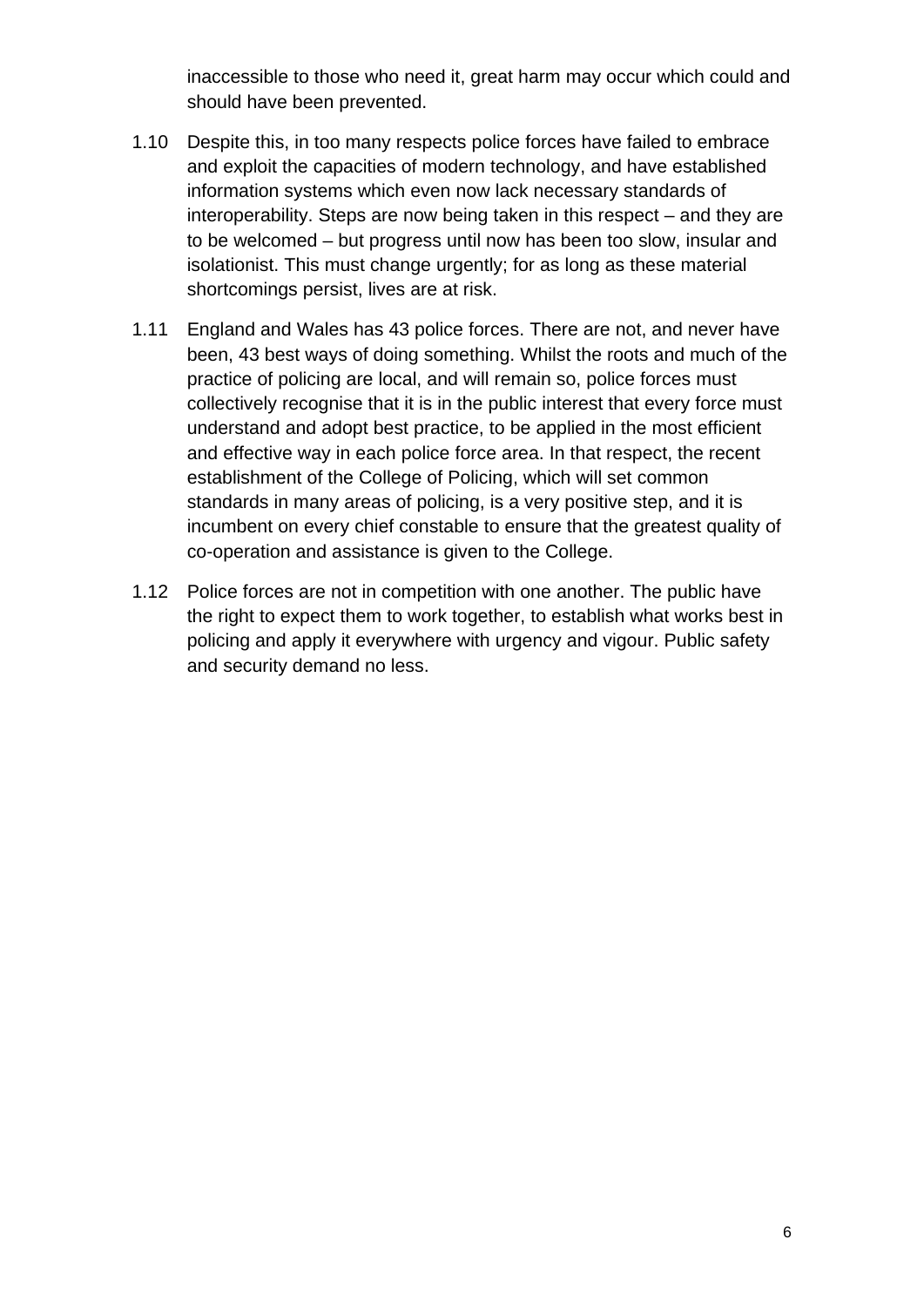inaccessible to those who need it, great harm may occur which could and should have been prevented.

1.10 Despite this, in too many respects police forces have failed to embrace and exploit the capacities of modern technology, and have established information systems which even now lack necessary standards of interoperability. Steps are now being taken in this respect – and they are to be welcomed – but progress until now has been too slow, insular and isolationist. This must change urgently; for as long as these material shortcomings persist, lives are at risk.

1.11 England and Wales has 43 police forces. There are not, and never have been, 43 best ways of doing something. Whilst the roots and much of the practice of policing are local, and will remain so, police forces must collectively recognise that it is in the public interest that every force must understand and adopt best practice, to be applied in the most efficient and effective way in each police force area. In that respect, the recent establishment of the College of Policing, which will set common standards in many areas of policing, is a very positive step, and it is incumbent on every chief constable to ensure that the greatest quality of co-operation and assistance is given to the College.

1.12 Police forces are not in competition with one another. The public have the right to expect them to work together, to establish what works best in policing and apply it everywhere with urgency and vigour. Public safety and security demand no less.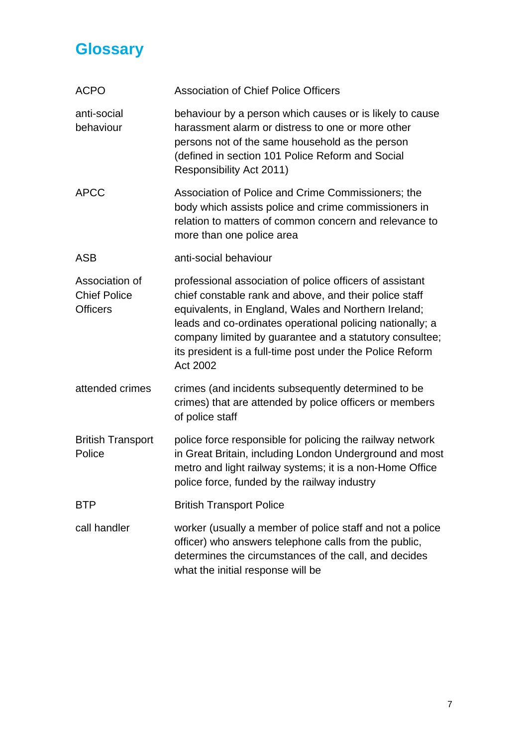# Glossary

| | |
|---|---|
| ACPO | Association of Chief Police Officers |
| anti-social behaviour | behaviour by a person which causes or is likely to cause harassment alarm or distress to one or more other persons not of the same household as the person (defined in section 101 Police Reform and Social Responsibility Act 2011) |
| APCC | Association of Police and Crime Commissioners; the body which assists police and crime commissioners in relation to matters of common concern and relevance to more than one police area |
| ASB | anti-social behaviour |
| Association of Chief Police Officers | professional association of police officers of assistant chief constable rank and above, and their police staff equivalents, in England, Wales and Northern Ireland; leads and co-ordinates operational policing nationally; a company limited by guarantee and a statutory consultee; its president is a full-time post under the Police Reform Act 2002 |
| attended crimes | crimes (and incidents subsequently determined to be crimes) that are attended by police officers or members of police staff |
| British Transport Police | police force responsible for policing the railway network in Great Britain, including London Underground and most metro and light railway systems; it is a non-Home Office police force, funded by the railway industry |
| BTP | British Transport Police |
| call handler | worker (usually a member of police staff and not a police officer) who answers telephone calls from the public, determines the circumstances of the call, and decides what the initial response will be |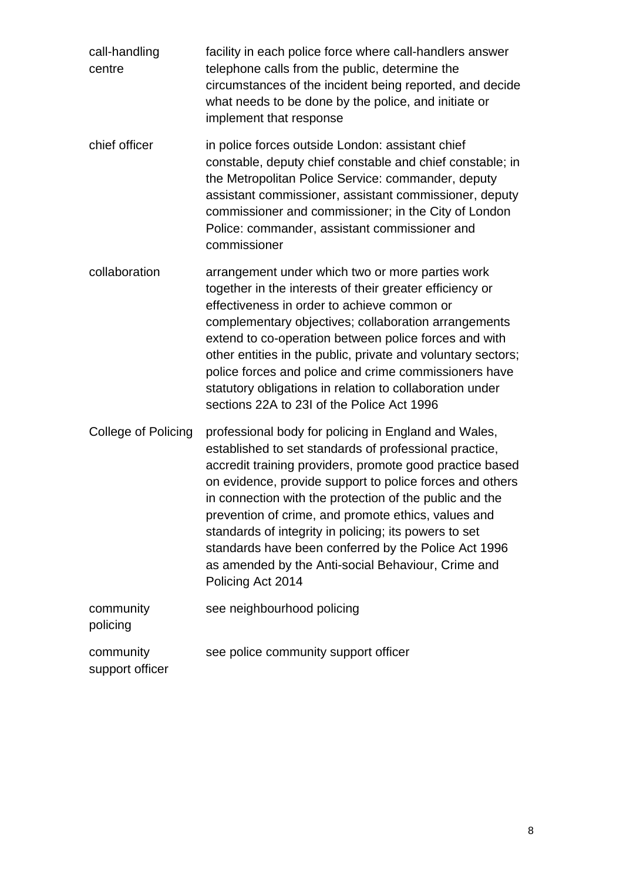| | |
|---|---|
| call-handling centre | facility in each police force where call-handlers answer telephone calls from the public, determine the circumstances of the incident being reported, and decide what needs to be done by the police, and initiate or implement that response |
| chief officer | in police forces outside London: assistant chief constable, deputy chief constable and chief constable; in the Metropolitan Police Service: commander, deputy assistant commissioner, assistant commissioner, deputy commissioner and commissioner; in the City of London Police: commander, assistant commissioner and commissioner |
| collaboration | arrangement under which two or more parties work together in the interests of their greater efficiency or effectiveness in order to achieve common or complementary objectives; collaboration arrangements extend to co-operation between police forces and with other entities in the public, private and voluntary sectors; police forces and police and crime commissioners have statutory obligations in relation to collaboration under sections 22A to 23I of the Police Act 1996 |
| College of Policing | professional body for policing in England and Wales, established to set standards of professional practice, accredit training providers, promote good practice based on evidence, provide support to police forces and others in connection with the protection of the public and the prevention of crime, and promote ethics, values and standards of integrity in policing; its powers to set standards have been conferred by the Police Act 1996 as amended by the Anti-social Behaviour, Crime and Policing Act 2014 |
| community policing | see neighbourhood policing |
| community support officer | see police community support officer |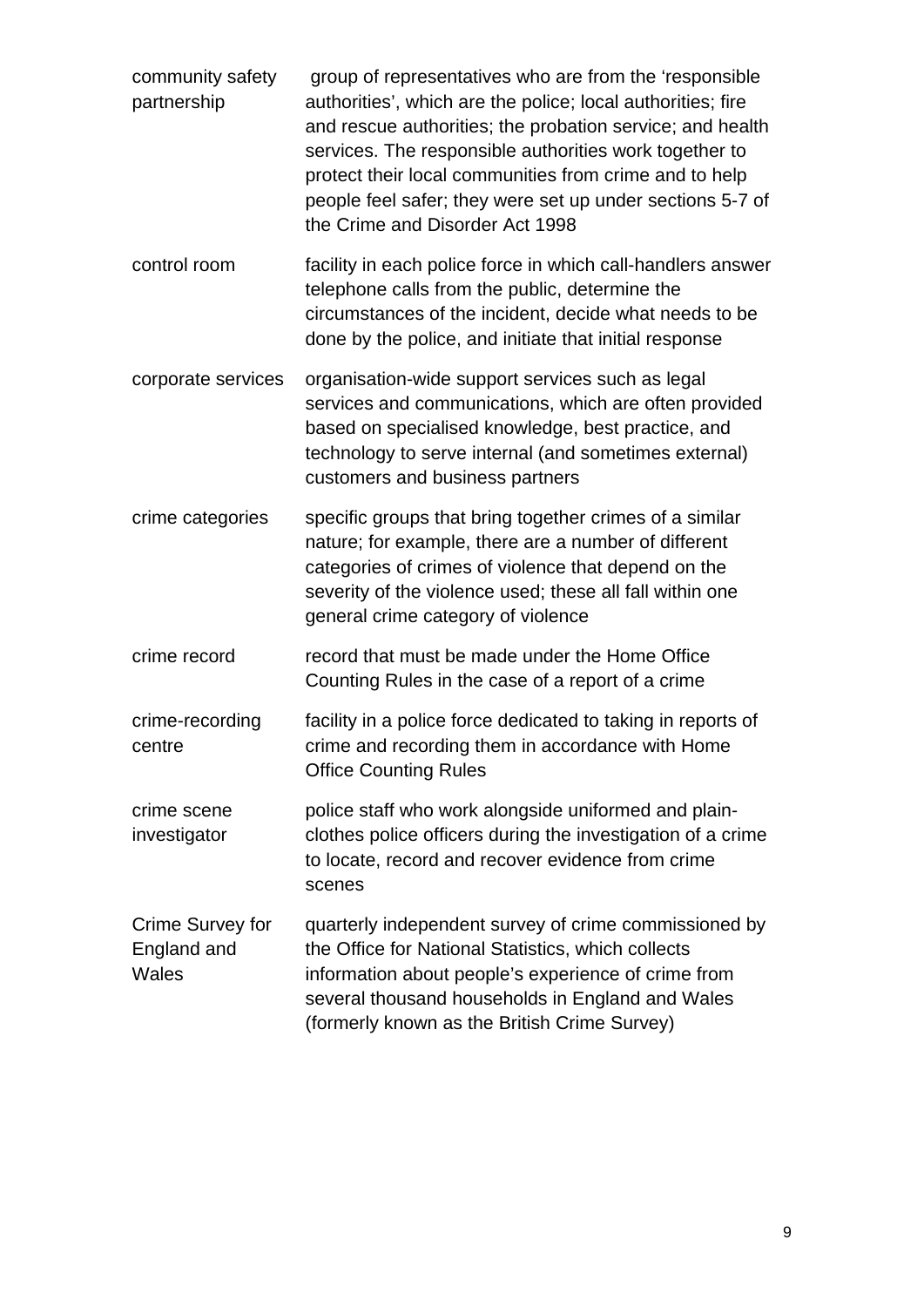| | |
|---|---|
| community safety partnership | group of representatives who are from the 'responsible authorities', which are the police; local authorities; fire and rescue authorities; the probation service; and health services. The responsible authorities work together to protect their local communities from crime and to help people feel safer; they were set up under sections 5-7 of the Crime and Disorder Act 1998 |
| control room | facility in each police force in which call-handlers answer telephone calls from the public, determine the circumstances of the incident, decide what needs to be done by the police, and initiate that initial response |
| corporate services | organisation-wide support services such as legal services and communications, which are often provided based on specialised knowledge, best practice, and technology to serve internal (and sometimes external) customers and business partners |
| crime categories | specific groups that bring together crimes of a similar nature; for example, there are a number of different categories of crimes of violence that depend on the severity of the violence used; these all fall within one general crime category of violence |
| crime record | record that must be made under the Home Office Counting Rules in the case of a report of a crime |
| crime-recording centre | facility in a police force dedicated to taking in reports of crime and recording them in accordance with Home Office Counting Rules |
| crime scene investigator | police staff who work alongside uniformed and plain-clothes police officers during the investigation of a crime to locate, record and recover evidence from crime scenes |
| Crime Survey for England and Wales | quarterly independent survey of crime commissioned by the Office for National Statistics, which collects information about people's experience of crime from several thousand households in England and Wales (formerly known as the British Crime Survey) |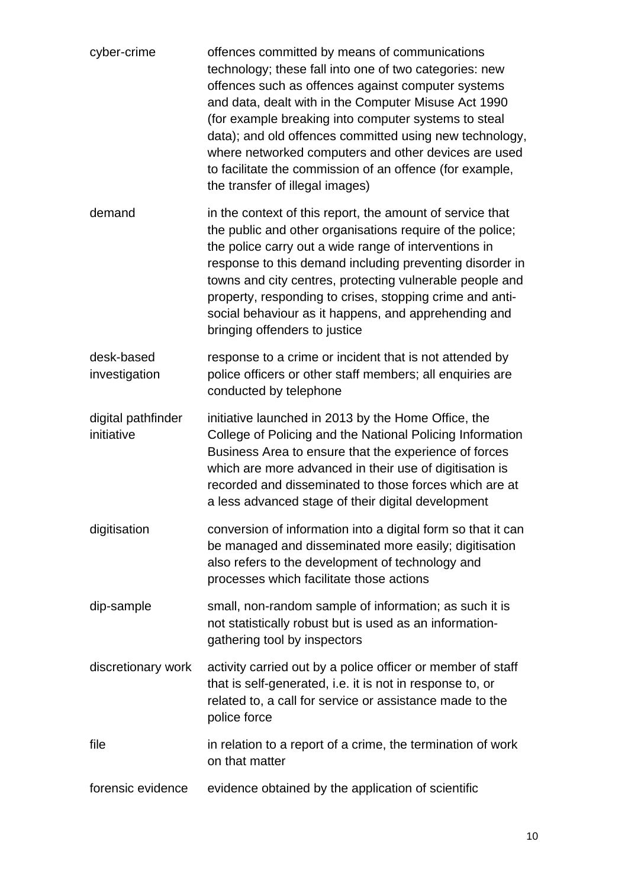| | |
|---|---|
| cyber-crime | offences committed by means of communications technology; these fall into one of two categories: new offences such as offences against computer systems and data, dealt with in the Computer Misuse Act 1990 (for example breaking into computer systems to steal data); and old offences committed using new technology, where networked computers and other devices are used to facilitate the commission of an offence (for example, the transfer of illegal images) |
| demand | in the context of this report, the amount of service that the public and other organisations require of the police; the police carry out a wide range of interventions in response to this demand including preventing disorder in towns and city centres, protecting vulnerable people and property, responding to crises, stopping crime and anti-social behaviour as it happens, and apprehending and bringing offenders to justice |
| desk-based investigation | response to a crime or incident that is not attended by police officers or other staff members; all enquiries are conducted by telephone |
| digital pathfinder initiative | initiative launched in 2013 by the Home Office, the College of Policing and the National Policing Information Business Area to ensure that the experience of forces which are more advanced in their use of digitisation is recorded and disseminated to those forces which are at a less advanced stage of their digital development |
| digitisation | conversion of information into a digital form so that it can be managed and disseminated more easily; digitisation also refers to the development of technology and processes which facilitate those actions |
| dip-sample | small, non-random sample of information; as such it is not statistically robust but is used as an information-gathering tool by inspectors |
| discretionary work | activity carried out by a police officer or member of staff that is self-generated, i.e. it is not in response to, or related to, a call for service or assistance made to the police force |
| file | in relation to a report of a crime, the termination of work on that matter |
| forensic evidence | evidence obtained by the application of scientific |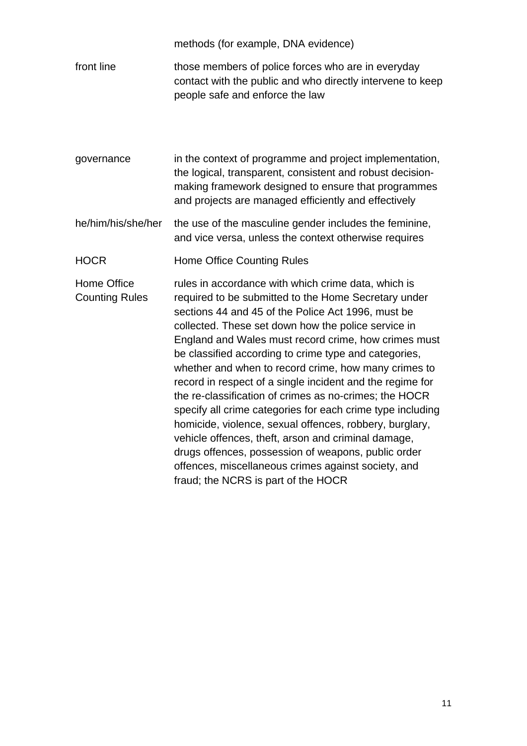| | |
|---|---|
| | methods (for example, DNA evidence) |
| front line | those members of police forces who are in everyday contact with the public and who directly intervene to keep people safe and enforce the law |
| governance | in the context of programme and project implementation, the logical, transparent, consistent and robust decision-making framework designed to ensure that programmes and projects are managed efficiently and effectively |
| he/him/his/she/her | the use of the masculine gender includes the feminine, and vice versa, unless the context otherwise requires |
| HOCR | Home Office Counting Rules |
| Home Office Counting Rules | rules in accordance with which crime data, which is required to be submitted to the Home Secretary under sections 44 and 45 of the Police Act 1996, must be collected. These set down how the police service in England and Wales must record crime, how crimes must be classified according to crime type and categories, whether and when to record crime, how many crimes to record in respect of a single incident and the regime for the re-classification of crimes as no-crimes; the HOCR specify all crime categories for each crime type including homicide, violence, sexual offences, robbery, burglary, vehicle offences, theft, arson and criminal damage, drugs offences, possession of weapons, public order offences, miscellaneous crimes against society, and fraud; the NCRS is part of the HOCR |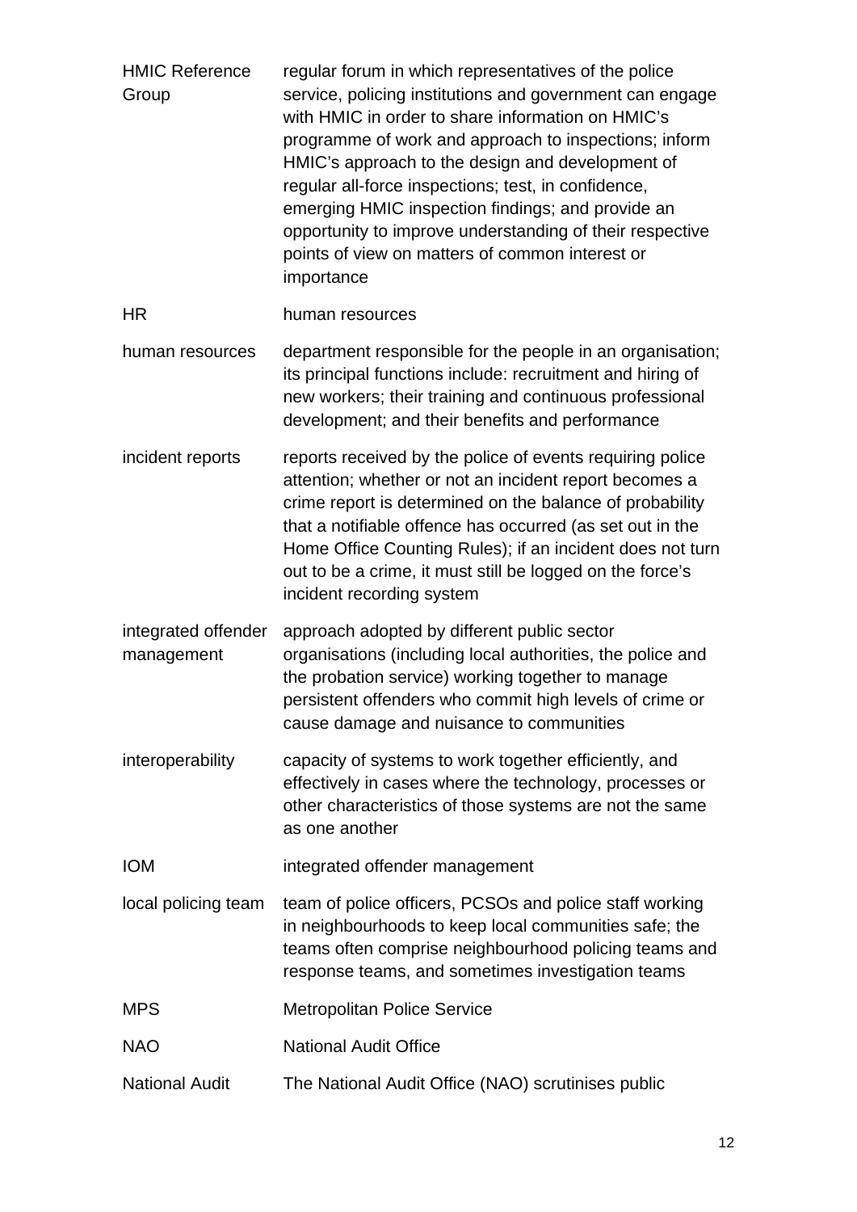| | |
|---|---|
| HMIC Reference Group | regular forum in which representatives of the police service, policing institutions and government can engage with HMIC in order to share information on HMIC's programme of work and approach to inspections; inform HMIC's approach to the design and development of regular all-force inspections; test, in confidence, emerging HMIC inspection findings; and provide an opportunity to improve understanding of their respective points of view on matters of common interest or importance |
| HR | human resources |
| human resources | department responsible for the people in an organisation; its principal functions include: recruitment and hiring of new workers; their training and continuous professional development; and their benefits and performance |
| incident reports | reports received by the police of events requiring police attention; whether or not an incident report becomes a crime report is determined on the balance of probability that a notifiable offence has occurred (as set out in the Home Office Counting Rules); if an incident does not turn out to be a crime, it must still be logged on the force's incident recording system |
| integrated offender management | approach adopted by different public sector organisations (including local authorities, the police and the probation service) working together to manage persistent offenders who commit high levels of crime or cause damage and nuisance to communities |
| interoperability | capacity of systems to work together efficiently, and effectively in cases where the technology, processes or other characteristics of those systems are not the same as one another |
| IOM | integrated offender management |
| local policing team | team of police officers, PCSOs and police staff working in neighbourhoods to keep local communities safe; the teams often comprise neighbourhood policing teams and response teams, and sometimes investigation teams |
| MPS | Metropolitan Police Service |
| NAO | National Audit Office |
| National Audit | The National Audit Office (NAO) scrutinises public |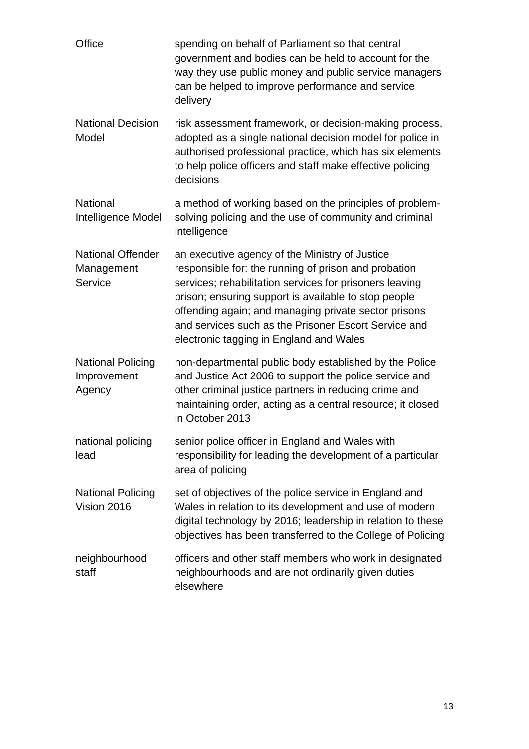| | |
|---|---|
| Office | spending on behalf of Parliament so that central government and bodies can be held to account for the way they use public money and public service managers can be helped to improve performance and service delivery |
| National Decision Model | risk assessment framework, or decision-making process, adopted as a single national decision model for police in authorised professional practice, which has six elements to help police officers and staff make effective policing decisions |
| National Intelligence Model | a method of working based on the principles of problem-solving policing and the use of community and criminal intelligence |
| National Offender Management Service | an executive agency of the Ministry of Justice responsible for: the running of prison and probation services; rehabilitation services for prisoners leaving prison; ensuring support is available to stop people offending again; and managing private sector prisons and services such as the Prisoner Escort Service and electronic tagging in England and Wales |
| National Policing Improvement Agency | non-departmental public body established by the Police and Justice Act 2006 to support the police service and other criminal justice partners in reducing crime and maintaining order, acting as a central resource; it closed in October 2013 |
| national policing lead | senior police officer in England and Wales with responsibility for leading the development of a particular area of policing |
| National Policing Vision 2016 | set of objectives of the police service in England and Wales in relation to its development and use of modern digital technology by 2016; leadership in relation to these objectives has been transferred to the College of Policing |
| neighbourhood staff | officers and other staff members who work in designated neighbourhoods and are not ordinarily given duties elsewhere |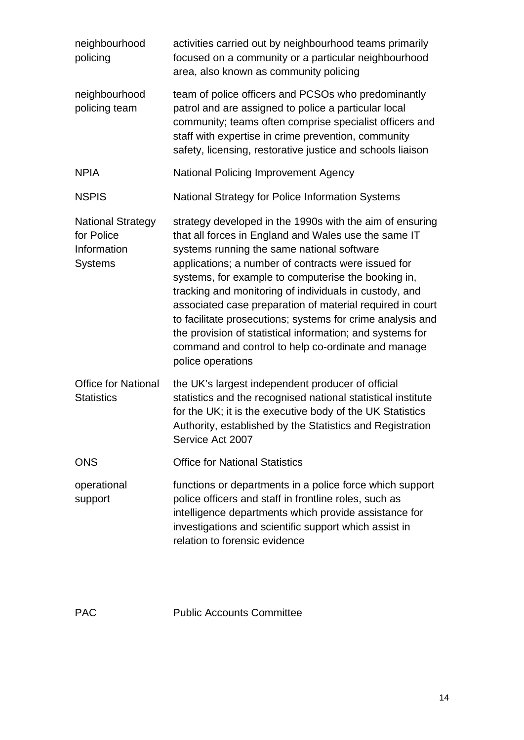| | |
|---|---|
| neighbourhood policing | activities carried out by neighbourhood teams primarily focused on a community or a particular neighbourhood area, also known as community policing |
| neighbourhood policing team | team of police officers and PCSOs who predominantly patrol and are assigned to police a particular local community; teams often comprise specialist officers and staff with expertise in crime prevention, community safety, licensing, restorative justice and schools liaison |
| NPIA | National Policing Improvement Agency |
| NSPIS | National Strategy for Police Information Systems |
| National Strategy for Police Information Systems | strategy developed in the 1990s with the aim of ensuring that all forces in England and Wales use the same IT systems running the same national software applications; a number of contracts were issued for systems, for example to computerise the booking in, tracking and monitoring of individuals in custody, and associated case preparation of material required in court to facilitate prosecutions; systems for crime analysis and the provision of statistical information; and systems for command and control to help co-ordinate and manage police operations |
| Office for National Statistics | the UK's largest independent producer of official statistics and the recognised national statistical institute for the UK; it is the executive body of the UK Statistics Authority, established by the Statistics and Registration Service Act 2007 |
| ONS | Office for National Statistics |
| operational support | functions or departments in a police force which support police officers and staff in frontline roles, such as intelligence departments which provide assistance for investigations and scientific support which assist in relation to forensic evidence |
| PAC | Public Accounts Committee |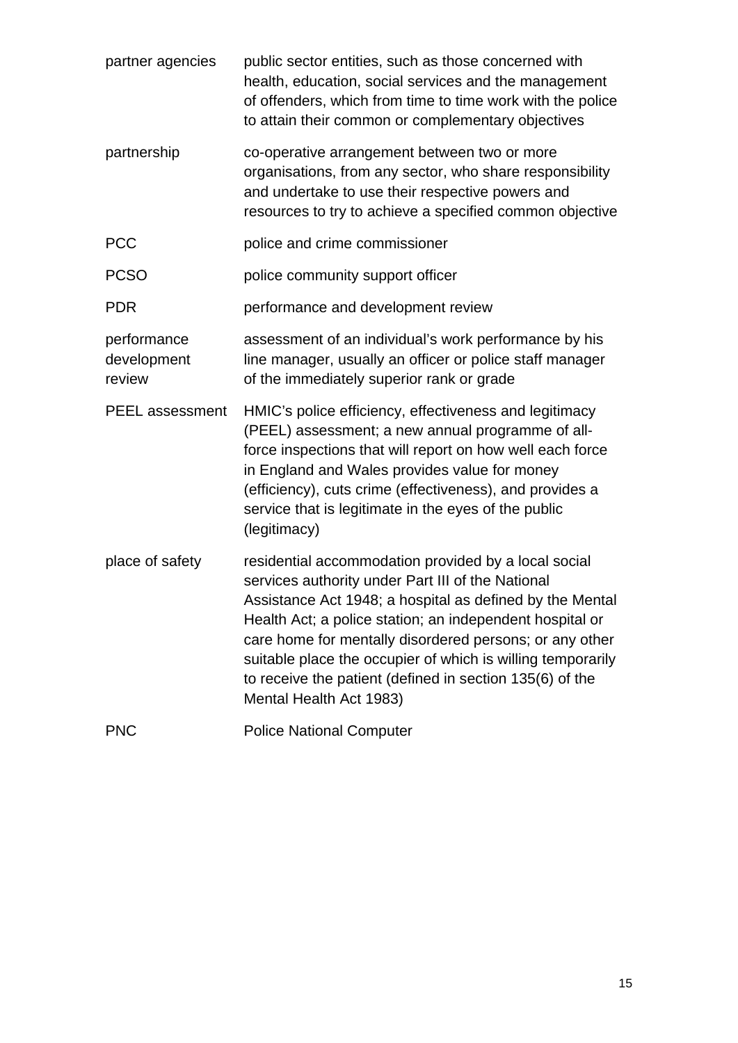| | |
|---|---|
| partner agencies | public sector entities, such as those concerned with health, education, social services and the management of offenders, which from time to time work with the police to attain their common or complementary objectives |
| partnership | co-operative arrangement between two or more organisations, from any sector, who share responsibility and undertake to use their respective powers and resources to try to achieve a specified common objective |
| PCC | police and crime commissioner |
| PCSO | police community support officer |
| PDR | performance and development review |
| performance development review | assessment of an individual's work performance by his line manager, usually an officer or police staff manager of the immediately superior rank or grade |
| PEEL assessment | HMIC's police efficiency, effectiveness and legitimacy (PEEL) assessment; a new annual programme of all-force inspections that will report on how well each force in England and Wales provides value for money (efficiency), cuts crime (effectiveness), and provides a service that is legitimate in the eyes of the public (legitimacy) |
| place of safety | residential accommodation provided by a local social services authority under Part III of the National Assistance Act 1948; a hospital as defined by the Mental Health Act; a police station; an independent hospital or care home for mentally disordered persons; or any other suitable place the occupier of which is willing temporarily to receive the patient (defined in section 135(6) of the Mental Health Act 1983) |
| PNC | Police National Computer |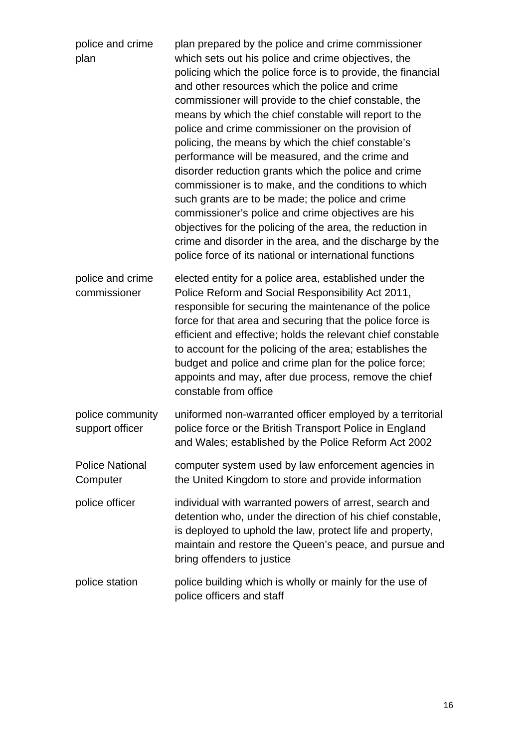| | |
|---|---|
| police and crime plan | plan prepared by the police and crime commissioner which sets out his police and crime objectives, the policing which the police force is to provide, the financial and other resources which the police and crime commissioner will provide to the chief constable, the means by which the chief constable will report to the police and crime commissioner on the provision of policing, the means by which the chief constable's performance will be measured, and the crime and disorder reduction grants which the police and crime commissioner is to make, and the conditions to which such grants are to be made; the police and crime commissioner's police and crime objectives are his objectives for the policing of the area, the reduction in crime and disorder in the area, and the discharge by the police force of its national or international functions |
| police and crime commissioner | elected entity for a police area, established under the Police Reform and Social Responsibility Act 2011, responsible for securing the maintenance of the police force for that area and securing that the police force is efficient and effective; holds the relevant chief constable to account for the policing of the area; establishes the budget and police and crime plan for the police force; appoints and may, after due process, remove the chief constable from office |
| police community support officer | uniformed non-warranted officer employed by a territorial police force or the British Transport Police in England and Wales; established by the Police Reform Act 2002 |
| Police National Computer | computer system used by law enforcement agencies in the United Kingdom to store and provide information |
| police officer | individual with warranted powers of arrest, search and detention who, under the direction of his chief constable, is deployed to uphold the law, protect life and property, maintain and restore the Queen's peace, and pursue and bring offenders to justice |
| police station | police building which is wholly or mainly for the use of police officers and staff |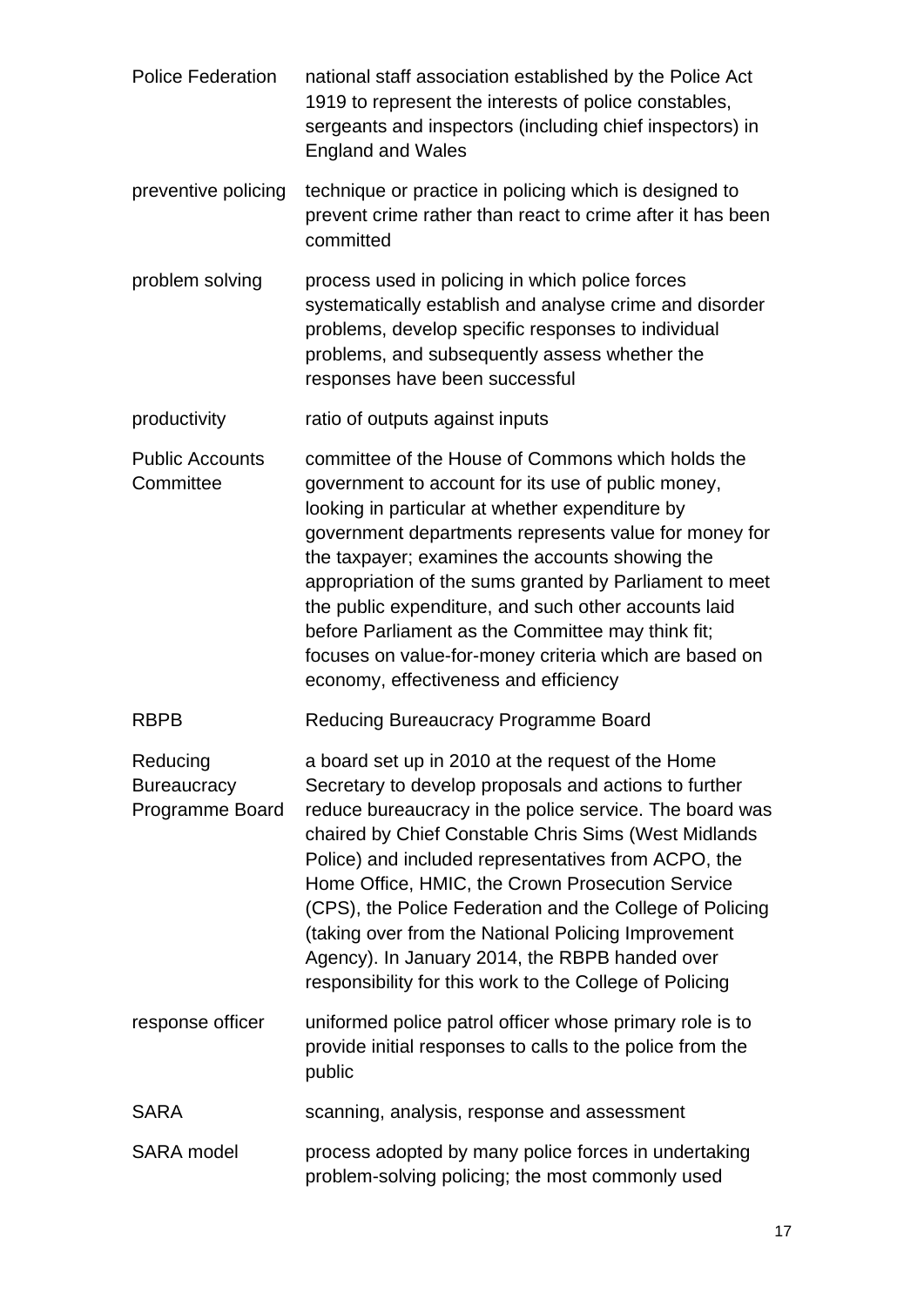| | |
|---|---|
| Police Federation | national staff association established by the Police Act 1919 to represent the interests of police constables, sergeants and inspectors (including chief inspectors) in England and Wales |
| preventive policing | technique or practice in policing which is designed to prevent crime rather than react to crime after it has been committed |
| problem solving | process used in policing in which police forces systematically establish and analyse crime and disorder problems, develop specific responses to individual problems, and subsequently assess whether the responses have been successful |
| productivity | ratio of outputs against inputs |
| Public Accounts Committee | committee of the House of Commons which holds the government to account for its use of public money, looking in particular at whether expenditure by government departments represents value for money for the taxpayer; examines the accounts showing the appropriation of the sums granted by Parliament to meet the public expenditure, and such other accounts laid before Parliament as the Committee may think fit; focuses on value-for-money criteria which are based on economy, effectiveness and efficiency |
| RBPB | Reducing Bureaucracy Programme Board |
| Reducing Bureaucracy Programme Board | a board set up in 2010 at the request of the Home Secretary to develop proposals and actions to further reduce bureaucracy in the police service. The board was chaired by Chief Constable Chris Sims (West Midlands Police) and included representatives from ACPO, the Home Office, HMIC, the Crown Prosecution Service (CPS), the Police Federation and the College of Policing (taking over from the National Policing Improvement Agency). In January 2014, the RBPB handed over responsibility for this work to the College of Policing |
| response officer | uniformed police patrol officer whose primary role is to provide initial responses to calls to the police from the public |
| SARA | scanning, analysis, response and assessment |
| SARA model | process adopted by many police forces in undertaking problem-solving policing; the most commonly used |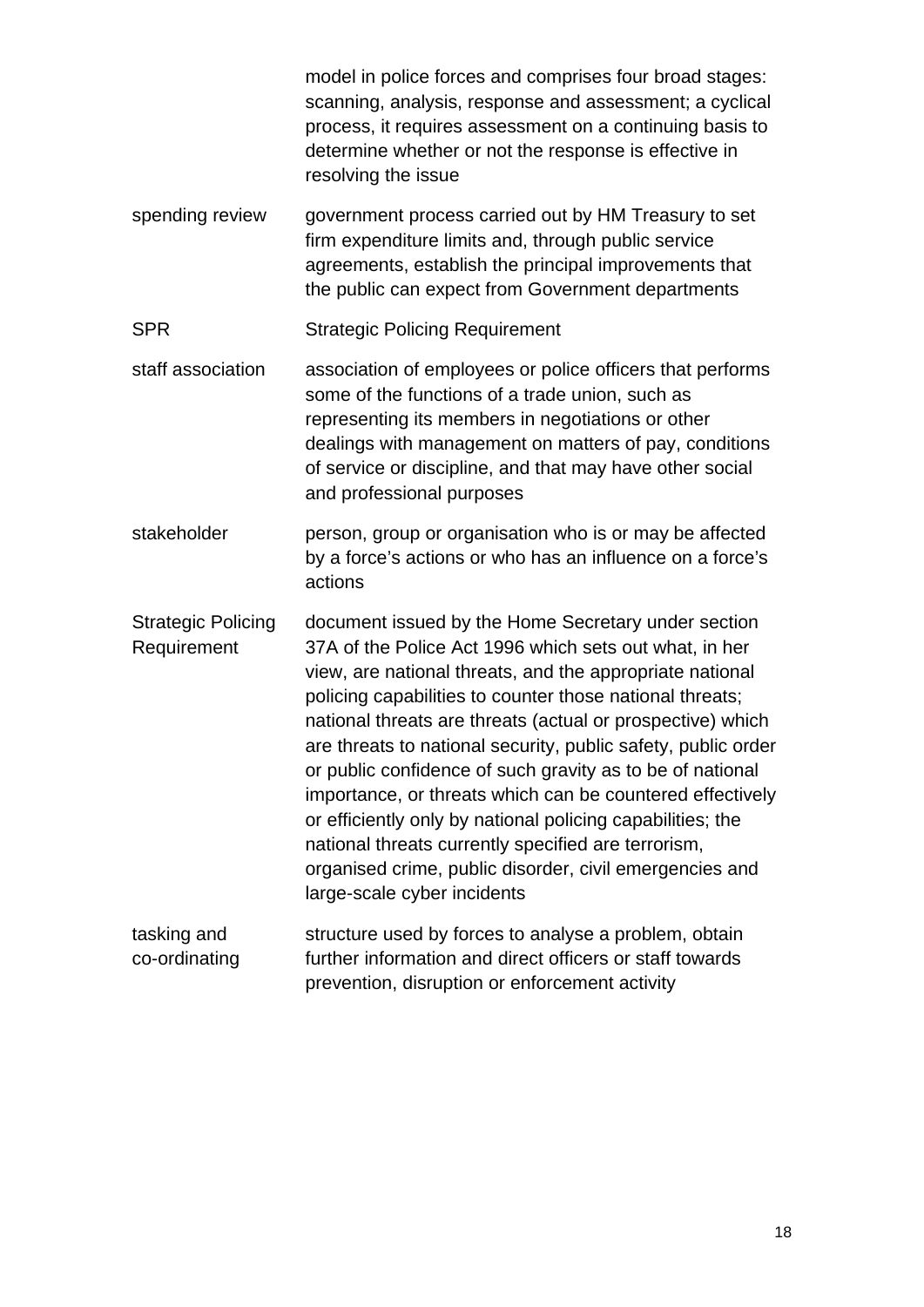| | |
|---|---|
| | model in police forces and comprises four broad stages: scanning, analysis, response and assessment; a cyclical process, it requires assessment on a continuing basis to determine whether or not the response is effective in resolving the issue |
| spending review | government process carried out by HM Treasury to set firm expenditure limits and, through public service agreements, establish the principal improvements that the public can expect from Government departments |
| SPR | Strategic Policing Requirement |
| staff association | association of employees or police officers that performs some of the functions of a trade union, such as representing its members in negotiations or other dealings with management on matters of pay, conditions of service or discipline, and that may have other social and professional purposes |
| stakeholder | person, group or organisation who is or may be affected by a force's actions or who has an influence on a force's actions |
| Strategic Policing Requirement | document issued by the Home Secretary under section 37A of the Police Act 1996 which sets out what, in her view, are national threats, and the appropriate national policing capabilities to counter those national threats; national threats are threats (actual or prospective) which are threats to national security, public safety, public order or public confidence of such gravity as to be of national importance, or threats which can be countered effectively or efficiently only by national policing capabilities; the national threats currently specified are terrorism, organised crime, public disorder, civil emergencies and large-scale cyber incidents |
| tasking and co-ordinating | structure used by forces to analyse a problem, obtain further information and direct officers or staff towards prevention, disruption or enforcement activity |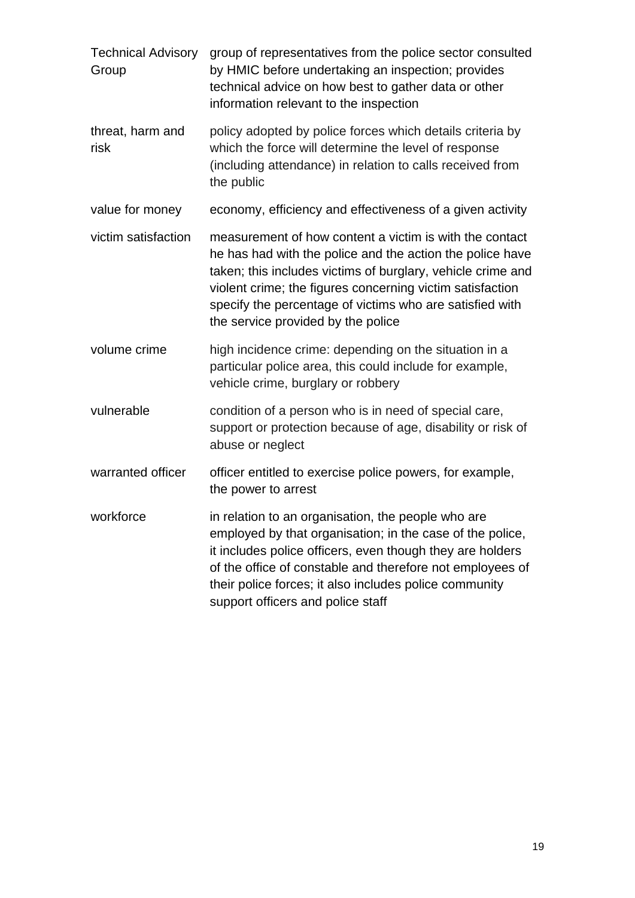| | |
|---|---|
| Technical Advisory Group | group of representatives from the police sector consulted by HMIC before undertaking an inspection; provides technical advice on how best to gather data or other information relevant to the inspection |
| threat, harm and risk | policy adopted by police forces which details criteria by which the force will determine the level of response (including attendance) in relation to calls received from the public |
| value for money | economy, efficiency and effectiveness of a given activity |
| victim satisfaction | measurement of how content a victim is with the contact he has had with the police and the action the police have taken; this includes victims of burglary, vehicle crime and violent crime; the figures concerning victim satisfaction specify the percentage of victims who are satisfied with the service provided by the police |
| volume crime | high incidence crime: depending on the situation in a particular police area, this could include for example, vehicle crime, burglary or robbery |
| vulnerable | condition of a person who is in need of special care, support or protection because of age, disability or risk of abuse or neglect |
| warranted officer | officer entitled to exercise police powers, for example, the power to arrest |
| workforce | in relation to an organisation, the people who are employed by that organisation; in the case of the police, it includes police officers, even though they are holders of the office of constable and therefore not employees of their police forces; it also includes police community support officers and police staff |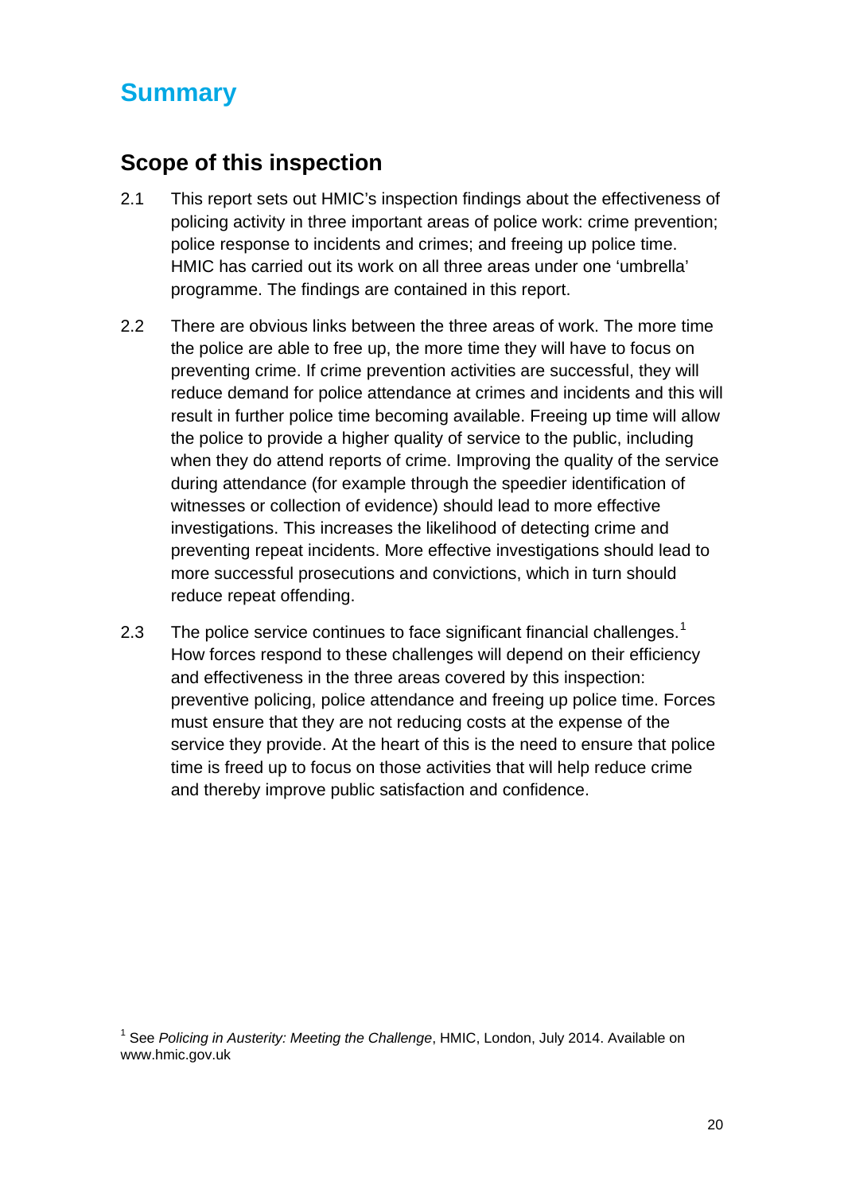# Summary

## Scope of this inspection

2.1 This report sets out HMIC's inspection findings about the effectiveness of policing activity in three important areas of police work: crime prevention; police response to incidents and crimes; and freeing up police time. HMIC has carried out its work on all three areas under one 'umbrella' programme. The findings are contained in this report.

2.2 There are obvious links between the three areas of work. The more time the police are able to free up, the more time they will have to focus on preventing crime. If crime prevention activities are successful, they will reduce demand for police attendance at crimes and incidents and this will result in further police time becoming available. Freeing up time will allow the police to provide a higher quality of service to the public, including when they do attend reports of crime. Improving the quality of the service during attendance (for example through the speedier identification of witnesses or collection of evidence) should lead to more effective investigations. This increases the likelihood of detecting crime and preventing repeat incidents. More effective investigations should lead to more successful prosecutions and convictions, which in turn should reduce repeat offending.

2.3 The police service continues to face significant financial challenges.[1] How forces respond to these challenges will depend on their efficiency and effectiveness in the three areas covered by this inspection: preventive policing, police attendance and freeing up police time. Forces must ensure that they are not reducing costs at the expense of the service they provide. At the heart of this is the need to ensure that police time is freed up to focus on those activities that will help reduce crime and thereby improve public satisfaction and confidence.

[1] See *Policing in Austerity: Meeting the Challenge*, HMIC, London, July 2014. Available on www.hmic.gov.uk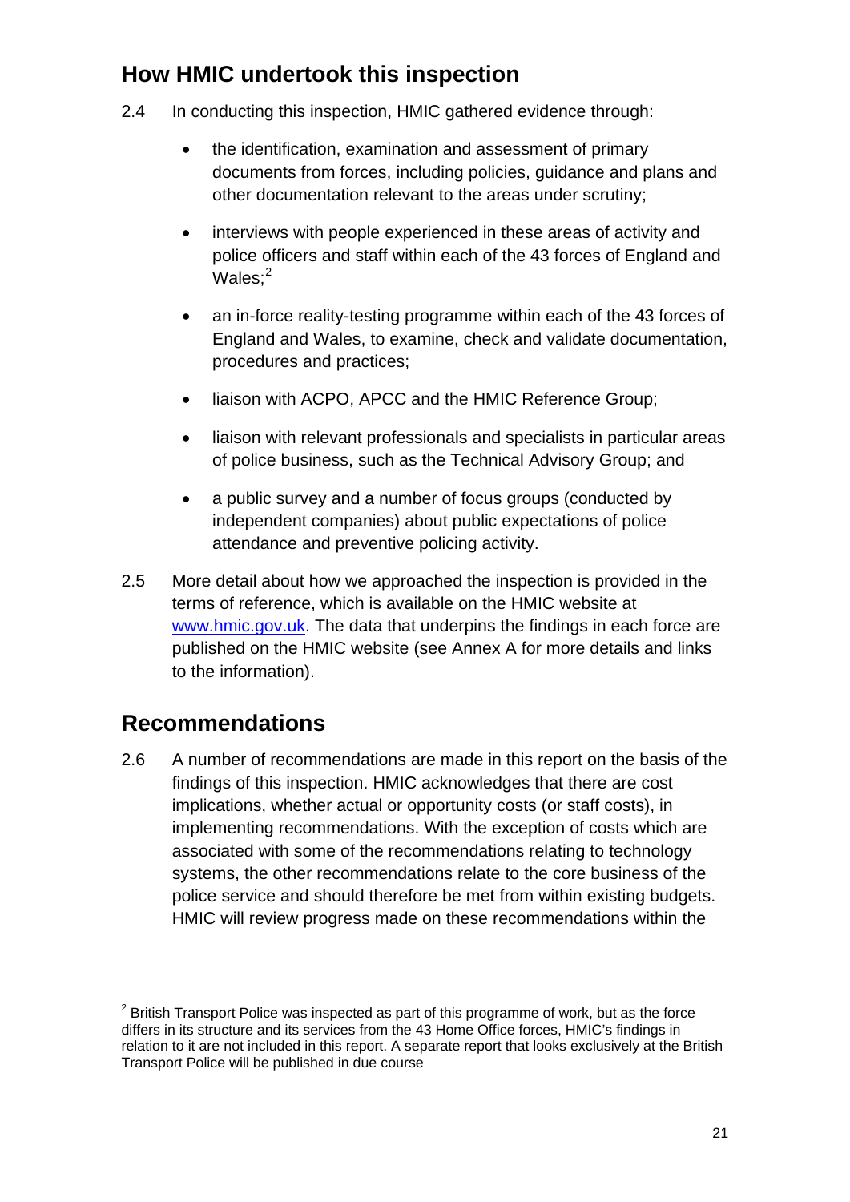## How HMIC undertook this inspection

2.4 In conducting this inspection, HMIC gathered evidence through:

- the identification, examination and assessment of primary documents from forces, including policies, guidance and plans and other documentation relevant to the areas under scrutiny;
- interviews with people experienced in these areas of activity and police officers and staff within each of the 43 forces of England and Wales;[2]
- an in-force reality-testing programme within each of the 43 forces of England and Wales, to examine, check and validate documentation, procedures and practices;
- liaison with ACPO, APCC and the HMIC Reference Group;
- liaison with relevant professionals and specialists in particular areas of police business, such as the Technical Advisory Group; and
- a public survey and a number of focus groups (conducted by independent companies) about public expectations of police attendance and preventive policing activity.

2.5 More detail about how we approached the inspection is provided in the terms of reference, which is available on the HMIC website at www.hmic.gov.uk. The data that underpins the findings in each force are published on the HMIC website (see Annex A for more details and links to the information).

## Recommendations

2.6 A number of recommendations are made in this report on the basis of the findings of this inspection. HMIC acknowledges that there are cost implications, whether actual or opportunity costs (or staff costs), in implementing recommendations. With the exception of costs which are associated with some of the recommendations relating to technology systems, the other recommendations relate to the core business of the police service and should therefore be met from within existing budgets. HMIC will review progress made on these recommendations within the

[2] British Transport Police was inspected as part of this programme of work, but as the force differs in its structure and its services from the 43 Home Office forces, HMIC's findings in relation to it are not included in this report. A separate report that looks exclusively at the British Transport Police will be published in due course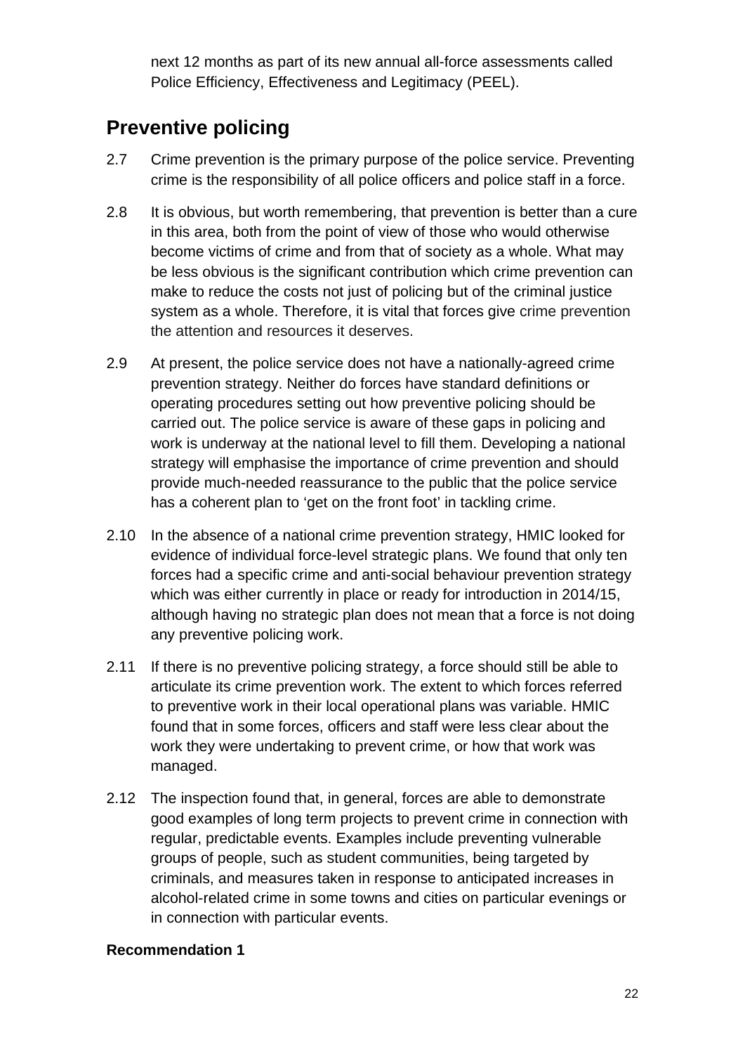next 12 months as part of its new annual all-force assessments called Police Efficiency, Effectiveness and Legitimacy (PEEL).

## Preventive policing

2.7 Crime prevention is the primary purpose of the police service. Preventing crime is the responsibility of all police officers and police staff in a force.

2.8 It is obvious, but worth remembering, that prevention is better than a cure in this area, both from the point of view of those who would otherwise become victims of crime and from that of society as a whole. What may be less obvious is the significant contribution which crime prevention can make to reduce the costs not just of policing but of the criminal justice system as a whole. Therefore, it is vital that forces give crime prevention the attention and resources it deserves.

2.9 At present, the police service does not have a nationally-agreed crime prevention strategy. Neither do forces have standard definitions or operating procedures setting out how preventive policing should be carried out. The police service is aware of these gaps in policing and work is underway at the national level to fill them. Developing a national strategy will emphasise the importance of crime prevention and should provide much-needed reassurance to the public that the police service has a coherent plan to 'get on the front foot' in tackling crime.

2.10 In the absence of a national crime prevention strategy, HMIC looked for evidence of individual force-level strategic plans. We found that only ten forces had a specific crime and anti-social behaviour prevention strategy which was either currently in place or ready for introduction in 2014/15, although having no strategic plan does not mean that a force is not doing any preventive policing work.

2.11 If there is no preventive policing strategy, a force should still be able to articulate its crime prevention work. The extent to which forces referred to preventive work in their local operational plans was variable. HMIC found that in some forces, officers and staff were less clear about the work they were undertaking to prevent crime, or how that work was managed.

2.12 The inspection found that, in general, forces are able to demonstrate good examples of long term projects to prevent crime in connection with regular, predictable events. Examples include preventing vulnerable groups of people, such as student communities, being targeted by criminals, and measures taken in response to anticipated increases in alcohol-related crime in some towns and cities on particular evenings or in connection with particular events.

**Recommendation 1**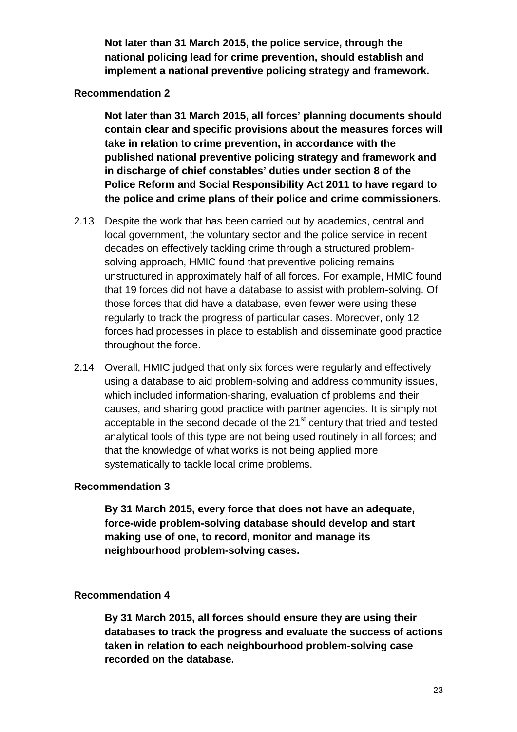**Not later than 31 March 2015, the police service, through the national policing lead for crime prevention, should establish and implement a national preventive policing strategy and framework.**

**Recommendation 2**

**Not later than 31 March 2015, all forces' planning documents should contain clear and specific provisions about the measures forces will take in relation to crime prevention, in accordance with the published national preventive policing strategy and framework and in discharge of chief constables' duties under section 8 of the Police Reform and Social Responsibility Act 2011 to have regard to the police and crime plans of their police and crime commissioners.**

2.13 Despite the work that has been carried out by academics, central and local government, the voluntary sector and the police service in recent decades on effectively tackling crime through a structured problem-solving approach, HMIC found that preventive policing remains unstructured in approximately half of all forces. For example, HMIC found that 19 forces did not have a database to assist with problem-solving. Of those forces that did have a database, even fewer were using these regularly to track the progress of particular cases. Moreover, only 12 forces had processes in place to establish and disseminate good practice throughout the force.

2.14 Overall, HMIC judged that only six forces were regularly and effectively using a database to aid problem-solving and address community issues, which included information-sharing, evaluation of problems and their causes, and sharing good practice with partner agencies. It is simply not acceptable in the second decade of the 21st century that tried and tested analytical tools of this type are not being used routinely in all forces; and that the knowledge of what works is not being applied more systematically to tackle local crime problems.

**Recommendation 3**

**By 31 March 2015, every force that does not have an adequate, force-wide problem-solving database should develop and start making use of one, to record, monitor and manage its neighbourhood problem-solving cases.**

**Recommendation 4**

**By 31 March 2015, all forces should ensure they are using their databases to track the progress and evaluate the success of actions taken in relation to each neighbourhood problem-solving case recorded on the database.**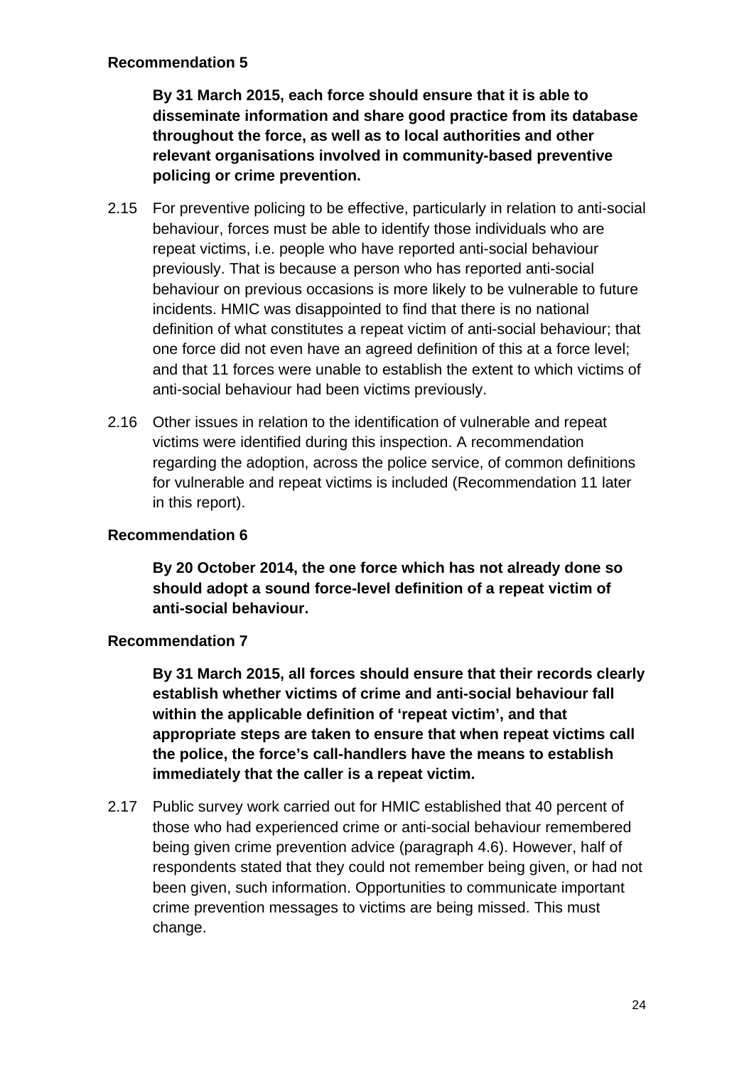**Recommendation 5**

**By 31 March 2015, each force should ensure that it is able to disseminate information and share good practice from its database throughout the force, as well as to local authorities and other relevant organisations involved in community-based preventive policing or crime prevention.**

2.15 For preventive policing to be effective, particularly in relation to anti-social behaviour, forces must be able to identify those individuals who are repeat victims, i.e. people who have reported anti-social behaviour previously. That is because a person who has reported anti-social behaviour on previous occasions is more likely to be vulnerable to future incidents. HMIC was disappointed to find that there is no national definition of what constitutes a repeat victim of anti-social behaviour; that one force did not even have an agreed definition of this at a force level; and that 11 forces were unable to establish the extent to which victims of anti-social behaviour had been victims previously.

2.16 Other issues in relation to the identification of vulnerable and repeat victims were identified during this inspection. A recommendation regarding the adoption, across the police service, of common definitions for vulnerable and repeat victims is included (Recommendation 11 later in this report).

**Recommendation 6**

**By 20 October 2014, the one force which has not already done so should adopt a sound force-level definition of a repeat victim of anti-social behaviour.**

**Recommendation 7**

**By 31 March 2015, all forces should ensure that their records clearly establish whether victims of crime and anti-social behaviour fall within the applicable definition of 'repeat victim', and that appropriate steps are taken to ensure that when repeat victims call the police, the force's call-handlers have the means to establish immediately that the caller is a repeat victim.**

2.17 Public survey work carried out for HMIC established that 40 percent of those who had experienced crime or anti-social behaviour remembered being given crime prevention advice (paragraph 4.6). However, half of respondents stated that they could not remember being given, or had not been given, such information. Opportunities to communicate important crime prevention messages to victims are being missed. This must change.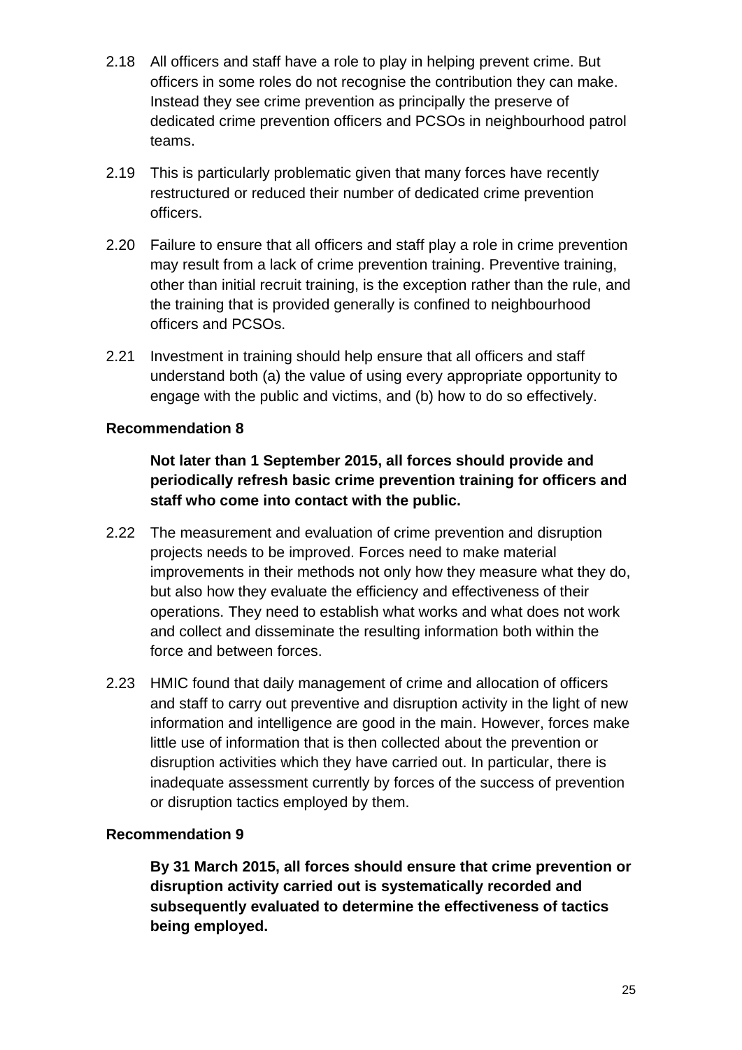2.18 All officers and staff have a role to play in helping prevent crime. But officers in some roles do not recognise the contribution they can make. Instead they see crime prevention as principally the preserve of dedicated crime prevention officers and PCSOs in neighbourhood patrol teams.

2.19 This is particularly problematic given that many forces have recently restructured or reduced their number of dedicated crime prevention officers.

2.20 Failure to ensure that all officers and staff play a role in crime prevention may result from a lack of crime prevention training. Preventive training, other than initial recruit training, is the exception rather than the rule, and the training that is provided generally is confined to neighbourhood officers and PCSOs.

2.21 Investment in training should help ensure that all officers and staff understand both (a) the value of using every appropriate opportunity to engage with the public and victims, and (b) how to do so effectively.

**Recommendation 8**

**Not later than 1 September 2015, all forces should provide and periodically refresh basic crime prevention training for officers and staff who come into contact with the public.**

2.22 The measurement and evaluation of crime prevention and disruption projects needs to be improved. Forces need to make material improvements in their methods not only how they measure what they do, but also how they evaluate the efficiency and effectiveness of their operations. They need to establish what works and what does not work and collect and disseminate the resulting information both within the force and between forces.

2.23 HMIC found that daily management of crime and allocation of officers and staff to carry out preventive and disruption activity in the light of new information and intelligence are good in the main. However, forces make little use of information that is then collected about the prevention or disruption activities which they have carried out. In particular, there is inadequate assessment currently by forces of the success of prevention or disruption tactics employed by them.

**Recommendation 9**

**By 31 March 2015, all forces should ensure that crime prevention or disruption activity carried out is systematically recorded and subsequently evaluated to determine the effectiveness of tactics being employed.**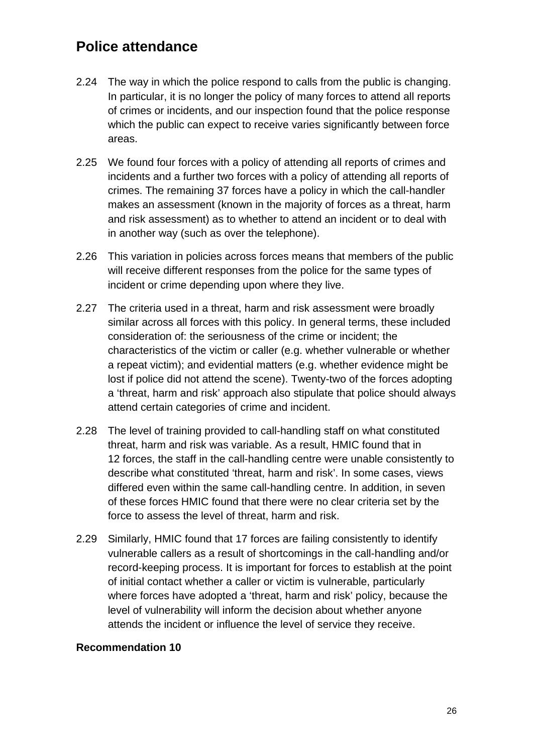## Police attendance

2.24 The way in which the police respond to calls from the public is changing. In particular, it is no longer the policy of many forces to attend all reports of crimes or incidents, and our inspection found that the police response which the public can expect to receive varies significantly between force areas.

2.25 We found four forces with a policy of attending all reports of crimes and incidents and a further two forces with a policy of attending all reports of crimes. The remaining 37 forces have a policy in which the call-handler makes an assessment (known in the majority of forces as a threat, harm and risk assessment) as to whether to attend an incident or to deal with in another way (such as over the telephone).

2.26 This variation in policies across forces means that members of the public will receive different responses from the police for the same types of incident or crime depending upon where they live.

2.27 The criteria used in a threat, harm and risk assessment were broadly similar across all forces with this policy. In general terms, these included consideration of: the seriousness of the crime or incident; the characteristics of the victim or caller (e.g. whether vulnerable or whether a repeat victim); and evidential matters (e.g. whether evidence might be lost if police did not attend the scene). Twenty-two of the forces adopting a 'threat, harm and risk' approach also stipulate that police should always attend certain categories of crime and incident.

2.28 The level of training provided to call-handling staff on what constituted threat, harm and risk was variable. As a result, HMIC found that in 12 forces, the staff in the call-handling centre were unable consistently to describe what constituted 'threat, harm and risk'. In some cases, views differed even within the same call-handling centre. In addition, in seven of these forces HMIC found that there were no clear criteria set by the force to assess the level of threat, harm and risk.

2.29 Similarly, HMIC found that 17 forces are failing consistently to identify vulnerable callers as a result of shortcomings in the call-handling and/or record-keeping process. It is important for forces to establish at the point of initial contact whether a caller or victim is vulnerable, particularly where forces have adopted a 'threat, harm and risk' policy, because the level of vulnerability will inform the decision about whether anyone attends the incident or influence the level of service they receive.

**Recommendation 10**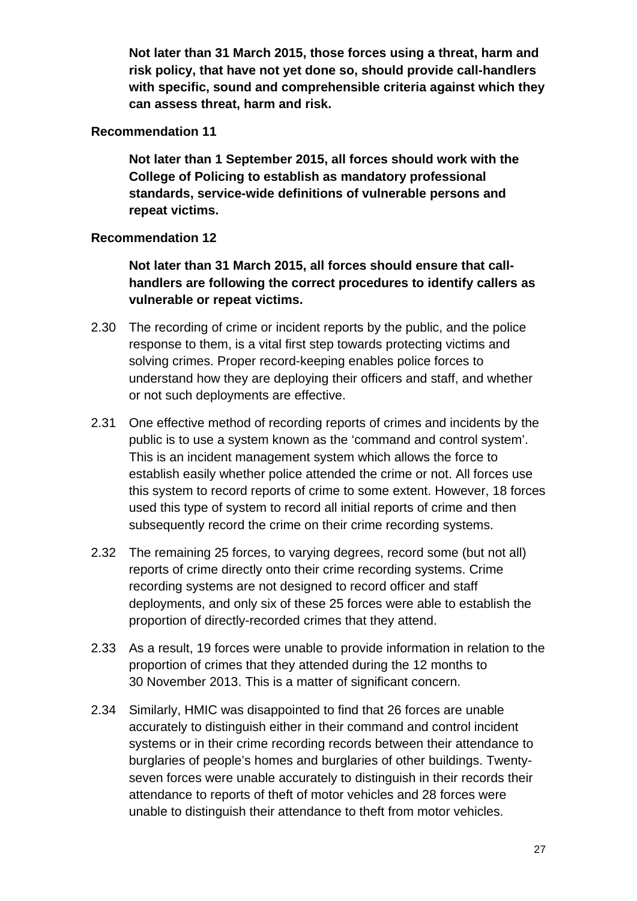**Not later than 31 March 2015, those forces using a threat, harm and risk policy, that have not yet done so, should provide call-handlers with specific, sound and comprehensible criteria against which they can assess threat, harm and risk.**

**Recommendation 11**

**Not later than 1 September 2015, all forces should work with the College of Policing to establish as mandatory professional standards, service-wide definitions of vulnerable persons and repeat victims.**

**Recommendation 12**

**Not later than 31 March 2015, all forces should ensure that call-handlers are following the correct procedures to identify callers as vulnerable or repeat victims.**

2.30 The recording of crime or incident reports by the public, and the police response to them, is a vital first step towards protecting victims and solving crimes. Proper record-keeping enables police forces to understand how they are deploying their officers and staff, and whether or not such deployments are effective.

2.31 One effective method of recording reports of crimes and incidents by the public is to use a system known as the 'command and control system'. This is an incident management system which allows the force to establish easily whether police attended the crime or not. All forces use this system to record reports of crime to some extent. However, 18 forces used this type of system to record all initial reports of crime and then subsequently record the crime on their crime recording systems.

2.32 The remaining 25 forces, to varying degrees, record some (but not all) reports of crime directly onto their crime recording systems. Crime recording systems are not designed to record officer and staff deployments, and only six of these 25 forces were able to establish the proportion of directly-recorded crimes that they attend.

2.33 As a result, 19 forces were unable to provide information in relation to the proportion of crimes that they attended during the 12 months to 30 November 2013. This is a matter of significant concern.

2.34 Similarly, HMIC was disappointed to find that 26 forces are unable accurately to distinguish either in their command and control incident systems or in their crime recording records between their attendance to burglaries of people's homes and burglaries of other buildings. Twenty-seven forces were unable accurately to distinguish in their records their attendance to reports of theft of motor vehicles and 28 forces were unable to distinguish their attendance to theft from motor vehicles.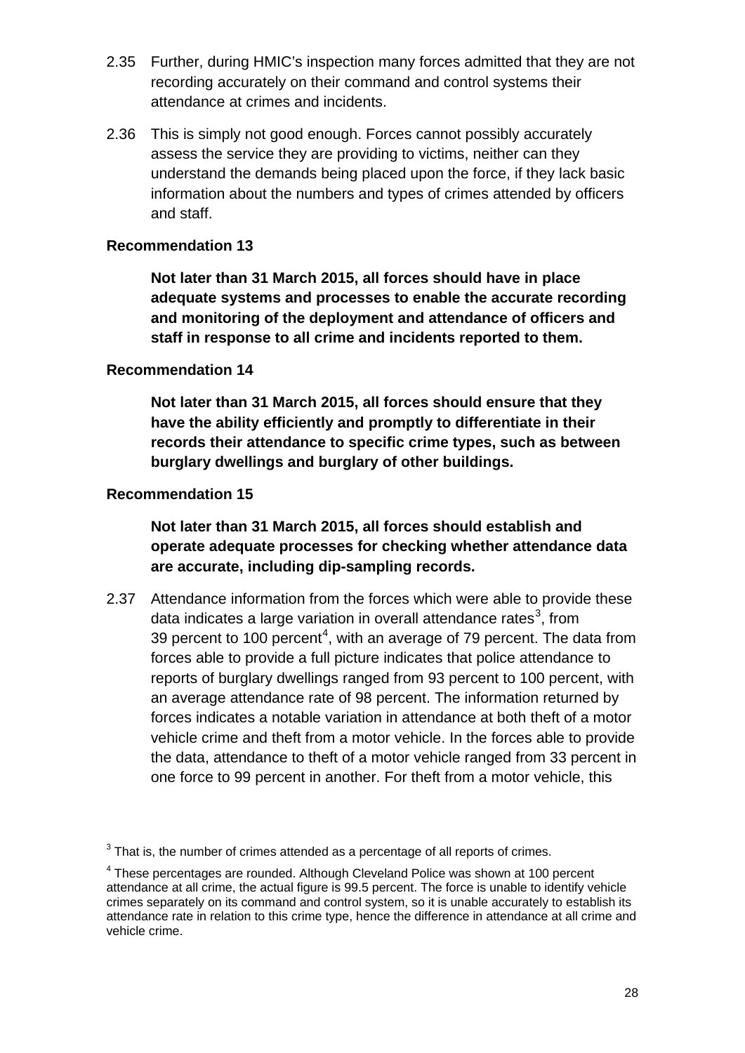2.35 Further, during HMIC's inspection many forces admitted that they are not recording accurately on their command and control systems their attendance at crimes and incidents.

2.36 This is simply not good enough. Forces cannot possibly accurately assess the service they are providing to victims, neither can they understand the demands being placed upon the force, if they lack basic information about the numbers and types of crimes attended by officers and staff.

**Recommendation 13**

> **Not later than 31 March 2015, all forces should have in place adequate systems and processes to enable the accurate recording and monitoring of the deployment and attendance of officers and staff in response to all crime and incidents reported to them.**

**Recommendation 14**

> **Not later than 31 March 2015, all forces should ensure that they have the ability efficiently and promptly to differentiate in their records their attendance to specific crime types, such as between burglary dwellings and burglary of other buildings.**

**Recommendation 15**

> **Not later than 31 March 2015, all forces should establish and operate adequate processes for checking whether attendance data are accurate, including dip-sampling records.**

2.37 Attendance information from the forces which were able to provide these data indicates a large variation in overall attendance rates[3], from 39 percent to 100 percent[4], with an average of 79 percent. The data from forces able to provide a full picture indicates that police attendance to reports of burglary dwellings ranged from 93 percent to 100 percent, with an average attendance rate of 98 percent. The information returned by forces indicates a notable variation in attendance at both theft of a motor vehicle crime and theft from a motor vehicle. In the forces able to provide the data, attendance to theft of a motor vehicle ranged from 33 percent in one force to 99 percent in another. For theft from a motor vehicle, this

---

[3] That is, the number of crimes attended as a percentage of all reports of crimes.

[4] These percentages are rounded. Although Cleveland Police was shown at 100 percent attendance at all crime, the actual figure is 99.5 percent. The force is unable to identify vehicle crimes separately on its command and control system, so it is unable accurately to establish its attendance rate in relation to this crime type, hence the difference in attendance at all crime and vehicle crime.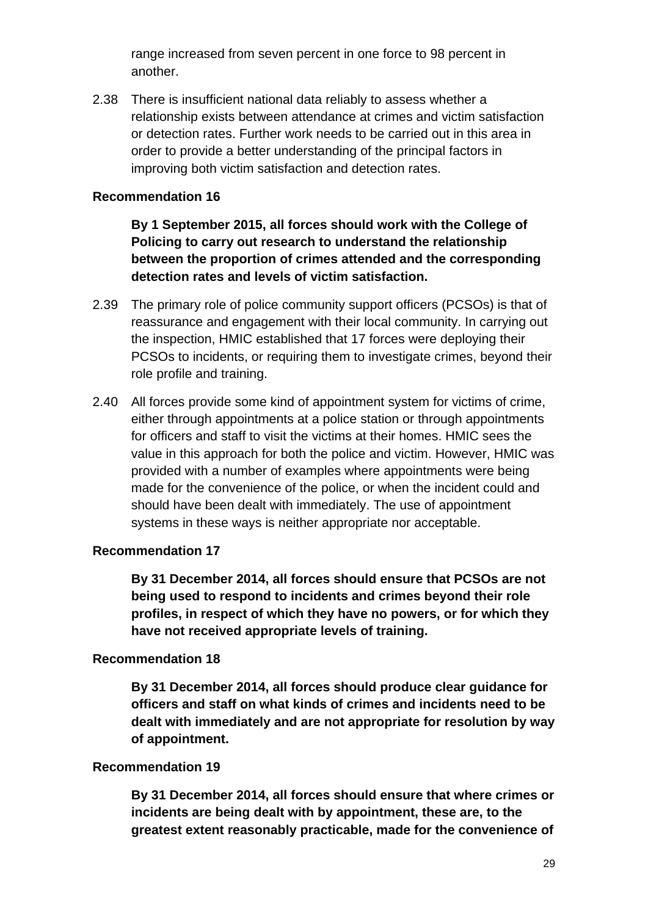range increased from seven percent in one force to 98 percent in another.

2.38 There is insufficient national data reliably to assess whether a relationship exists between attendance at crimes and victim satisfaction or detection rates. Further work needs to be carried out in this area in order to provide a better understanding of the principal factors in improving both victim satisfaction and detection rates.

**Recommendation 16**

**By 1 September 2015, all forces should work with the College of Policing to carry out research to understand the relationship between the proportion of crimes attended and the corresponding detection rates and levels of victim satisfaction.**

2.39 The primary role of police community support officers (PCSOs) is that of reassurance and engagement with their local community. In carrying out the inspection, HMIC established that 17 forces were deploying their PCSOs to incidents, or requiring them to investigate crimes, beyond their role profile and training.

2.40 All forces provide some kind of appointment system for victims of crime, either through appointments at a police station or through appointments for officers and staff to visit the victims at their homes. HMIC sees the value in this approach for both the police and victim. However, HMIC was provided with a number of examples where appointments were being made for the convenience of the police, or when the incident could and should have been dealt with immediately. The use of appointment systems in these ways is neither appropriate nor acceptable.

**Recommendation 17**

**By 31 December 2014, all forces should ensure that PCSOs are not being used to respond to incidents and crimes beyond their role profiles, in respect of which they have no powers, or for which they have not received appropriate levels of training.**

**Recommendation 18**

**By 31 December 2014, all forces should produce clear guidance for officers and staff on what kinds of crimes and incidents need to be dealt with immediately and are not appropriate for resolution by way of appointment.**

**Recommendation 19**

**By 31 December 2014, all forces should ensure that where crimes or incidents are being dealt with by appointment, these are, to the greatest extent reasonably practicable, made for the convenience of**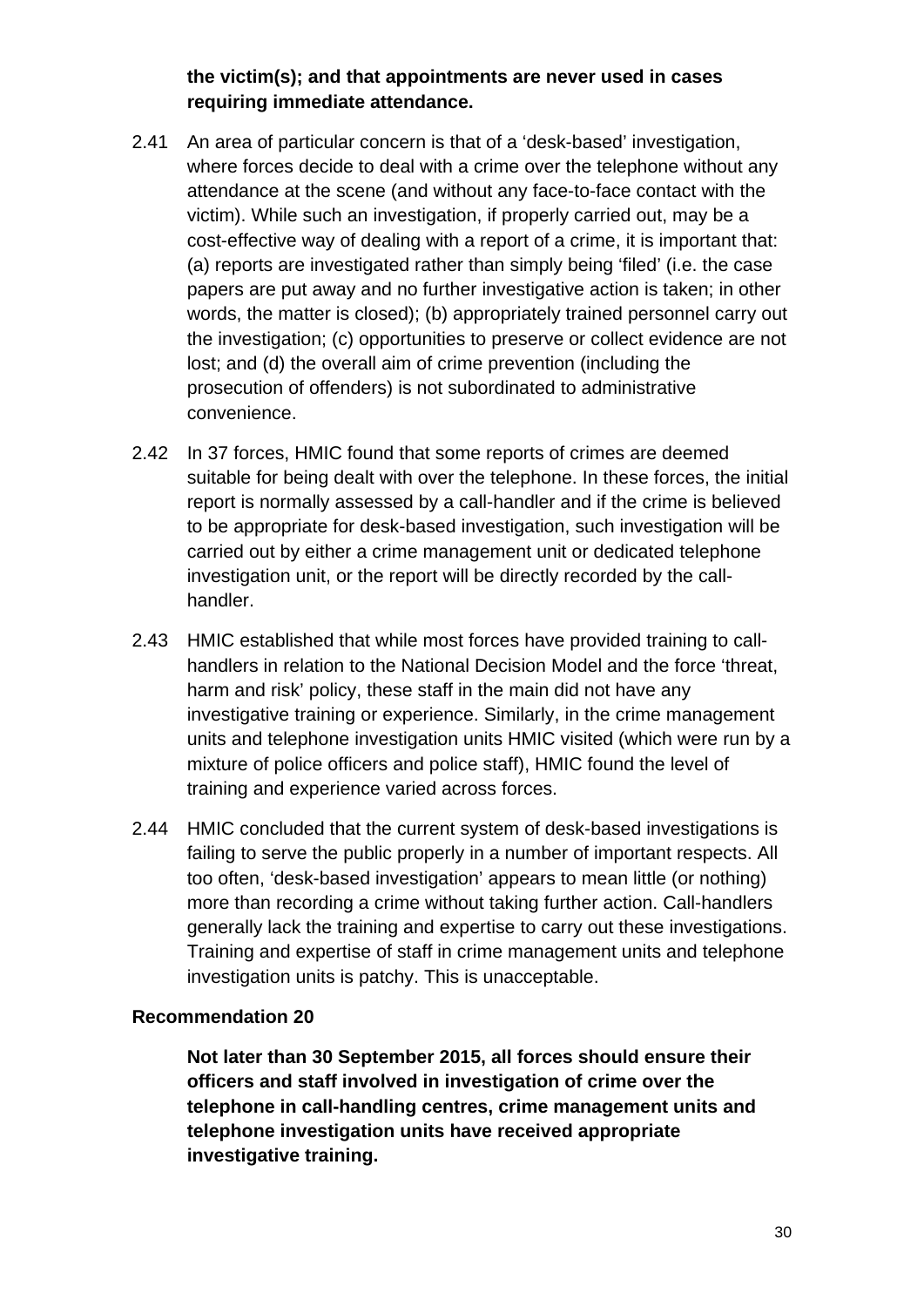**the victim(s); and that appointments are never used in cases requiring immediate attendance.**

2.41 An area of particular concern is that of a 'desk-based' investigation, where forces decide to deal with a crime over the telephone without any attendance at the scene (and without any face-to-face contact with the victim). While such an investigation, if properly carried out, may be a cost-effective way of dealing with a report of a crime, it is important that: (a) reports are investigated rather than simply being 'filed' (i.e. the case papers are put away and no further investigative action is taken; in other words, the matter is closed); (b) appropriately trained personnel carry out the investigation; (c) opportunities to preserve or collect evidence are not lost; and (d) the overall aim of crime prevention (including the prosecution of offenders) is not subordinated to administrative convenience.

2.42 In 37 forces, HMIC found that some reports of crimes are deemed suitable for being dealt with over the telephone. In these forces, the initial report is normally assessed by a call-handler and if the crime is believed to be appropriate for desk-based investigation, such investigation will be carried out by either a crime management unit or dedicated telephone investigation unit, or the report will be directly recorded by the call-handler.

2.43 HMIC established that while most forces have provided training to call-handlers in relation to the National Decision Model and the force 'threat, harm and risk' policy, these staff in the main did not have any investigative training or experience. Similarly, in the crime management units and telephone investigation units HMIC visited (which were run by a mixture of police officers and police staff), HMIC found the level of training and experience varied across forces.

2.44 HMIC concluded that the current system of desk-based investigations is failing to serve the public properly in a number of important respects. All too often, 'desk-based investigation' appears to mean little (or nothing) more than recording a crime without taking further action. Call-handlers generally lack the training and expertise to carry out these investigations. Training and expertise of staff in crime management units and telephone investigation units is patchy. This is unacceptable.

**Recommendation 20**

**Not later than 30 September 2015, all forces should ensure their officers and staff involved in investigation of crime over the telephone in call-handling centres, crime management units and telephone investigation units have received appropriate investigative training.**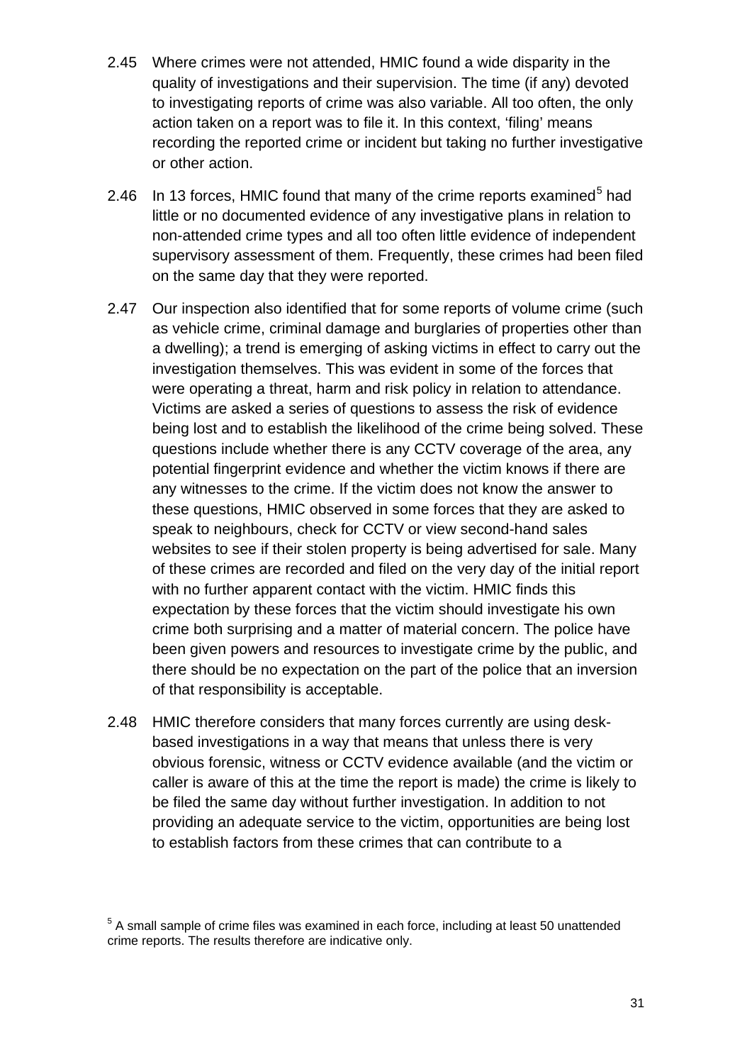2.45 Where crimes were not attended, HMIC found a wide disparity in the quality of investigations and their supervision. The time (if any) devoted to investigating reports of crime was also variable. All too often, the only action taken on a report was to file it. In this context, 'filing' means recording the reported crime or incident but taking no further investigative or other action.

2.46 In 13 forces, HMIC found that many of the crime reports examined[5] had little or no documented evidence of any investigative plans in relation to non-attended crime types and all too often little evidence of independent supervisory assessment of them. Frequently, these crimes had been filed on the same day that they were reported.

2.47 Our inspection also identified that for some reports of volume crime (such as vehicle crime, criminal damage and burglaries of properties other than a dwelling); a trend is emerging of asking victims in effect to carry out the investigation themselves. This was evident in some of the forces that were operating a threat, harm and risk policy in relation to attendance. Victims are asked a series of questions to assess the risk of evidence being lost and to establish the likelihood of the crime being solved. These questions include whether there is any CCTV coverage of the area, any potential fingerprint evidence and whether the victim knows if there are any witnesses to the crime. If the victim does not know the answer to these questions, HMIC observed in some forces that they are asked to speak to neighbours, check for CCTV or view second-hand sales websites to see if their stolen property is being advertised for sale. Many of these crimes are recorded and filed on the very day of the initial report with no further apparent contact with the victim. HMIC finds this expectation by these forces that the victim should investigate his own crime both surprising and a matter of material concern. The police have been given powers and resources to investigate crime by the public, and there should be no expectation on the part of the police that an inversion of that responsibility is acceptable.

2.48 HMIC therefore considers that many forces currently are using desk-based investigations in a way that means that unless there is very obvious forensic, witness or CCTV evidence available (and the victim or caller is aware of this at the time the report is made) the crime is likely to be filed the same day without further investigation. In addition to not providing an adequate service to the victim, opportunities are being lost to establish factors from these crimes that can contribute to a

[5] A small sample of crime files was examined in each force, including at least 50 unattended crime reports. The results therefore are indicative only.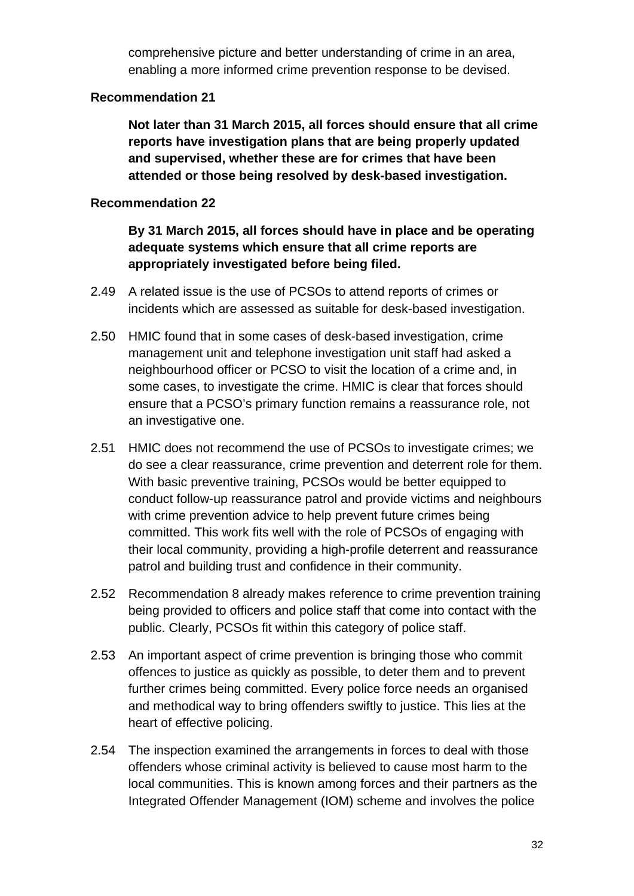comprehensive picture and better understanding of crime in an area, enabling a more informed crime prevention response to be devised.

**Recommendation 21**

**Not later than 31 March 2015, all forces should ensure that all crime reports have investigation plans that are being properly updated and supervised, whether these are for crimes that have been attended or those being resolved by desk-based investigation.**

**Recommendation 22**

**By 31 March 2015, all forces should have in place and be operating adequate systems which ensure that all crime reports are appropriately investigated before being filed.**

2.49 A related issue is the use of PCSOs to attend reports of crimes or incidents which are assessed as suitable for desk-based investigation.

2.50 HMIC found that in some cases of desk-based investigation, crime management unit and telephone investigation unit staff had asked a neighbourhood officer or PCSO to visit the location of a crime and, in some cases, to investigate the crime. HMIC is clear that forces should ensure that a PCSO's primary function remains a reassurance role, not an investigative one.

2.51 HMIC does not recommend the use of PCSOs to investigate crimes; we do see a clear reassurance, crime prevention and deterrent role for them. With basic preventive training, PCSOs would be better equipped to conduct follow-up reassurance patrol and provide victims and neighbours with crime prevention advice to help prevent future crimes being committed. This work fits well with the role of PCSOs of engaging with their local community, providing a high-profile deterrent and reassurance patrol and building trust and confidence in their community.

2.52 Recommendation 8 already makes reference to crime prevention training being provided to officers and police staff that come into contact with the public. Clearly, PCSOs fit within this category of police staff.

2.53 An important aspect of crime prevention is bringing those who commit offences to justice as quickly as possible, to deter them and to prevent further crimes being committed. Every police force needs an organised and methodical way to bring offenders swiftly to justice. This lies at the heart of effective policing.

2.54 The inspection examined the arrangements in forces to deal with those offenders whose criminal activity is believed to cause most harm to the local communities. This is known among forces and their partners as the Integrated Offender Management (IOM) scheme and involves the police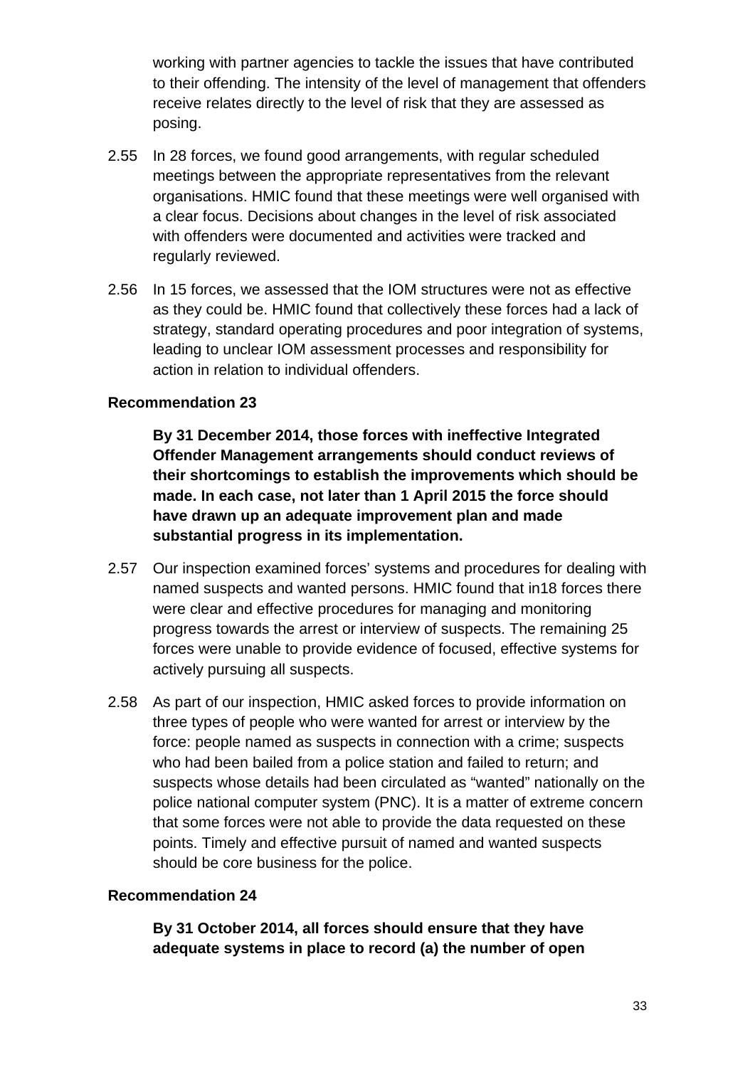working with partner agencies to tackle the issues that have contributed to their offending. The intensity of the level of management that offenders receive relates directly to the level of risk that they are assessed as posing.

2.55 In 28 forces, we found good arrangements, with regular scheduled meetings between the appropriate representatives from the relevant organisations. HMIC found that these meetings were well organised with a clear focus. Decisions about changes in the level of risk associated with offenders were documented and activities were tracked and regularly reviewed.

2.56 In 15 forces, we assessed that the IOM structures were not as effective as they could be. HMIC found that collectively these forces had a lack of strategy, standard operating procedures and poor integration of systems, leading to unclear IOM assessment processes and responsibility for action in relation to individual offenders.

**Recommendation 23**

**By 31 December 2014, those forces with ineffective Integrated Offender Management arrangements should conduct reviews of their shortcomings to establish the improvements which should be made. In each case, not later than 1 April 2015 the force should have drawn up an adequate improvement plan and made substantial progress in its implementation.**

2.57 Our inspection examined forces' systems and procedures for dealing with named suspects and wanted persons. HMIC found that in18 forces there were clear and effective procedures for managing and monitoring progress towards the arrest or interview of suspects. The remaining 25 forces were unable to provide evidence of focused, effective systems for actively pursuing all suspects.

2.58 As part of our inspection, HMIC asked forces to provide information on three types of people who were wanted for arrest or interview by the force: people named as suspects in connection with a crime; suspects who had been bailed from a police station and failed to return; and suspects whose details had been circulated as "wanted" nationally on the police national computer system (PNC). It is a matter of extreme concern that some forces were not able to provide the data requested on these points. Timely and effective pursuit of named and wanted suspects should be core business for the police.

**Recommendation 24**

**By 31 October 2014, all forces should ensure that they have adequate systems in place to record (a) the number of open**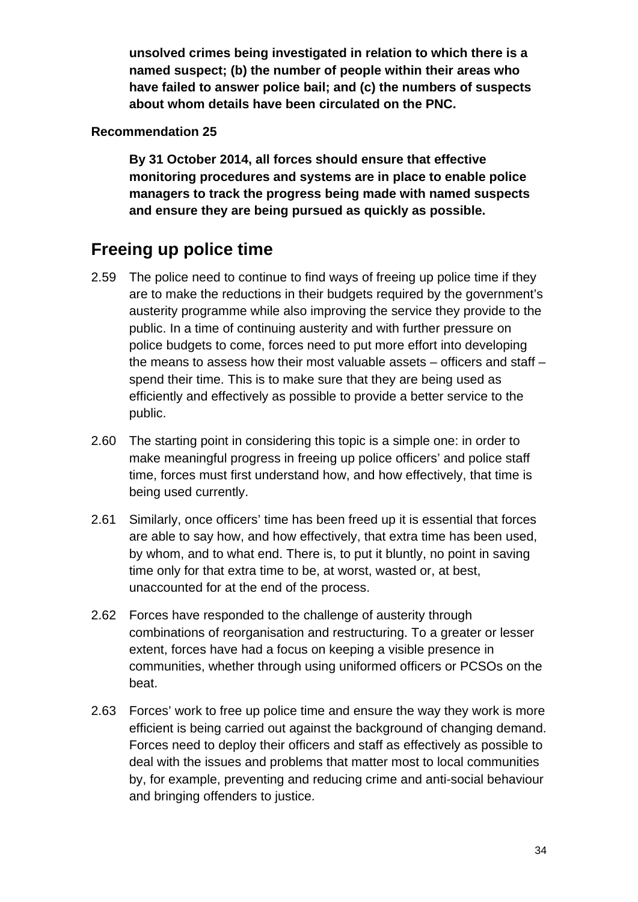**unsolved crimes being investigated in relation to which there is a named suspect; (b) the number of people within their areas who have failed to answer police bail; and (c) the numbers of suspects about whom details have been circulated on the PNC.**

**Recommendation 25**

**By 31 October 2014, all forces should ensure that effective monitoring procedures and systems are in place to enable police managers to track the progress being made with named suspects and ensure they are being pursued as quickly as possible.**

## Freeing up police time

2.59 The police need to continue to find ways of freeing up police time if they are to make the reductions in their budgets required by the government's austerity programme while also improving the service they provide to the public. In a time of continuing austerity and with further pressure on police budgets to come, forces need to put more effort into developing the means to assess how their most valuable assets – officers and staff – spend their time. This is to make sure that they are being used as efficiently and effectively as possible to provide a better service to the public.

2.60 The starting point in considering this topic is a simple one: in order to make meaningful progress in freeing up police officers' and police staff time, forces must first understand how, and how effectively, that time is being used currently.

2.61 Similarly, once officers' time has been freed up it is essential that forces are able to say how, and how effectively, that extra time has been used, by whom, and to what end. There is, to put it bluntly, no point in saving time only for that extra time to be, at worst, wasted or, at best, unaccounted for at the end of the process.

2.62 Forces have responded to the challenge of austerity through combinations of reorganisation and restructuring. To a greater or lesser extent, forces have had a focus on keeping a visible presence in communities, whether through using uniformed officers or PCSOs on the beat.

2.63 Forces' work to free up police time and ensure the way they work is more efficient is being carried out against the background of changing demand. Forces need to deploy their officers and staff as effectively as possible to deal with the issues and problems that matter most to local communities by, for example, preventing and reducing crime and anti-social behaviour and bringing offenders to justice.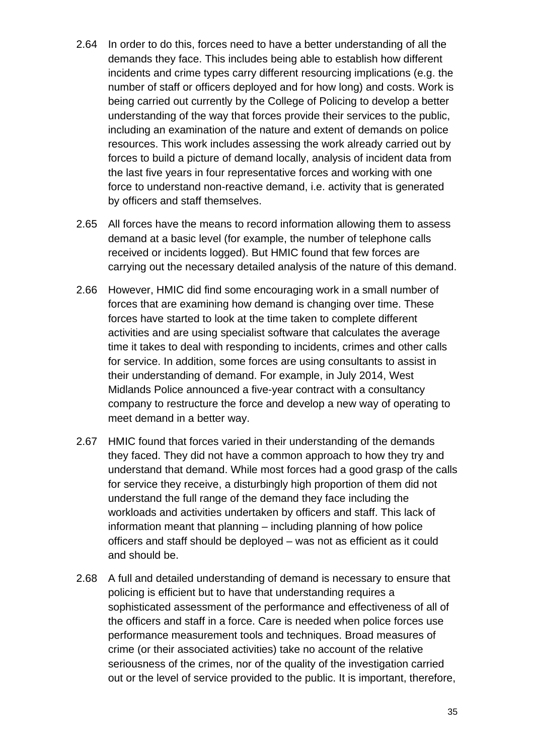2.64 In order to do this, forces need to have a better understanding of all the demands they face. This includes being able to establish how different incidents and crime types carry different resourcing implications (e.g. the number of staff or officers deployed and for how long) and costs. Work is being carried out currently by the College of Policing to develop a better understanding of the way that forces provide their services to the public, including an examination of the nature and extent of demands on police resources. This work includes assessing the work already carried out by forces to build a picture of demand locally, analysis of incident data from the last five years in four representative forces and working with one force to understand non-reactive demand, i.e. activity that is generated by officers and staff themselves.

2.65 All forces have the means to record information allowing them to assess demand at a basic level (for example, the number of telephone calls received or incidents logged). But HMIC found that few forces are carrying out the necessary detailed analysis of the nature of this demand.

2.66 However, HMIC did find some encouraging work in a small number of forces that are examining how demand is changing over time. These forces have started to look at the time taken to complete different activities and are using specialist software that calculates the average time it takes to deal with responding to incidents, crimes and other calls for service. In addition, some forces are using consultants to assist in their understanding of demand. For example, in July 2014, West Midlands Police announced a five-year contract with a consultancy company to restructure the force and develop a new way of operating to meet demand in a better way.

2.67 HMIC found that forces varied in their understanding of the demands they faced. They did not have a common approach to how they try and understand that demand. While most forces had a good grasp of the calls for service they receive, a disturbingly high proportion of them did not understand the full range of the demand they face including the workloads and activities undertaken by officers and staff. This lack of information meant that planning – including planning of how police officers and staff should be deployed – was not as efficient as it could and should be.

2.68 A full and detailed understanding of demand is necessary to ensure that policing is efficient but to have that understanding requires a sophisticated assessment of the performance and effectiveness of all of the officers and staff in a force. Care is needed when police forces use performance measurement tools and techniques. Broad measures of crime (or their associated activities) take no account of the relative seriousness of the crimes, nor of the quality of the investigation carried out or the level of service provided to the public. It is important, therefore,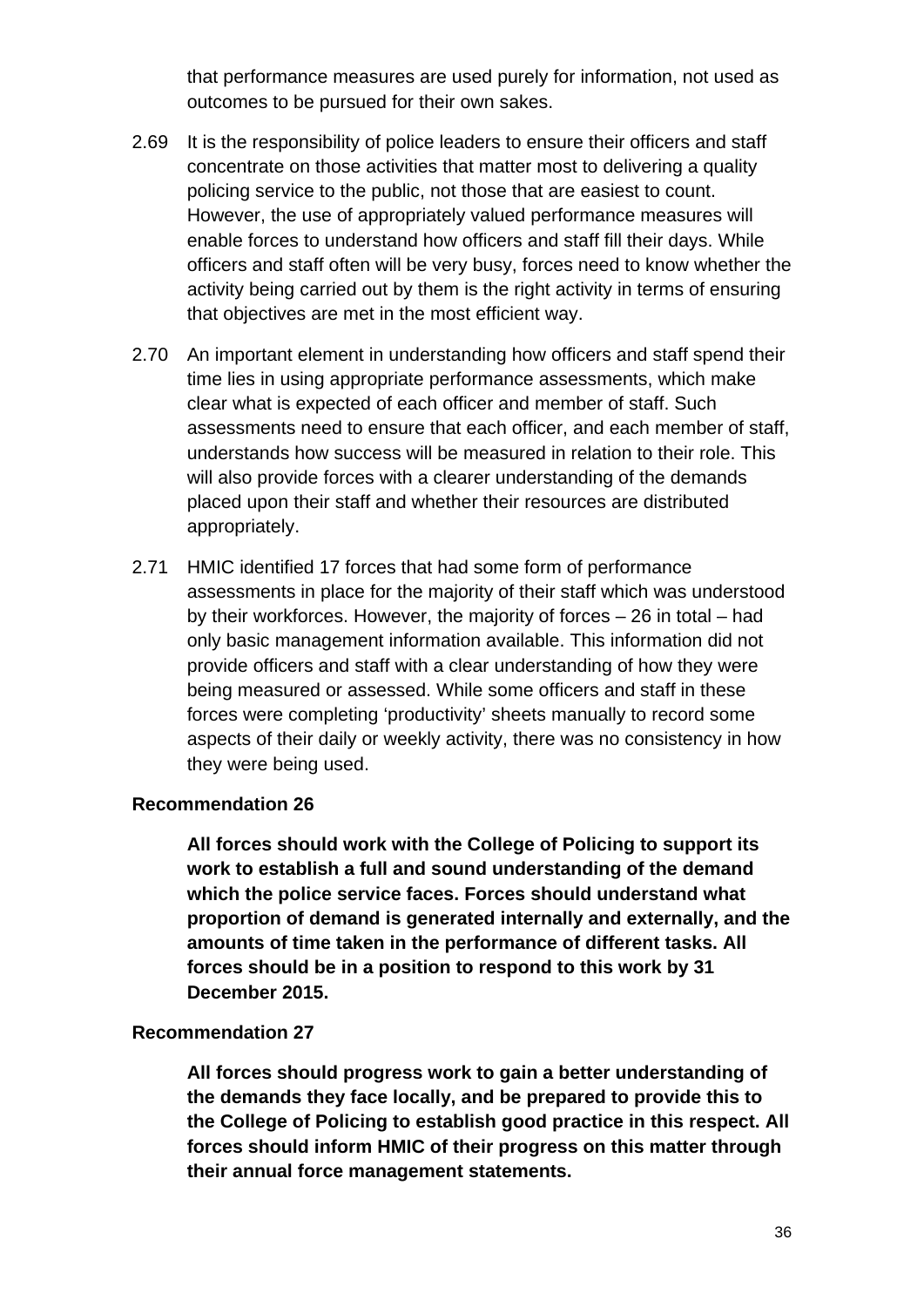that performance measures are used purely for information, not used as outcomes to be pursued for their own sakes.

2.69 It is the responsibility of police leaders to ensure their officers and staff concentrate on those activities that matter most to delivering a quality policing service to the public, not those that are easiest to count. However, the use of appropriately valued performance measures will enable forces to understand how officers and staff fill their days. While officers and staff often will be very busy, forces need to know whether the activity being carried out by them is the right activity in terms of ensuring that objectives are met in the most efficient way.

2.70 An important element in understanding how officers and staff spend their time lies in using appropriate performance assessments, which make clear what is expected of each officer and member of staff. Such assessments need to ensure that each officer, and each member of staff, understands how success will be measured in relation to their role. This will also provide forces with a clearer understanding of the demands placed upon their staff and whether their resources are distributed appropriately.

2.71 HMIC identified 17 forces that had some form of performance assessments in place for the majority of their staff which was understood by their workforces. However, the majority of forces – 26 in total – had only basic management information available. This information did not provide officers and staff with a clear understanding of how they were being measured or assessed. While some officers and staff in these forces were completing 'productivity' sheets manually to record some aspects of their daily or weekly activity, there was no consistency in how they were being used.

**Recommendation 26**

**All forces should work with the College of Policing to support its work to establish a full and sound understanding of the demand which the police service faces. Forces should understand what proportion of demand is generated internally and externally, and the amounts of time taken in the performance of different tasks. All forces should be in a position to respond to this work by 31 December 2015.**

**Recommendation 27**

**All forces should progress work to gain a better understanding of the demands they face locally, and be prepared to provide this to the College of Policing to establish good practice in this respect. All forces should inform HMIC of their progress on this matter through their annual force management statements.**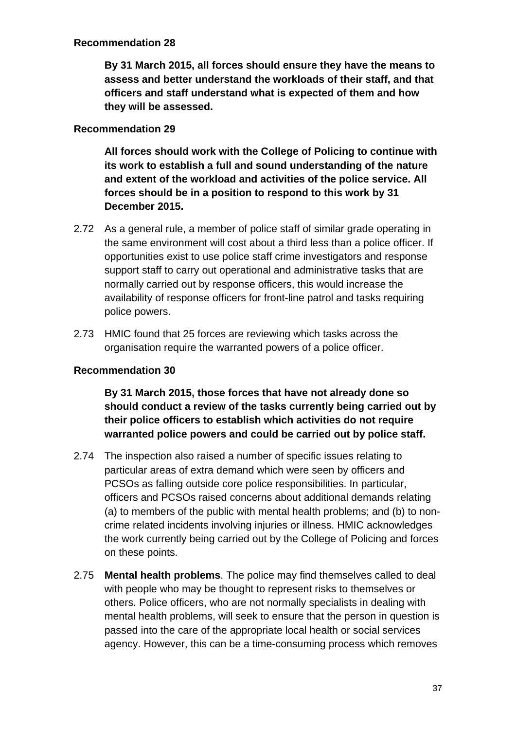**Recommendation 28**

**By 31 March 2015, all forces should ensure they have the means to assess and better understand the workloads of their staff, and that officers and staff understand what is expected of them and how they will be assessed.**

**Recommendation 29**

**All forces should work with the College of Policing to continue with its work to establish a full and sound understanding of the nature and extent of the workload and activities of the police service. All forces should be in a position to respond to this work by 31 December 2015.**

2.72 As a general rule, a member of police staff of similar grade operating in the same environment will cost about a third less than a police officer. If opportunities exist to use police staff crime investigators and response support staff to carry out operational and administrative tasks that are normally carried out by response officers, this would increase the availability of response officers for front-line patrol and tasks requiring police powers.

2.73 HMIC found that 25 forces are reviewing which tasks across the organisation require the warranted powers of a police officer.

**Recommendation 30**

**By 31 March 2015, those forces that have not already done so should conduct a review of the tasks currently being carried out by their police officers to establish which activities do not require warranted police powers and could be carried out by police staff.**

2.74 The inspection also raised a number of specific issues relating to particular areas of extra demand which were seen by officers and PCSOs as falling outside core police responsibilities. In particular, officers and PCSOs raised concerns about additional demands relating (a) to members of the public with mental health problems; and (b) to non-crime related incidents involving injuries or illness. HMIC acknowledges the work currently being carried out by the College of Policing and forces on these points.

2.75 **Mental health problems**. The police may find themselves called to deal with people who may be thought to represent risks to themselves or others. Police officers, who are not normally specialists in dealing with mental health problems, will seek to ensure that the person in question is passed into the care of the appropriate local health or social services agency. However, this can be a time-consuming process which removes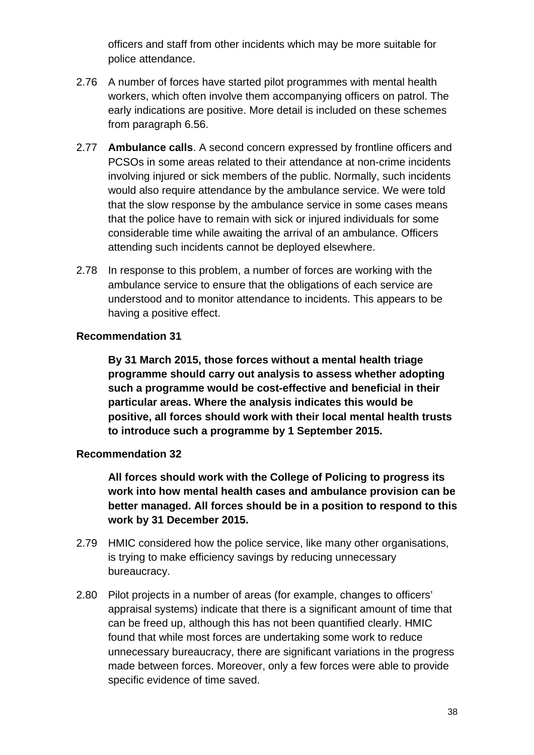officers and staff from other incidents which may be more suitable for police attendance.

2.76 A number of forces have started pilot programmes with mental health workers, which often involve them accompanying officers on patrol. The early indications are positive. More detail is included on these schemes from paragraph 6.56.

2.77 **Ambulance calls**. A second concern expressed by frontline officers and PCSOs in some areas related to their attendance at non-crime incidents involving injured or sick members of the public. Normally, such incidents would also require attendance by the ambulance service. We were told that the slow response by the ambulance service in some cases means that the police have to remain with sick or injured individuals for some considerable time while awaiting the arrival of an ambulance. Officers attending such incidents cannot be deployed elsewhere.

2.78 In response to this problem, a number of forces are working with the ambulance service to ensure that the obligations of each service are understood and to monitor attendance to incidents. This appears to be having a positive effect.

**Recommendation 31**

**By 31 March 2015, those forces without a mental health triage programme should carry out analysis to assess whether adopting such a programme would be cost-effective and beneficial in their particular areas. Where the analysis indicates this would be positive, all forces should work with their local mental health trusts to introduce such a programme by 1 September 2015.**

**Recommendation 32**

**All forces should work with the College of Policing to progress its work into how mental health cases and ambulance provision can be better managed. All forces should be in a position to respond to this work by 31 December 2015.**

2.79 HMIC considered how the police service, like many other organisations, is trying to make efficiency savings by reducing unnecessary bureaucracy.

2.80 Pilot projects in a number of areas (for example, changes to officers' appraisal systems) indicate that there is a significant amount of time that can be freed up, although this has not been quantified clearly. HMIC found that while most forces are undertaking some work to reduce unnecessary bureaucracy, there are significant variations in the progress made between forces. Moreover, only a few forces were able to provide specific evidence of time saved.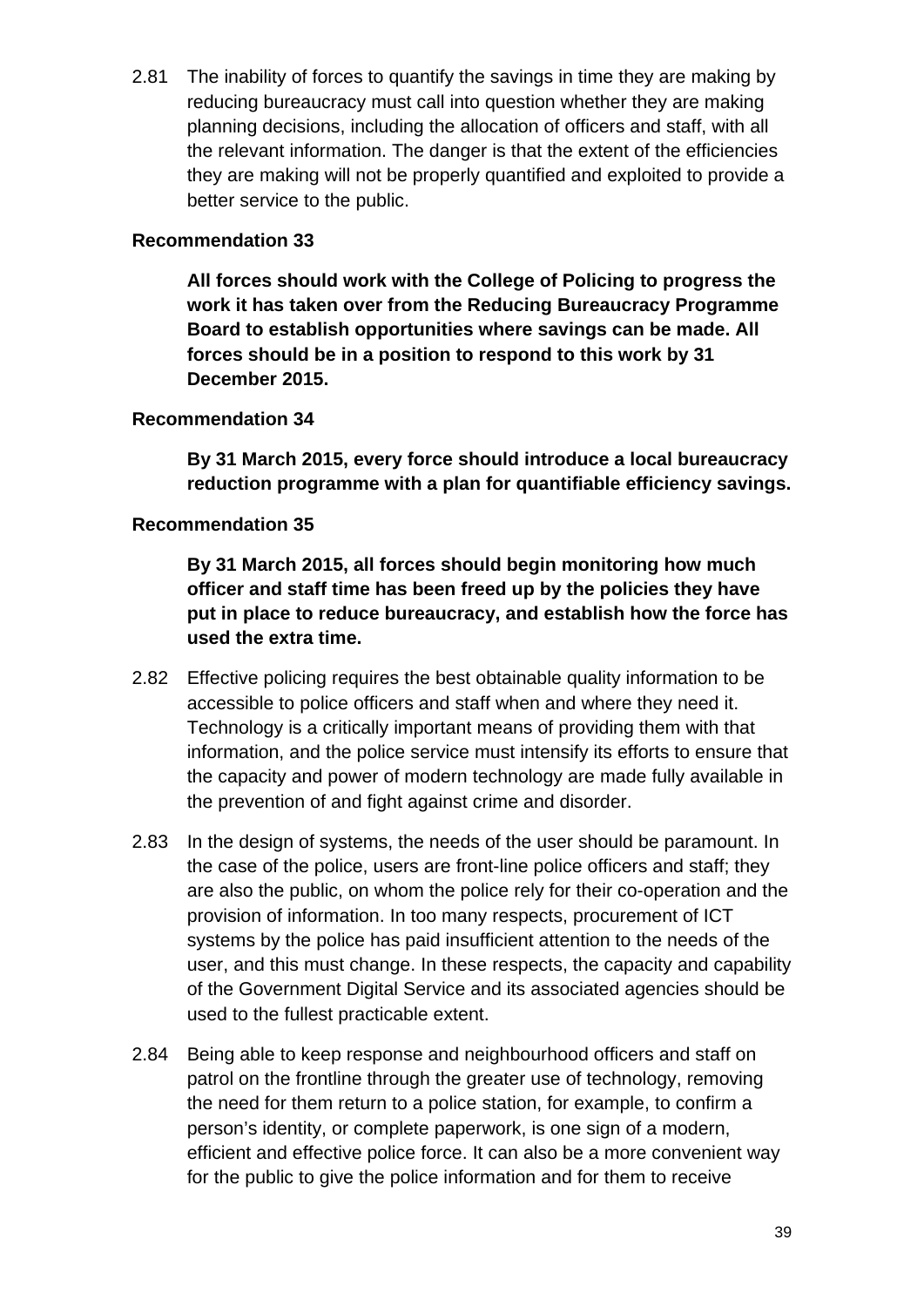2.81 The inability of forces to quantify the savings in time they are making by reducing bureaucracy must call into question whether they are making planning decisions, including the allocation of officers and staff, with all the relevant information. The danger is that the extent of the efficiencies they are making will not be properly quantified and exploited to provide a better service to the public.

**Recommendation 33**

> **All forces should work with the College of Policing to progress the work it has taken over from the Reducing Bureaucracy Programme Board to establish opportunities where savings can be made. All forces should be in a position to respond to this work by 31 December 2015.**

**Recommendation 34**

> **By 31 March 2015, every force should introduce a local bureaucracy reduction programme with a plan for quantifiable efficiency savings.**

**Recommendation 35**

> **By 31 March 2015, all forces should begin monitoring how much officer and staff time has been freed up by the policies they have put in place to reduce bureaucracy, and establish how the force has used the extra time.**

2.82 Effective policing requires the best obtainable quality information to be accessible to police officers and staff when and where they need it. Technology is a critically important means of providing them with that information, and the police service must intensify its efforts to ensure that the capacity and power of modern technology are made fully available in the prevention of and fight against crime and disorder.

2.83 In the design of systems, the needs of the user should be paramount. In the case of the police, users are front-line police officers and staff; they are also the public, on whom the police rely for their co-operation and the provision of information. In too many respects, procurement of ICT systems by the police has paid insufficient attention to the needs of the user, and this must change. In these respects, the capacity and capability of the Government Digital Service and its associated agencies should be used to the fullest practicable extent.

2.84 Being able to keep response and neighbourhood officers and staff on patrol on the frontline through the greater use of technology, removing the need for them return to a police station, for example, to confirm a person's identity, or complete paperwork, is one sign of a modern, efficient and effective police force. It can also be a more convenient way for the public to give the police information and for them to receive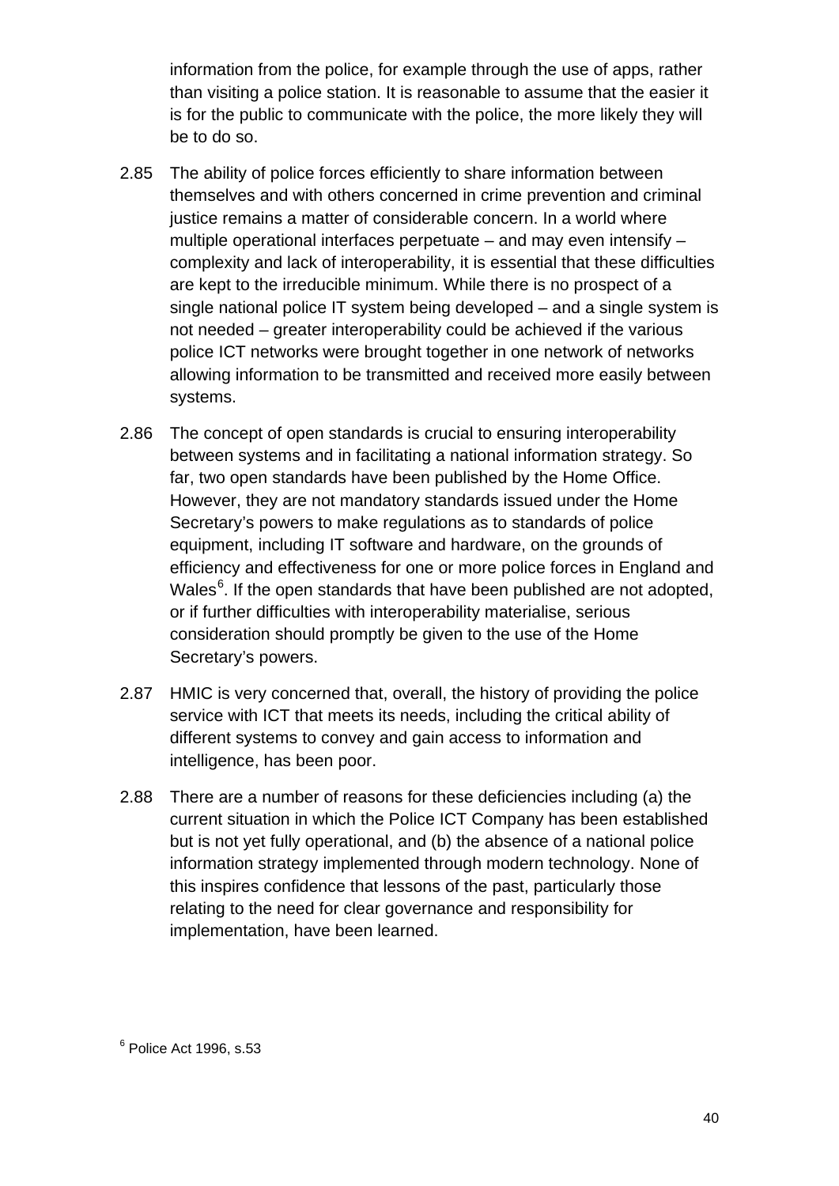information from the police, for example through the use of apps, rather than visiting a police station. It is reasonable to assume that the easier it is for the public to communicate with the police, the more likely they will be to do so.

2.85 The ability of police forces efficiently to share information between themselves and with others concerned in crime prevention and criminal justice remains a matter of considerable concern. In a world where multiple operational interfaces perpetuate – and may even intensify – complexity and lack of interoperability, it is essential that these difficulties are kept to the irreducible minimum. While there is no prospect of a single national police IT system being developed – and a single system is not needed – greater interoperability could be achieved if the various police ICT networks were brought together in one network of networks allowing information to be transmitted and received more easily between systems.

2.86 The concept of open standards is crucial to ensuring interoperability between systems and in facilitating a national information strategy. So far, two open standards have been published by the Home Office. However, they are not mandatory standards issued under the Home Secretary's powers to make regulations as to standards of police equipment, including IT software and hardware, on the grounds of efficiency and effectiveness for one or more police forces in England and Wales[6]. If the open standards that have been published are not adopted, or if further difficulties with interoperability materialise, serious consideration should promptly be given to the use of the Home Secretary's powers.

2.87 HMIC is very concerned that, overall, the history of providing the police service with ICT that meets its needs, including the critical ability of different systems to convey and gain access to information and intelligence, has been poor.

2.88 There are a number of reasons for these deficiencies including (a) the current situation in which the Police ICT Company has been established but is not yet fully operational, and (b) the absence of a national police information strategy implemented through modern technology. None of this inspires confidence that lessons of the past, particularly those relating to the need for clear governance and responsibility for implementation, have been learned.

[6] Police Act 1996, s.53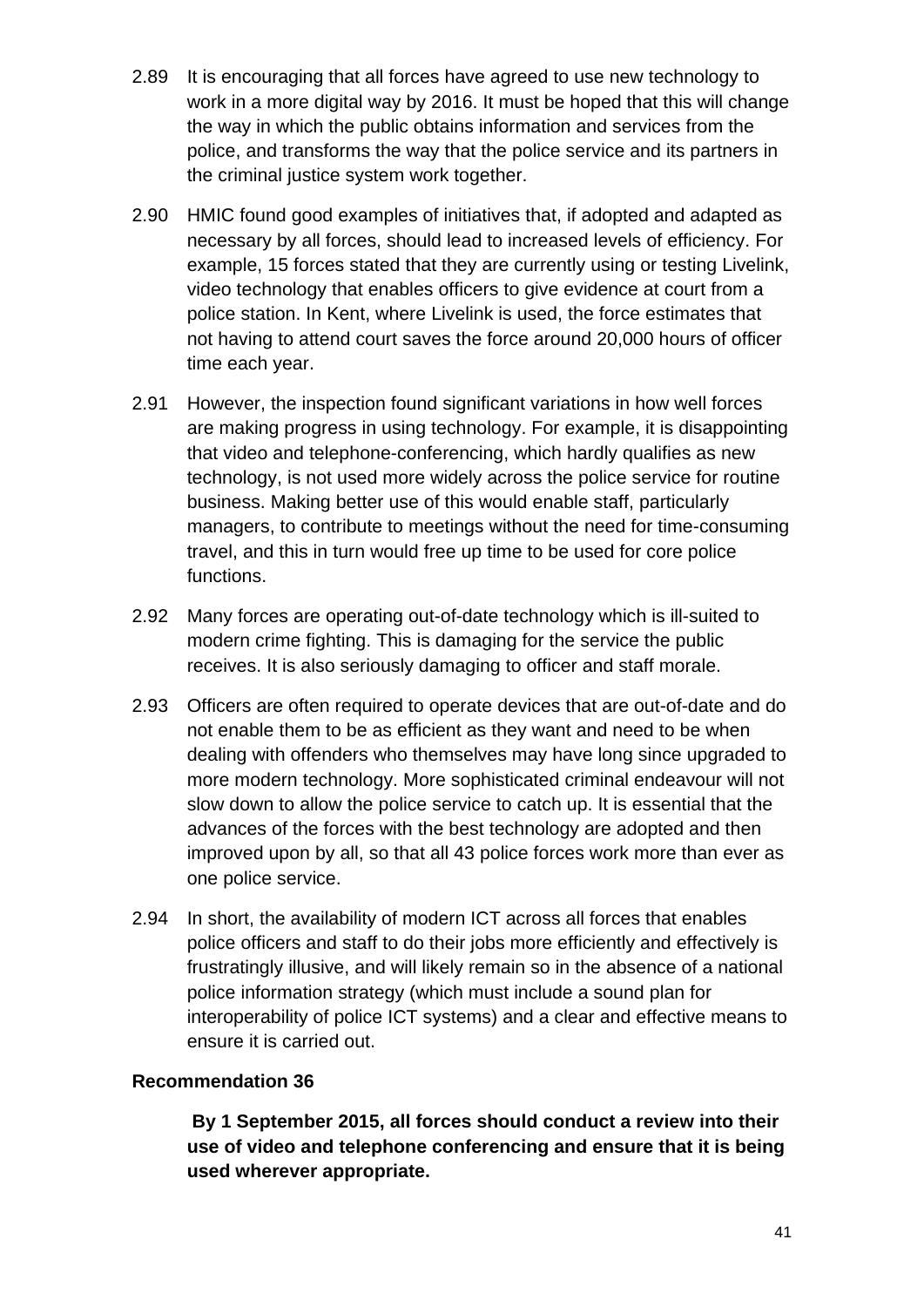2.89 It is encouraging that all forces have agreed to use new technology to work in a more digital way by 2016. It must be hoped that this will change the way in which the public obtains information and services from the police, and transforms the way that the police service and its partners in the criminal justice system work together.

2.90 HMIC found good examples of initiatives that, if adopted and adapted as necessary by all forces, should lead to increased levels of efficiency. For example, 15 forces stated that they are currently using or testing Livelink, video technology that enables officers to give evidence at court from a police station. In Kent, where Livelink is used, the force estimates that not having to attend court saves the force around 20,000 hours of officer time each year.

2.91 However, the inspection found significant variations in how well forces are making progress in using technology. For example, it is disappointing that video and telephone-conferencing, which hardly qualifies as new technology, is not used more widely across the police service for routine business. Making better use of this would enable staff, particularly managers, to contribute to meetings without the need for time-consuming travel, and this in turn would free up time to be used for core police functions.

2.92 Many forces are operating out-of-date technology which is ill-suited to modern crime fighting. This is damaging for the service the public receives. It is also seriously damaging to officer and staff morale.

2.93 Officers are often required to operate devices that are out-of-date and do not enable them to be as efficient as they want and need to be when dealing with offenders who themselves may have long since upgraded to more modern technology. More sophisticated criminal endeavour will not slow down to allow the police service to catch up. It is essential that the advances of the forces with the best technology are adopted and then improved upon by all, so that all 43 police forces work more than ever as one police service.

2.94 In short, the availability of modern ICT across all forces that enables police officers and staff to do their jobs more efficiently and effectively is frustratingly illusive, and will likely remain so in the absence of a national police information strategy (which must include a sound plan for interoperability of police ICT systems) and a clear and effective means to ensure it is carried out.

**Recommendation 36**

**By 1 September 2015, all forces should conduct a review into their use of video and telephone conferencing and ensure that it is being used wherever appropriate.**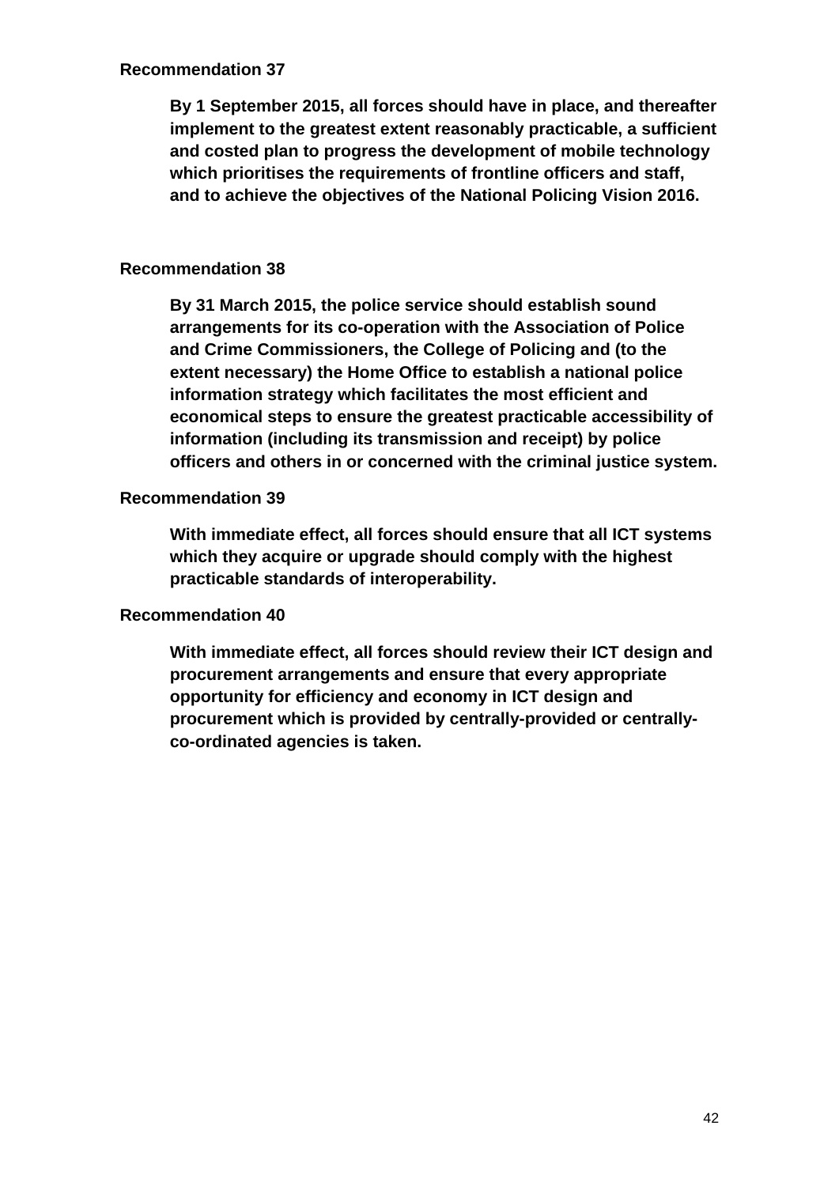**Recommendation 37**

> **By 1 September 2015, all forces should have in place, and thereafter implement to the greatest extent reasonably practicable, a sufficient and costed plan to progress the development of mobile technology which prioritises the requirements of frontline officers and staff, and to achieve the objectives of the National Policing Vision 2016.**

**Recommendation 38**

> **By 31 March 2015, the police service should establish sound arrangements for its co-operation with the Association of Police and Crime Commissioners, the College of Policing and (to the extent necessary) the Home Office to establish a national police information strategy which facilitates the most efficient and economical steps to ensure the greatest practicable accessibility of information (including its transmission and receipt) by police officers and others in or concerned with the criminal justice system.**

**Recommendation 39**

> **With immediate effect, all forces should ensure that all ICT systems which they acquire or upgrade should comply with the highest practicable standards of interoperability.**

**Recommendation 40**

> **With immediate effect, all forces should review their ICT design and procurement arrangements and ensure that every appropriate opportunity for efficiency and economy in ICT design and procurement which is provided by centrally-provided or centrally-co-ordinated agencies is taken.**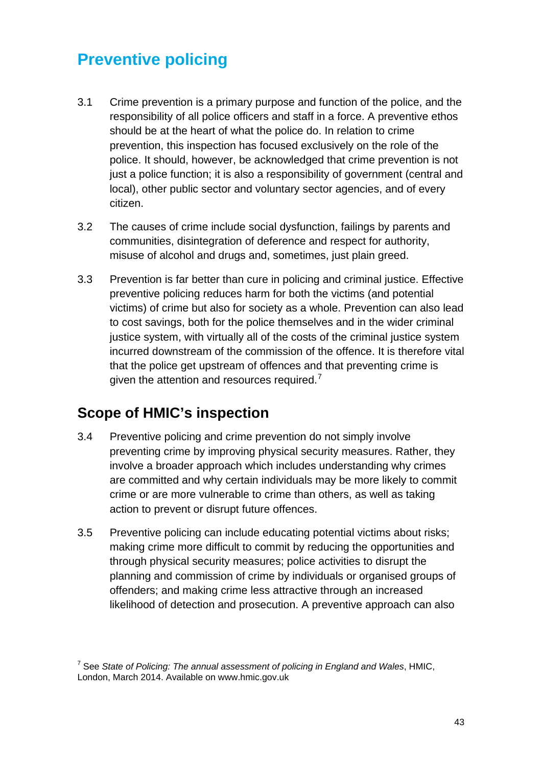# Preventive policing

3.1 Crime prevention is a primary purpose and function of the police, and the responsibility of all police officers and staff in a force. A preventive ethos should be at the heart of what the police do. In relation to crime prevention, this inspection has focused exclusively on the role of the police. It should, however, be acknowledged that crime prevention is not just a police function; it is also a responsibility of government (central and local), other public sector and voluntary sector agencies, and of every citizen.

3.2 The causes of crime include social dysfunction, failings by parents and communities, disintegration of deference and respect for authority, misuse of alcohol and drugs and, sometimes, just plain greed.

3.3 Prevention is far better than cure in policing and criminal justice. Effective preventive policing reduces harm for both the victims (and potential victims) of crime but also for society as a whole. Prevention can also lead to cost savings, both for the police themselves and in the wider criminal justice system, with virtually all of the costs of the criminal justice system incurred downstream of the commission of the offence. It is therefore vital that the police get upstream of offences and that preventing crime is given the attention and resources required.[7]

## Scope of HMIC's inspection

3.4 Preventive policing and crime prevention do not simply involve preventing crime by improving physical security measures. Rather, they involve a broader approach which includes understanding why crimes are committed and why certain individuals may be more likely to commit crime or are more vulnerable to crime than others, as well as taking action to prevent or disrupt future offences.

3.5 Preventive policing can include educating potential victims about risks; making crime more difficult to commit by reducing the opportunities and through physical security measures; police activities to disrupt the planning and commission of crime by individuals or organised groups of offenders; and making crime less attractive through an increased likelihood of detection and prosecution. A preventive approach can also

[7] See *State of Policing: The annual assessment of policing in England and Wales*, HMIC, London, March 2014. Available on www.hmic.gov.uk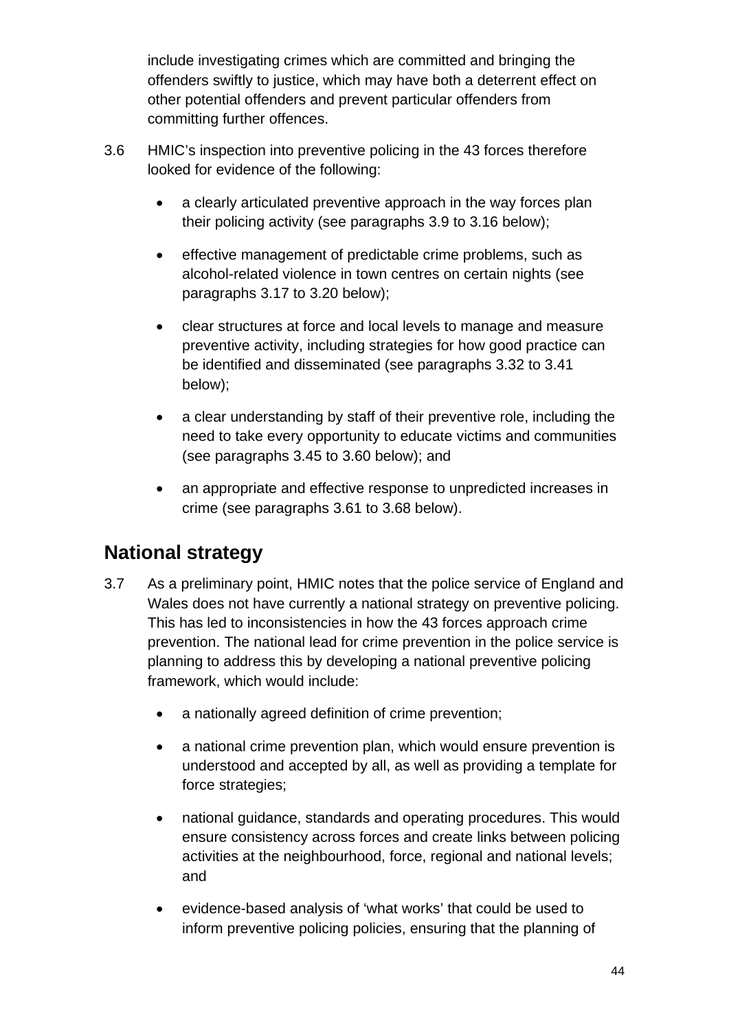include investigating crimes which are committed and bringing the offenders swiftly to justice, which may have both a deterrent effect on other potential offenders and prevent particular offenders from committing further offences.

3.6 HMIC's inspection into preventive policing in the 43 forces therefore looked for evidence of the following:

- a clearly articulated preventive approach in the way forces plan their policing activity (see paragraphs 3.9 to 3.16 below);
- effective management of predictable crime problems, such as alcohol-related violence in town centres on certain nights (see paragraphs 3.17 to 3.20 below);
- clear structures at force and local levels to manage and measure preventive activity, including strategies for how good practice can be identified and disseminated (see paragraphs 3.32 to 3.41 below);
- a clear understanding by staff of their preventive role, including the need to take every opportunity to educate victims and communities (see paragraphs 3.45 to 3.60 below); and
- an appropriate and effective response to unpredicted increases in crime (see paragraphs 3.61 to 3.68 below).

## National strategy

3.7 As a preliminary point, HMIC notes that the police service of England and Wales does not have currently a national strategy on preventive policing. This has led to inconsistencies in how the 43 forces approach crime prevention. The national lead for crime prevention in the police service is planning to address this by developing a national preventive policing framework, which would include:

- a nationally agreed definition of crime prevention;
- a national crime prevention plan, which would ensure prevention is understood and accepted by all, as well as providing a template for force strategies;
- national guidance, standards and operating procedures. This would ensure consistency across forces and create links between policing activities at the neighbourhood, force, regional and national levels; and
- evidence-based analysis of 'what works' that could be used to inform preventive policing policies, ensuring that the planning of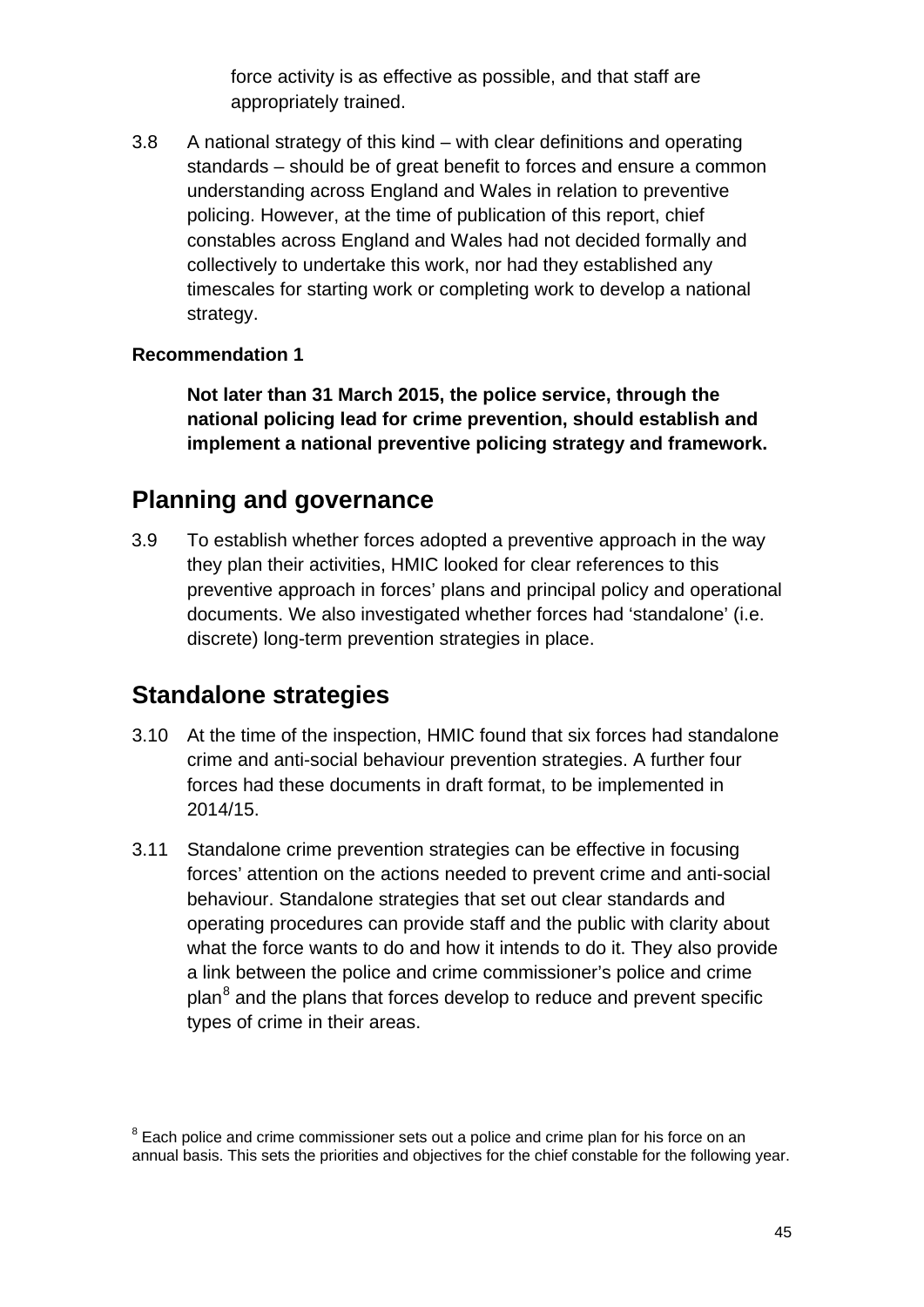force activity is as effective as possible, and that staff are appropriately trained.

3.8 A national strategy of this kind – with clear definitions and operating standards – should be of great benefit to forces and ensure a common understanding across England and Wales in relation to preventive policing. However, at the time of publication of this report, chief constables across England and Wales had not decided formally and collectively to undertake this work, nor had they established any timescales for starting work or completing work to develop a national strategy.

**Recommendation 1**

**Not later than 31 March 2015, the police service, through the national policing lead for crime prevention, should establish and implement a national preventive policing strategy and framework.**

## Planning and governance

3.9 To establish whether forces adopted a preventive approach in the way they plan their activities, HMIC looked for clear references to this preventive approach in forces' plans and principal policy and operational documents. We also investigated whether forces had 'standalone' (i.e. discrete) long-term prevention strategies in place.

## Standalone strategies

3.10 At the time of the inspection, HMIC found that six forces had standalone crime and anti-social behaviour prevention strategies. A further four forces had these documents in draft format, to be implemented in 2014/15.

3.11 Standalone crime prevention strategies can be effective in focusing forces' attention on the actions needed to prevent crime and anti-social behaviour. Standalone strategies that set out clear standards and operating procedures can provide staff and the public with clarity about what the force wants to do and how it intends to do it. They also provide a link between the police and crime commissioner's police and crime plan[8] and the plans that forces develop to reduce and prevent specific types of crime in their areas.

[8] Each police and crime commissioner sets out a police and crime plan for his force on an annual basis. This sets the priorities and objectives for the chief constable for the following year.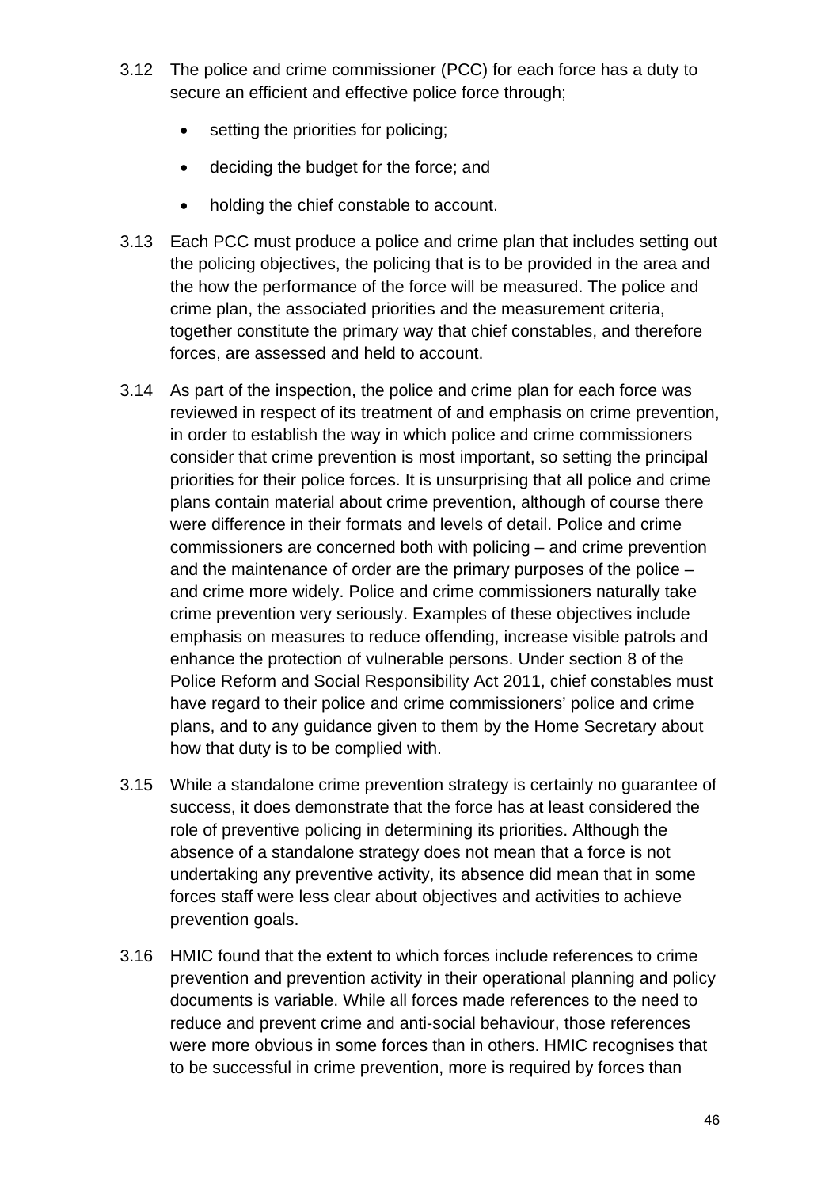3.12 The police and crime commissioner (PCC) for each force has a duty to secure an efficient and effective police force through;

- setting the priorities for policing;
- deciding the budget for the force; and
- holding the chief constable to account.

3.13 Each PCC must produce a police and crime plan that includes setting out the policing objectives, the policing that is to be provided in the area and the how the performance of the force will be measured. The police and crime plan, the associated priorities and the measurement criteria, together constitute the primary way that chief constables, and therefore forces, are assessed and held to account.

3.14 As part of the inspection, the police and crime plan for each force was reviewed in respect of its treatment of and emphasis on crime prevention, in order to establish the way in which police and crime commissioners consider that crime prevention is most important, so setting the principal priorities for their police forces. It is unsurprising that all police and crime plans contain material about crime prevention, although of course there were difference in their formats and levels of detail. Police and crime commissioners are concerned both with policing – and crime prevention and the maintenance of order are the primary purposes of the police – and crime more widely. Police and crime commissioners naturally take crime prevention very seriously. Examples of these objectives include emphasis on measures to reduce offending, increase visible patrols and enhance the protection of vulnerable persons. Under section 8 of the Police Reform and Social Responsibility Act 2011, chief constables must have regard to their police and crime commissioners' police and crime plans, and to any guidance given to them by the Home Secretary about how that duty is to be complied with.

3.15 While a standalone crime prevention strategy is certainly no guarantee of success, it does demonstrate that the force has at least considered the role of preventive policing in determining its priorities. Although the absence of a standalone strategy does not mean that a force is not undertaking any preventive activity, its absence did mean that in some forces staff were less clear about objectives and activities to achieve prevention goals.

3.16 HMIC found that the extent to which forces include references to crime prevention and prevention activity in their operational planning and policy documents is variable. While all forces made references to the need to reduce and prevent crime and anti-social behaviour, those references were more obvious in some forces than in others. HMIC recognises that to be successful in crime prevention, more is required by forces than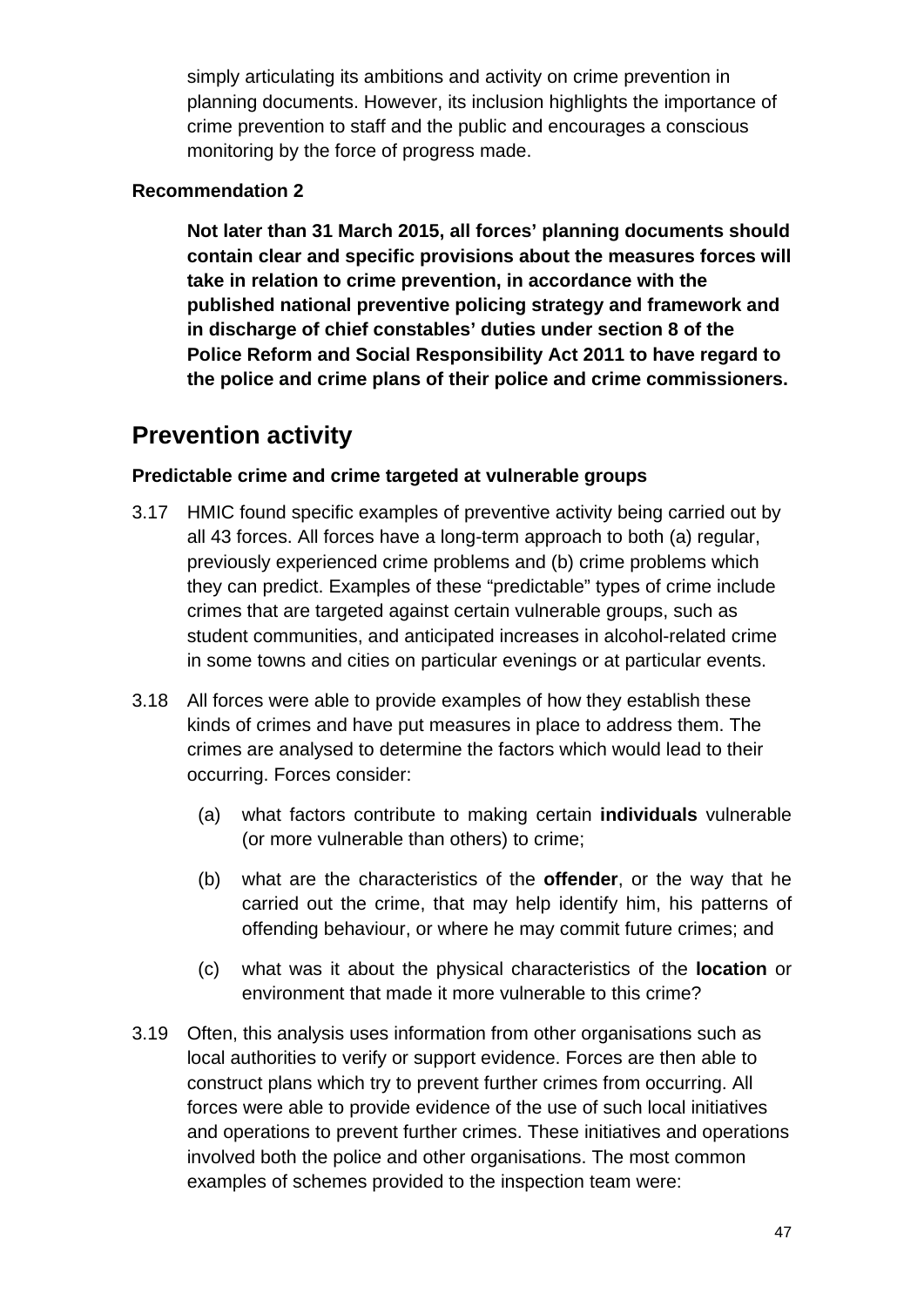simply articulating its ambitions and activity on crime prevention in planning documents. However, its inclusion highlights the importance of crime prevention to staff and the public and encourages a conscious monitoring by the force of progress made.

**Recommendation 2**

**Not later than 31 March 2015, all forces' planning documents should contain clear and specific provisions about the measures forces will take in relation to crime prevention, in accordance with the published national preventive policing strategy and framework and in discharge of chief constables' duties under section 8 of the Police Reform and Social Responsibility Act 2011 to have regard to the police and crime plans of their police and crime commissioners.**

## Prevention activity

### Predictable crime and crime targeted at vulnerable groups

3.17 HMIC found specific examples of preventive activity being carried out by all 43 forces. All forces have a long-term approach to both (a) regular, previously experienced crime problems and (b) crime problems which they can predict. Examples of these "predictable" types of crime include crimes that are targeted against certain vulnerable groups, such as student communities, and anticipated increases in alcohol-related crime in some towns and cities on particular evenings or at particular events.

3.18 All forces were able to provide examples of how they establish these kinds of crimes and have put measures in place to address them. The crimes are analysed to determine the factors which would lead to their occurring. Forces consider:

(a) what factors contribute to making certain **individuals** vulnerable (or more vulnerable than others) to crime;

(b) what are the characteristics of the **offender**, or the way that he carried out the crime, that may help identify him, his patterns of offending behaviour, or where he may commit future crimes; and

(c) what was it about the physical characteristics of the **location** or environment that made it more vulnerable to this crime?

3.19 Often, this analysis uses information from other organisations such as local authorities to verify or support evidence. Forces are then able to construct plans which try to prevent further crimes from occurring. All forces were able to provide evidence of the use of such local initiatives and operations to prevent further crimes. These initiatives and operations involved both the police and other organisations. The most common examples of schemes provided to the inspection team were: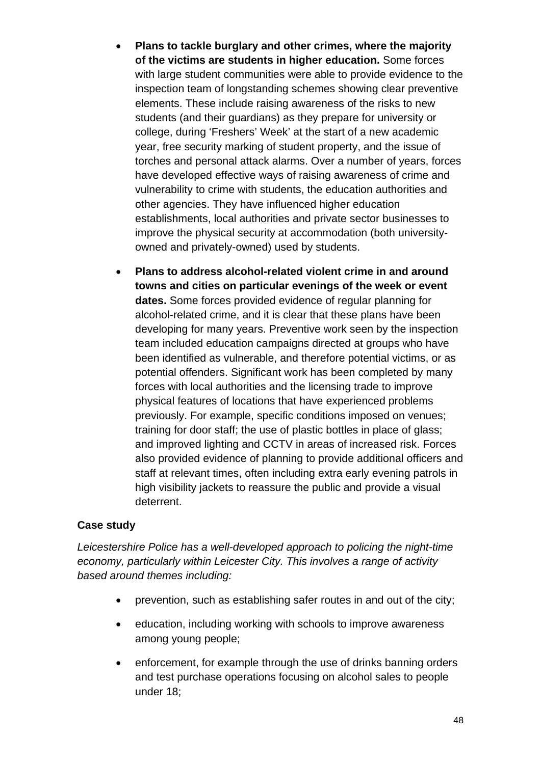- **Plans to tackle burglary and other crimes, where the majority of the victims are students in higher education.** Some forces with large student communities were able to provide evidence to the inspection team of longstanding schemes showing clear preventive elements. These include raising awareness of the risks to new students (and their guardians) as they prepare for university or college, during 'Freshers' Week' at the start of a new academic year, free security marking of student property, and the issue of torches and personal attack alarms. Over a number of years, forces have developed effective ways of raising awareness of crime and vulnerability to crime with students, the education authorities and other agencies. They have influenced higher education establishments, local authorities and private sector businesses to improve the physical security at accommodation (both university-owned and privately-owned) used by students.

- **Plans to address alcohol-related violent crime in and around towns and cities on particular evenings of the week or event dates.** Some forces provided evidence of regular planning for alcohol-related crime, and it is clear that these plans have been developing for many years. Preventive work seen by the inspection team included education campaigns directed at groups who have been identified as vulnerable, and therefore potential victims, or as potential offenders. Significant work has been completed by many forces with local authorities and the licensing trade to improve physical features of locations that have experienced problems previously. For example, specific conditions imposed on venues; training for door staff; the use of plastic bottles in place of glass; and improved lighting and CCTV in areas of increased risk. Forces also provided evidence of planning to provide additional officers and staff at relevant times, often including extra early evening patrols in high visibility jackets to reassure the public and provide a visual deterrent.

**Case study**

*Leicestershire Police has a well-developed approach to policing the night-time economy, particularly within Leicester City. This involves a range of activity based around themes including:*

- prevention, such as establishing safer routes in and out of the city;
- education, including working with schools to improve awareness among young people;
- enforcement, for example through the use of drinks banning orders and test purchase operations focusing on alcohol sales to people under 18;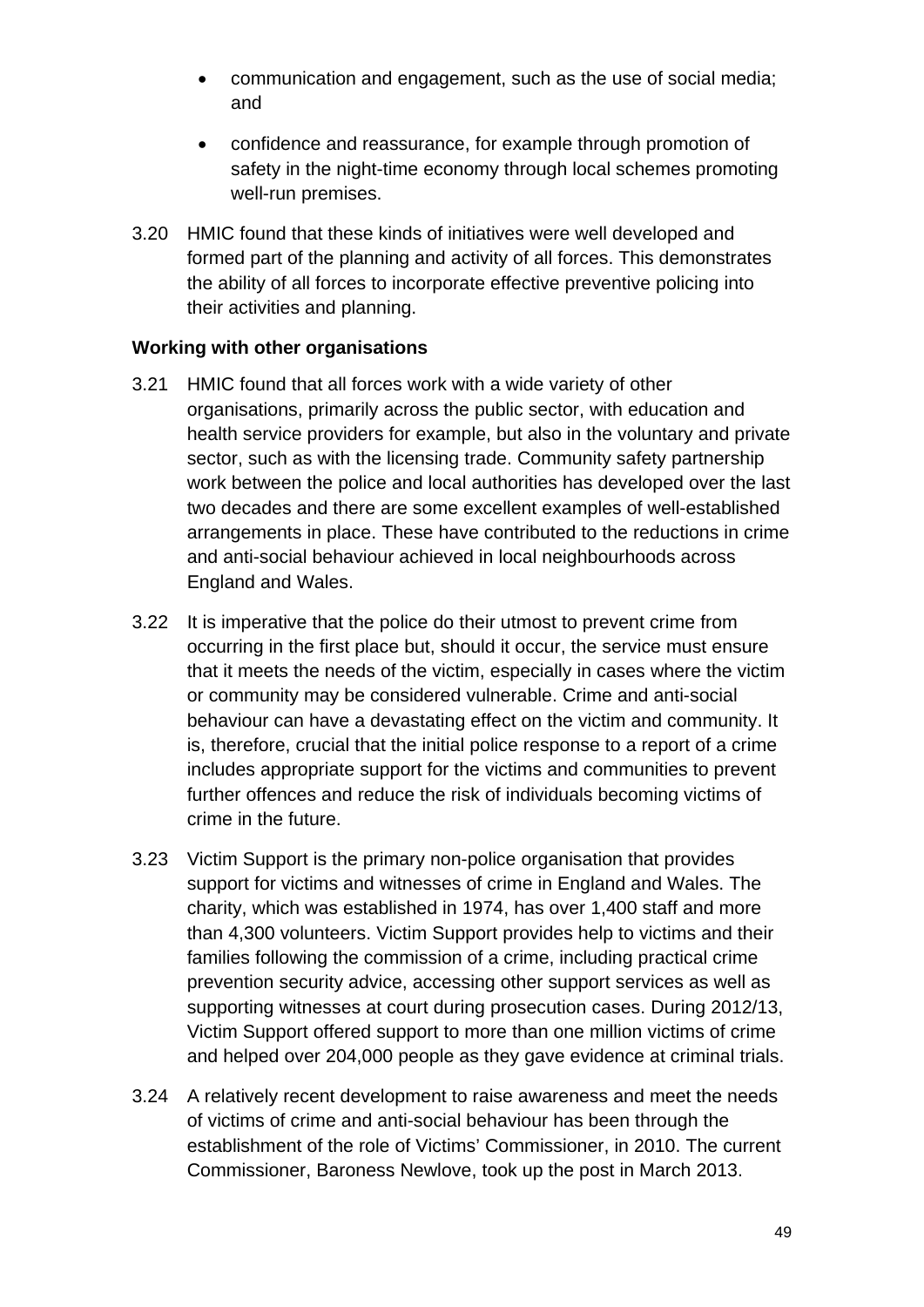- communication and engagement, such as the use of social media; and
- confidence and reassurance, for example through promotion of safety in the night-time economy through local schemes promoting well-run premises.

3.20 HMIC found that these kinds of initiatives were well developed and formed part of the planning and activity of all forces. This demonstrates the ability of all forces to incorporate effective preventive policing into their activities and planning.

**Working with other organisations**

3.21 HMIC found that all forces work with a wide variety of other organisations, primarily across the public sector, with education and health service providers for example, but also in the voluntary and private sector, such as with the licensing trade. Community safety partnership work between the police and local authorities has developed over the last two decades and there are some excellent examples of well-established arrangements in place. These have contributed to the reductions in crime and anti-social behaviour achieved in local neighbourhoods across England and Wales.

3.22 It is imperative that the police do their utmost to prevent crime from occurring in the first place but, should it occur, the service must ensure that it meets the needs of the victim, especially in cases where the victim or community may be considered vulnerable. Crime and anti-social behaviour can have a devastating effect on the victim and community. It is, therefore, crucial that the initial police response to a report of a crime includes appropriate support for the victims and communities to prevent further offences and reduce the risk of individuals becoming victims of crime in the future.

3.23 Victim Support is the primary non-police organisation that provides support for victims and witnesses of crime in England and Wales. The charity, which was established in 1974, has over 1,400 staff and more than 4,300 volunteers. Victim Support provides help to victims and their families following the commission of a crime, including practical crime prevention security advice, accessing other support services as well as supporting witnesses at court during prosecution cases. During 2012/13, Victim Support offered support to more than one million victims of crime and helped over 204,000 people as they gave evidence at criminal trials.

3.24 A relatively recent development to raise awareness and meet the needs of victims of crime and anti-social behaviour has been through the establishment of the role of Victims' Commissioner, in 2010. The current Commissioner, Baroness Newlove, took up the post in March 2013.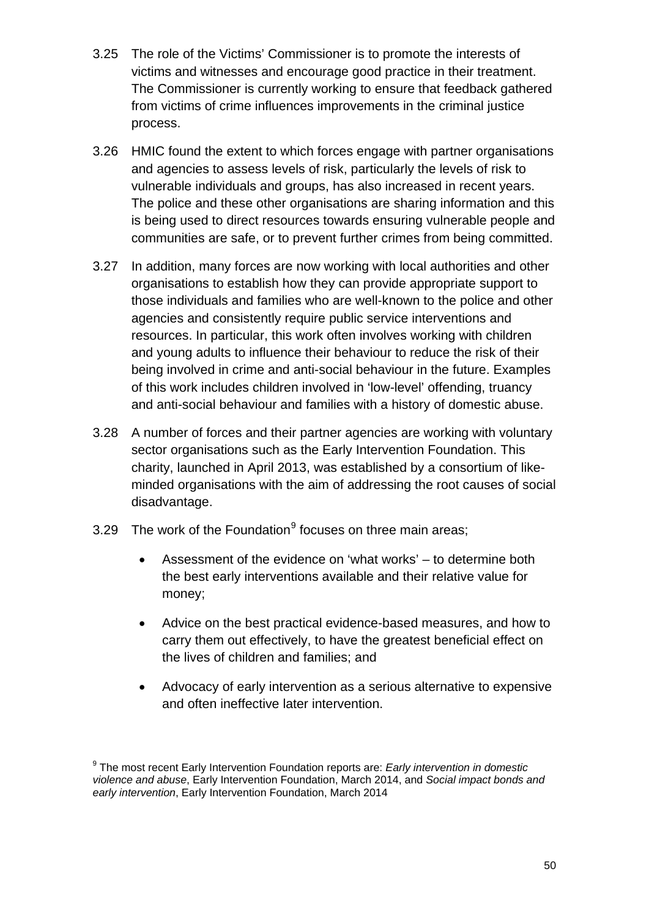3.25 The role of the Victims' Commissioner is to promote the interests of victims and witnesses and encourage good practice in their treatment. The Commissioner is currently working to ensure that feedback gathered from victims of crime influences improvements in the criminal justice process.

3.26 HMIC found the extent to which forces engage with partner organisations and agencies to assess levels of risk, particularly the levels of risk to vulnerable individuals and groups, has also increased in recent years. The police and these other organisations are sharing information and this is being used to direct resources towards ensuring vulnerable people and communities are safe, or to prevent further crimes from being committed.

3.27 In addition, many forces are now working with local authorities and other organisations to establish how they can provide appropriate support to those individuals and families who are well-known to the police and other agencies and consistently require public service interventions and resources. In particular, this work often involves working with children and young adults to influence their behaviour to reduce the risk of their being involved in crime and anti-social behaviour in the future. Examples of this work includes children involved in 'low-level' offending, truancy and anti-social behaviour and families with a history of domestic abuse.

3.28 A number of forces and their partner agencies are working with voluntary sector organisations such as the Early Intervention Foundation. This charity, launched in April 2013, was established by a consortium of like-minded organisations with the aim of addressing the root causes of social disadvantage.

3.29 The work of the Foundation[9] focuses on three main areas;

- Assessment of the evidence on 'what works' – to determine both the best early interventions available and their relative value for money;
- Advice on the best practical evidence-based measures, and how to carry them out effectively, to have the greatest beneficial effect on the lives of children and families; and
- Advocacy of early intervention as a serious alternative to expensive and often ineffective later intervention.

[9] The most recent Early Intervention Foundation reports are: *Early intervention in domestic violence and abuse*, Early Intervention Foundation, March 2014, and *Social impact bonds and early intervention*, Early Intervention Foundation, March 2014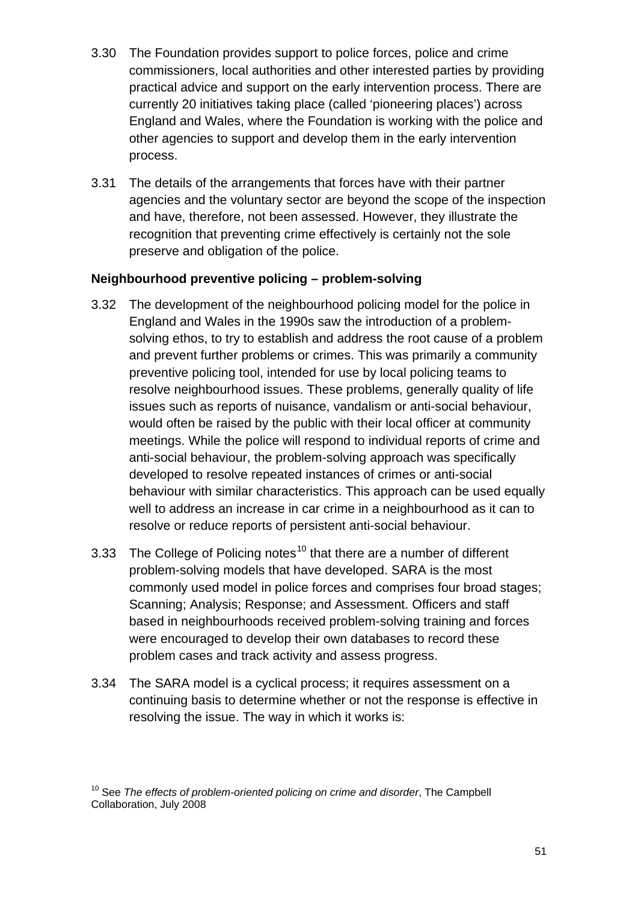3.30 The Foundation provides support to police forces, police and crime commissioners, local authorities and other interested parties by providing practical advice and support on the early intervention process. There are currently 20 initiatives taking place (called 'pioneering places') across England and Wales, where the Foundation is working with the police and other agencies to support and develop them in the early intervention process.

3.31 The details of the arrangements that forces have with their partner agencies and the voluntary sector are beyond the scope of the inspection and have, therefore, not been assessed. However, they illustrate the recognition that preventing crime effectively is certainly not the sole preserve and obligation of the police.

**Neighbourhood preventive policing – problem-solving**

3.32 The development of the neighbourhood policing model for the police in England and Wales in the 1990s saw the introduction of a problem-solving ethos, to try to establish and address the root cause of a problem and prevent further problems or crimes. This was primarily a community preventive policing tool, intended for use by local policing teams to resolve neighbourhood issues. These problems, generally quality of life issues such as reports of nuisance, vandalism or anti-social behaviour, would often be raised by the public with their local officer at community meetings. While the police will respond to individual reports of crime and anti-social behaviour, the problem-solving approach was specifically developed to resolve repeated instances of crimes or anti-social behaviour with similar characteristics. This approach can be used equally well to address an increase in car crime in a neighbourhood as it can to resolve or reduce reports of persistent anti-social behaviour.

3.33 The College of Policing notes[10] that there are a number of different problem-solving models that have developed. SARA is the most commonly used model in police forces and comprises four broad stages; Scanning; Analysis; Response; and Assessment. Officers and staff based in neighbourhoods received problem-solving training and forces were encouraged to develop their own databases to record these problem cases and track activity and assess progress.

3.34 The SARA model is a cyclical process; it requires assessment on a continuing basis to determine whether or not the response is effective in resolving the issue. The way in which it works is:

[10] See *The effects of problem-oriented policing on crime and disorder*, The Campbell Collaboration, July 2008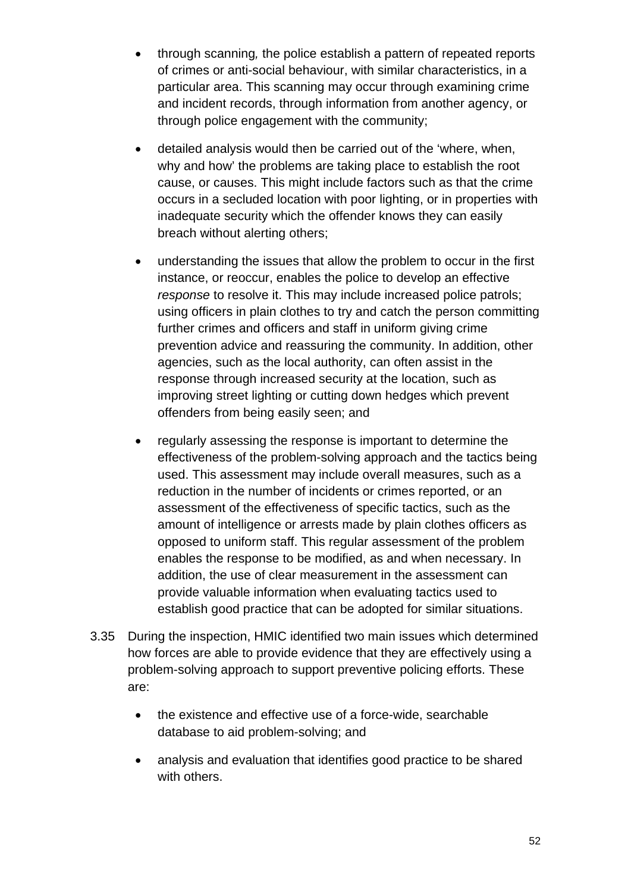- through scanning*,* the police establish a pattern of repeated reports of crimes or anti-social behaviour, with similar characteristics, in a particular area. This scanning may occur through examining crime and incident records, through information from another agency, or through police engagement with the community;

- detailed analysis would then be carried out of the 'where, when, why and how' the problems are taking place to establish the root cause, or causes. This might include factors such as that the crime occurs in a secluded location with poor lighting, or in properties with inadequate security which the offender knows they can easily breach without alerting others;

- understanding the issues that allow the problem to occur in the first instance, or reoccur, enables the police to develop an effective *response* to resolve it. This may include increased police patrols; using officers in plain clothes to try and catch the person committing further crimes and officers and staff in uniform giving crime prevention advice and reassuring the community. In addition, other agencies, such as the local authority, can often assist in the response through increased security at the location, such as improving street lighting or cutting down hedges which prevent offenders from being easily seen; and

- regularly assessing the response is important to determine the effectiveness of the problem-solving approach and the tactics being used. This assessment may include overall measures, such as a reduction in the number of incidents or crimes reported, or an assessment of the effectiveness of specific tactics, such as the amount of intelligence or arrests made by plain clothes officers as opposed to uniform staff. This regular assessment of the problem enables the response to be modified, as and when necessary. In addition, the use of clear measurement in the assessment can provide valuable information when evaluating tactics used to establish good practice that can be adopted for similar situations.

3.35 During the inspection, HMIC identified two main issues which determined how forces are able to provide evidence that they are effectively using a problem-solving approach to support preventive policing efforts. These are:

- the existence and effective use of a force-wide, searchable database to aid problem-solving; and

- analysis and evaluation that identifies good practice to be shared with others.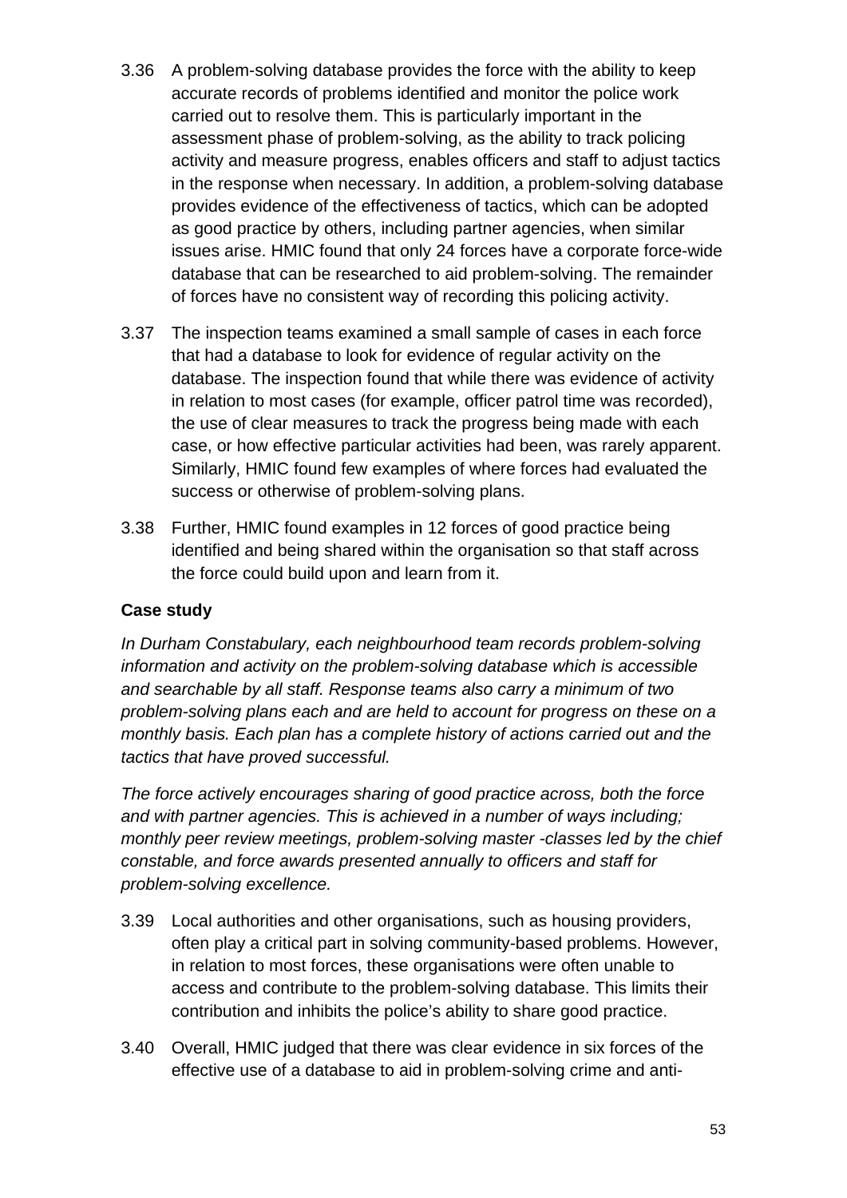3.36 A problem-solving database provides the force with the ability to keep accurate records of problems identified and monitor the police work carried out to resolve them. This is particularly important in the assessment phase of problem-solving, as the ability to track policing activity and measure progress, enables officers and staff to adjust tactics in the response when necessary. In addition, a problem-solving database provides evidence of the effectiveness of tactics, which can be adopted as good practice by others, including partner agencies, when similar issues arise. HMIC found that only 24 forces have a corporate force-wide database that can be researched to aid problem-solving. The remainder of forces have no consistent way of recording this policing activity.

3.37 The inspection teams examined a small sample of cases in each force that had a database to look for evidence of regular activity on the database. The inspection found that while there was evidence of activity in relation to most cases (for example, officer patrol time was recorded), the use of clear measures to track the progress being made with each case, or how effective particular activities had been, was rarely apparent. Similarly, HMIC found few examples of where forces had evaluated the success or otherwise of problem-solving plans.

3.38 Further, HMIC found examples in 12 forces of good practice being identified and being shared within the organisation so that staff across the force could build upon and learn from it.

**Case study**

*In Durham Constabulary, each neighbourhood team records problem-solving information and activity on the problem-solving database which is accessible and searchable by all staff. Response teams also carry a minimum of two problem-solving plans each and are held to account for progress on these on a monthly basis. Each plan has a complete history of actions carried out and the tactics that have proved successful.*

*The force actively encourages sharing of good practice across, both the force and with partner agencies. This is achieved in a number of ways including; monthly peer review meetings, problem-solving master -classes led by the chief constable, and force awards presented annually to officers and staff for problem-solving excellence.*

3.39 Local authorities and other organisations, such as housing providers, often play a critical part in solving community-based problems. However, in relation to most forces, these organisations were often unable to access and contribute to the problem-solving database. This limits their contribution and inhibits the police's ability to share good practice.

3.40 Overall, HMIC judged that there was clear evidence in six forces of the effective use of a database to aid in problem-solving crime and anti-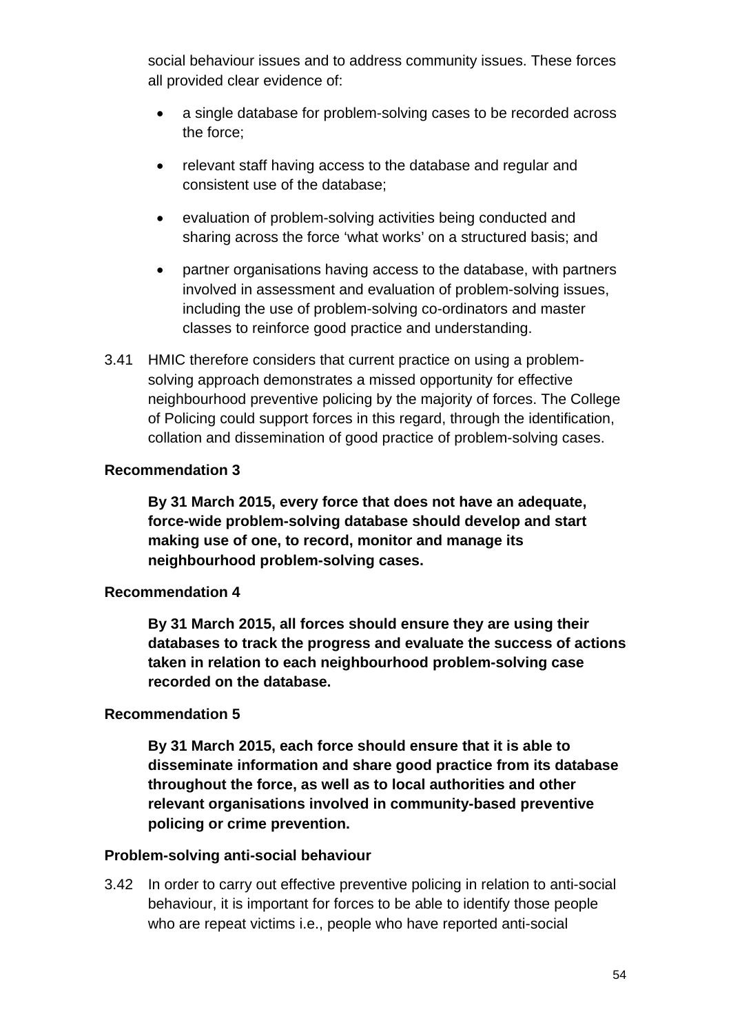social behaviour issues and to address community issues. These forces all provided clear evidence of:

- a single database for problem-solving cases to be recorded across the force;
- relevant staff having access to the database and regular and consistent use of the database;
- evaluation of problem-solving activities being conducted and sharing across the force 'what works' on a structured basis; and
- partner organisations having access to the database, with partners involved in assessment and evaluation of problem-solving issues, including the use of problem-solving co-ordinators and master classes to reinforce good practice and understanding.

3.41 HMIC therefore considers that current practice on using a problem-solving approach demonstrates a missed opportunity for effective neighbourhood preventive policing by the majority of forces. The College of Policing could support forces in this regard, through the identification, collation and dissemination of good practice of problem-solving cases.

**Recommendation 3**

**By 31 March 2015, every force that does not have an adequate, force-wide problem-solving database should develop and start making use of one, to record, monitor and manage its neighbourhood problem-solving cases.**

**Recommendation 4**

**By 31 March 2015, all forces should ensure they are using their databases to track the progress and evaluate the success of actions taken in relation to each neighbourhood problem-solving case recorded on the database.**

**Recommendation 5**

**By 31 March 2015, each force should ensure that it is able to disseminate information and share good practice from its database throughout the force, as well as to local authorities and other relevant organisations involved in community-based preventive policing or crime prevention.**

**Problem-solving anti-social behaviour**

3.42 In order to carry out effective preventive policing in relation to anti-social behaviour, it is important for forces to be able to identify those people who are repeat victims i.e., people who have reported anti-social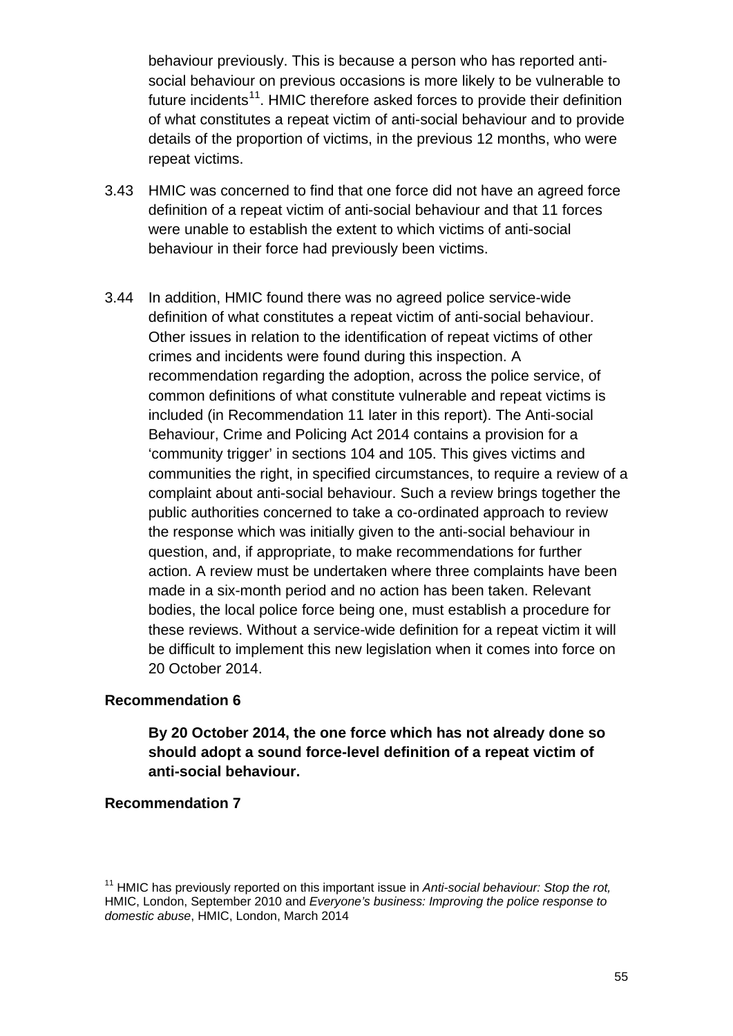behaviour previously. This is because a person who has reported anti-social behaviour on previous occasions is more likely to be vulnerable to future incidents[11]. HMIC therefore asked forces to provide their definition of what constitutes a repeat victim of anti-social behaviour and to provide details of the proportion of victims, in the previous 12 months, who were repeat victims.

3.43 HMIC was concerned to find that one force did not have an agreed force definition of a repeat victim of anti-social behaviour and that 11 forces were unable to establish the extent to which victims of anti-social behaviour in their force had previously been victims.

3.44 In addition, HMIC found there was no agreed police service-wide definition of what constitutes a repeat victim of anti-social behaviour. Other issues in relation to the identification of repeat victims of other crimes and incidents were found during this inspection. A recommendation regarding the adoption, across the police service, of common definitions of what constitute vulnerable and repeat victims is included (in Recommendation 11 later in this report). The Anti-social Behaviour, Crime and Policing Act 2014 contains a provision for a 'community trigger' in sections 104 and 105. This gives victims and communities the right, in specified circumstances, to require a review of a complaint about anti-social behaviour. Such a review brings together the public authorities concerned to take a co-ordinated approach to review the response which was initially given to the anti-social behaviour in question, and, if appropriate, to make recommendations for further action. A review must be undertaken where three complaints have been made in a six-month period and no action has been taken. Relevant bodies, the local police force being one, must establish a procedure for these reviews. Without a service-wide definition for a repeat victim it will be difficult to implement this new legislation when it comes into force on 20 October 2014.

**Recommendation 6**

**By 20 October 2014, the one force which has not already done so should adopt a sound force-level definition of a repeat victim of anti-social behaviour.**

**Recommendation 7**

[11] HMIC has previously reported on this important issue in *Anti-social behaviour: Stop the rot,* HMIC, London, September 2010 and *Everyone's business: Improving the police response to domestic abuse*, HMIC, London, March 2014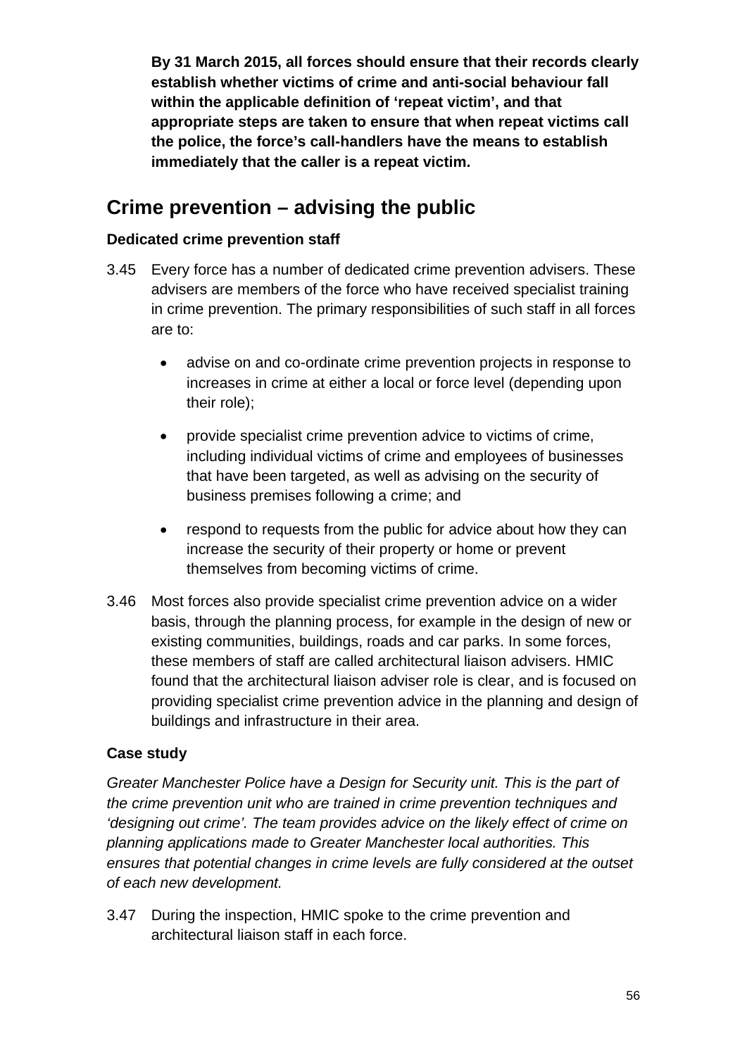**By 31 March 2015, all forces should ensure that their records clearly establish whether victims of crime and anti-social behaviour fall within the applicable definition of 'repeat victim', and that appropriate steps are taken to ensure that when repeat victims call the police, the force's call-handlers have the means to establish immediately that the caller is a repeat victim.**

## Crime prevention – advising the public

### Dedicated crime prevention staff

3.45 Every force has a number of dedicated crime prevention advisers. These advisers are members of the force who have received specialist training in crime prevention. The primary responsibilities of such staff in all forces are to:

- advise on and co-ordinate crime prevention projects in response to increases in crime at either a local or force level (depending upon their role);
- provide specialist crime prevention advice to victims of crime, including individual victims of crime and employees of businesses that have been targeted, as well as advising on the security of business premises following a crime; and
- respond to requests from the public for advice about how they can increase the security of their property or home or prevent themselves from becoming victims of crime.

3.46 Most forces also provide specialist crime prevention advice on a wider basis, through the planning process, for example in the design of new or existing communities, buildings, roads and car parks. In some forces, these members of staff are called architectural liaison advisers. HMIC found that the architectural liaison adviser role is clear, and is focused on providing specialist crime prevention advice in the planning and design of buildings and infrastructure in their area.

### Case study

*Greater Manchester Police have a Design for Security unit. This is the part of the crime prevention unit who are trained in crime prevention techniques and 'designing out crime'. The team provides advice on the likely effect of crime on planning applications made to Greater Manchester local authorities. This ensures that potential changes in crime levels are fully considered at the outset of each new development.*

3.47 During the inspection, HMIC spoke to the crime prevention and architectural liaison staff in each force.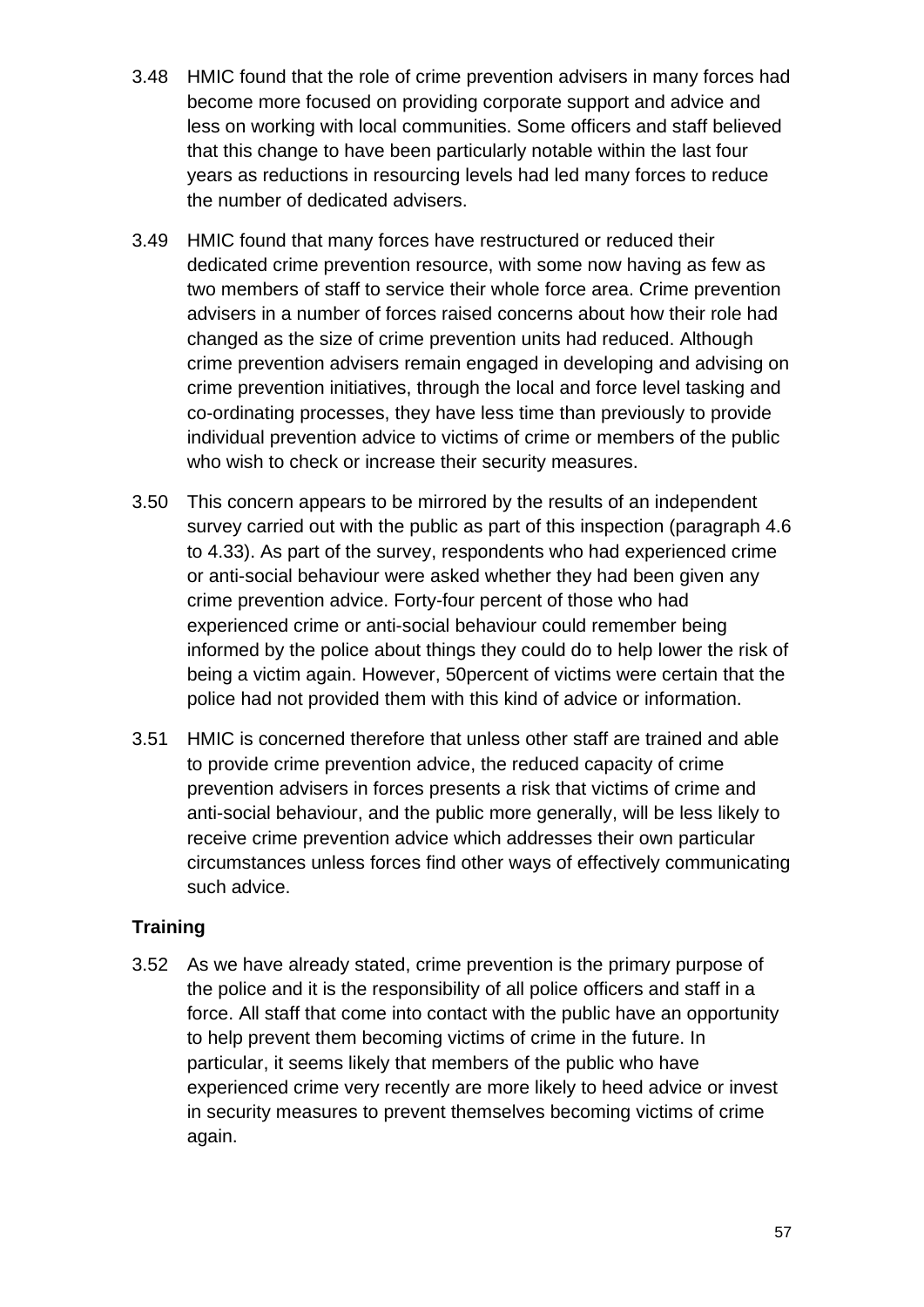3.48 HMIC found that the role of crime prevention advisers in many forces had become more focused on providing corporate support and advice and less on working with local communities. Some officers and staff believed that this change to have been particularly notable within the last four years as reductions in resourcing levels had led many forces to reduce the number of dedicated advisers.

3.49 HMIC found that many forces have restructured or reduced their dedicated crime prevention resource, with some now having as few as two members of staff to service their whole force area. Crime prevention advisers in a number of forces raised concerns about how their role had changed as the size of crime prevention units had reduced. Although crime prevention advisers remain engaged in developing and advising on crime prevention initiatives, through the local and force level tasking and co-ordinating processes, they have less time than previously to provide individual prevention advice to victims of crime or members of the public who wish to check or increase their security measures.

3.50 This concern appears to be mirrored by the results of an independent survey carried out with the public as part of this inspection (paragraph 4.6 to 4.33). As part of the survey, respondents who had experienced crime or anti-social behaviour were asked whether they had been given any crime prevention advice. Forty-four percent of those who had experienced crime or anti-social behaviour could remember being informed by the police about things they could do to help lower the risk of being a victim again. However, 50percent of victims were certain that the police had not provided them with this kind of advice or information.

3.51 HMIC is concerned therefore that unless other staff are trained and able to provide crime prevention advice, the reduced capacity of crime prevention advisers in forces presents a risk that victims of crime and anti-social behaviour, and the public more generally, will be less likely to receive crime prevention advice which addresses their own particular circumstances unless forces find other ways of effectively communicating such advice.

**Training**

3.52 As we have already stated, crime prevention is the primary purpose of the police and it is the responsibility of all police officers and staff in a force. All staff that come into contact with the public have an opportunity to help prevent them becoming victims of crime in the future. In particular, it seems likely that members of the public who have experienced crime very recently are more likely to heed advice or invest in security measures to prevent themselves becoming victims of crime again.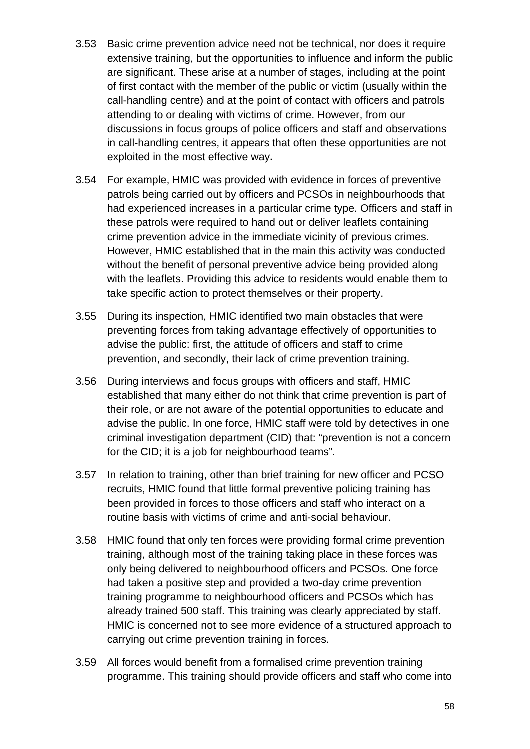3.53 Basic crime prevention advice need not be technical, nor does it require extensive training, but the opportunities to influence and inform the public are significant. These arise at a number of stages, including at the point of first contact with the member of the public or victim (usually within the call-handling centre) and at the point of contact with officers and patrols attending to or dealing with victims of crime. However, from our discussions in focus groups of police officers and staff and observations in call-handling centres, it appears that often these opportunities are not exploited in the most effective way**.**

3.54 For example, HMIC was provided with evidence in forces of preventive patrols being carried out by officers and PCSOs in neighbourhoods that had experienced increases in a particular crime type. Officers and staff in these patrols were required to hand out or deliver leaflets containing crime prevention advice in the immediate vicinity of previous crimes. However, HMIC established that in the main this activity was conducted without the benefit of personal preventive advice being provided along with the leaflets. Providing this advice to residents would enable them to take specific action to protect themselves or their property.

3.55 During its inspection, HMIC identified two main obstacles that were preventing forces from taking advantage effectively of opportunities to advise the public: first, the attitude of officers and staff to crime prevention, and secondly, their lack of crime prevention training.

3.56 During interviews and focus groups with officers and staff, HMIC established that many either do not think that crime prevention is part of their role, or are not aware of the potential opportunities to educate and advise the public. In one force, HMIC staff were told by detectives in one criminal investigation department (CID) that: “prevention is not a concern for the CID; it is a job for neighbourhood teams”.

3.57 In relation to training, other than brief training for new officer and PCSO recruits, HMIC found that little formal preventive policing training has been provided in forces to those officers and staff who interact on a routine basis with victims of crime and anti-social behaviour.

3.58 HMIC found that only ten forces were providing formal crime prevention training, although most of the training taking place in these forces was only being delivered to neighbourhood officers and PCSOs. One force had taken a positive step and provided a two-day crime prevention training programme to neighbourhood officers and PCSOs which has already trained 500 staff. This training was clearly appreciated by staff. HMIC is concerned not to see more evidence of a structured approach to carrying out crime prevention training in forces.

3.59 All forces would benefit from a formalised crime prevention training programme. This training should provide officers and staff who come into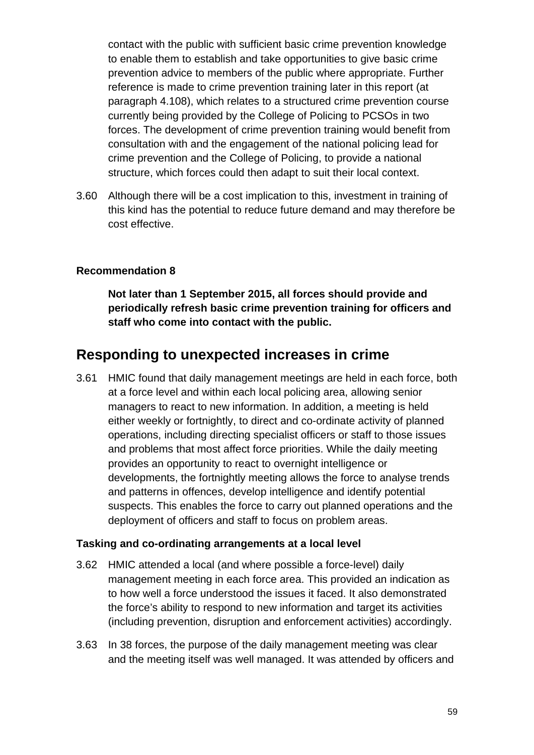contact with the public with sufficient basic crime prevention knowledge to enable them to establish and take opportunities to give basic crime prevention advice to members of the public where appropriate. Further reference is made to crime prevention training later in this report (at paragraph 4.108), which relates to a structured crime prevention course currently being provided by the College of Policing to PCSOs in two forces. The development of crime prevention training would benefit from consultation with and the engagement of the national policing lead for crime prevention and the College of Policing, to provide a national structure, which forces could then adapt to suit their local context.

3.60 Although there will be a cost implication to this, investment in training of this kind has the potential to reduce future demand and may therefore be cost effective.

**Recommendation 8**

**Not later than 1 September 2015, all forces should provide and periodically refresh basic crime prevention training for officers and staff who come into contact with the public.**

## Responding to unexpected increases in crime

3.61 HMIC found that daily management meetings are held in each force, both at a force level and within each local policing area, allowing senior managers to react to new information. In addition, a meeting is held either weekly or fortnightly, to direct and co-ordinate activity of planned operations, including directing specialist officers or staff to those issues and problems that most affect force priorities. While the daily meeting provides an opportunity to react to overnight intelligence or developments, the fortnightly meeting allows the force to analyse trends and patterns in offences, develop intelligence and identify potential suspects. This enables the force to carry out planned operations and the deployment of officers and staff to focus on problem areas.

### Tasking and co-ordinating arrangements at a local level

3.62 HMIC attended a local (and where possible a force-level) daily management meeting in each force area. This provided an indication as to how well a force understood the issues it faced. It also demonstrated the force's ability to respond to new information and target its activities (including prevention, disruption and enforcement activities) accordingly.

3.63 In 38 forces, the purpose of the daily management meeting was clear and the meeting itself was well managed. It was attended by officers and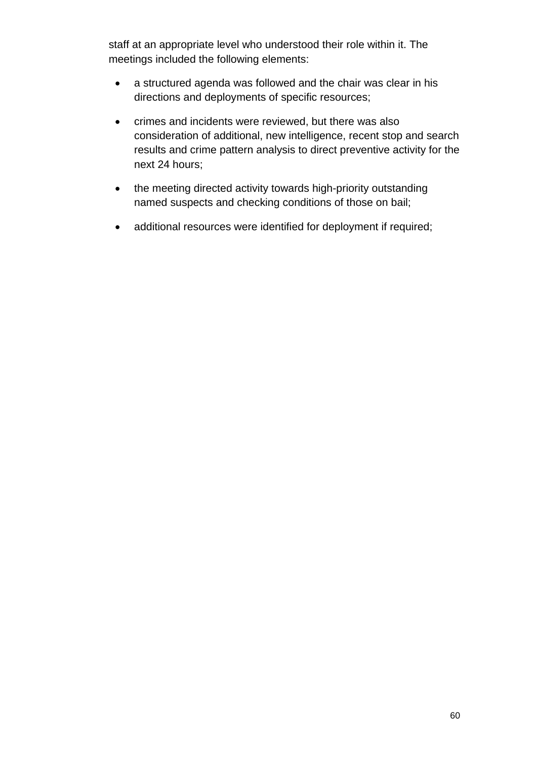staff at an appropriate level who understood their role within it. The meetings included the following elements:

- a structured agenda was followed and the chair was clear in his directions and deployments of specific resources;
- crimes and incidents were reviewed, but there was also consideration of additional, new intelligence, recent stop and search results and crime pattern analysis to direct preventive activity for the next 24 hours;
- the meeting directed activity towards high-priority outstanding named suspects and checking conditions of those on bail;
- additional resources were identified for deployment if required;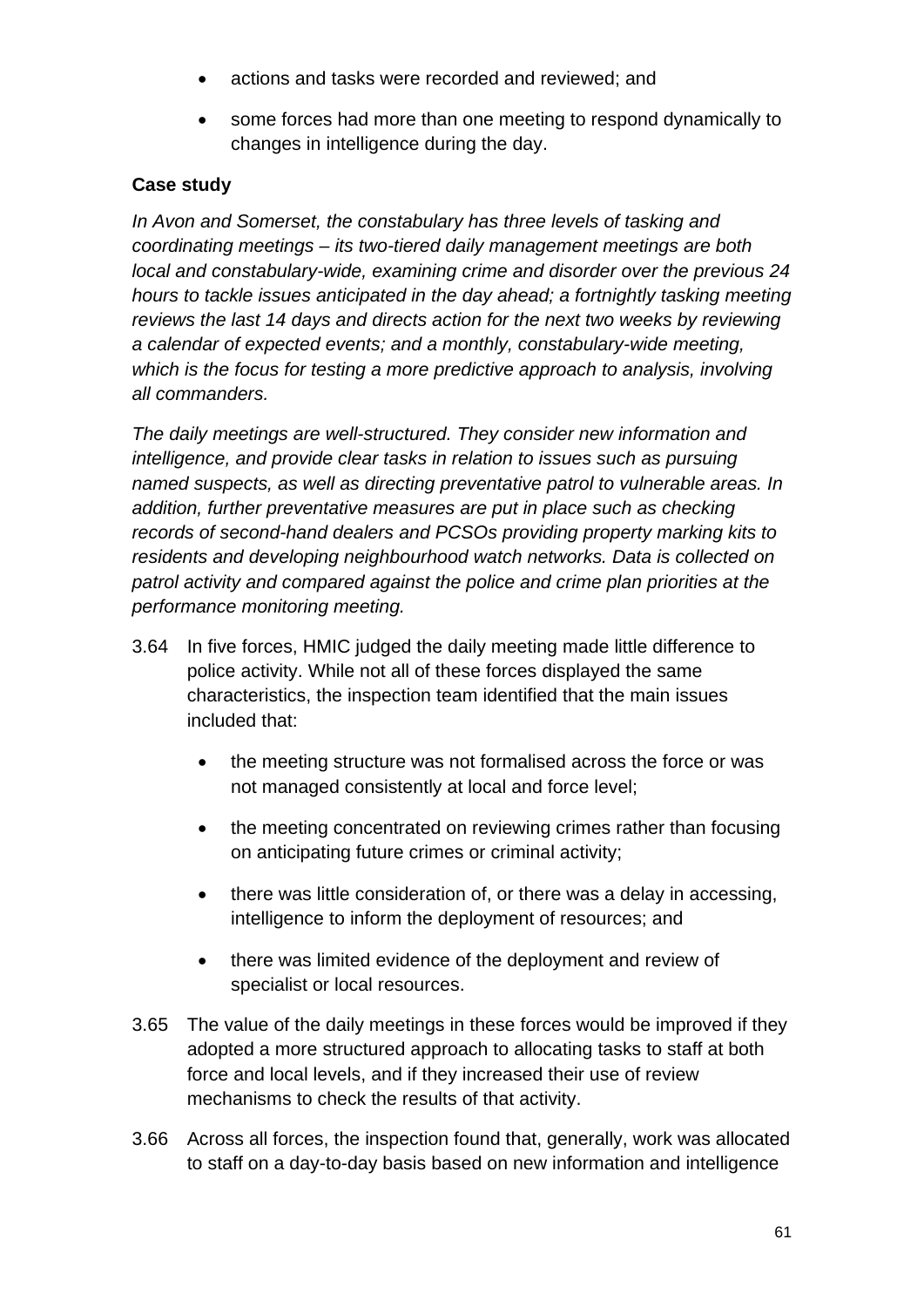- actions and tasks were recorded and reviewed; and
- some forces had more than one meeting to respond dynamically to changes in intelligence during the day.

**Case study**

*In Avon and Somerset, the constabulary has three levels of tasking and coordinating meetings – its two-tiered daily management meetings are both local and constabulary-wide, examining crime and disorder over the previous 24 hours to tackle issues anticipated in the day ahead; a fortnightly tasking meeting reviews the last 14 days and directs action for the next two weeks by reviewing a calendar of expected events; and a monthly, constabulary-wide meeting, which is the focus for testing a more predictive approach to analysis, involving all commanders.*

*The daily meetings are well-structured. They consider new information and intelligence, and provide clear tasks in relation to issues such as pursuing named suspects, as well as directing preventative patrol to vulnerable areas. In addition, further preventative measures are put in place such as checking records of second-hand dealers and PCSOs providing property marking kits to residents and developing neighbourhood watch networks. Data is collected on patrol activity and compared against the police and crime plan priorities at the performance monitoring meeting.*

3.64 In five forces, HMIC judged the daily meeting made little difference to police activity. While not all of these forces displayed the same characteristics, the inspection team identified that the main issues included that:

- the meeting structure was not formalised across the force or was not managed consistently at local and force level;
- the meeting concentrated on reviewing crimes rather than focusing on anticipating future crimes or criminal activity;
- there was little consideration of, or there was a delay in accessing, intelligence to inform the deployment of resources; and
- there was limited evidence of the deployment and review of specialist or local resources.

3.65 The value of the daily meetings in these forces would be improved if they adopted a more structured approach to allocating tasks to staff at both force and local levels, and if they increased their use of review mechanisms to check the results of that activity.

3.66 Across all forces, the inspection found that, generally, work was allocated to staff on a day-to-day basis based on new information and intelligence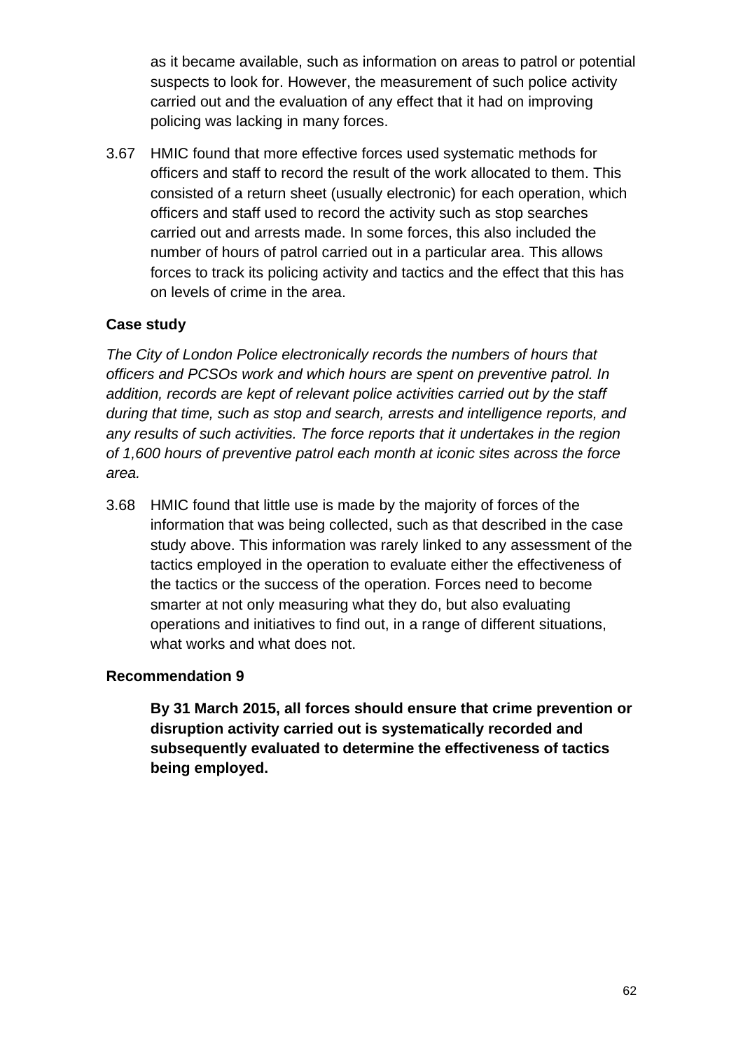as it became available, such as information on areas to patrol or potential suspects to look for. However, the measurement of such police activity carried out and the evaluation of any effect that it had on improving policing was lacking in many forces.

3.67 HMIC found that more effective forces used systematic methods for officers and staff to record the result of the work allocated to them. This consisted of a return sheet (usually electronic) for each operation, which officers and staff used to record the activity such as stop searches carried out and arrests made. In some forces, this also included the number of hours of patrol carried out in a particular area. This allows forces to track its policing activity and tactics and the effect that this has on levels of crime in the area.

**Case study**

*The City of London Police electronically records the numbers of hours that officers and PCSOs work and which hours are spent on preventive patrol. In addition, records are kept of relevant police activities carried out by the staff during that time, such as stop and search, arrests and intelligence reports, and any results of such activities. The force reports that it undertakes in the region of 1,600 hours of preventive patrol each month at iconic sites across the force area.*

3.68 HMIC found that little use is made by the majority of forces of the information that was being collected, such as that described in the case study above. This information was rarely linked to any assessment of the tactics employed in the operation to evaluate either the effectiveness of the tactics or the success of the operation. Forces need to become smarter at not only measuring what they do, but also evaluating operations and initiatives to find out, in a range of different situations, what works and what does not.

**Recommendation 9**

**By 31 March 2015, all forces should ensure that crime prevention or disruption activity carried out is systematically recorded and subsequently evaluated to determine the effectiveness of tactics being employed.**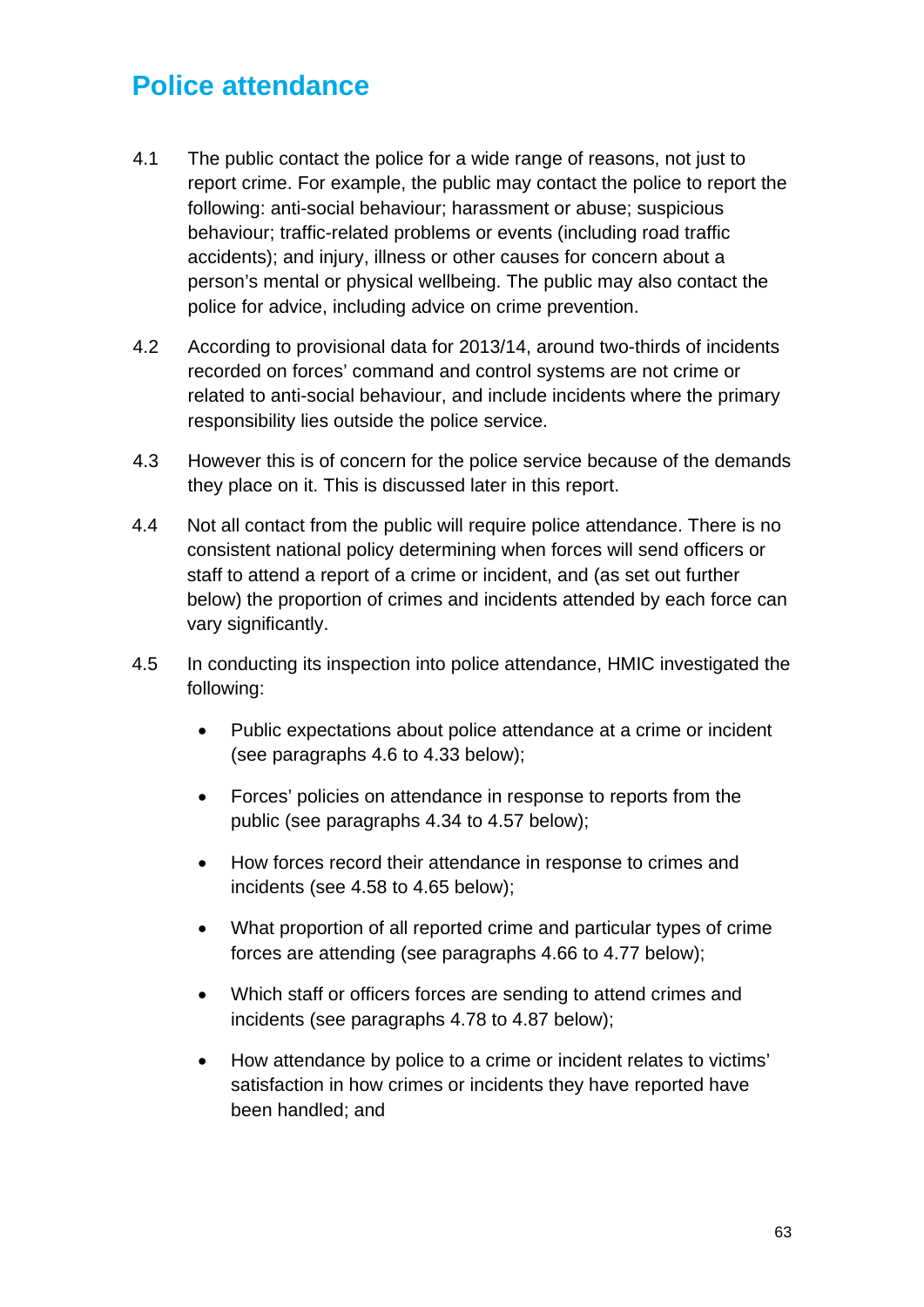## Police attendance

4.1 The public contact the police for a wide range of reasons, not just to report crime. For example, the public may contact the police to report the following: anti-social behaviour; harassment or abuse; suspicious behaviour; traffic-related problems or events (including road traffic accidents); and injury, illness or other causes for concern about a person's mental or physical wellbeing. The public may also contact the police for advice, including advice on crime prevention.

4.2 According to provisional data for 2013/14, around two-thirds of incidents recorded on forces' command and control systems are not crime or related to anti-social behaviour, and include incidents where the primary responsibility lies outside the police service.

4.3 However this is of concern for the police service because of the demands they place on it. This is discussed later in this report.

4.4 Not all contact from the public will require police attendance. There is no consistent national policy determining when forces will send officers or staff to attend a report of a crime or incident, and (as set out further below) the proportion of crimes and incidents attended by each force can vary significantly.

4.5 In conducting its inspection into police attendance, HMIC investigated the following:

- Public expectations about police attendance at a crime or incident (see paragraphs 4.6 to 4.33 below);
- Forces' policies on attendance in response to reports from the public (see paragraphs 4.34 to 4.57 below);
- How forces record their attendance in response to crimes and incidents (see 4.58 to 4.65 below);
- What proportion of all reported crime and particular types of crime forces are attending (see paragraphs 4.66 to 4.77 below);
- Which staff or officers forces are sending to attend crimes and incidents (see paragraphs 4.78 to 4.87 below);
- How attendance by police to a crime or incident relates to victims' satisfaction in how crimes or incidents they have reported have been handled; and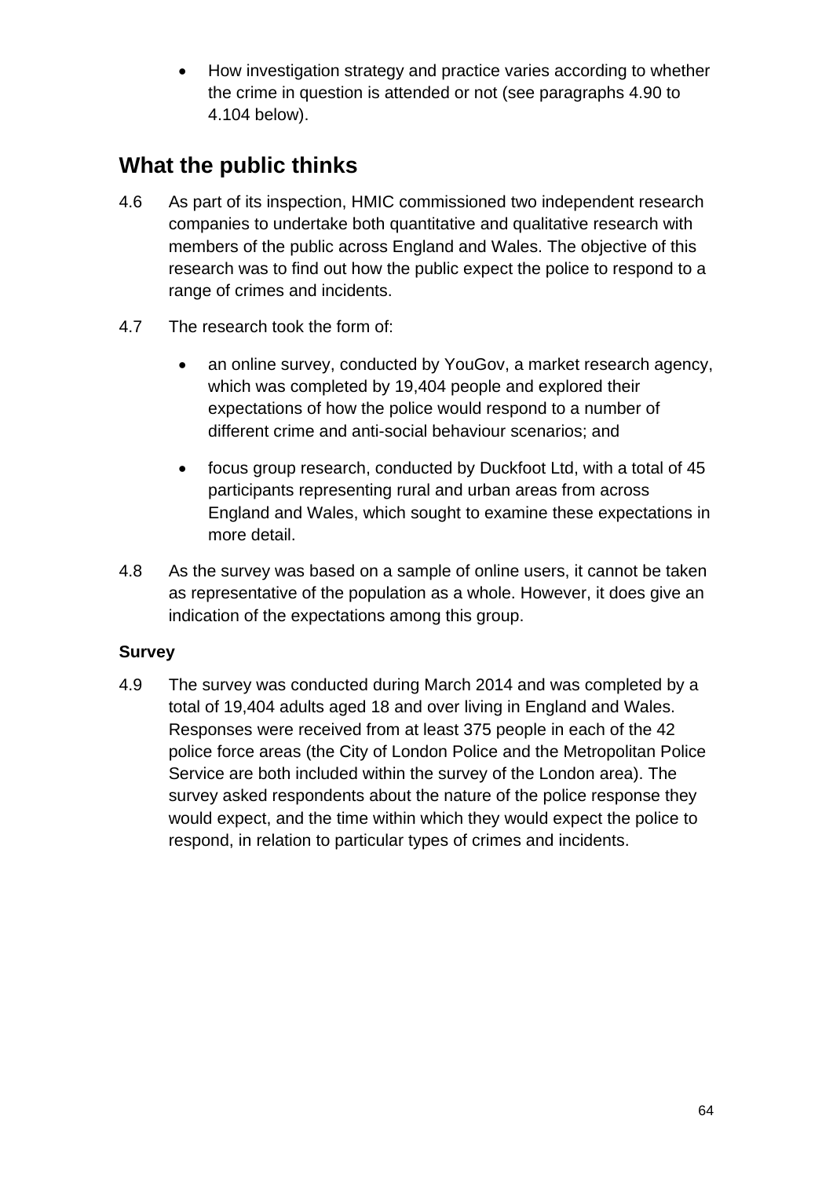- How investigation strategy and practice varies according to whether the crime in question is attended or not (see paragraphs 4.90 to 4.104 below).

## What the public thinks

4.6 As part of its inspection, HMIC commissioned two independent research companies to undertake both quantitative and qualitative research with members of the public across England and Wales. The objective of this research was to find out how the public expect the police to respond to a range of crimes and incidents.

4.7 The research took the form of:

- an online survey, conducted by YouGov, a market research agency, which was completed by 19,404 people and explored their expectations of how the police would respond to a number of different crime and anti-social behaviour scenarios; and
- focus group research, conducted by Duckfoot Ltd, with a total of 45 participants representing rural and urban areas from across England and Wales, which sought to examine these expectations in more detail.

4.8 As the survey was based on a sample of online users, it cannot be taken as representative of the population as a whole. However, it does give an indication of the expectations among this group.

### Survey

4.9 The survey was conducted during March 2014 and was completed by a total of 19,404 adults aged 18 and over living in England and Wales. Responses were received from at least 375 people in each of the 42 police force areas (the City of London Police and the Metropolitan Police Service are both included within the survey of the London area). The survey asked respondents about the nature of the police response they would expect, and the time within which they would expect the police to respond, in relation to particular types of crimes and incidents.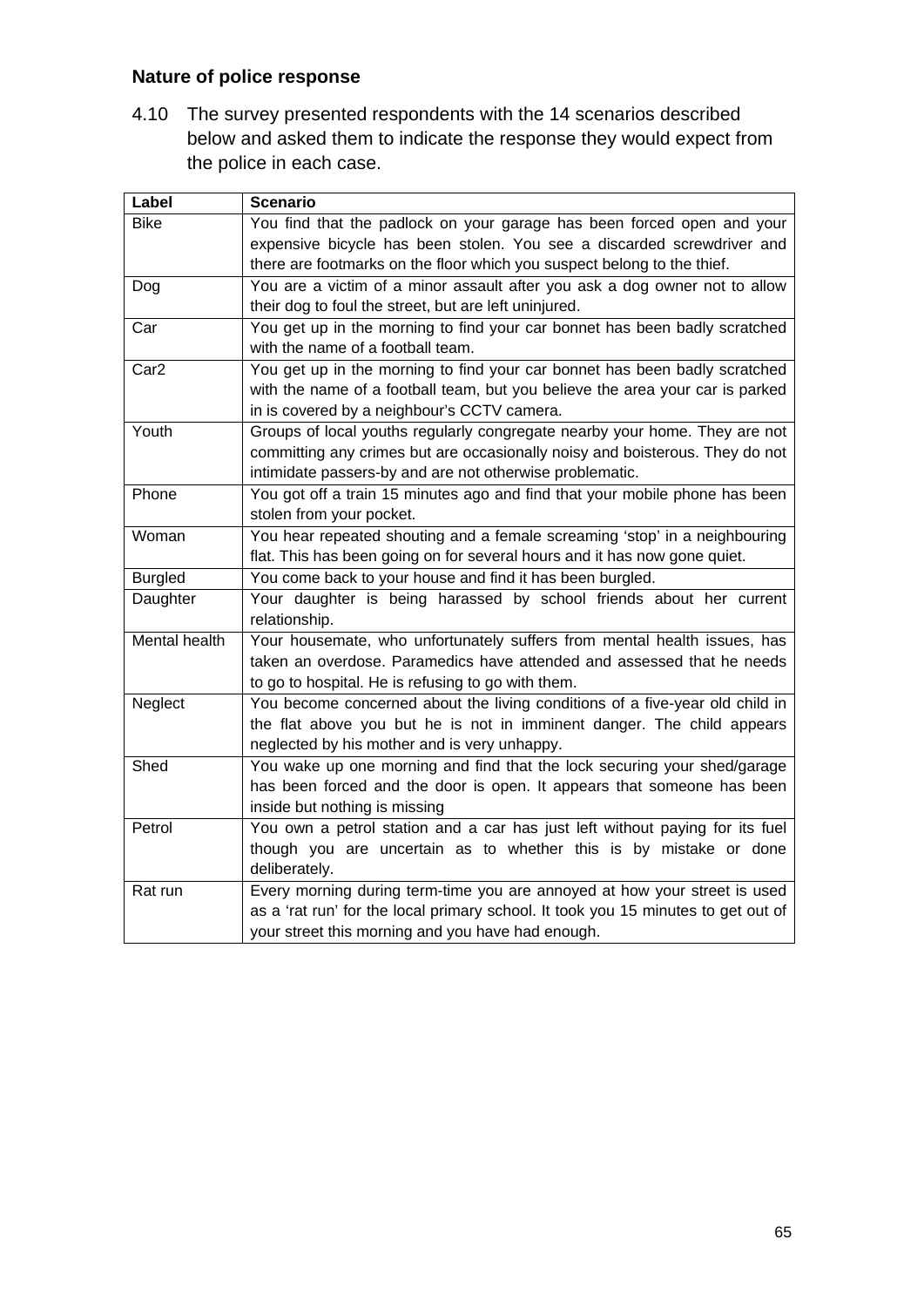### Nature of police response

4.10 The survey presented respondents with the 14 scenarios described below and asked them to indicate the response they would expect from the police in each case.

| Label | Scenario |
|---|---|
| Bike | You find that the padlock on your garage has been forced open and your expensive bicycle has been stolen. You see a discarded screwdriver and there are footmarks on the floor which you suspect belong to the thief. |
| Dog | You are a victim of a minor assault after you ask a dog owner not to allow their dog to foul the street, but are left uninjured. |
| Car | You get up in the morning to find your car bonnet has been badly scratched with the name of a football team. |
| Car2 | You get up in the morning to find your car bonnet has been badly scratched with the name of a football team, but you believe the area your car is parked in is covered by a neighbour's CCTV camera. |
| Youth | Groups of local youths regularly congregate nearby your home. They are not committing any crimes but are occasionally noisy and boisterous. They do not intimidate passers-by and are not otherwise problematic. |
| Phone | You got off a train 15 minutes ago and find that your mobile phone has been stolen from your pocket. |
| Woman | You hear repeated shouting and a female screaming 'stop' in a neighbouring flat. This has been going on for several hours and it has now gone quiet. |
| Burgled | You come back to your house and find it has been burgled. |
| Daughter | Your daughter is being harassed by school friends about her current relationship. |
| Mental health | Your housemate, who unfortunately suffers from mental health issues, has taken an overdose. Paramedics have attended and assessed that he needs to go to hospital. He is refusing to go with them. |
| Neglect | You become concerned about the living conditions of a five-year old child in the flat above you but he is not in imminent danger. The child appears neglected by his mother and is very unhappy. |
| Shed | You wake up one morning and find that the lock securing your shed/garage has been forced and the door is open. It appears that someone has been inside but nothing is missing |
| Petrol | You own a petrol station and a car has just left without paying for its fuel though you are uncertain as to whether this is by mistake or done deliberately. |
| Rat run | Every morning during term-time you are annoyed at how your street is used as a 'rat run' for the local primary school. It took you 15 minutes to get out of your street this morning and you have had enough. |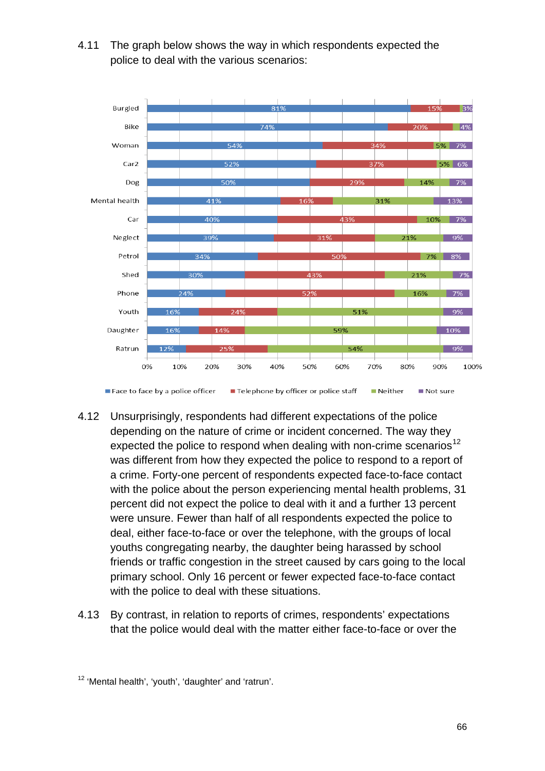4.11 The graph below shows the way in which respondents expected the police to deal with the various scenarios:

| Scenario | Face to face by a police officer | Telephone by officer or police staff | Neither | Not sure |
|---|---|---|---|---|
| Burgled | 81% | 15% | | 3% |
| Bike | 74% | 20% | | 4% |
| Woman | 54% | 34% | 5% | 7% |
| Car2 | 52% | 37% | 5% | 6% |
| Dog | 50% | 29% | 14% | 7% |
| Mental health | 41% | 16% | 31% | 13% |
| Car | 40% | 43% | 10% | 7% |
| Neglect | 39% | 31% | 21% | 9% |
| Petrol | 34% | 50% | 7% | 8% |
| Shed | 30% | 43% | 21% | 7% |
| Phone | 24% | 52% | 16% | 7% |
| Youth | 16% | 24% | 51% | 9% |
| Daughter | 16% | 14% | 59% | 10% |
| Ratrun | 12% | 25% | 54% | 9% |

4.12 Unsurprisingly, respondents had different expectations of the police depending on the nature of crime or incident concerned. The way they expected the police to respond when dealing with non-crime scenarios[12] was different from how they expected the police to respond to a report of a crime. Forty-one percent of respondents expected face-to-face contact with the police about the person experiencing mental health problems, 31 percent did not expect the police to deal with it and a further 13 percent were unsure. Fewer than half of all respondents expected the police to deal, either face-to-face or over the telephone, with the groups of local youths congregating nearby, the daughter being harassed by school friends or traffic congestion in the street caused by cars going to the local primary school. Only 16 percent or fewer expected face-to-face contact with the police to deal with these situations.

4.13 By contrast, in relation to reports of crimes, respondents' expectations that the police would deal with the matter either face-to-face or over the

[12] 'Mental health', 'youth', 'daughter' and 'ratrun'.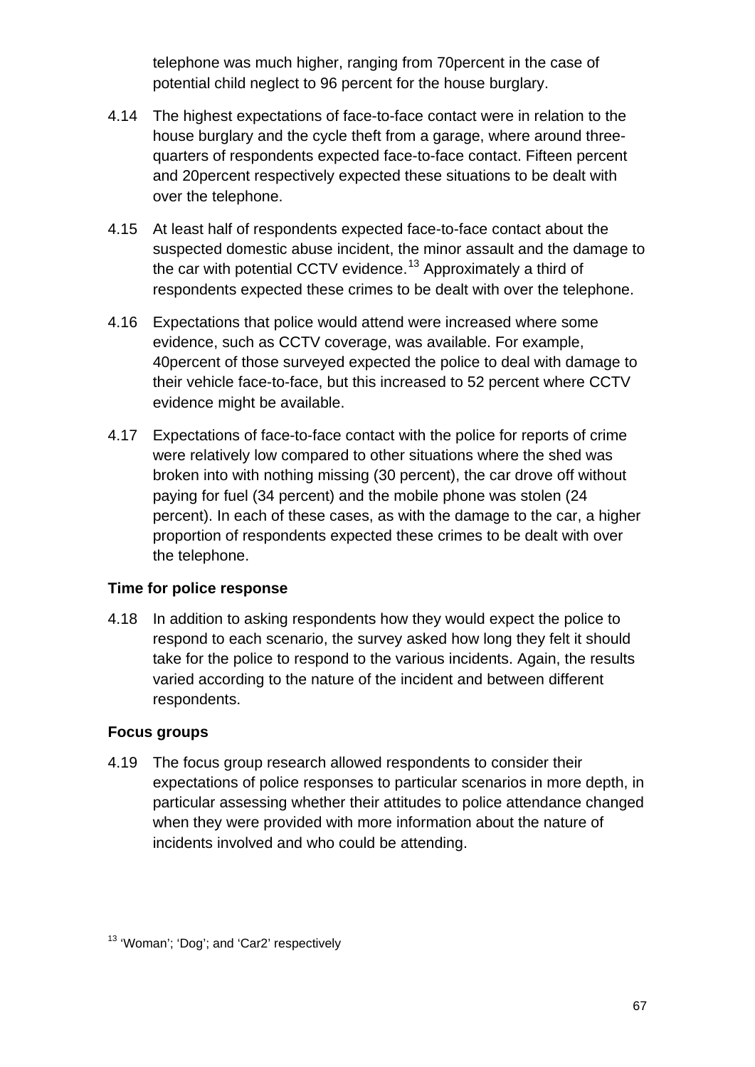telephone was much higher, ranging from 70percent in the case of potential child neglect to 96 percent for the house burglary.

4.14 The highest expectations of face-to-face contact were in relation to the house burglary and the cycle theft from a garage, where around three-quarters of respondents expected face-to-face contact. Fifteen percent and 20percent respectively expected these situations to be dealt with over the telephone.

4.15 At least half of respondents expected face-to-face contact about the suspected domestic abuse incident, the minor assault and the damage to the car with potential CCTV evidence.[13] Approximately a third of respondents expected these crimes to be dealt with over the telephone.

4.16 Expectations that police would attend were increased where some evidence, such as CCTV coverage, was available. For example, 40percent of those surveyed expected the police to deal with damage to their vehicle face-to-face, but this increased to 52 percent where CCTV evidence might be available.

4.17 Expectations of face-to-face contact with the police for reports of crime were relatively low compared to other situations where the shed was broken into with nothing missing (30 percent), the car drove off without paying for fuel (34 percent) and the mobile phone was stolen (24 percent). In each of these cases, as with the damage to the car, a higher proportion of respondents expected these crimes to be dealt with over the telephone.

### Time for police response

4.18 In addition to asking respondents how they would expect the police to respond to each scenario, the survey asked how long they felt it should take for the police to respond to the various incidents. Again, the results varied according to the nature of the incident and between different respondents.

### Focus groups

4.19 The focus group research allowed respondents to consider their expectations of police responses to particular scenarios in more depth, in particular assessing whether their attitudes to police attendance changed when they were provided with more information about the nature of incidents involved and who could be attending.

[13] 'Woman'; 'Dog'; and 'Car2' respectively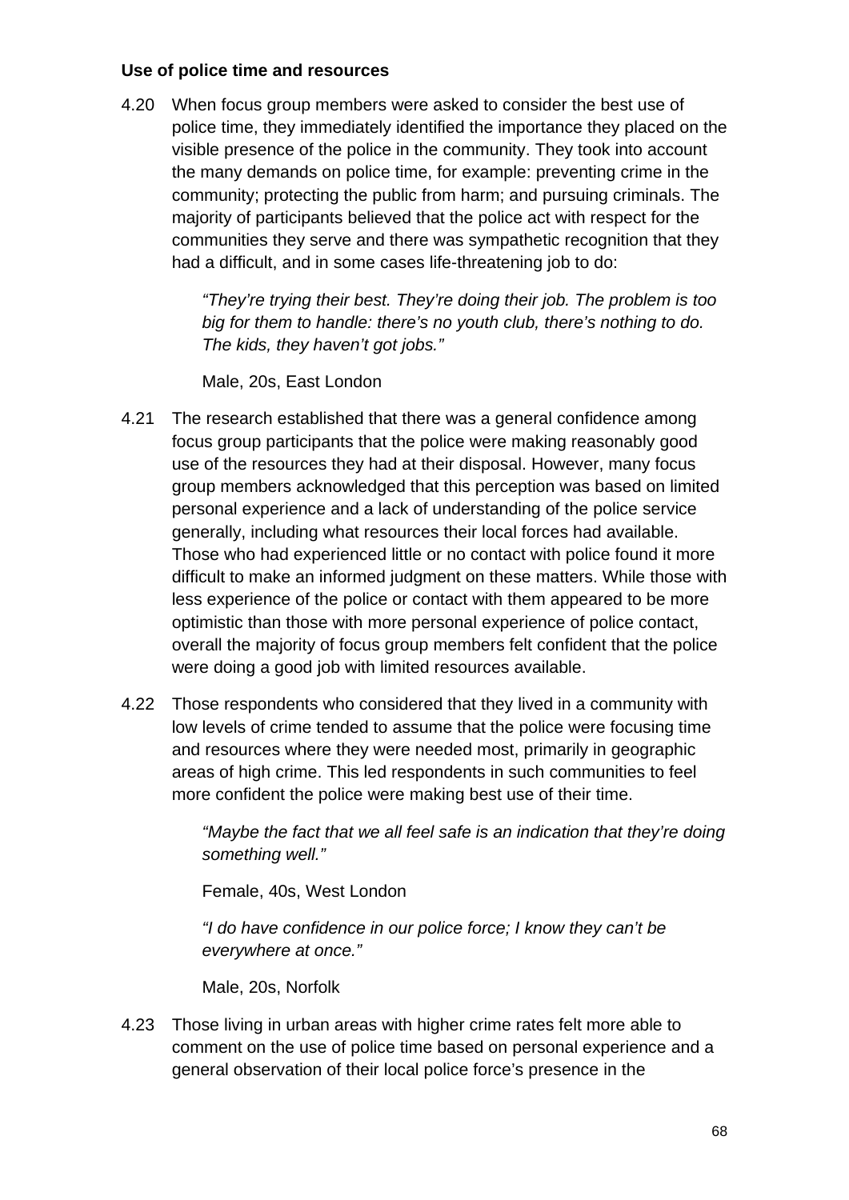**Use of police time and resources**

4.20 When focus group members were asked to consider the best use of police time, they immediately identified the importance they placed on the visible presence of the police in the community. They took into account the many demands on police time, for example: preventing crime in the community; protecting the public from harm; and pursuing criminals. The majority of participants believed that the police act with respect for the communities they serve and there was sympathetic recognition that they had a difficult, and in some cases life-threatening job to do:

> *"They're trying their best. They're doing their job. The problem is too big for them to handle: there's no youth club, there's nothing to do. The kids, they haven't got jobs."*
>
> Male, 20s, East London

4.21 The research established that there was a general confidence among focus group participants that the police were making reasonably good use of the resources they had at their disposal. However, many focus group members acknowledged that this perception was based on limited personal experience and a lack of understanding of the police service generally, including what resources their local forces had available. Those who had experienced little or no contact with police found it more difficult to make an informed judgment on these matters. While those with less experience of the police or contact with them appeared to be more optimistic than those with more personal experience of police contact, overall the majority of focus group members felt confident that the police were doing a good job with limited resources available.

4.22 Those respondents who considered that they lived in a community with low levels of crime tended to assume that the police were focusing time and resources where they were needed most, primarily in geographic areas of high crime. This led respondents in such communities to feel more confident the police were making best use of their time.

> *"Maybe the fact that we all feel safe is an indication that they're doing something well."*
>
> Female, 40s, West London
>
> *"I do have confidence in our police force; I know they can't be everywhere at once."*
>
> Male, 20s, Norfolk

4.23 Those living in urban areas with higher crime rates felt more able to comment on the use of police time based on personal experience and a general observation of their local police force's presence in the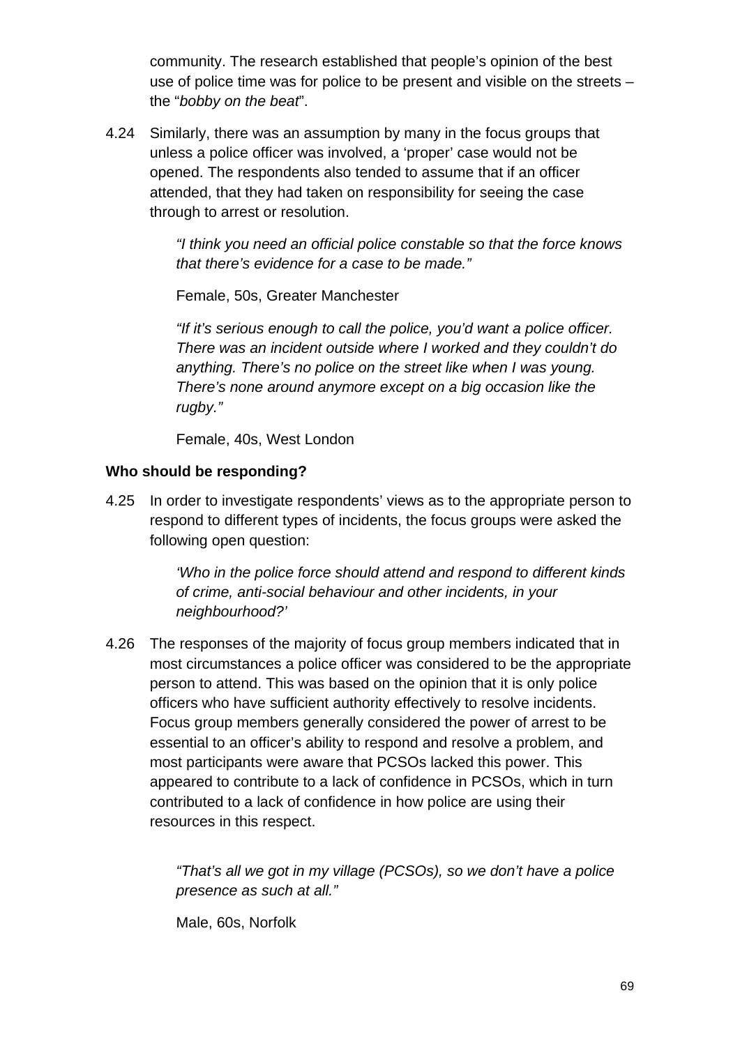community. The research established that people’s opinion of the best use of police time was for police to be present and visible on the streets – the “*bobby on the beat*”.

4.24 Similarly, there was an assumption by many in the focus groups that unless a police officer was involved, a ‘proper’ case would not be opened. The respondents also tended to assume that if an officer attended, that they had taken on responsibility for seeing the case through to arrest or resolution.

> *“I think you need an official police constable so that the force knows that there’s evidence for a case to be made.”*
>
> Female, 50s, Greater Manchester
>
> *“If it’s serious enough to call the police, you’d want a police officer. There was an incident outside where I worked and they couldn’t do anything. There’s no police on the street like when I was young. There’s none around anymore except on a big occasion like the rugby.”*
>
> Female, 40s, West London

**Who should be responding?**

4.25 In order to investigate respondents’ views as to the appropriate person to respond to different types of incidents, the focus groups were asked the following open question:

> *‘Who in the police force should attend and respond to different kinds of crime, anti-social behaviour and other incidents, in your neighbourhood?’*

4.26 The responses of the majority of focus group members indicated that in most circumstances a police officer was considered to be the appropriate person to attend. This was based on the opinion that it is only police officers who have sufficient authority effectively to resolve incidents. Focus group members generally considered the power of arrest to be essential to an officer’s ability to respond and resolve a problem, and most participants were aware that PCSOs lacked this power. This appeared to contribute to a lack of confidence in PCSOs, which in turn contributed to a lack of confidence in how police are using their resources in this respect.

> *“That’s all we got in my village (PCSOs), so we don’t have a police presence as such at all.”*
>
> Male, 60s, Norfolk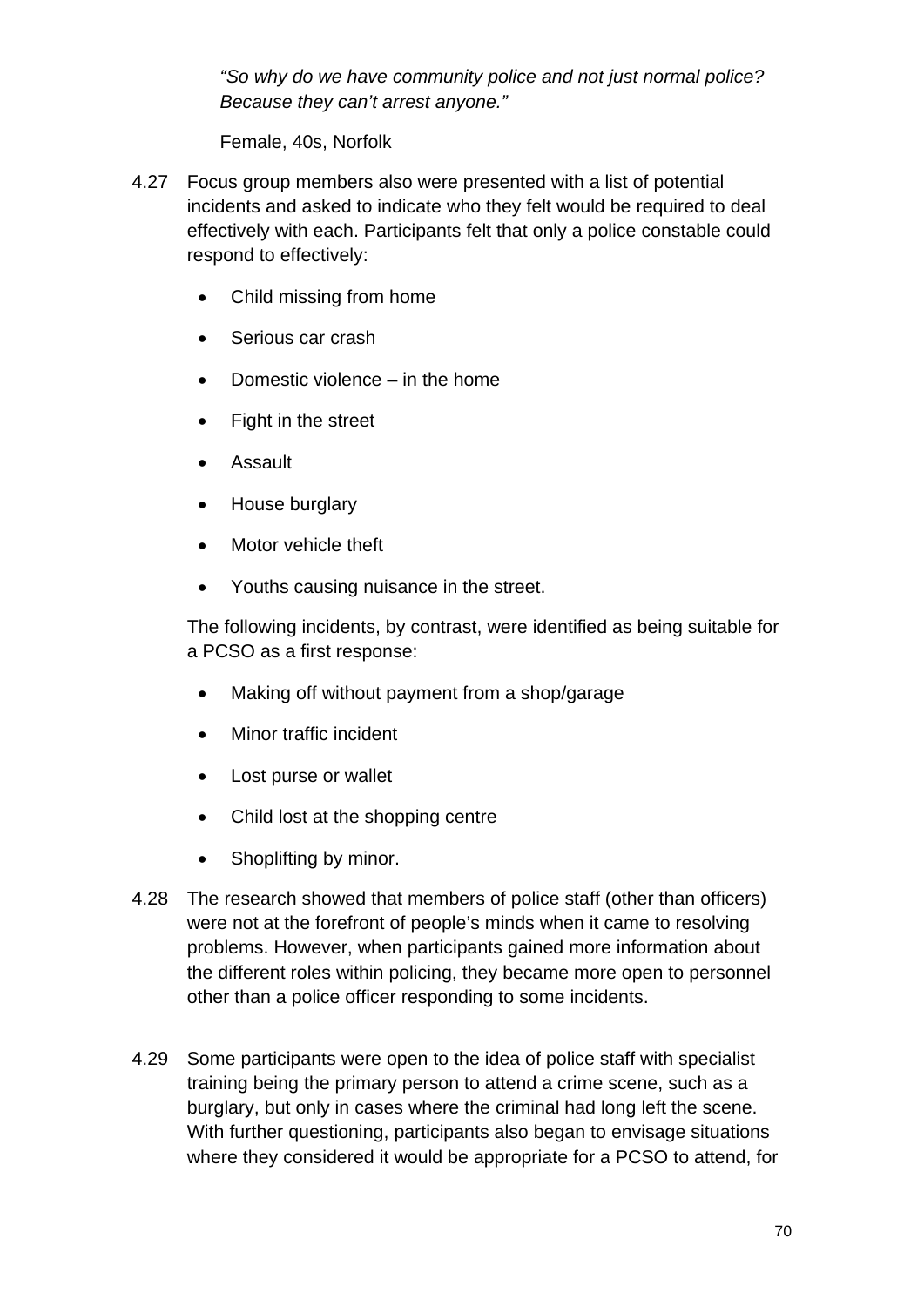*"So why do we have community police and not just normal police? Because they can't arrest anyone."*

Female, 40s, Norfolk

4.27 Focus group members also were presented with a list of potential incidents and asked to indicate who they felt would be required to deal effectively with each. Participants felt that only a police constable could respond to effectively:

- Child missing from home
- Serious car crash
- Domestic violence – in the home
- Fight in the street
- Assault
- House burglary
- Motor vehicle theft
- Youths causing nuisance in the street.

The following incidents, by contrast, were identified as being suitable for a PCSO as a first response:

- Making off without payment from a shop/garage
- Minor traffic incident
- Lost purse or wallet
- Child lost at the shopping centre
- Shoplifting by minor.

4.28 The research showed that members of police staff (other than officers) were not at the forefront of people's minds when it came to resolving problems. However, when participants gained more information about the different roles within policing, they became more open to personnel other than a police officer responding to some incidents.

4.29 Some participants were open to the idea of police staff with specialist training being the primary person to attend a crime scene, such as a burglary, but only in cases where the criminal had long left the scene. With further questioning, participants also began to envisage situations where they considered it would be appropriate for a PCSO to attend, for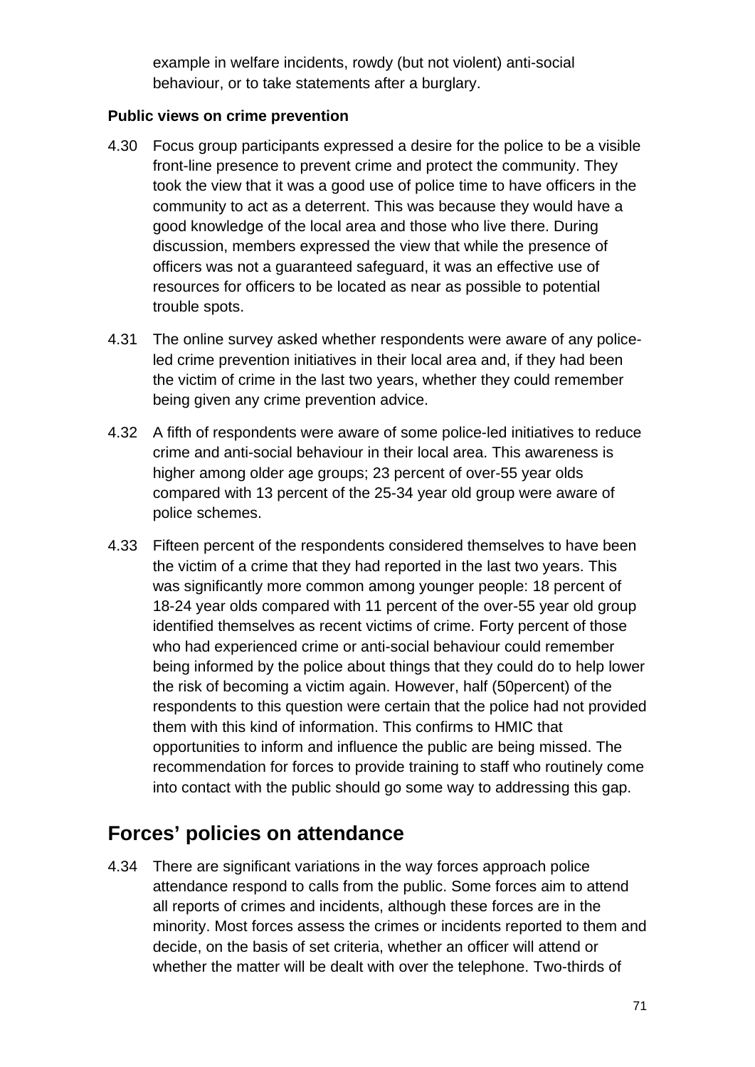example in welfare incidents, rowdy (but not violent) anti-social behaviour, or to take statements after a burglary.

**Public views on crime prevention**

4.30 Focus group participants expressed a desire for the police to be a visible front-line presence to prevent crime and protect the community. They took the view that it was a good use of police time to have officers in the community to act as a deterrent. This was because they would have a good knowledge of the local area and those who live there. During discussion, members expressed the view that while the presence of officers was not a guaranteed safeguard, it was an effective use of resources for officers to be located as near as possible to potential trouble spots.

4.31 The online survey asked whether respondents were aware of any police-led crime prevention initiatives in their local area and, if they had been the victim of crime in the last two years, whether they could remember being given any crime prevention advice.

4.32 A fifth of respondents were aware of some police-led initiatives to reduce crime and anti-social behaviour in their local area. This awareness is higher among older age groups; 23 percent of over-55 year olds compared with 13 percent of the 25-34 year old group were aware of police schemes.

4.33 Fifteen percent of the respondents considered themselves to have been the victim of a crime that they had reported in the last two years. This was significantly more common among younger people: 18 percent of 18-24 year olds compared with 11 percent of the over-55 year old group identified themselves as recent victims of crime. Forty percent of those who had experienced crime or anti-social behaviour could remember being informed by the police about things that they could do to help lower the risk of becoming a victim again. However, half (50percent) of the respondents to this question were certain that the police had not provided them with this kind of information. This confirms to HMIC that opportunities to inform and influence the public are being missed. The recommendation for forces to provide training to staff who routinely come into contact with the public should go some way to addressing this gap.

## Forces' policies on attendance

4.34 There are significant variations in the way forces approach police attendance respond to calls from the public. Some forces aim to attend all reports of crimes and incidents, although these forces are in the minority. Most forces assess the crimes or incidents reported to them and decide, on the basis of set criteria, whether an officer will attend or whether the matter will be dealt with over the telephone. Two-thirds of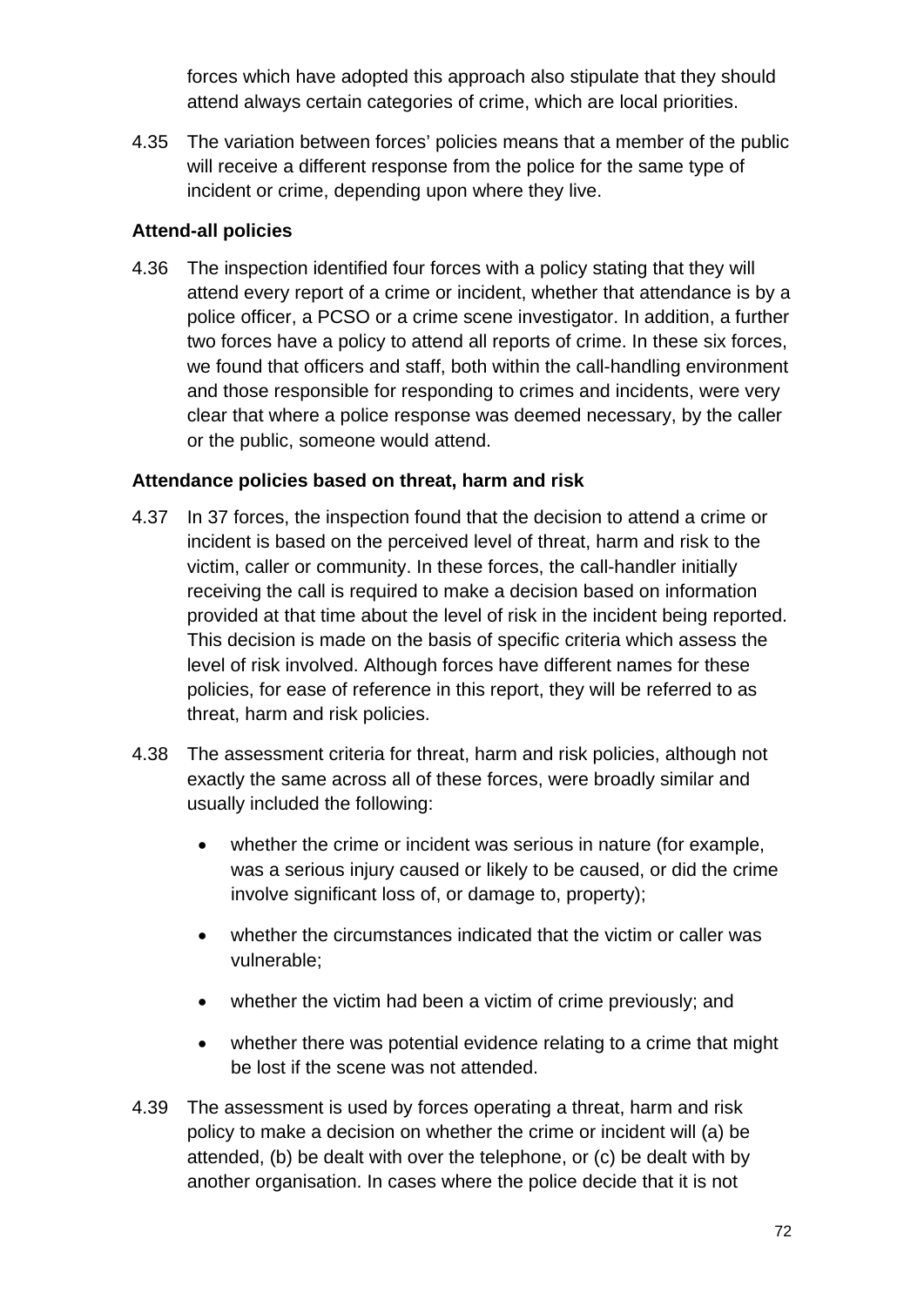forces which have adopted this approach also stipulate that they should attend always certain categories of crime, which are local priorities.

4.35 The variation between forces' policies means that a member of the public will receive a different response from the police for the same type of incident or crime, depending upon where they live.

**Attend-all policies**

4.36 The inspection identified four forces with a policy stating that they will attend every report of a crime or incident, whether that attendance is by a police officer, a PCSO or a crime scene investigator. In addition, a further two forces have a policy to attend all reports of crime. In these six forces, we found that officers and staff, both within the call-handling environment and those responsible for responding to crimes and incidents, were very clear that where a police response was deemed necessary, by the caller or the public, someone would attend.

**Attendance policies based on threat, harm and risk**

4.37 In 37 forces, the inspection found that the decision to attend a crime or incident is based on the perceived level of threat, harm and risk to the victim, caller or community. In these forces, the call-handler initially receiving the call is required to make a decision based on information provided at that time about the level of risk in the incident being reported. This decision is made on the basis of specific criteria which assess the level of risk involved. Although forces have different names for these policies, for ease of reference in this report, they will be referred to as threat, harm and risk policies.

4.38 The assessment criteria for threat, harm and risk policies, although not exactly the same across all of these forces, were broadly similar and usually included the following:

- whether the crime or incident was serious in nature (for example, was a serious injury caused or likely to be caused, or did the crime involve significant loss of, or damage to, property);
- whether the circumstances indicated that the victim or caller was vulnerable;
- whether the victim had been a victim of crime previously; and
- whether there was potential evidence relating to a crime that might be lost if the scene was not attended.

4.39 The assessment is used by forces operating a threat, harm and risk policy to make a decision on whether the crime or incident will (a) be attended, (b) be dealt with over the telephone, or (c) be dealt with by another organisation. In cases where the police decide that it is not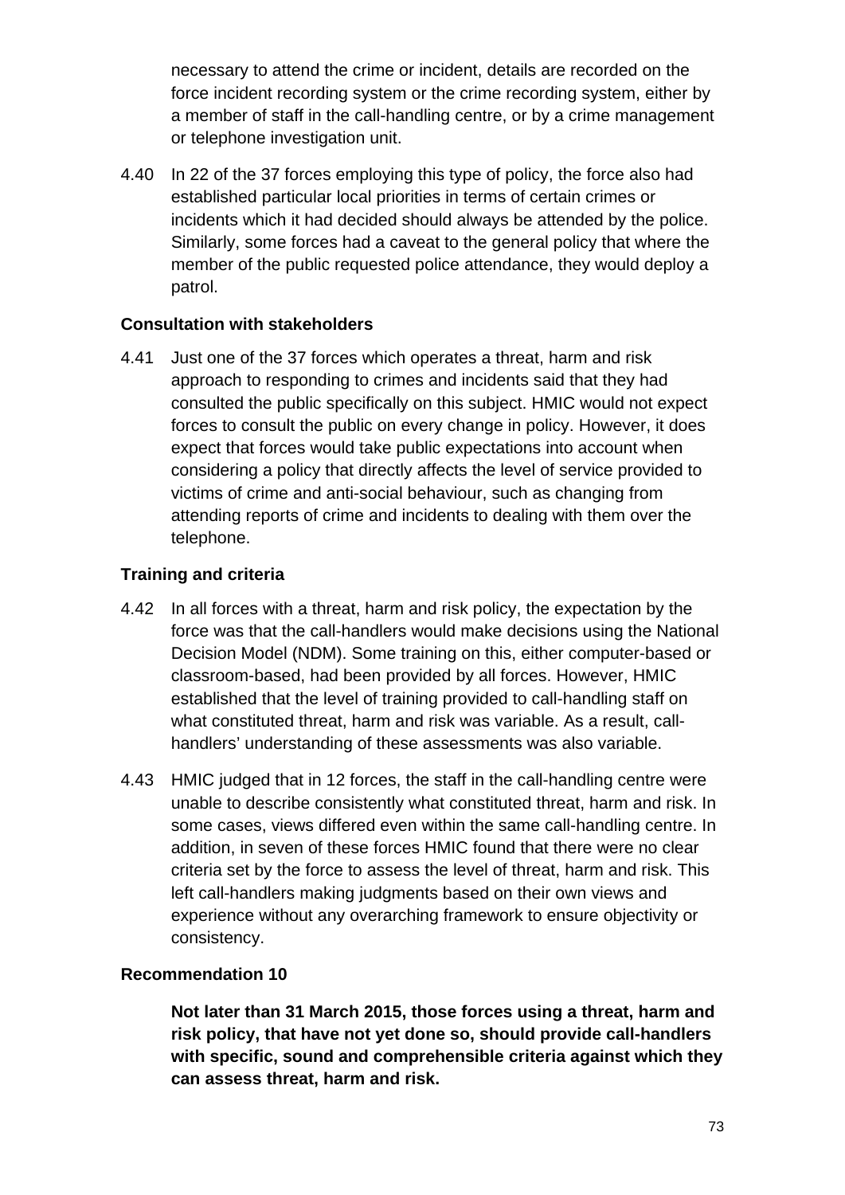necessary to attend the crime or incident, details are recorded on the force incident recording system or the crime recording system, either by a member of staff in the call-handling centre, or by a crime management or telephone investigation unit.

4.40 In 22 of the 37 forces employing this type of policy, the force also had established particular local priorities in terms of certain crimes or incidents which it had decided should always be attended by the police. Similarly, some forces had a caveat to the general policy that where the member of the public requested police attendance, they would deploy a patrol.

**Consultation with stakeholders**

4.41 Just one of the 37 forces which operates a threat, harm and risk approach to responding to crimes and incidents said that they had consulted the public specifically on this subject. HMIC would not expect forces to consult the public on every change in policy. However, it does expect that forces would take public expectations into account when considering a policy that directly affects the level of service provided to victims of crime and anti-social behaviour, such as changing from attending reports of crime and incidents to dealing with them over the telephone.

**Training and criteria**

4.42 In all forces with a threat, harm and risk policy, the expectation by the force was that the call-handlers would make decisions using the National Decision Model (NDM). Some training on this, either computer-based or classroom-based, had been provided by all forces. However, HMIC established that the level of training provided to call-handling staff on what constituted threat, harm and risk was variable. As a result, call-handlers' understanding of these assessments was also variable.

4.43 HMIC judged that in 12 forces, the staff in the call-handling centre were unable to describe consistently what constituted threat, harm and risk. In some cases, views differed even within the same call-handling centre. In addition, in seven of these forces HMIC found that there were no clear criteria set by the force to assess the level of threat, harm and risk. This left call-handlers making judgments based on their own views and experience without any overarching framework to ensure objectivity or consistency.

**Recommendation 10**

**Not later than 31 March 2015, those forces using a threat, harm and risk policy, that have not yet done so, should provide call-handlers with specific, sound and comprehensible criteria against which they can assess threat, harm and risk.**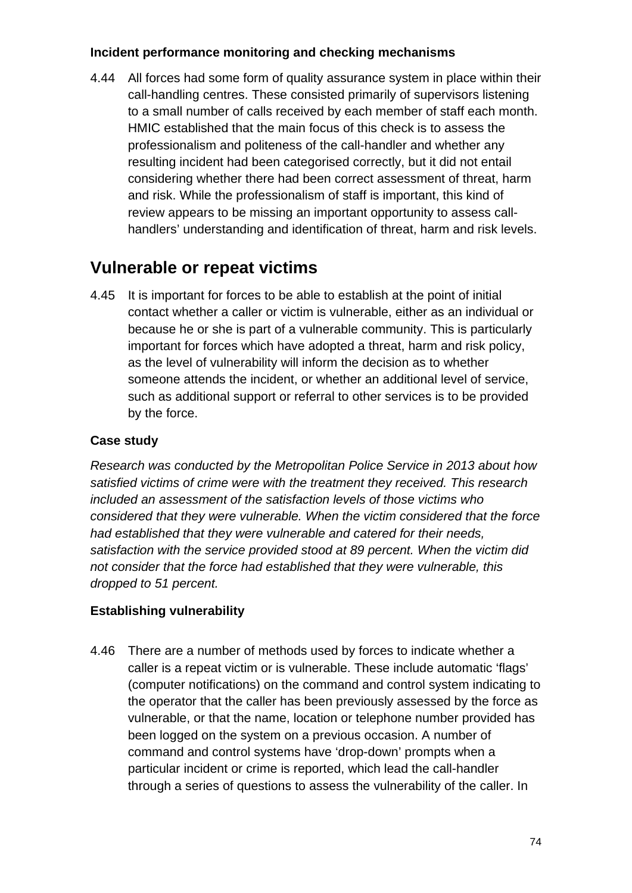#### Incident performance monitoring and checking mechanisms

4.44 All forces had some form of quality assurance system in place within their call-handling centres. These consisted primarily of supervisors listening to a small number of calls received by each member of staff each month. HMIC established that the main focus of this check is to assess the professionalism and politeness of the call-handler and whether any resulting incident had been categorised correctly, but it did not entail considering whether there had been correct assessment of threat, harm and risk. While the professionalism of staff is important, this kind of review appears to be missing an important opportunity to assess call-handlers' understanding and identification of threat, harm and risk levels.

## Vulnerable or repeat victims

4.45 It is important for forces to be able to establish at the point of initial contact whether a caller or victim is vulnerable, either as an individual or because he or she is part of a vulnerable community. This is particularly important for forces which have adopted a threat, harm and risk policy, as the level of vulnerability will inform the decision as to whether someone attends the incident, or whether an additional level of service, such as additional support or referral to other services is to be provided by the force.

#### Case study

*Research was conducted by the Metropolitan Police Service in 2013 about how satisfied victims of crime were with the treatment they received. This research included an assessment of the satisfaction levels of those victims who considered that they were vulnerable. When the victim considered that the force had established that they were vulnerable and catered for their needs, satisfaction with the service provided stood at 89 percent. When the victim did not consider that the force had established that they were vulnerable, this dropped to 51 percent.*

#### Establishing vulnerability

4.46 There are a number of methods used by forces to indicate whether a caller is a repeat victim or is vulnerable. These include automatic 'flags' (computer notifications) on the command and control system indicating to the operator that the caller has been previously assessed by the force as vulnerable, or that the name, location or telephone number provided has been logged on the system on a previous occasion. A number of command and control systems have 'drop-down' prompts when a particular incident or crime is reported, which lead the call-handler through a series of questions to assess the vulnerability of the caller. In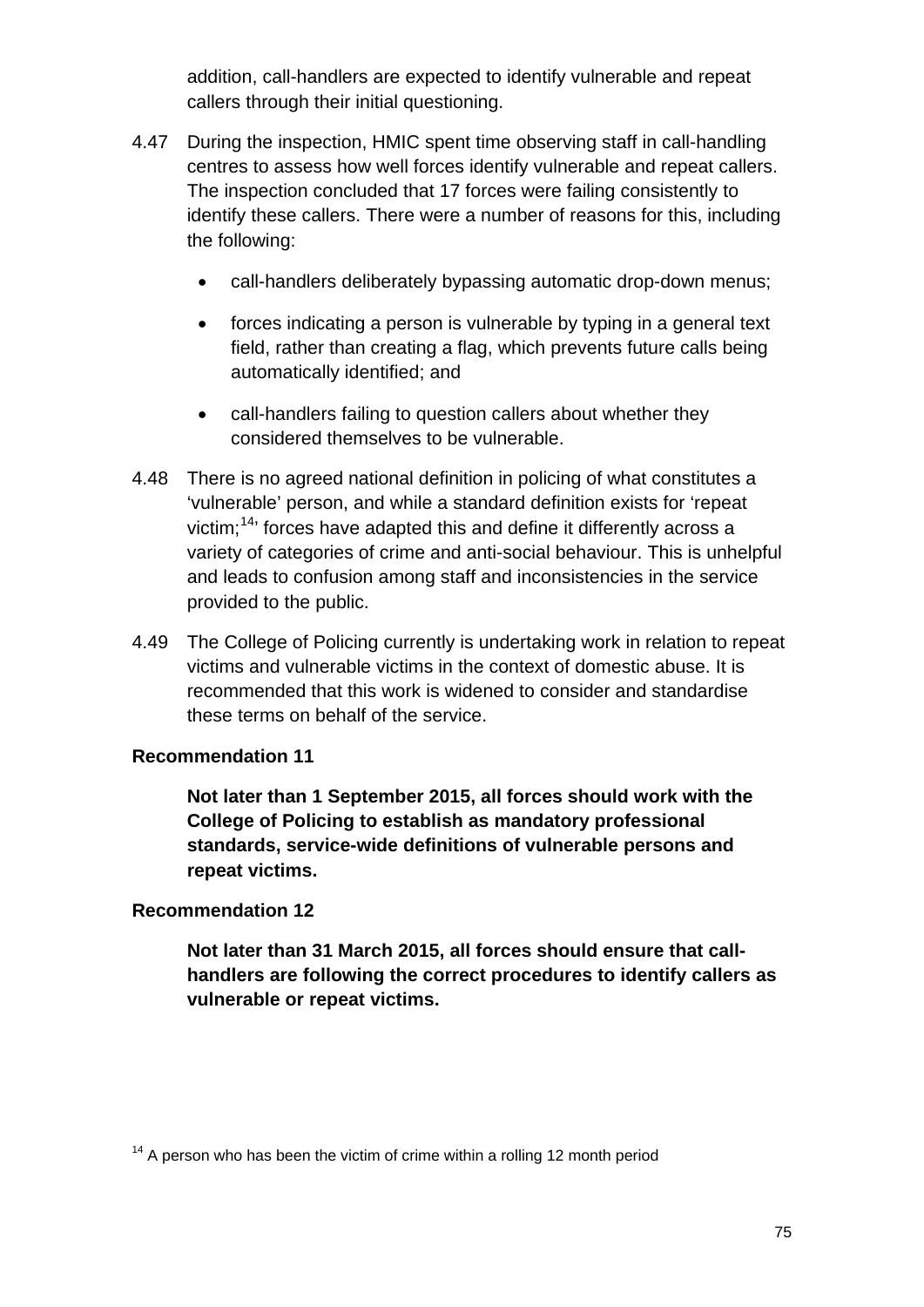addition, call-handlers are expected to identify vulnerable and repeat callers through their initial questioning.

4.47 During the inspection, HMIC spent time observing staff in call-handling centres to assess how well forces identify vulnerable and repeat callers. The inspection concluded that 17 forces were failing consistently to identify these callers. There were a number of reasons for this, including the following:

- call-handlers deliberately bypassing automatic drop-down menus;
- forces indicating a person is vulnerable by typing in a general text field, rather than creating a flag, which prevents future calls being automatically identified; and
- call-handlers failing to question callers about whether they considered themselves to be vulnerable.

4.48 There is no agreed national definition in policing of what constitutes a 'vulnerable' person, and while a standard definition exists for 'repeat victim;[14]' forces have adapted this and define it differently across a variety of categories of crime and anti-social behaviour. This is unhelpful and leads to confusion among staff and inconsistencies in the service provided to the public.

4.49 The College of Policing currently is undertaking work in relation to repeat victims and vulnerable victims in the context of domestic abuse. It is recommended that this work is widened to consider and standardise these terms on behalf of the service.

**Recommendation 11**

**Not later than 1 September 2015, all forces should work with the College of Policing to establish as mandatory professional standards, service-wide definitions of vulnerable persons and repeat victims.**

**Recommendation 12**

**Not later than 31 March 2015, all forces should ensure that call-handlers are following the correct procedures to identify callers as vulnerable or repeat victims.**

[14] A person who has been the victim of crime within a rolling 12 month period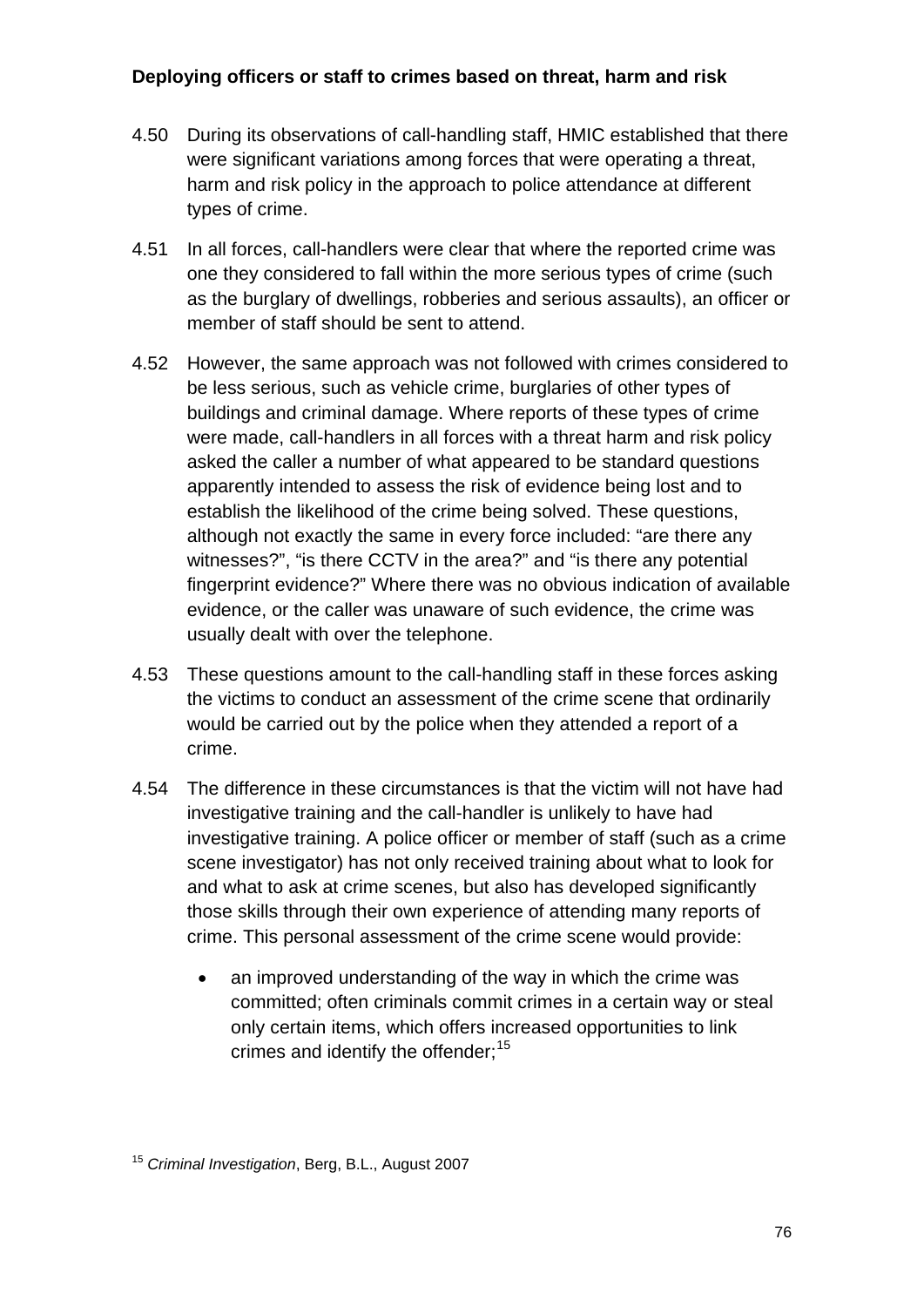**Deploying officers or staff to crimes based on threat, harm and risk**

4.50 During its observations of call-handling staff, HMIC established that there were significant variations among forces that were operating a threat, harm and risk policy in the approach to police attendance at different types of crime.

4.51 In all forces, call-handlers were clear that where the reported crime was one they considered to fall within the more serious types of crime (such as the burglary of dwellings, robberies and serious assaults), an officer or member of staff should be sent to attend.

4.52 However, the same approach was not followed with crimes considered to be less serious, such as vehicle crime, burglaries of other types of buildings and criminal damage. Where reports of these types of crime were made, call-handlers in all forces with a threat harm and risk policy asked the caller a number of what appeared to be standard questions apparently intended to assess the risk of evidence being lost and to establish the likelihood of the crime being solved. These questions, although not exactly the same in every force included: "are there any witnesses?", "is there CCTV in the area?" and "is there any potential fingerprint evidence?" Where there was no obvious indication of available evidence, or the caller was unaware of such evidence, the crime was usually dealt with over the telephone.

4.53 These questions amount to the call-handling staff in these forces asking the victims to conduct an assessment of the crime scene that ordinarily would be carried out by the police when they attended a report of a crime.

4.54 The difference in these circumstances is that the victim will not have had investigative training and the call-handler is unlikely to have had investigative training. A police officer or member of staff (such as a crime scene investigator) has not only received training about what to look for and what to ask at crime scenes, but also has developed significantly those skills through their own experience of attending many reports of crime. This personal assessment of the crime scene would provide:

- an improved understanding of the way in which the crime was committed; often criminals commit crimes in a certain way or steal only certain items, which offers increased opportunities to link crimes and identify the offender;[15]

[15] *Criminal Investigation*, Berg, B.L., August 2007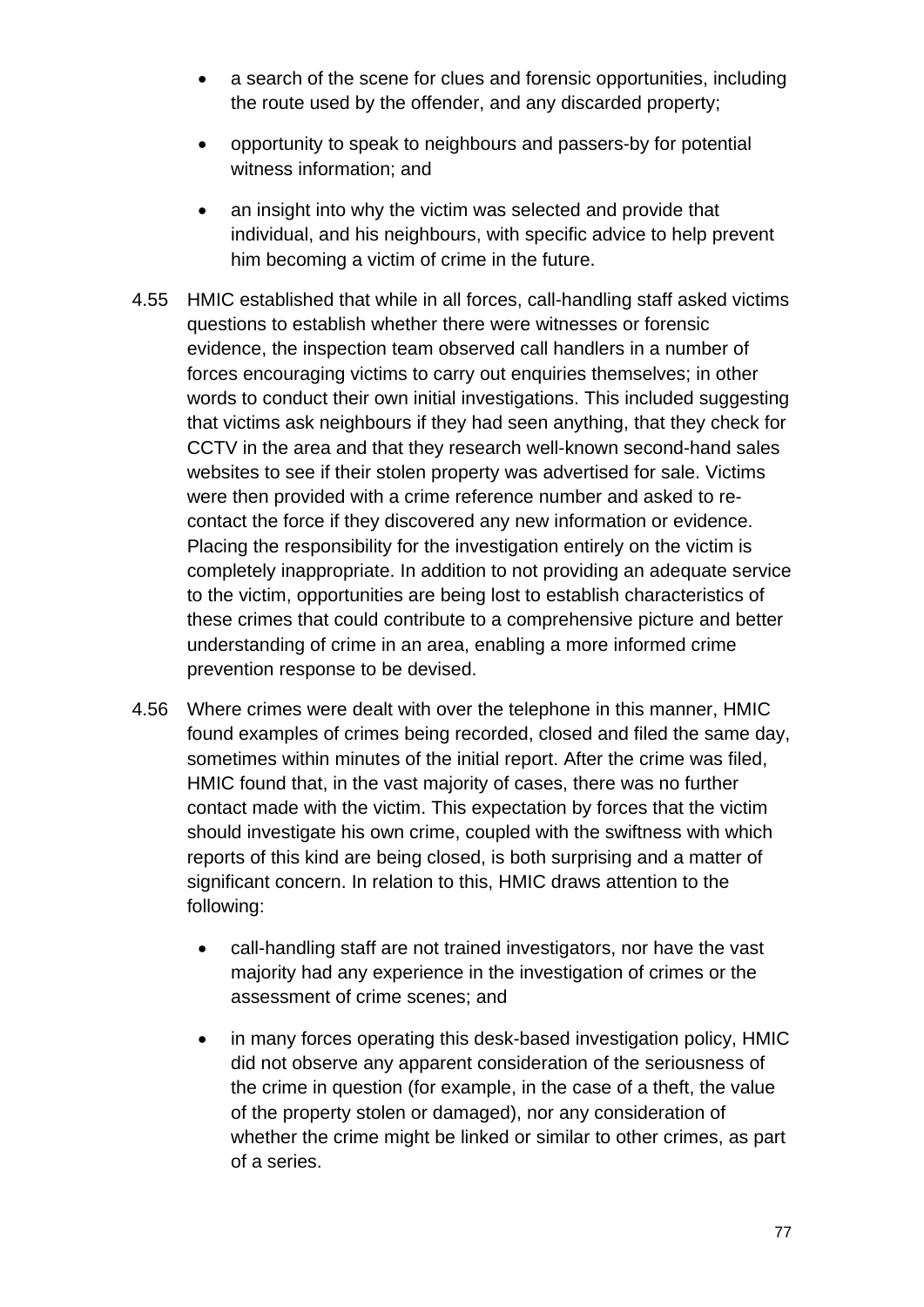- a search of the scene for clues and forensic opportunities, including the route used by the offender, and any discarded property;
- opportunity to speak to neighbours and passers-by for potential witness information; and
- an insight into why the victim was selected and provide that individual, and his neighbours, with specific advice to help prevent him becoming a victim of crime in the future.

4.55 HMIC established that while in all forces, call-handling staff asked victims questions to establish whether there were witnesses or forensic evidence, the inspection team observed call handlers in a number of forces encouraging victims to carry out enquiries themselves; in other words to conduct their own initial investigations. This included suggesting that victims ask neighbours if they had seen anything, that they check for CCTV in the area and that they research well-known second-hand sales websites to see if their stolen property was advertised for sale. Victims were then provided with a crime reference number and asked to re-contact the force if they discovered any new information or evidence. Placing the responsibility for the investigation entirely on the victim is completely inappropriate. In addition to not providing an adequate service to the victim, opportunities are being lost to establish characteristics of these crimes that could contribute to a comprehensive picture and better understanding of crime in an area, enabling a more informed crime prevention response to be devised.

4.56 Where crimes were dealt with over the telephone in this manner, HMIC found examples of crimes being recorded, closed and filed the same day, sometimes within minutes of the initial report. After the crime was filed, HMIC found that, in the vast majority of cases, there was no further contact made with the victim. This expectation by forces that the victim should investigate his own crime, coupled with the swiftness with which reports of this kind are being closed, is both surprising and a matter of significant concern. In relation to this, HMIC draws attention to the following:

- call-handling staff are not trained investigators, nor have the vast majority had any experience in the investigation of crimes or the assessment of crime scenes; and
- in many forces operating this desk-based investigation policy, HMIC did not observe any apparent consideration of the seriousness of the crime in question (for example, in the case of a theft, the value of the property stolen or damaged), nor any consideration of whether the crime might be linked or similar to other crimes, as part of a series.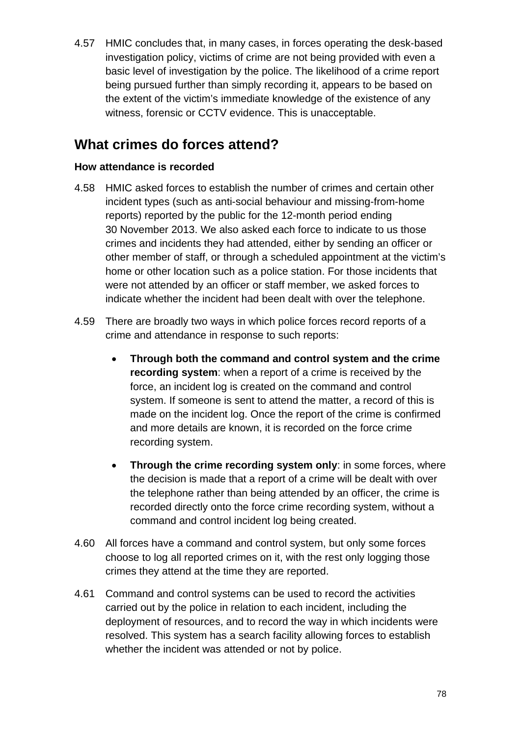4.57 HMIC concludes that, in many cases, in forces operating the desk-based investigation policy, victims of crime are not being provided with even a basic level of investigation by the police. The likelihood of a crime report being pursued further than simply recording it, appears to be based on the extent of the victim's immediate knowledge of the existence of any witness, forensic or CCTV evidence. This is unacceptable.

## What crimes do forces attend?

### How attendance is recorded

4.58 HMIC asked forces to establish the number of crimes and certain other incident types (such as anti-social behaviour and missing-from-home reports) reported by the public for the 12-month period ending 30 November 2013. We also asked each force to indicate to us those crimes and incidents they had attended, either by sending an officer or other member of staff, or through a scheduled appointment at the victim's home or other location such as a police station. For those incidents that were not attended by an officer or staff member, we asked forces to indicate whether the incident had been dealt with over the telephone.

4.59 There are broadly two ways in which police forces record reports of a crime and attendance in response to such reports:

- **Through both the command and control system and the crime recording system**: when a report of a crime is received by the force, an incident log is created on the command and control system. If someone is sent to attend the matter, a record of this is made on the incident log. Once the report of the crime is confirmed and more details are known, it is recorded on the force crime recording system.

- **Through the crime recording system only**: in some forces, where the decision is made that a report of a crime will be dealt with over the telephone rather than being attended by an officer, the crime is recorded directly onto the force crime recording system, without a command and control incident log being created.

4.60 All forces have a command and control system, but only some forces choose to log all reported crimes on it, with the rest only logging those crimes they attend at the time they are reported.

4.61 Command and control systems can be used to record the activities carried out by the police in relation to each incident, including the deployment of resources, and to record the way in which incidents were resolved. This system has a search facility allowing forces to establish whether the incident was attended or not by police.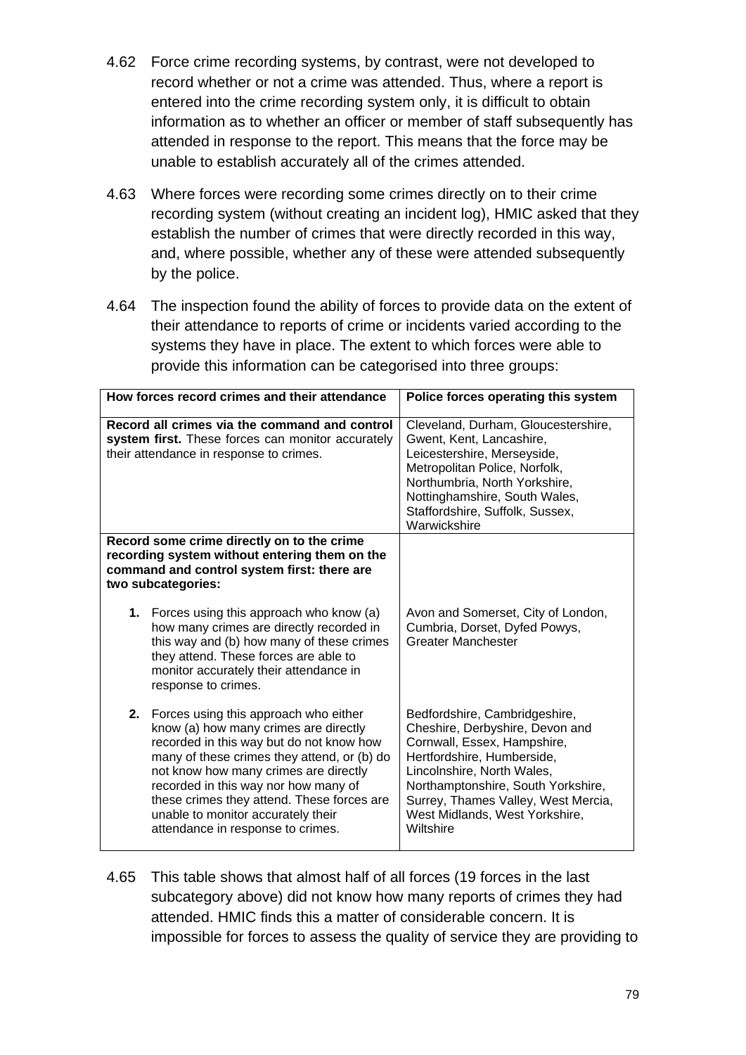4.62 Force crime recording systems, by contrast, were not developed to record whether or not a crime was attended. Thus, where a report is entered into the crime recording system only, it is difficult to obtain information as to whether an officer or member of staff subsequently has attended in response to the report. This means that the force may be unable to establish accurately all of the crimes attended.

4.63 Where forces were recording some crimes directly on to their crime recording system (without creating an incident log), HMIC asked that they establish the number of crimes that were directly recorded in this way, and, where possible, whether any of these were attended subsequently by the police.

4.64 The inspection found the ability of forces to provide data on the extent of their attendance to reports of crime or incidents varied according to the systems they have in place. The extent to which forces were able to provide this information can be categorised into three groups:

| How forces record crimes and their attendance | Police forces operating this system |
|---|---|
| **Record all crimes via the command and control system first.** These forces can monitor accurately their attendance in response to crimes. | Cleveland, Durham, Gloucestershire, Gwent, Kent, Lancashire, Leicestershire, Merseyside, Metropolitan Police, Norfolk, Northumbria, North Yorkshire, Nottinghamshire, South Wales, Staffordshire, Suffolk, Sussex, Warwickshire |
| **Record some crime directly on to the crime recording system without entering them on the command and control system first: there are two subcategories:** | |
| **1.** Forces using this approach who know (a) how many crimes are directly recorded in this way and (b) how many of these crimes they attend. These forces are able to monitor accurately their attendance in response to crimes. | Avon and Somerset, City of London, Cumbria, Dorset, Dyfed Powys, Greater Manchester |
| **2.** Forces using this approach who either know (a) how many crimes are directly recorded in this way but do not know how many of these crimes they attend, or (b) do not know how many crimes are directly recorded in this way nor how many of these crimes they attend. These forces are unable to monitor accurately their attendance in response to crimes. | Bedfordshire, Cambridgeshire, Cheshire, Derbyshire, Devon and Cornwall, Essex, Hampshire, Hertfordshire, Humberside, Lincolnshire, North Wales, Northamptonshire, South Yorkshire, Surrey, Thames Valley, West Mercia, West Midlands, West Yorkshire, Wiltshire |

4.65 This table shows that almost half of all forces (19 forces in the last subcategory above) did not know how many reports of crimes they had attended. HMIC finds this a matter of considerable concern. It is impossible for forces to assess the quality of service they are providing to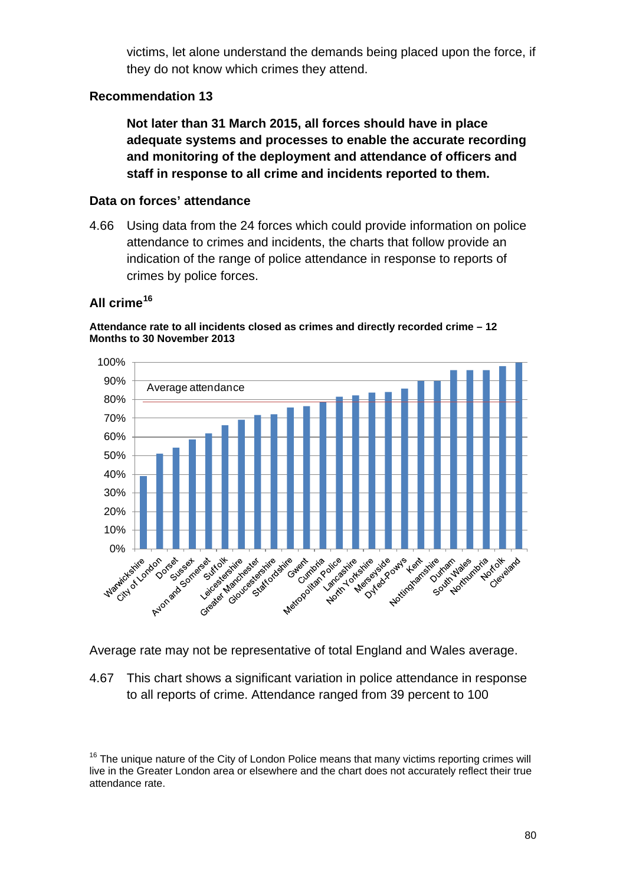victims, let alone understand the demands being placed upon the force, if they do not know which crimes they attend.

### Recommendation 13

**Not later than 31 March 2015, all forces should have in place adequate systems and processes to enable the accurate recording and monitoring of the deployment and attendance of officers and staff in response to all crime and incidents reported to them.**

### Data on forces' attendance

4.66 Using data from the 24 forces which could provide information on police attendance to crimes and incidents, the charts that follow provide an indication of the range of police attendance in response to reports of crimes by police forces.

### All crime[16]

**Attendance rate to all incidents closed as crimes and directly recorded crime – 12 Months to 30 November 2013**

Average rate may not be representative of total England and Wales average.

4.67 This chart shows a significant variation in police attendance in response to all reports of crime. Attendance ranged from 39 percent to 100

[16] The unique nature of the City of London Police means that many victims reporting crimes will live in the Greater London area or elsewhere and the chart does not accurately reflect their true attendance rate.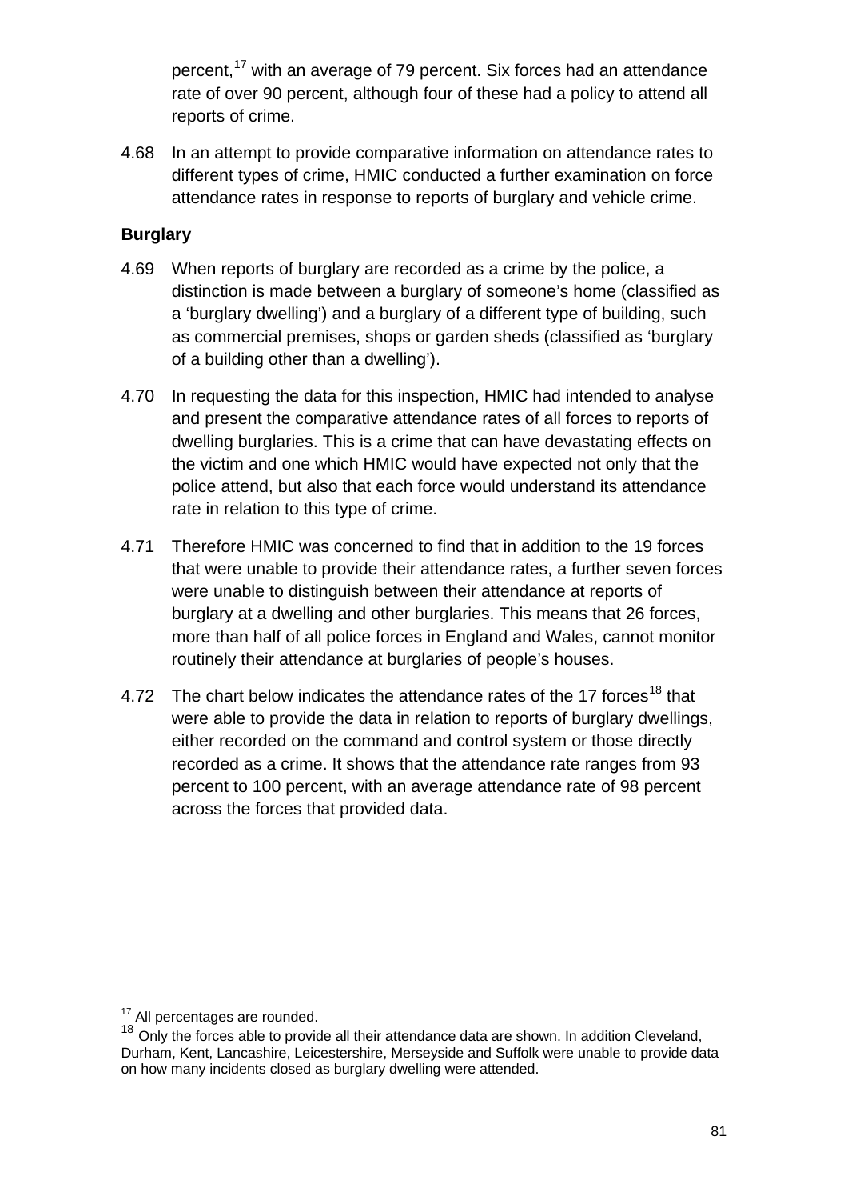percent,[17] with an average of 79 percent. Six forces had an attendance rate of over 90 percent, although four of these had a policy to attend all reports of crime.

4.68 In an attempt to provide comparative information on attendance rates to different types of crime, HMIC conducted a further examination on force attendance rates in response to reports of burglary and vehicle crime.

**Burglary**

4.69 When reports of burglary are recorded as a crime by the police, a distinction is made between a burglary of someone's home (classified as a 'burglary dwelling') and a burglary of a different type of building, such as commercial premises, shops or garden sheds (classified as 'burglary of a building other than a dwelling').

4.70 In requesting the data for this inspection, HMIC had intended to analyse and present the comparative attendance rates of all forces to reports of dwelling burglaries. This is a crime that can have devastating effects on the victim and one which HMIC would have expected not only that the police attend, but also that each force would understand its attendance rate in relation to this type of crime.

4.71 Therefore HMIC was concerned to find that in addition to the 19 forces that were unable to provide their attendance rates, a further seven forces were unable to distinguish between their attendance at reports of burglary at a dwelling and other burglaries. This means that 26 forces, more than half of all police forces in England and Wales, cannot monitor routinely their attendance at burglaries of people's houses.

4.72 The chart below indicates the attendance rates of the 17 forces[18] that were able to provide the data in relation to reports of burglary dwellings, either recorded on the command and control system or those directly recorded as a crime. It shows that the attendance rate ranges from 93 percent to 100 percent, with an average attendance rate of 98 percent across the forces that provided data.

[17] All percentages are rounded.

[18] Only the forces able to provide all their attendance data are shown. In addition Cleveland, Durham, Kent, Lancashire, Leicestershire, Merseyside and Suffolk were unable to provide data on how many incidents closed as burglary dwelling were attended.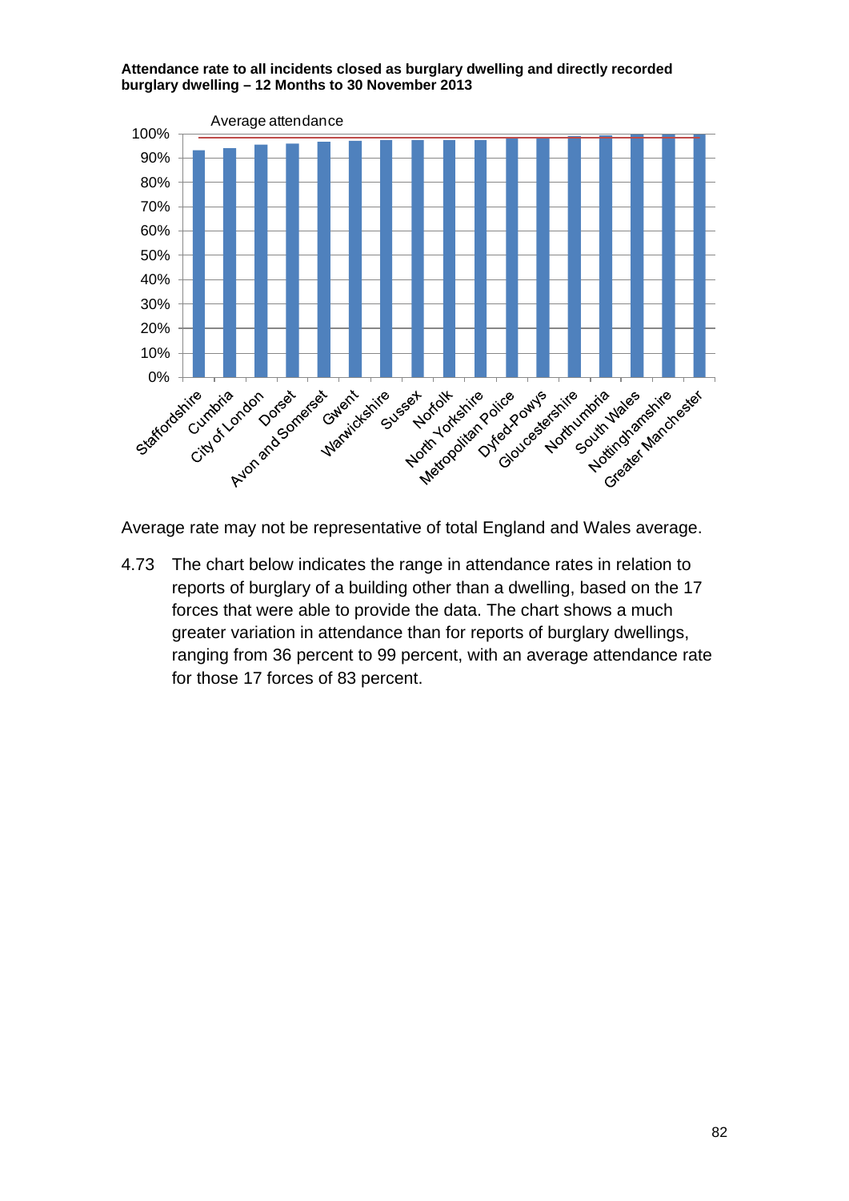**Attendance rate to all incidents closed as burglary dwelling and directly recorded burglary dwelling – 12 Months to 30 November 2013**

Average rate may not be representative of total England and Wales average.

4.73 The chart below indicates the range in attendance rates in relation to reports of burglary of a building other than a dwelling, based on the 17 forces that were able to provide the data. The chart shows a much greater variation in attendance than for reports of burglary dwellings, ranging from 36 percent to 99 percent, with an average attendance rate for those 17 forces of 83 percent.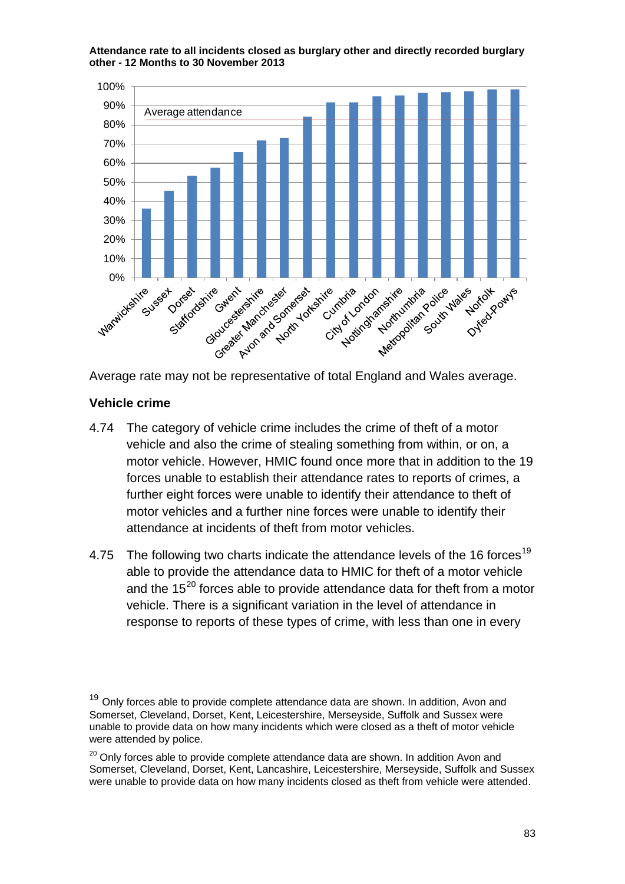**Attendance rate to all incidents closed as burglary other and directly recorded burglary other - 12 Months to 30 November 2013**

Average rate may not be representative of total England and Wales average.

### Vehicle crime

4.74 The category of vehicle crime includes the crime of theft of a motor vehicle and also the crime of stealing something from within, or on, a motor vehicle. However, HMIC found once more that in addition to the 19 forces unable to establish their attendance rates to reports of crimes, a further eight forces were unable to identify their attendance to theft of motor vehicles and a further nine forces were unable to identify their attendance at incidents of theft from motor vehicles.

4.75 The following two charts indicate the attendance levels of the 16 forces[19] able to provide the attendance data to HMIC for theft of a motor vehicle and the 15[20] forces able to provide attendance data for theft from a motor vehicle. There is a significant variation in the level of attendance in response to reports of these types of crime, with less than one in every

[19] Only forces able to provide complete attendance data are shown. In addition, Avon and Somerset, Cleveland, Dorset, Kent, Leicestershire, Merseyside, Suffolk and Sussex were unable to provide data on how many incidents which were closed as a theft of motor vehicle were attended by police.

[20] Only forces able to provide complete attendance data are shown. In addition Avon and Somerset, Cleveland, Dorset, Kent, Lancashire, Leicestershire, Merseyside, Suffolk and Sussex were unable to provide data on how many incidents closed as theft from vehicle were attended.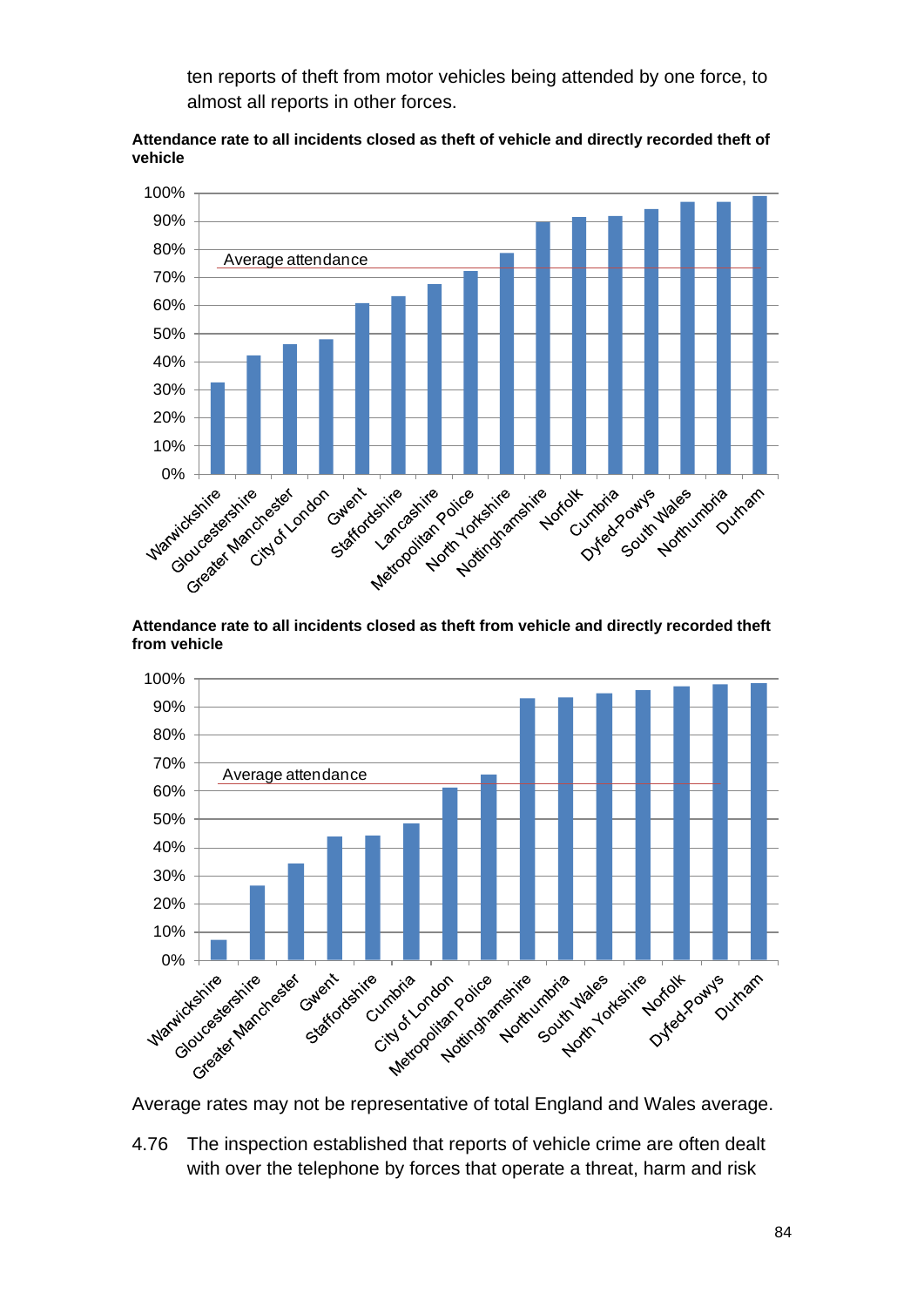ten reports of theft from motor vehicles being attended by one force, to almost all reports in other forces.

**Attendance rate to all incidents closed as theft of vehicle and directly recorded theft of vehicle**

**Attendance rate to all incidents closed as theft from vehicle and directly recorded theft from vehicle**

Average rates may not be representative of total England and Wales average.

4.76 The inspection established that reports of vehicle crime are often dealt with over the telephone by forces that operate a threat, harm and risk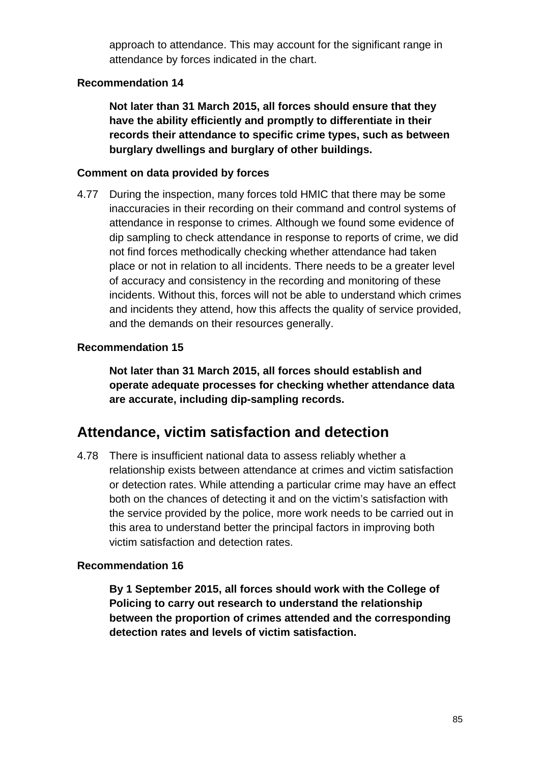approach to attendance. This may account for the significant range in attendance by forces indicated in the chart.

**Recommendation 14**

**Not later than 31 March 2015, all forces should ensure that they have the ability efficiently and promptly to differentiate in their records their attendance to specific crime types, such as between burglary dwellings and burglary of other buildings.**

**Comment on data provided by forces**

4.77 During the inspection, many forces told HMIC that there may be some inaccuracies in their recording on their command and control systems of attendance in response to crimes. Although we found some evidence of dip sampling to check attendance in response to reports of crime, we did not find forces methodically checking whether attendance had taken place or not in relation to all incidents. There needs to be a greater level of accuracy and consistency in the recording and monitoring of these incidents. Without this, forces will not be able to understand which crimes and incidents they attend, how this affects the quality of service provided, and the demands on their resources generally.

**Recommendation 15**

**Not later than 31 March 2015, all forces should establish and operate adequate processes for checking whether attendance data are accurate, including dip-sampling records.**

## Attendance, victim satisfaction and detection

4.78 There is insufficient national data to assess reliably whether a relationship exists between attendance at crimes and victim satisfaction or detection rates. While attending a particular crime may have an effect both on the chances of detecting it and on the victim's satisfaction with the service provided by the police, more work needs to be carried out in this area to understand better the principal factors in improving both victim satisfaction and detection rates.

**Recommendation 16**

**By 1 September 2015, all forces should work with the College of Policing to carry out research to understand the relationship between the proportion of crimes attended and the corresponding detection rates and levels of victim satisfaction.**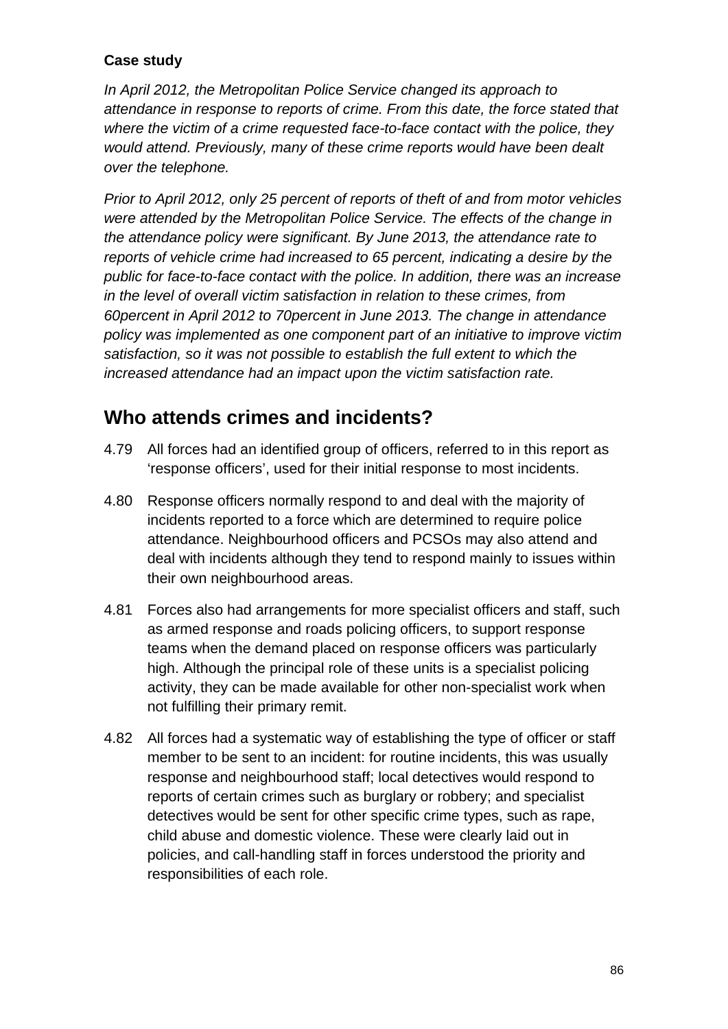**Case study**

*In April 2012, the Metropolitan Police Service changed its approach to attendance in response to reports of crime. From this date, the force stated that where the victim of a crime requested face-to-face contact with the police, they would attend. Previously, many of these crime reports would have been dealt over the telephone.*

*Prior to April 2012, only 25 percent of reports of theft of and from motor vehicles were attended by the Metropolitan Police Service. The effects of the change in the attendance policy were significant. By June 2013, the attendance rate to reports of vehicle crime had increased to 65 percent, indicating a desire by the public for face-to-face contact with the police. In addition, there was an increase in the level of overall victim satisfaction in relation to these crimes, from 60percent in April 2012 to 70percent in June 2013. The change in attendance policy was implemented as one component part of an initiative to improve victim satisfaction, so it was not possible to establish the full extent to which the increased attendance had an impact upon the victim satisfaction rate.*

## Who attends crimes and incidents?

4.79 All forces had an identified group of officers, referred to in this report as 'response officers', used for their initial response to most incidents.

4.80 Response officers normally respond to and deal with the majority of incidents reported to a force which are determined to require police attendance. Neighbourhood officers and PCSOs may also attend and deal with incidents although they tend to respond mainly to issues within their own neighbourhood areas.

4.81 Forces also had arrangements for more specialist officers and staff, such as armed response and roads policing officers, to support response teams when the demand placed on response officers was particularly high. Although the principal role of these units is a specialist policing activity, they can be made available for other non-specialist work when not fulfilling their primary remit.

4.82 All forces had a systematic way of establishing the type of officer or staff member to be sent to an incident: for routine incidents, this was usually response and neighbourhood staff; local detectives would respond to reports of certain crimes such as burglary or robbery; and specialist detectives would be sent for other specific crime types, such as rape, child abuse and domestic violence. These were clearly laid out in policies, and call-handling staff in forces understood the priority and responsibilities of each role.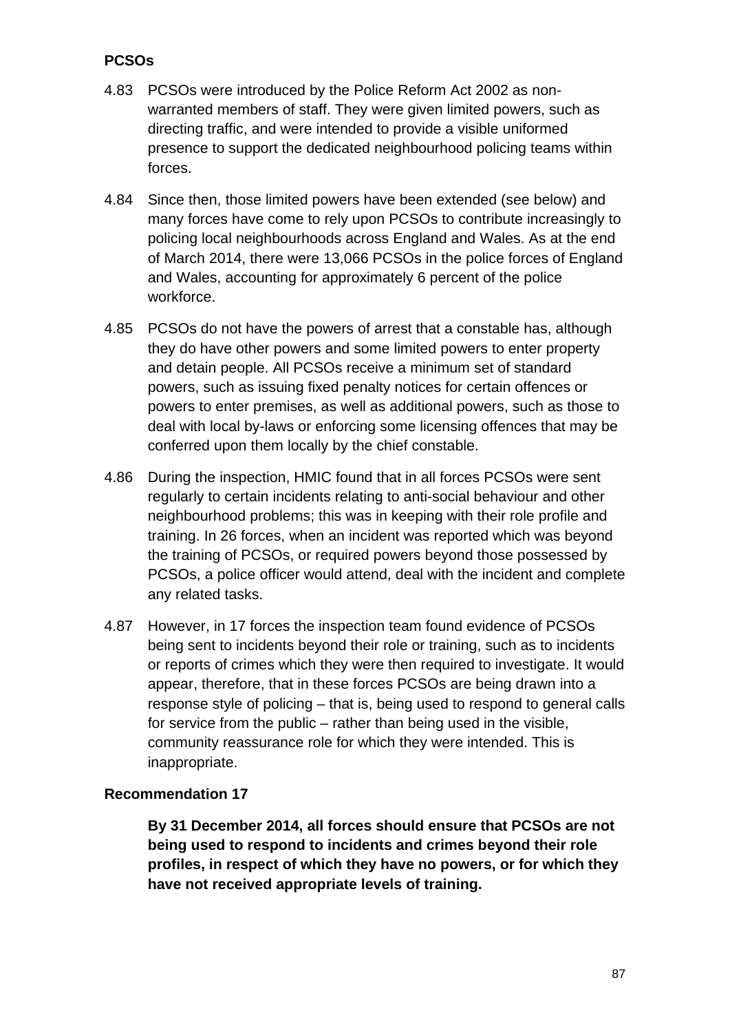**PCSOs**

4.83 PCSOs were introduced by the Police Reform Act 2002 as non-warranted members of staff. They were given limited powers, such as directing traffic, and were intended to provide a visible uniformed presence to support the dedicated neighbourhood policing teams within forces.

4.84 Since then, those limited powers have been extended (see below) and many forces have come to rely upon PCSOs to contribute increasingly to policing local neighbourhoods across England and Wales. As at the end of March 2014, there were 13,066 PCSOs in the police forces of England and Wales, accounting for approximately 6 percent of the police workforce.

4.85 PCSOs do not have the powers of arrest that a constable has, although they do have other powers and some limited powers to enter property and detain people. All PCSOs receive a minimum set of standard powers, such as issuing fixed penalty notices for certain offences or powers to enter premises, as well as additional powers, such as those to deal with local by-laws or enforcing some licensing offences that may be conferred upon them locally by the chief constable.

4.86 During the inspection, HMIC found that in all forces PCSOs were sent regularly to certain incidents relating to anti-social behaviour and other neighbourhood problems; this was in keeping with their role profile and training. In 26 forces, when an incident was reported which was beyond the training of PCSOs, or required powers beyond those possessed by PCSOs, a police officer would attend, deal with the incident and complete any related tasks.

4.87 However, in 17 forces the inspection team found evidence of PCSOs being sent to incidents beyond their role or training, such as to incidents or reports of crimes which they were then required to investigate. It would appear, therefore, that in these forces PCSOs are being drawn into a response style of policing – that is, being used to respond to general calls for service from the public – rather than being used in the visible, community reassurance role for which they were intended. This is inappropriate.

**Recommendation 17**

**By 31 December 2014, all forces should ensure that PCSOs are not being used to respond to incidents and crimes beyond their role profiles, in respect of which they have no powers, or for which they have not received appropriate levels of training.**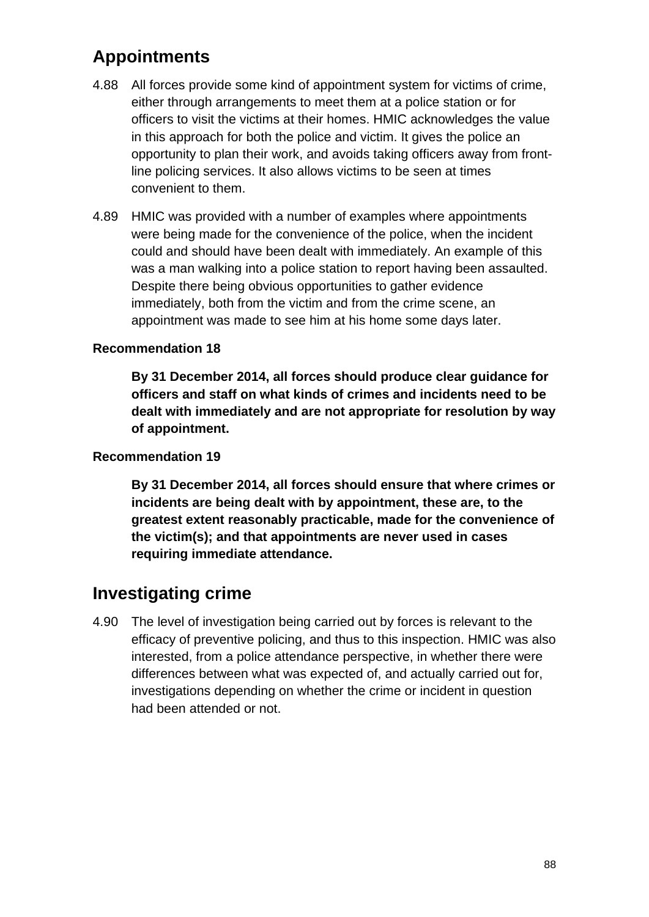## Appointments

4.88 All forces provide some kind of appointment system for victims of crime, either through arrangements to meet them at a police station or for officers to visit the victims at their homes. HMIC acknowledges the value in this approach for both the police and victim. It gives the police an opportunity to plan their work, and avoids taking officers away from front-line policing services. It also allows victims to be seen at times convenient to them.

4.89 HMIC was provided with a number of examples where appointments were being made for the convenience of the police, when the incident could and should have been dealt with immediately. An example of this was a man walking into a police station to report having been assaulted. Despite there being obvious opportunities to gather evidence immediately, both from the victim and from the crime scene, an appointment was made to see him at his home some days later.

**Recommendation 18**

**By 31 December 2014, all forces should produce clear guidance for officers and staff on what kinds of crimes and incidents need to be dealt with immediately and are not appropriate for resolution by way of appointment.**

**Recommendation 19**

**By 31 December 2014, all forces should ensure that where crimes or incidents are being dealt with by appointment, these are, to the greatest extent reasonably practicable, made for the convenience of the victim(s); and that appointments are never used in cases requiring immediate attendance.**

## Investigating crime

4.90 The level of investigation being carried out by forces is relevant to the efficacy of preventive policing, and thus to this inspection. HMIC was also interested, from a police attendance perspective, in whether there were differences between what was expected of, and actually carried out for, investigations depending on whether the crime or incident in question had been attended or not.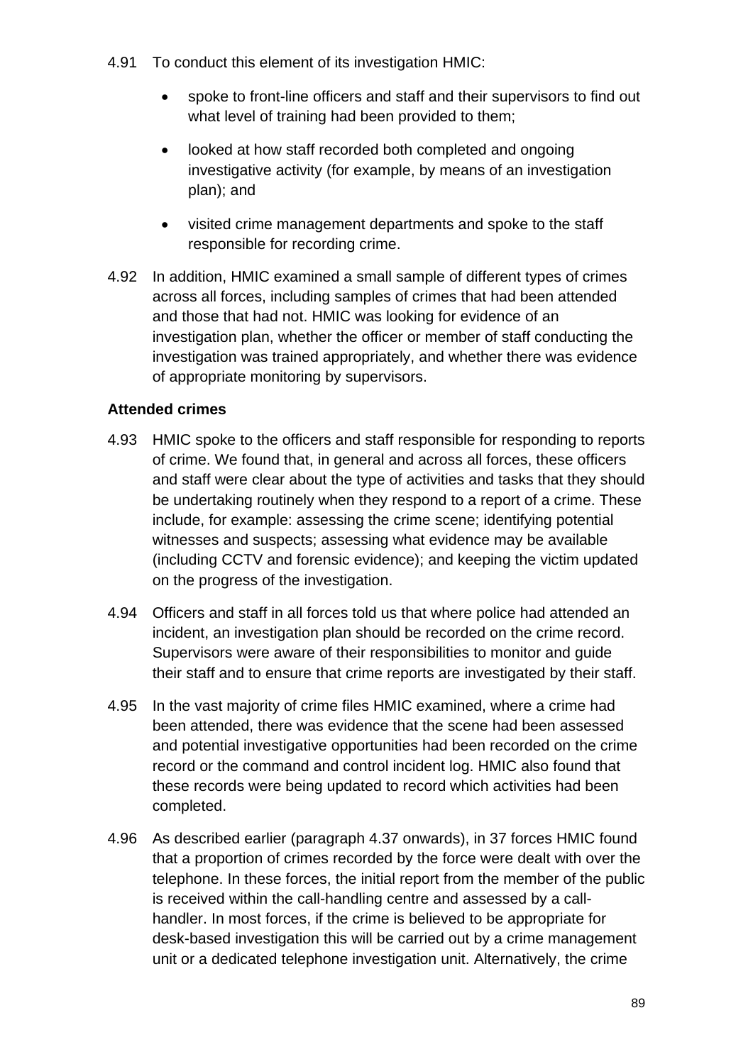4.91 To conduct this element of its investigation HMIC:

- spoke to front-line officers and staff and their supervisors to find out what level of training had been provided to them;
- looked at how staff recorded both completed and ongoing investigative activity (for example, by means of an investigation plan); and
- visited crime management departments and spoke to the staff responsible for recording crime.

4.92 In addition, HMIC examined a small sample of different types of crimes across all forces, including samples of crimes that had been attended and those that had not. HMIC was looking for evidence of an investigation plan, whether the officer or member of staff conducting the investigation was trained appropriately, and whether there was evidence of appropriate monitoring by supervisors.

**Attended crimes**

4.93 HMIC spoke to the officers and staff responsible for responding to reports of crime. We found that, in general and across all forces, these officers and staff were clear about the type of activities and tasks that they should be undertaking routinely when they respond to a report of a crime. These include, for example: assessing the crime scene; identifying potential witnesses and suspects; assessing what evidence may be available (including CCTV and forensic evidence); and keeping the victim updated on the progress of the investigation.

4.94 Officers and staff in all forces told us that where police had attended an incident, an investigation plan should be recorded on the crime record. Supervisors were aware of their responsibilities to monitor and guide their staff and to ensure that crime reports are investigated by their staff.

4.95 In the vast majority of crime files HMIC examined, where a crime had been attended, there was evidence that the scene had been assessed and potential investigative opportunities had been recorded on the crime record or the command and control incident log. HMIC also found that these records were being updated to record which activities had been completed.

4.96 As described earlier (paragraph 4.37 onwards), in 37 forces HMIC found that a proportion of crimes recorded by the force were dealt with over the telephone. In these forces, the initial report from the member of the public is received within the call-handling centre and assessed by a call-handler. In most forces, if the crime is believed to be appropriate for desk-based investigation this will be carried out by a crime management unit or a dedicated telephone investigation unit. Alternatively, the crime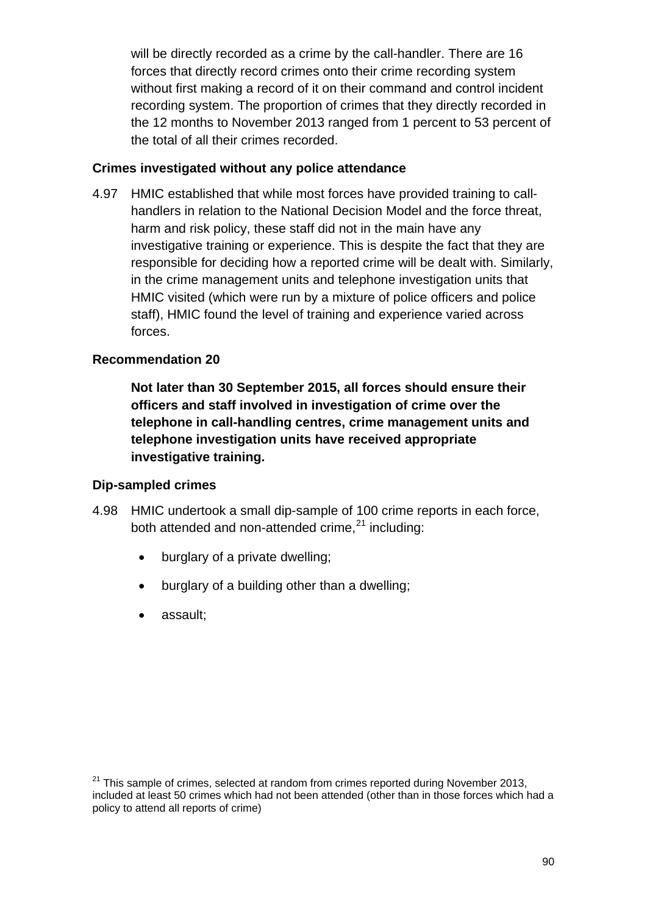will be directly recorded as a crime by the call-handler. There are 16 forces that directly record crimes onto their crime recording system without first making a record of it on their command and control incident recording system. The proportion of crimes that they directly recorded in the 12 months to November 2013 ranged from 1 percent to 53 percent of the total of all their crimes recorded.

### Crimes investigated without any police attendance

4.97 HMIC established that while most forces have provided training to call-handlers in relation to the National Decision Model and the force threat, harm and risk policy, these staff did not in the main have any investigative training or experience. This is despite the fact that they are responsible for deciding how a reported crime will be dealt with. Similarly, in the crime management units and telephone investigation units that HMIC visited (which were run by a mixture of police officers and police staff), HMIC found the level of training and experience varied across forces.

### Recommendation 20

**Not later than 30 September 2015, all forces should ensure their officers and staff involved in investigation of crime over the telephone in call-handling centres, crime management units and telephone investigation units have received appropriate investigative training.**

### Dip-sampled crimes

4.98 HMIC undertook a small dip-sample of 100 crime reports in each force, both attended and non-attended crime,[21] including:

- burglary of a private dwelling;
- burglary of a building other than a dwelling;
- assault;

[21] This sample of crimes, selected at random from crimes reported during November 2013, included at least 50 crimes which had not been attended (other than in those forces which had a policy to attend all reports of crime)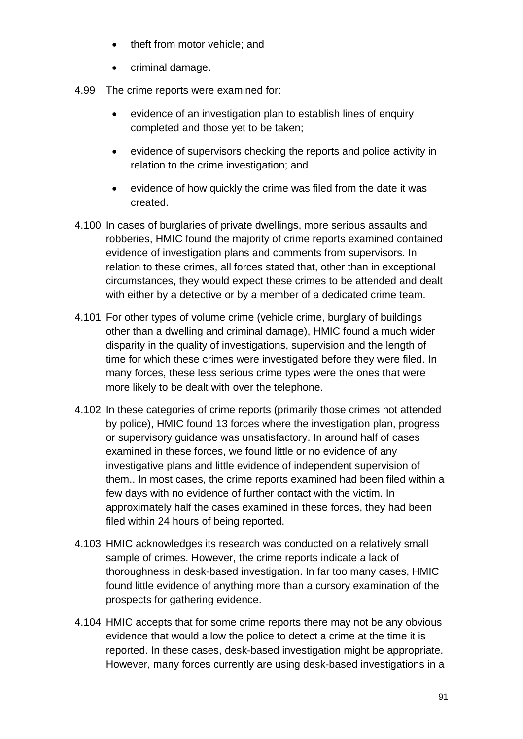- theft from motor vehicle; and
- criminal damage.

4.99 The crime reports were examined for:

- evidence of an investigation plan to establish lines of enquiry completed and those yet to be taken;
- evidence of supervisors checking the reports and police activity in relation to the crime investigation; and
- evidence of how quickly the crime was filed from the date it was created.

4.100 In cases of burglaries of private dwellings, more serious assaults and robberies, HMIC found the majority of crime reports examined contained evidence of investigation plans and comments from supervisors. In relation to these crimes, all forces stated that, other than in exceptional circumstances, they would expect these crimes to be attended and dealt with either by a detective or by a member of a dedicated crime team.

4.101 For other types of volume crime (vehicle crime, burglary of buildings other than a dwelling and criminal damage), HMIC found a much wider disparity in the quality of investigations, supervision and the length of time for which these crimes were investigated before they were filed. In many forces, these less serious crime types were the ones that were more likely to be dealt with over the telephone.

4.102 In these categories of crime reports (primarily those crimes not attended by police), HMIC found 13 forces where the investigation plan, progress or supervisory guidance was unsatisfactory. In around half of cases examined in these forces, we found little or no evidence of any investigative plans and little evidence of independent supervision of them.. In most cases, the crime reports examined had been filed within a few days with no evidence of further contact with the victim. In approximately half the cases examined in these forces, they had been filed within 24 hours of being reported.

4.103 HMIC acknowledges its research was conducted on a relatively small sample of crimes. However, the crime reports indicate a lack of thoroughness in desk-based investigation. In far too many cases, HMIC found little evidence of anything more than a cursory examination of the prospects for gathering evidence.

4.104 HMIC accepts that for some crime reports there may not be any obvious evidence that would allow the police to detect a crime at the time it is reported. In these cases, desk-based investigation might be appropriate. However, many forces currently are using desk-based investigations in a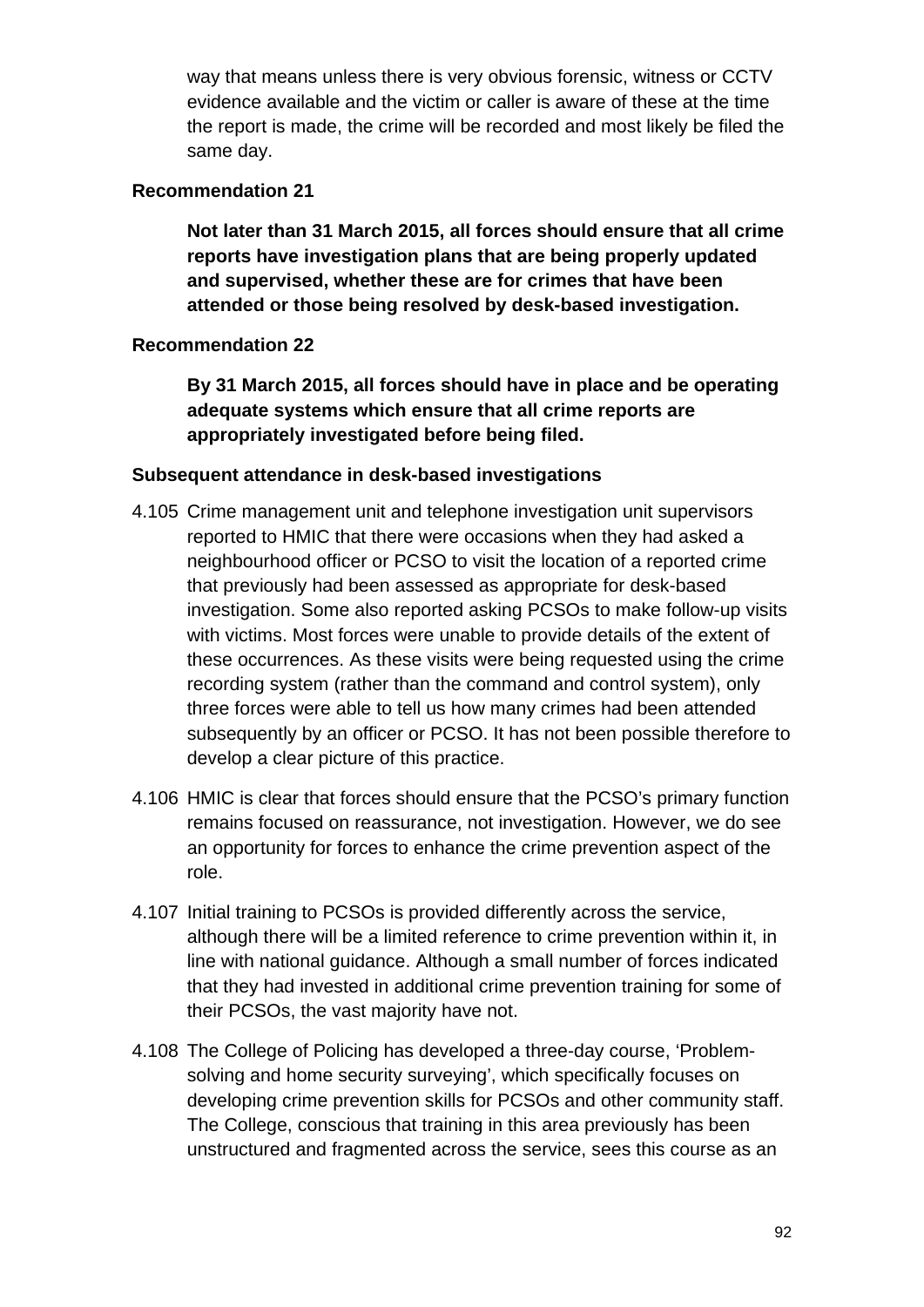way that means unless there is very obvious forensic, witness or CCTV evidence available and the victim or caller is aware of these at the time the report is made, the crime will be recorded and most likely be filed the same day.

**Recommendation 21**

**Not later than 31 March 2015, all forces should ensure that all crime reports have investigation plans that are being properly updated and supervised, whether these are for crimes that have been attended or those being resolved by desk-based investigation.**

**Recommendation 22**

**By 31 March 2015, all forces should have in place and be operating adequate systems which ensure that all crime reports are appropriately investigated before being filed.**

**Subsequent attendance in desk-based investigations**

4.105 Crime management unit and telephone investigation unit supervisors reported to HMIC that there were occasions when they had asked a neighbourhood officer or PCSO to visit the location of a reported crime that previously had been assessed as appropriate for desk-based investigation. Some also reported asking PCSOs to make follow-up visits with victims. Most forces were unable to provide details of the extent of these occurrences. As these visits were being requested using the crime recording system (rather than the command and control system), only three forces were able to tell us how many crimes had been attended subsequently by an officer or PCSO. It has not been possible therefore to develop a clear picture of this practice.

4.106 HMIC is clear that forces should ensure that the PCSO's primary function remains focused on reassurance, not investigation. However, we do see an opportunity for forces to enhance the crime prevention aspect of the role.

4.107 Initial training to PCSOs is provided differently across the service, although there will be a limited reference to crime prevention within it, in line with national guidance. Although a small number of forces indicated that they had invested in additional crime prevention training for some of their PCSOs, the vast majority have not.

4.108 The College of Policing has developed a three-day course, 'Problem-solving and home security surveying', which specifically focuses on developing crime prevention skills for PCSOs and other community staff. The College, conscious that training in this area previously has been unstructured and fragmented across the service, sees this course as an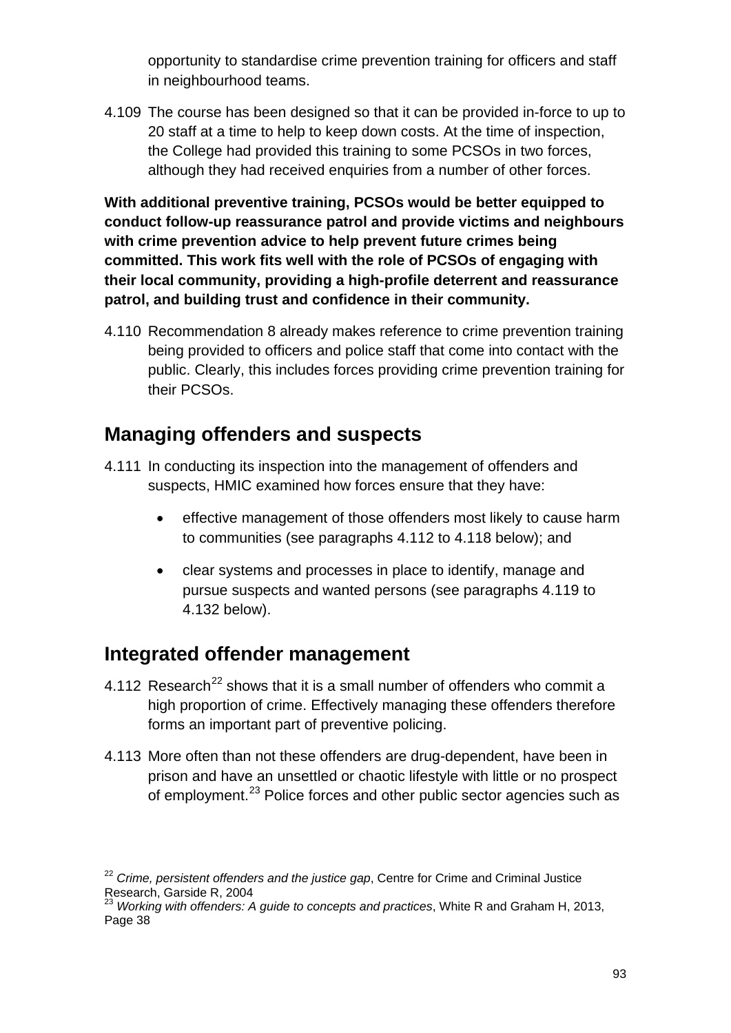opportunity to standardise crime prevention training for officers and staff in neighbourhood teams.

4.109 The course has been designed so that it can be provided in-force to up to 20 staff at a time to help to keep down costs. At the time of inspection, the College had provided this training to some PCSOs in two forces, although they had received enquiries from a number of other forces.

**With additional preventive training, PCSOs would be better equipped to conduct follow-up reassurance patrol and provide victims and neighbours with crime prevention advice to help prevent future crimes being committed. This work fits well with the role of PCSOs of engaging with their local community, providing a high-profile deterrent and reassurance patrol, and building trust and confidence in their community.**

4.110 Recommendation 8 already makes reference to crime prevention training being provided to officers and police staff that come into contact with the public. Clearly, this includes forces providing crime prevention training for their PCSOs.

## Managing offenders and suspects

4.111 In conducting its inspection into the management of offenders and suspects, HMIC examined how forces ensure that they have:

- effective management of those offenders most likely to cause harm to communities (see paragraphs 4.112 to 4.118 below); and
- clear systems and processes in place to identify, manage and pursue suspects and wanted persons (see paragraphs 4.119 to 4.132 below).

## Integrated offender management

4.112 Research[22] shows that it is a small number of offenders who commit a high proportion of crime. Effectively managing these offenders therefore forms an important part of preventive policing.

4.113 More often than not these offenders are drug-dependent, have been in prison and have an unsettled or chaotic lifestyle with little or no prospect of employment.[23] Police forces and other public sector agencies such as

[22] *Crime, persistent offenders and the justice gap*, Centre for Crime and Criminal Justice Research, Garside R, 2004

[23] *Working with offenders: A guide to concepts and practices*, White R and Graham H, 2013, Page 38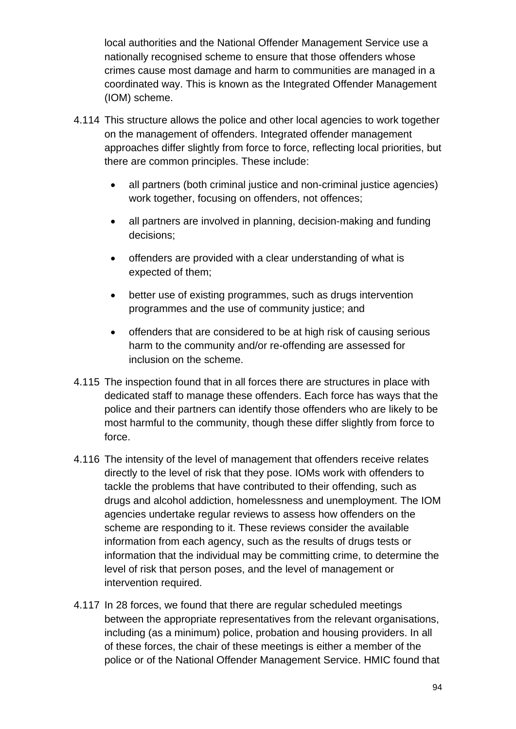local authorities and the National Offender Management Service use a nationally recognised scheme to ensure that those offenders whose crimes cause most damage and harm to communities are managed in a coordinated way. This is known as the Integrated Offender Management (IOM) scheme.

4.114 This structure allows the police and other local agencies to work together on the management of offenders. Integrated offender management approaches differ slightly from force to force, reflecting local priorities, but there are common principles. These include:

- all partners (both criminal justice and non-criminal justice agencies) work together, focusing on offenders, not offences;
- all partners are involved in planning, decision-making and funding decisions;
- offenders are provided with a clear understanding of what is expected of them;
- better use of existing programmes, such as drugs intervention programmes and the use of community justice; and
- offenders that are considered to be at high risk of causing serious harm to the community and/or re-offending are assessed for inclusion on the scheme.

4.115 The inspection found that in all forces there are structures in place with dedicated staff to manage these offenders. Each force has ways that the police and their partners can identify those offenders who are likely to be most harmful to the community, though these differ slightly from force to force.

4.116 The intensity of the level of management that offenders receive relates directly to the level of risk that they pose. IOMs work with offenders to tackle the problems that have contributed to their offending, such as drugs and alcohol addiction, homelessness and unemployment. The IOM agencies undertake regular reviews to assess how offenders on the scheme are responding to it. These reviews consider the available information from each agency, such as the results of drugs tests or information that the individual may be committing crime, to determine the level of risk that person poses, and the level of management or intervention required.

4.117 In 28 forces, we found that there are regular scheduled meetings between the appropriate representatives from the relevant organisations, including (as a minimum) police, probation and housing providers. In all of these forces, the chair of these meetings is either a member of the police or of the National Offender Management Service. HMIC found that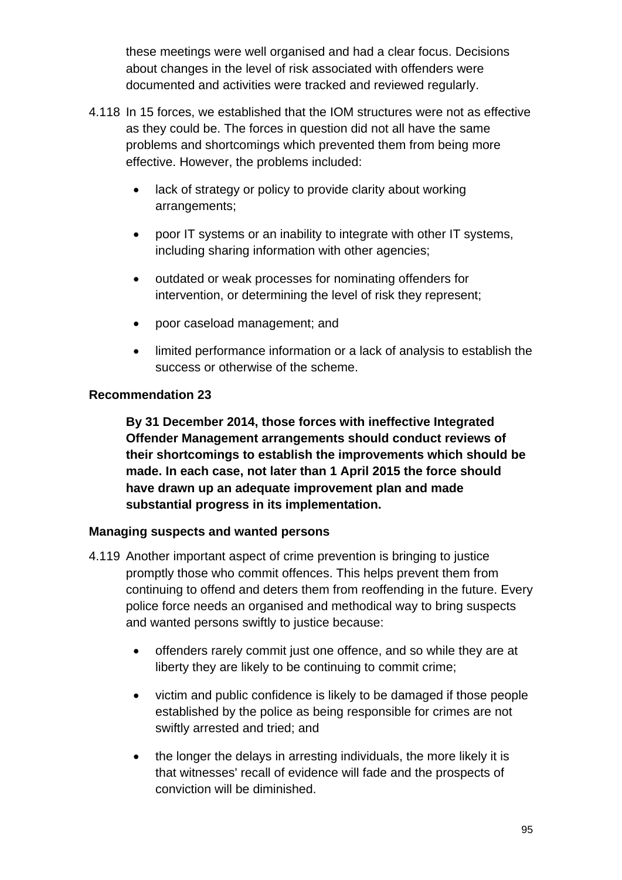these meetings were well organised and had a clear focus. Decisions about changes in the level of risk associated with offenders were documented and activities were tracked and reviewed regularly.

4.118 In 15 forces, we established that the IOM structures were not as effective as they could be. The forces in question did not all have the same problems and shortcomings which prevented them from being more effective. However, the problems included:

- lack of strategy or policy to provide clarity about working arrangements;
- poor IT systems or an inability to integrate with other IT systems, including sharing information with other agencies;
- outdated or weak processes for nominating offenders for intervention, or determining the level of risk they represent;
- poor caseload management; and
- limited performance information or a lack of analysis to establish the success or otherwise of the scheme.

**Recommendation 23**

**By 31 December 2014, those forces with ineffective Integrated Offender Management arrangements should conduct reviews of their shortcomings to establish the improvements which should be made. In each case, not later than 1 April 2015 the force should have drawn up an adequate improvement plan and made substantial progress in its implementation.**

**Managing suspects and wanted persons**

4.119 Another important aspect of crime prevention is bringing to justice promptly those who commit offences. This helps prevent them from continuing to offend and deters them from reoffending in the future. Every police force needs an organised and methodical way to bring suspects and wanted persons swiftly to justice because:

- offenders rarely commit just one offence, and so while they are at liberty they are likely to be continuing to commit crime;
- victim and public confidence is likely to be damaged if those people established by the police as being responsible for crimes are not swiftly arrested and tried; and
- the longer the delays in arresting individuals, the more likely it is that witnesses' recall of evidence will fade and the prospects of conviction will be diminished.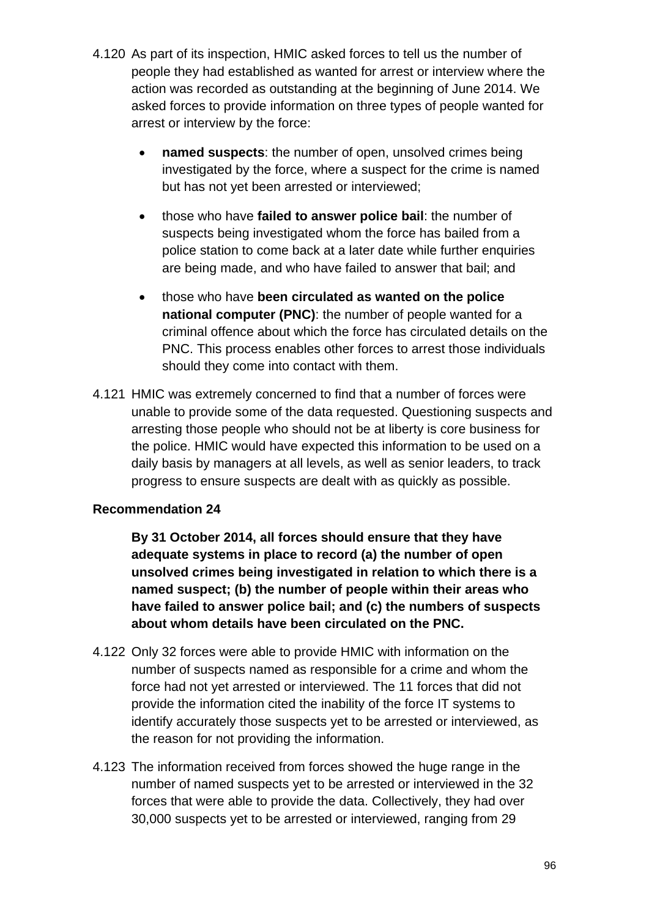4.120 As part of its inspection, HMIC asked forces to tell us the number of people they had established as wanted for arrest or interview where the action was recorded as outstanding at the beginning of June 2014. We asked forces to provide information on three types of people wanted for arrest or interview by the force:

- **named suspects**: the number of open, unsolved crimes being investigated by the force, where a suspect for the crime is named but has not yet been arrested or interviewed;
- those who have **failed to answer police bail**: the number of suspects being investigated whom the force has bailed from a police station to come back at a later date while further enquiries are being made, and who have failed to answer that bail; and
- those who have **been circulated as wanted on the police national computer (PNC)**: the number of people wanted for a criminal offence about which the force has circulated details on the PNC. This process enables other forces to arrest those individuals should they come into contact with them.

4.121 HMIC was extremely concerned to find that a number of forces were unable to provide some of the data requested. Questioning suspects and arresting those people who should not be at liberty is core business for the police. HMIC would have expected this information to be used on a daily basis by managers at all levels, as well as senior leaders, to track progress to ensure suspects are dealt with as quickly as possible.

**Recommendation 24**

**By 31 October 2014, all forces should ensure that they have adequate systems in place to record (a) the number of open unsolved crimes being investigated in relation to which there is a named suspect; (b) the number of people within their areas who have failed to answer police bail; and (c) the numbers of suspects about whom details have been circulated on the PNC.**

4.122 Only 32 forces were able to provide HMIC with information on the number of suspects named as responsible for a crime and whom the force had not yet arrested or interviewed. The 11 forces that did not provide the information cited the inability of the force IT systems to identify accurately those suspects yet to be arrested or interviewed, as the reason for not providing the information.

4.123 The information received from forces showed the huge range in the number of named suspects yet to be arrested or interviewed in the 32 forces that were able to provide the data. Collectively, they had over 30,000 suspects yet to be arrested or interviewed, ranging from 29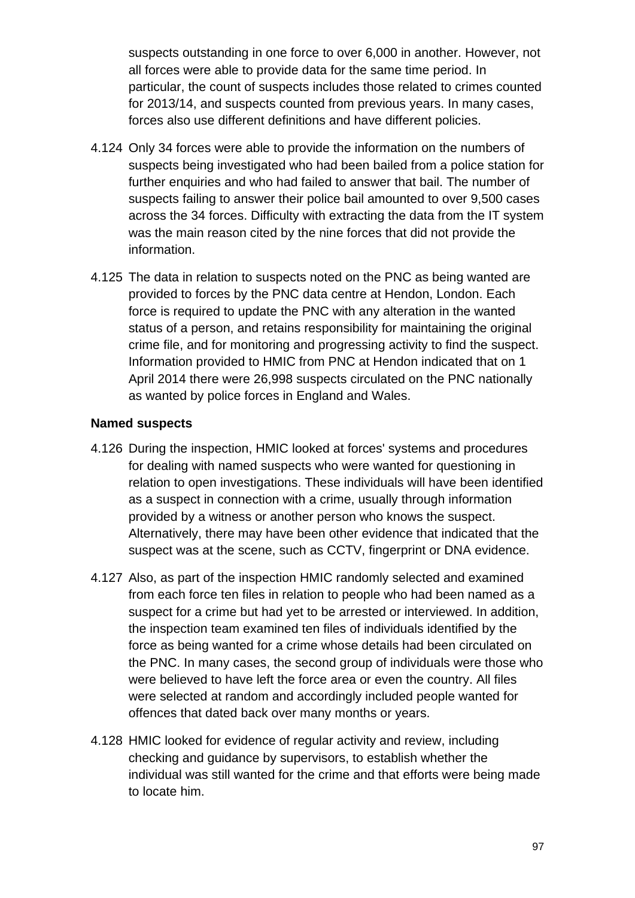suspects outstanding in one force to over 6,000 in another. However, not all forces were able to provide data for the same time period. In particular, the count of suspects includes those related to crimes counted for 2013/14, and suspects counted from previous years. In many cases, forces also use different definitions and have different policies.

4.124 Only 34 forces were able to provide the information on the numbers of suspects being investigated who had been bailed from a police station for further enquiries and who had failed to answer that bail. The number of suspects failing to answer their police bail amounted to over 9,500 cases across the 34 forces. Difficulty with extracting the data from the IT system was the main reason cited by the nine forces that did not provide the information.

4.125 The data in relation to suspects noted on the PNC as being wanted are provided to forces by the PNC data centre at Hendon, London. Each force is required to update the PNC with any alteration in the wanted status of a person, and retains responsibility for maintaining the original crime file, and for monitoring and progressing activity to find the suspect. Information provided to HMIC from PNC at Hendon indicated that on 1 April 2014 there were 26,998 suspects circulated on the PNC nationally as wanted by police forces in England and Wales.

**Named suspects**

4.126 During the inspection, HMIC looked at forces' systems and procedures for dealing with named suspects who were wanted for questioning in relation to open investigations. These individuals will have been identified as a suspect in connection with a crime, usually through information provided by a witness or another person who knows the suspect. Alternatively, there may have been other evidence that indicated that the suspect was at the scene, such as CCTV, fingerprint or DNA evidence.

4.127 Also, as part of the inspection HMIC randomly selected and examined from each force ten files in relation to people who had been named as a suspect for a crime but had yet to be arrested or interviewed. In addition, the inspection team examined ten files of individuals identified by the force as being wanted for a crime whose details had been circulated on the PNC. In many cases, the second group of individuals were those who were believed to have left the force area or even the country. All files were selected at random and accordingly included people wanted for offences that dated back over many months or years.

4.128 HMIC looked for evidence of regular activity and review, including checking and guidance by supervisors, to establish whether the individual was still wanted for the crime and that efforts were being made to locate him.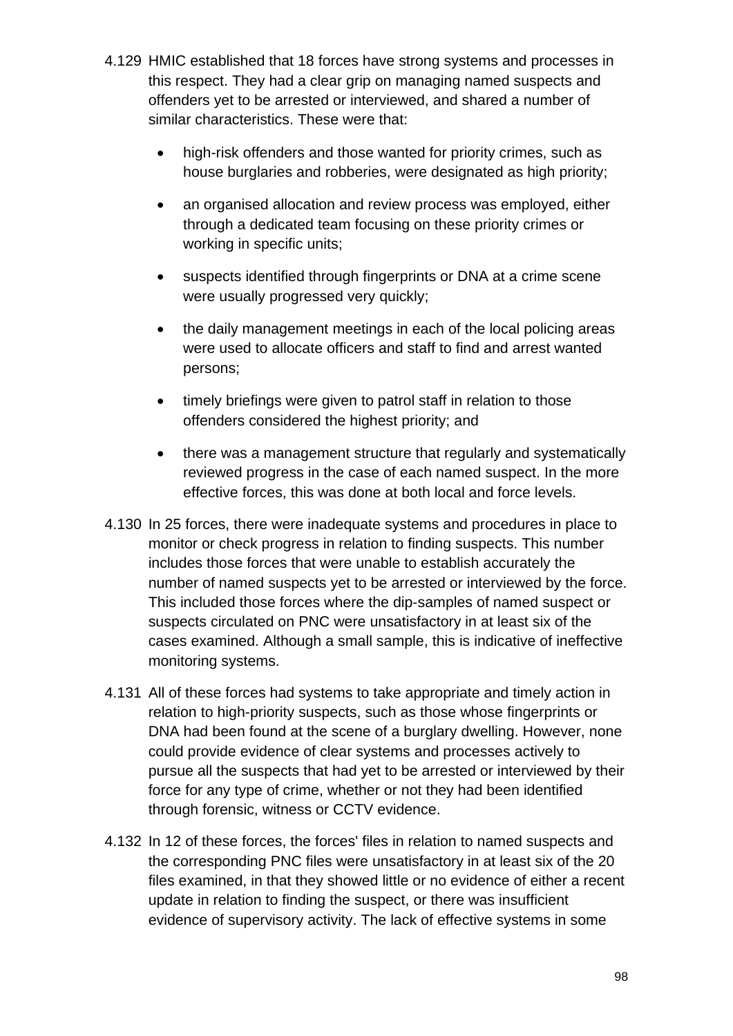4.129 HMIC established that 18 forces have strong systems and processes in this respect. They had a clear grip on managing named suspects and offenders yet to be arrested or interviewed, and shared a number of similar characteristics. These were that:

- high-risk offenders and those wanted for priority crimes, such as house burglaries and robberies, were designated as high priority;
- an organised allocation and review process was employed, either through a dedicated team focusing on these priority crimes or working in specific units;
- suspects identified through fingerprints or DNA at a crime scene were usually progressed very quickly;
- the daily management meetings in each of the local policing areas were used to allocate officers and staff to find and arrest wanted persons;
- timely briefings were given to patrol staff in relation to those offenders considered the highest priority; and
- there was a management structure that regularly and systematically reviewed progress in the case of each named suspect. In the more effective forces, this was done at both local and force levels.

4.130 In 25 forces, there were inadequate systems and procedures in place to monitor or check progress in relation to finding suspects. This number includes those forces that were unable to establish accurately the number of named suspects yet to be arrested or interviewed by the force. This included those forces where the dip-samples of named suspect or suspects circulated on PNC were unsatisfactory in at least six of the cases examined. Although a small sample, this is indicative of ineffective monitoring systems.

4.131 All of these forces had systems to take appropriate and timely action in relation to high-priority suspects, such as those whose fingerprints or DNA had been found at the scene of a burglary dwelling. However, none could provide evidence of clear systems and processes actively to pursue all the suspects that had yet to be arrested or interviewed by their force for any type of crime, whether or not they had been identified through forensic, witness or CCTV evidence.

4.132 In 12 of these forces, the forces' files in relation to named suspects and the corresponding PNC files were unsatisfactory in at least six of the 20 files examined, in that they showed little or no evidence of either a recent update in relation to finding the suspect, or there was insufficient evidence of supervisory activity. The lack of effective systems in some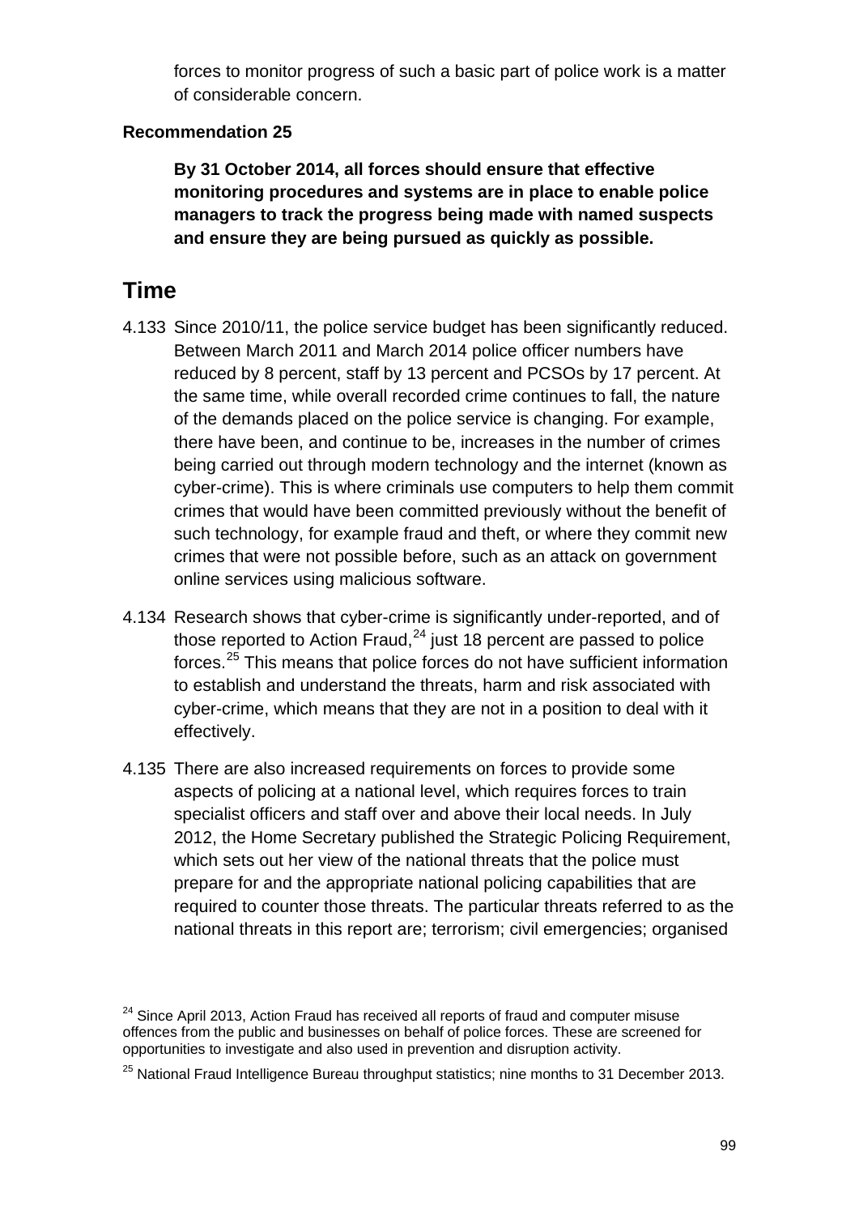forces to monitor progress of such a basic part of police work is a matter of considerable concern.

**Recommendation 25**

**By 31 October 2014, all forces should ensure that effective monitoring procedures and systems are in place to enable police managers to track the progress being made with named suspects and ensure they are being pursued as quickly as possible.**

## Time

4.133 Since 2010/11, the police service budget has been significantly reduced. Between March 2011 and March 2014 police officer numbers have reduced by 8 percent, staff by 13 percent and PCSOs by 17 percent. At the same time, while overall recorded crime continues to fall, the nature of the demands placed on the police service is changing. For example, there have been, and continue to be, increases in the number of crimes being carried out through modern technology and the internet (known as cyber-crime). This is where criminals use computers to help them commit crimes that would have been committed previously without the benefit of such technology, for example fraud and theft, or where they commit new crimes that were not possible before, such as an attack on government online services using malicious software.

4.134 Research shows that cyber-crime is significantly under-reported, and of those reported to Action Fraud,[24] just 18 percent are passed to police forces.[25] This means that police forces do not have sufficient information to establish and understand the threats, harm and risk associated with cyber-crime, which means that they are not in a position to deal with it effectively.

4.135 There are also increased requirements on forces to provide some aspects of policing at a national level, which requires forces to train specialist officers and staff over and above their local needs. In July 2012, the Home Secretary published the Strategic Policing Requirement, which sets out her view of the national threats that the police must prepare for and the appropriate national policing capabilities that are required to counter those threats. The particular threats referred to as the national threats in this report are; terrorism; civil emergencies; organised

[24] Since April 2013, Action Fraud has received all reports of fraud and computer misuse offences from the public and businesses on behalf of police forces. These are screened for opportunities to investigate and also used in prevention and disruption activity.

[25] National Fraud Intelligence Bureau throughput statistics; nine months to 31 December 2013.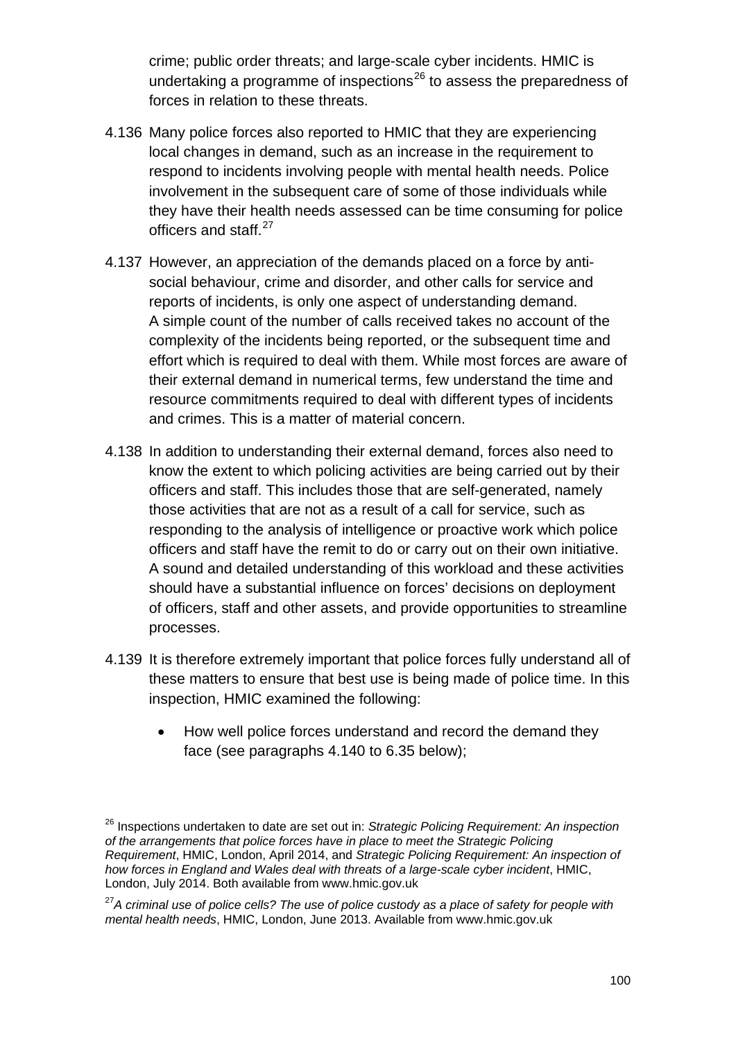crime; public order threats; and large-scale cyber incidents. HMIC is undertaking a programme of inspections[26] to assess the preparedness of forces in relation to these threats.

4.136 Many police forces also reported to HMIC that they are experiencing local changes in demand, such as an increase in the requirement to respond to incidents involving people with mental health needs. Police involvement in the subsequent care of some of those individuals while they have their health needs assessed can be time consuming for police officers and staff.[27]

4.137 However, an appreciation of the demands placed on a force by anti-social behaviour, crime and disorder, and other calls for service and reports of incidents, is only one aspect of understanding demand. A simple count of the number of calls received takes no account of the complexity of the incidents being reported, or the subsequent time and effort which is required to deal with them. While most forces are aware of their external demand in numerical terms, few understand the time and resource commitments required to deal with different types of incidents and crimes. This is a matter of material concern.

4.138 In addition to understanding their external demand, forces also need to know the extent to which policing activities are being carried out by their officers and staff. This includes those that are self-generated, namely those activities that are not as a result of a call for service, such as responding to the analysis of intelligence or proactive work which police officers and staff have the remit to do or carry out on their own initiative. A sound and detailed understanding of this workload and these activities should have a substantial influence on forces' decisions on deployment of officers, staff and other assets, and provide opportunities to streamline processes.

4.139 It is therefore extremely important that police forces fully understand all of these matters to ensure that best use is being made of police time. In this inspection, HMIC examined the following:

- How well police forces understand and record the demand they face (see paragraphs 4.140 to 6.35 below);

---

[26] Inspections undertaken to date are set out in: *Strategic Policing Requirement: An inspection of the arrangements that police forces have in place to meet the Strategic Policing Requirement*, HMIC, London, April 2014, and *Strategic Policing Requirement: An inspection of how forces in England and Wales deal with threats of a large-scale cyber incident*, HMIC, London, July 2014. Both available from www.hmic.gov.uk

[27] *A criminal use of police cells? The use of police custody as a place of safety for people with mental health needs*, HMIC, London, June 2013. Available from www.hmic.gov.uk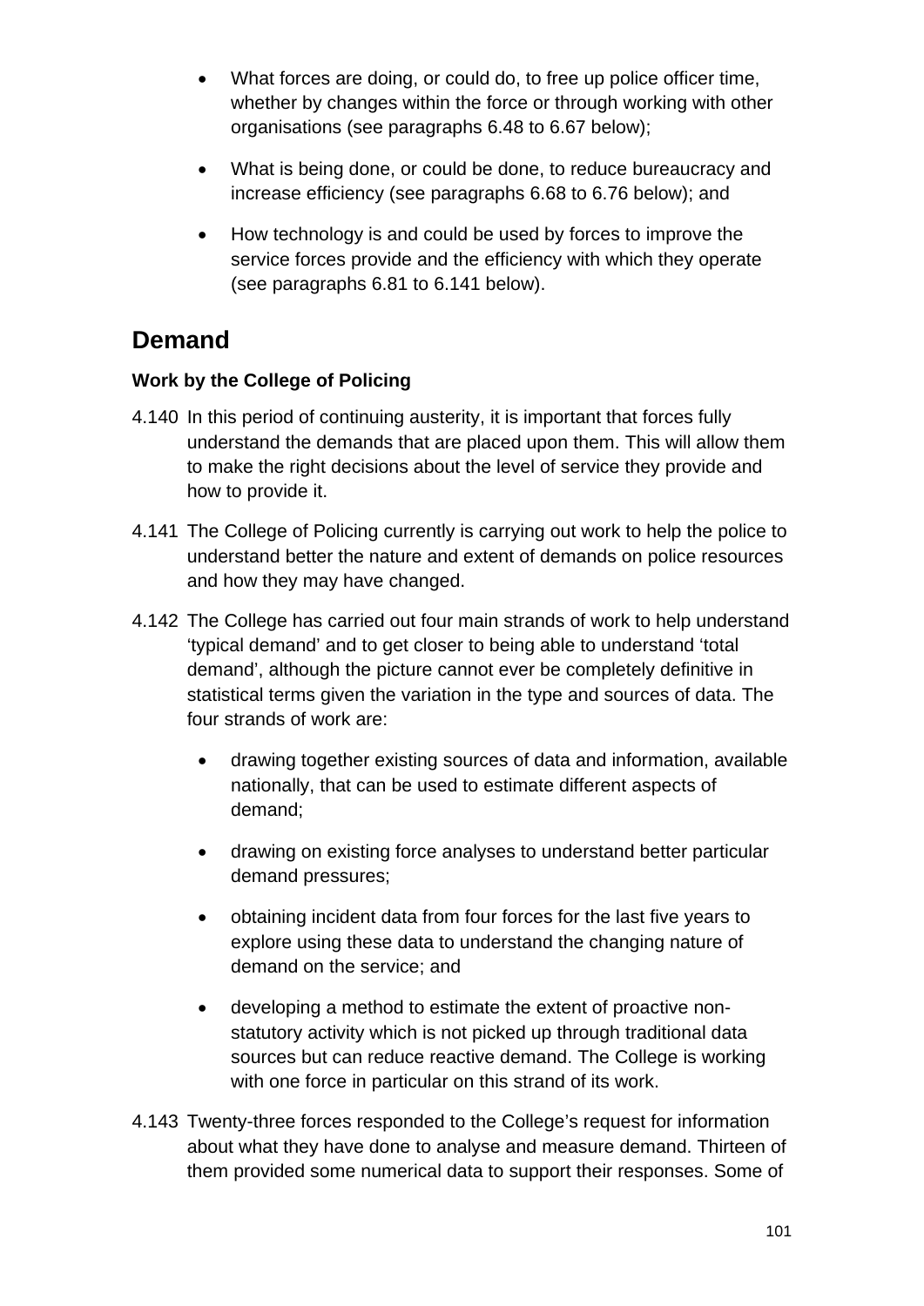- What forces are doing, or could do, to free up police officer time, whether by changes within the force or through working with other organisations (see paragraphs 6.48 to 6.67 below);
- What is being done, or could be done, to reduce bureaucracy and increase efficiency (see paragraphs 6.68 to 6.76 below); and
- How technology is and could be used by forces to improve the service forces provide and the efficiency with which they operate (see paragraphs 6.81 to 6.141 below).

## Demand

**Work by the College of Policing**

4.140 In this period of continuing austerity, it is important that forces fully understand the demands that are placed upon them. This will allow them to make the right decisions about the level of service they provide and how to provide it.

4.141 The College of Policing currently is carrying out work to help the police to understand better the nature and extent of demands on police resources and how they may have changed.

4.142 The College has carried out four main strands of work to help understand 'typical demand' and to get closer to being able to understand 'total demand', although the picture cannot ever be completely definitive in statistical terms given the variation in the type and sources of data. The four strands of work are:

- drawing together existing sources of data and information, available nationally, that can be used to estimate different aspects of demand;
- drawing on existing force analyses to understand better particular demand pressures;
- obtaining incident data from four forces for the last five years to explore using these data to understand the changing nature of demand on the service; and
- developing a method to estimate the extent of proactive non-statutory activity which is not picked up through traditional data sources but can reduce reactive demand. The College is working with one force in particular on this strand of its work.

4.143 Twenty-three forces responded to the College's request for information about what they have done to analyse and measure demand. Thirteen of them provided some numerical data to support their responses. Some of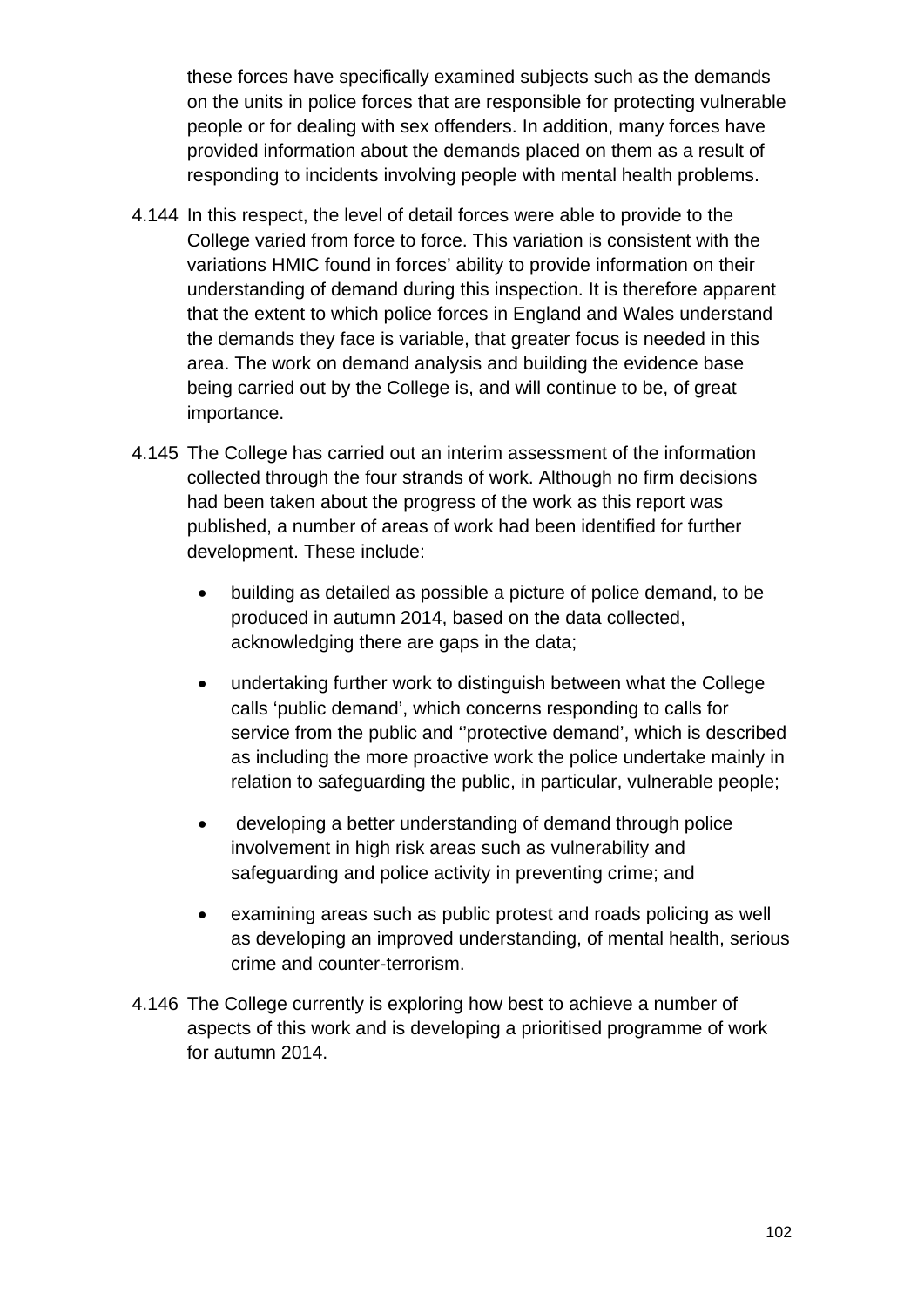these forces have specifically examined subjects such as the demands on the units in police forces that are responsible for protecting vulnerable people or for dealing with sex offenders. In addition, many forces have provided information about the demands placed on them as a result of responding to incidents involving people with mental health problems.

4.144 In this respect, the level of detail forces were able to provide to the College varied from force to force. This variation is consistent with the variations HMIC found in forces' ability to provide information on their understanding of demand during this inspection. It is therefore apparent that the extent to which police forces in England and Wales understand the demands they face is variable, that greater focus is needed in this area. The work on demand analysis and building the evidence base being carried out by the College is, and will continue to be, of great importance.

4.145 The College has carried out an interim assessment of the information collected through the four strands of work. Although no firm decisions had been taken about the progress of the work as this report was published, a number of areas of work had been identified for further development. These include:

- building as detailed as possible a picture of police demand, to be produced in autumn 2014, based on the data collected, acknowledging there are gaps in the data;
- undertaking further work to distinguish between what the College calls 'public demand', which concerns responding to calls for service from the public and ''protective demand', which is described as including the more proactive work the police undertake mainly in relation to safeguarding the public, in particular, vulnerable people;
- developing a better understanding of demand through police involvement in high risk areas such as vulnerability and safeguarding and police activity in preventing crime; and
- examining areas such as public protest and roads policing as well as developing an improved understanding, of mental health, serious crime and counter-terrorism.

4.146 The College currently is exploring how best to achieve a number of aspects of this work and is developing a prioritised programme of work for autumn 2014.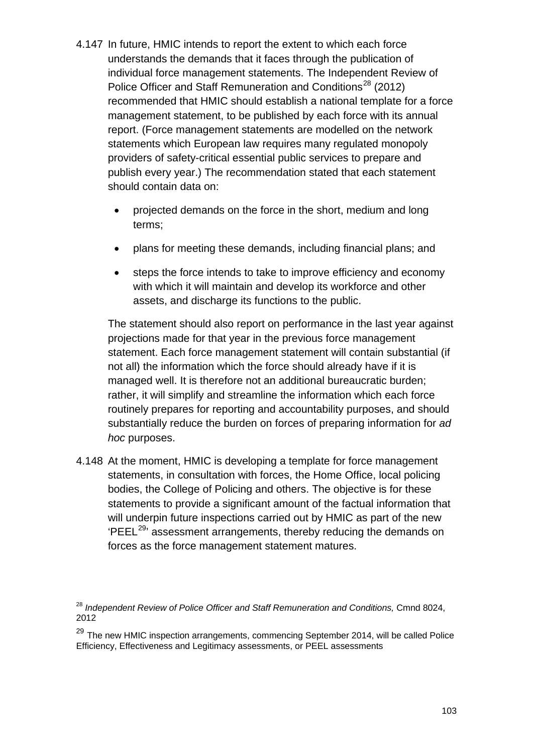4.147 In future, HMIC intends to report the extent to which each force understands the demands that it faces through the publication of individual force management statements. The Independent Review of Police Officer and Staff Remuneration and Conditions[28] (2012) recommended that HMIC should establish a national template for a force management statement, to be published by each force with its annual report. (Force management statements are modelled on the network statements which European law requires many regulated monopoly providers of safety-critical essential public services to prepare and publish every year.) The recommendation stated that each statement should contain data on:

- projected demands on the force in the short, medium and long terms;
- plans for meeting these demands, including financial plans; and
- steps the force intends to take to improve efficiency and economy with which it will maintain and develop its workforce and other assets, and discharge its functions to the public.

The statement should also report on performance in the last year against projections made for that year in the previous force management statement. Each force management statement will contain substantial (if not all) the information which the force should already have if it is managed well. It is therefore not an additional bureaucratic burden; rather, it will simplify and streamline the information which each force routinely prepares for reporting and accountability purposes, and should substantially reduce the burden on forces of preparing information for *ad hoc* purposes.

4.148 At the moment, HMIC is developing a template for force management statements, in consultation with forces, the Home Office, local policing bodies, the College of Policing and others. The objective is for these statements to provide a significant amount of the factual information that will underpin future inspections carried out by HMIC as part of the new 'PEEL[29]' assessment arrangements, thereby reducing the demands on forces as the force management statement matures.

[28] *Independent Review of Police Officer and Staff Remuneration and Conditions,* Cmnd 8024, 2012

[29] The new HMIC inspection arrangements, commencing September 2014, will be called Police Efficiency, Effectiveness and Legitimacy assessments, or PEEL assessments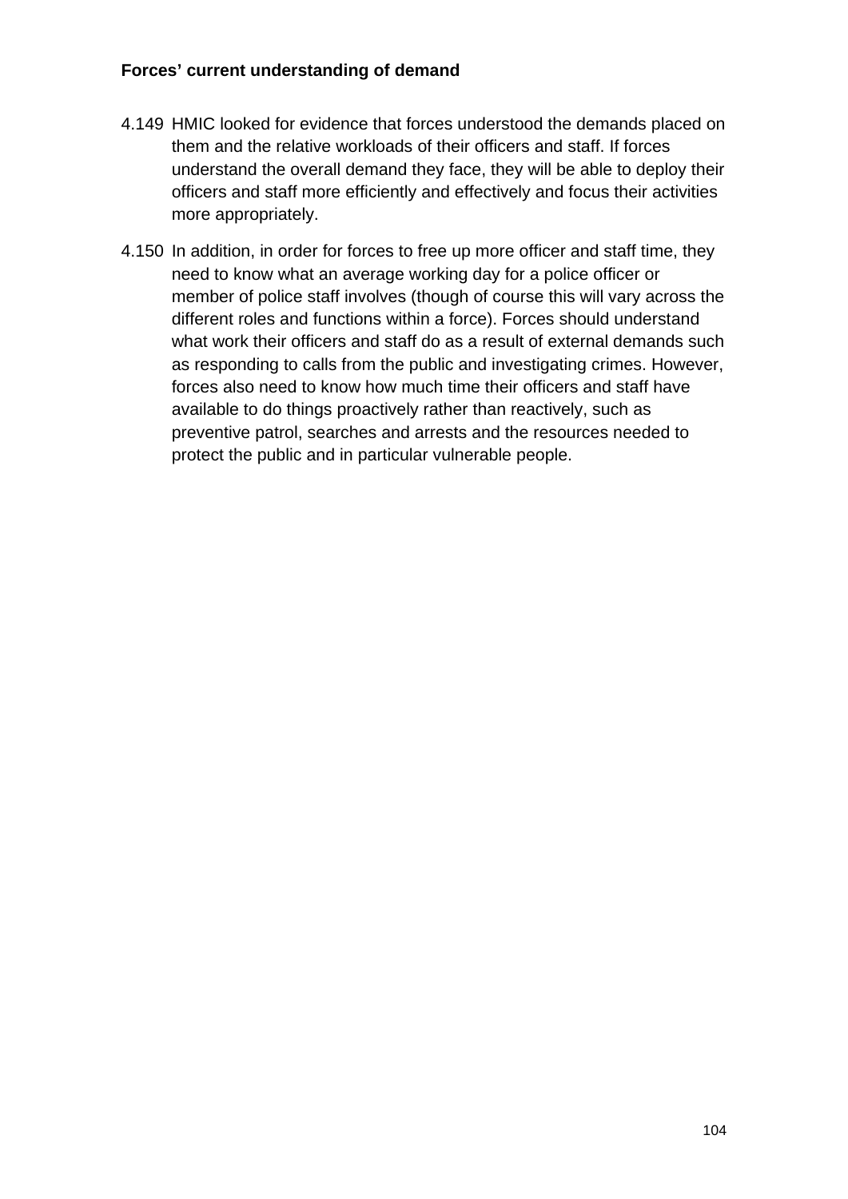**Forces' current understanding of demand**

4.149 HMIC looked for evidence that forces understood the demands placed on them and the relative workloads of their officers and staff. If forces understand the overall demand they face, they will be able to deploy their officers and staff more efficiently and effectively and focus their activities more appropriately.

4.150 In addition, in order for forces to free up more officer and staff time, they need to know what an average working day for a police officer or member of police staff involves (though of course this will vary across the different roles and functions within a force). Forces should understand what work their officers and staff do as a result of external demands such as responding to calls from the public and investigating crimes. However, forces also need to know how much time their officers and staff have available to do things proactively rather than reactively, such as preventive patrol, searches and arrests and the resources needed to protect the public and in particular vulnerable people.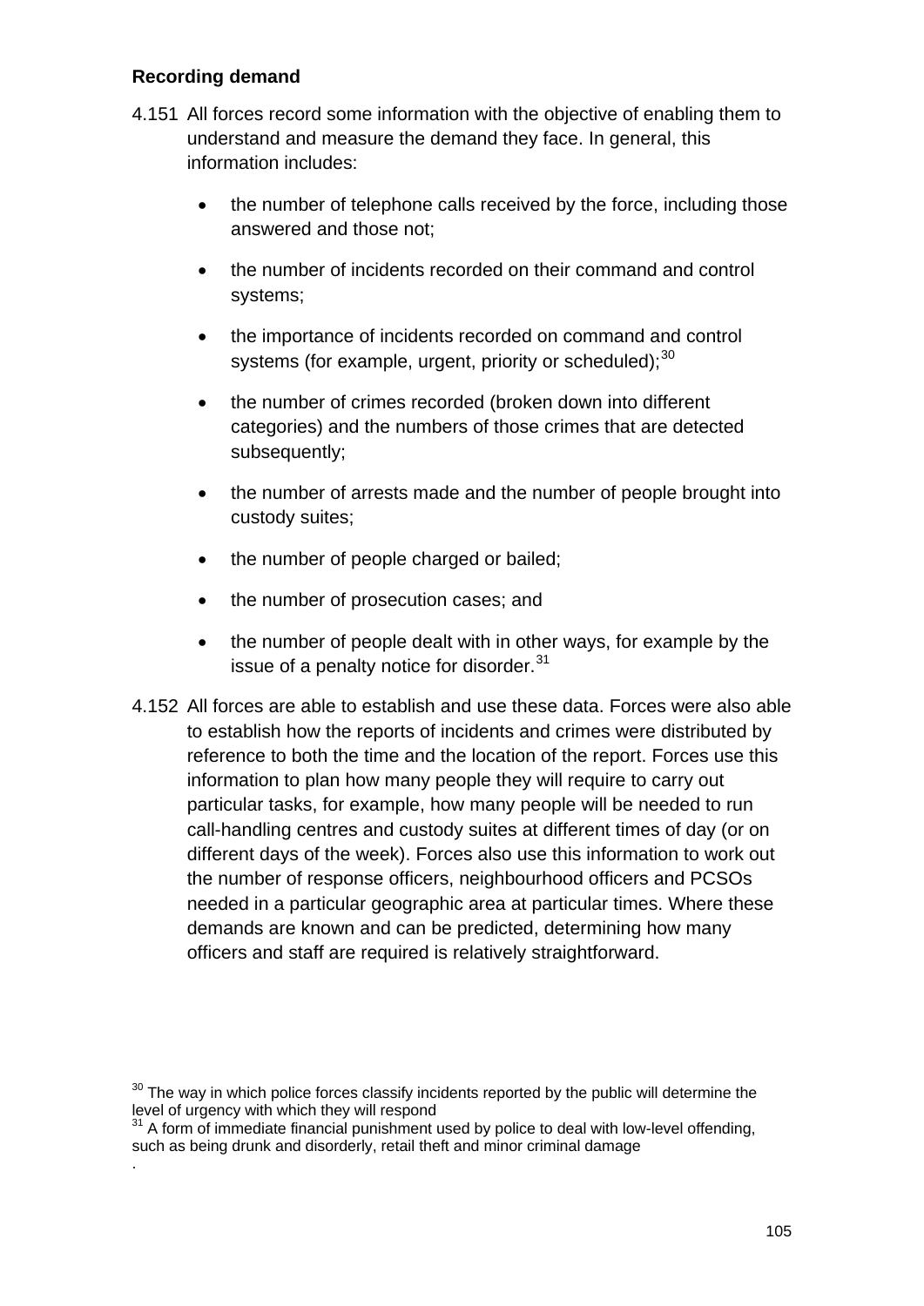**Recording demand**

4.151 All forces record some information with the objective of enabling them to understand and measure the demand they face. In general, this information includes:

- the number of telephone calls received by the force, including those answered and those not;
- the number of incidents recorded on their command and control systems;
- the importance of incidents recorded on command and control systems (for example, urgent, priority or scheduled);[30]
- the number of crimes recorded (broken down into different categories) and the numbers of those crimes that are detected subsequently;
- the number of arrests made and the number of people brought into custody suites;
- the number of people charged or bailed;
- the number of prosecution cases; and
- the number of people dealt with in other ways, for example by the issue of a penalty notice for disorder.[31]

4.152 All forces are able to establish and use these data. Forces were also able to establish how the reports of incidents and crimes were distributed by reference to both the time and the location of the report. Forces use this information to plan how many people they will require to carry out particular tasks, for example, how many people will be needed to run call-handling centres and custody suites at different times of day (or on different days of the week). Forces also use this information to work out the number of response officers, neighbourhood officers and PCSOs needed in a particular geographic area at particular times. Where these demands are known and can be predicted, determining how many officers and staff are required is relatively straightforward.

[30] The way in which police forces classify incidents reported by the public will determine the level of urgency with which they will respond

[31] A form of immediate financial punishment used by police to deal with low-level offending, such as being drunk and disorderly, retail theft and minor criminal damage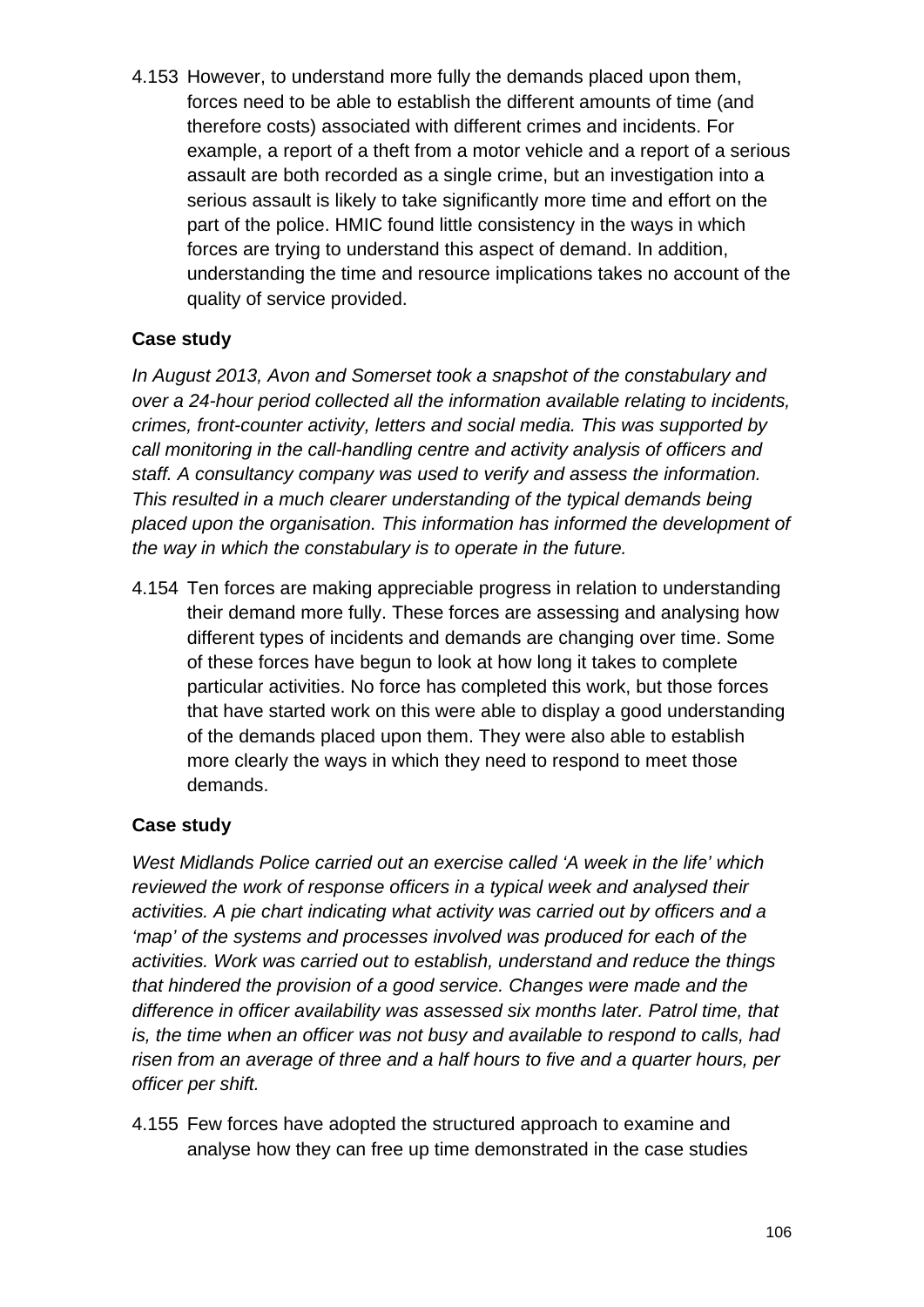4.153 However, to understand more fully the demands placed upon them, forces need to be able to establish the different amounts of time (and therefore costs) associated with different crimes and incidents. For example, a report of a theft from a motor vehicle and a report of a serious assault are both recorded as a single crime, but an investigation into a serious assault is likely to take significantly more time and effort on the part of the police. HMIC found little consistency in the ways in which forces are trying to understand this aspect of demand. In addition, understanding the time and resource implications takes no account of the quality of service provided.

**Case study**

*In August 2013, Avon and Somerset took a snapshot of the constabulary and over a 24-hour period collected all the information available relating to incidents, crimes, front-counter activity, letters and social media. This was supported by call monitoring in the call-handling centre and activity analysis of officers and staff. A consultancy company was used to verify and assess the information. This resulted in a much clearer understanding of the typical demands being placed upon the organisation. This information has informed the development of the way in which the constabulary is to operate in the future.*

4.154 Ten forces are making appreciable progress in relation to understanding their demand more fully. These forces are assessing and analysing how different types of incidents and demands are changing over time. Some of these forces have begun to look at how long it takes to complete particular activities. No force has completed this work, but those forces that have started work on this were able to display a good understanding of the demands placed upon them. They were also able to establish more clearly the ways in which they need to respond to meet those demands.

**Case study**

*West Midlands Police carried out an exercise called 'A week in the life' which reviewed the work of response officers in a typical week and analysed their activities. A pie chart indicating what activity was carried out by officers and a 'map' of the systems and processes involved was produced for each of the activities. Work was carried out to establish, understand and reduce the things that hindered the provision of a good service. Changes were made and the difference in officer availability was assessed six months later. Patrol time, that is, the time when an officer was not busy and available to respond to calls, had risen from an average of three and a half hours to five and a quarter hours, per officer per shift.*

4.155 Few forces have adopted the structured approach to examine and analyse how they can free up time demonstrated in the case studies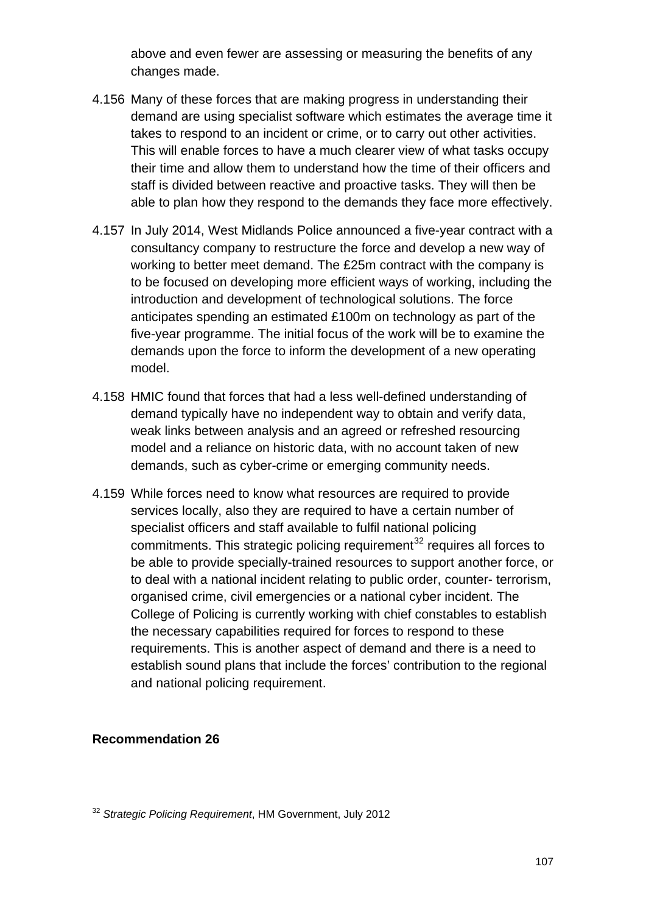above and even fewer are assessing or measuring the benefits of any changes made.

4.156 Many of these forces that are making progress in understanding their demand are using specialist software which estimates the average time it takes to respond to an incident or crime, or to carry out other activities. This will enable forces to have a much clearer view of what tasks occupy their time and allow them to understand how the time of their officers and staff is divided between reactive and proactive tasks. They will then be able to plan how they respond to the demands they face more effectively.

4.157 In July 2014, West Midlands Police announced a five-year contract with a consultancy company to restructure the force and develop a new way of working to better meet demand. The £25m contract with the company is to be focused on developing more efficient ways of working, including the introduction and development of technological solutions. The force anticipates spending an estimated £100m on technology as part of the five-year programme. The initial focus of the work will be to examine the demands upon the force to inform the development of a new operating model.

4.158 HMIC found that forces that had a less well-defined understanding of demand typically have no independent way to obtain and verify data, weak links between analysis and an agreed or refreshed resourcing model and a reliance on historic data, with no account taken of new demands, such as cyber-crime or emerging community needs.

4.159 While forces need to know what resources are required to provide services locally, also they are required to have a certain number of specialist officers and staff available to fulfil national policing commitments. This strategic policing requirement[32] requires all forces to be able to provide specially-trained resources to support another force, or to deal with a national incident relating to public order, counter- terrorism, organised crime, civil emergencies or a national cyber incident. The College of Policing is currently working with chief constables to establish the necessary capabilities required for forces to respond to these requirements. This is another aspect of demand and there is a need to establish sound plans that include the forces' contribution to the regional and national policing requirement.

**Recommendation 26**

[32] *Strategic Policing Requirement*, HM Government, July 2012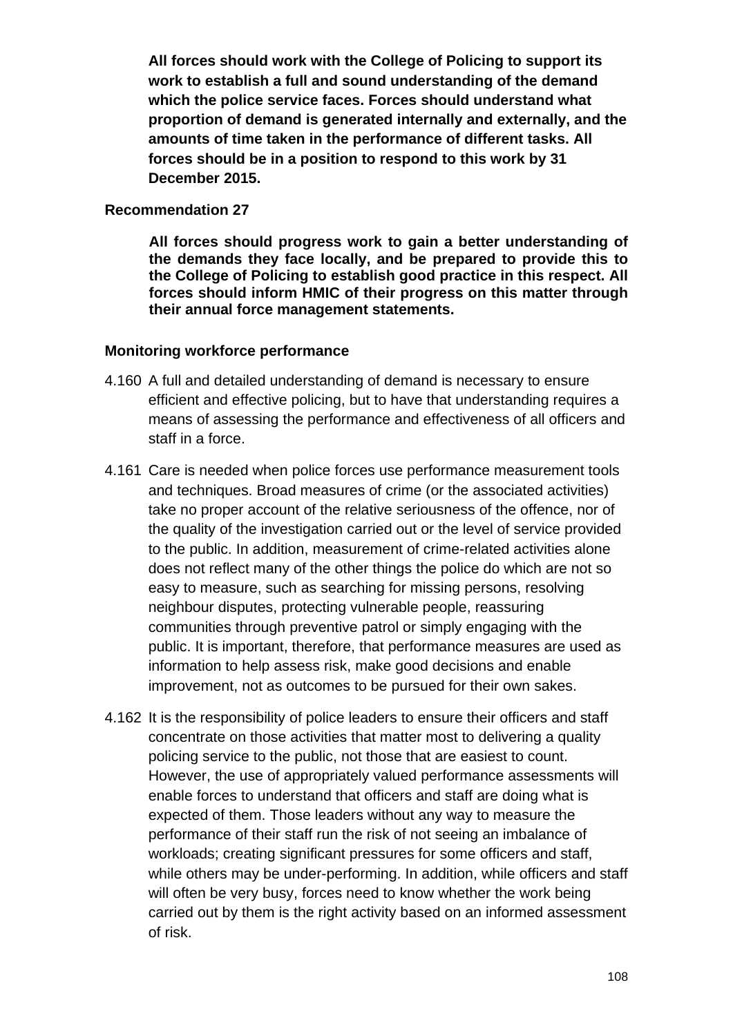**All forces should work with the College of Policing to support its work to establish a full and sound understanding of the demand which the police service faces. Forces should understand what proportion of demand is generated internally and externally, and the amounts of time taken in the performance of different tasks. All forces should be in a position to respond to this work by 31 December 2015.**

**Recommendation 27**

**All forces should progress work to gain a better understanding of the demands they face locally, and be prepared to provide this to the College of Policing to establish good practice in this respect. All forces should inform HMIC of their progress on this matter through their annual force management statements.**

**Monitoring workforce performance**

4.160 A full and detailed understanding of demand is necessary to ensure efficient and effective policing, but to have that understanding requires a means of assessing the performance and effectiveness of all officers and staff in a force.

4.161 Care is needed when police forces use performance measurement tools and techniques. Broad measures of crime (or the associated activities) take no proper account of the relative seriousness of the offence, nor of the quality of the investigation carried out or the level of service provided to the public. In addition, measurement of crime-related activities alone does not reflect many of the other things the police do which are not so easy to measure, such as searching for missing persons, resolving neighbour disputes, protecting vulnerable people, reassuring communities through preventive patrol or simply engaging with the public. It is important, therefore, that performance measures are used as information to help assess risk, make good decisions and enable improvement, not as outcomes to be pursued for their own sakes.

4.162 It is the responsibility of police leaders to ensure their officers and staff concentrate on those activities that matter most to delivering a quality policing service to the public, not those that are easiest to count. However, the use of appropriately valued performance assessments will enable forces to understand that officers and staff are doing what is expected of them. Those leaders without any way to measure the performance of their staff run the risk of not seeing an imbalance of workloads; creating significant pressures for some officers and staff, while others may be under-performing. In addition, while officers and staff will often be very busy, forces need to know whether the work being carried out by them is the right activity based on an informed assessment of risk.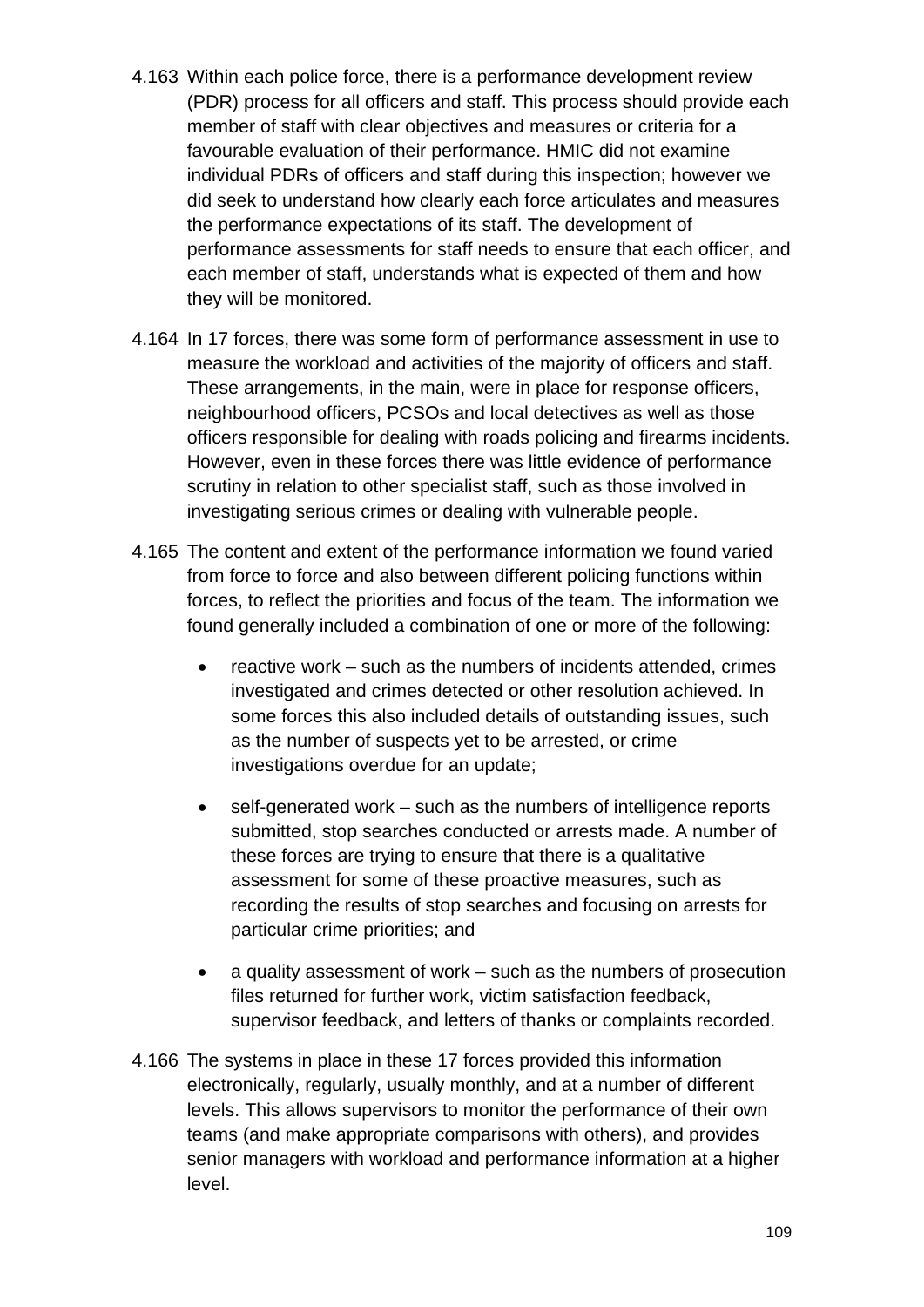4.163 Within each police force, there is a performance development review (PDR) process for all officers and staff. This process should provide each member of staff with clear objectives and measures or criteria for a favourable evaluation of their performance. HMIC did not examine individual PDRs of officers and staff during this inspection; however we did seek to understand how clearly each force articulates and measures the performance expectations of its staff. The development of performance assessments for staff needs to ensure that each officer, and each member of staff, understands what is expected of them and how they will be monitored.

4.164 In 17 forces, there was some form of performance assessment in use to measure the workload and activities of the majority of officers and staff. These arrangements, in the main, were in place for response officers, neighbourhood officers, PCSOs and local detectives as well as those officers responsible for dealing with roads policing and firearms incidents. However, even in these forces there was little evidence of performance scrutiny in relation to other specialist staff, such as those involved in investigating serious crimes or dealing with vulnerable people.

4.165 The content and extent of the performance information we found varied from force to force and also between different policing functions within forces, to reflect the priorities and focus of the team. The information we found generally included a combination of one or more of the following:

- reactive work – such as the numbers of incidents attended, crimes investigated and crimes detected or other resolution achieved. In some forces this also included details of outstanding issues, such as the number of suspects yet to be arrested, or crime investigations overdue for an update;
- self-generated work – such as the numbers of intelligence reports submitted, stop searches conducted or arrests made. A number of these forces are trying to ensure that there is a qualitative assessment for some of these proactive measures, such as recording the results of stop searches and focusing on arrests for particular crime priorities; and
- a quality assessment of work – such as the numbers of prosecution files returned for further work, victim satisfaction feedback, supervisor feedback, and letters of thanks or complaints recorded.

4.166 The systems in place in these 17 forces provided this information electronically, regularly, usually monthly, and at a number of different levels. This allows supervisors to monitor the performance of their own teams (and make appropriate comparisons with others), and provides senior managers with workload and performance information at a higher level.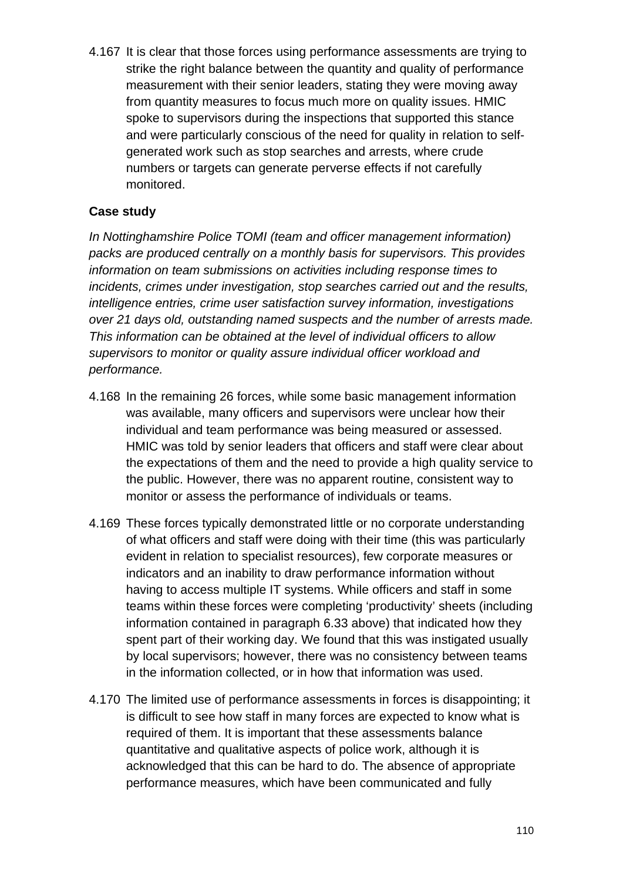4.167 It is clear that those forces using performance assessments are trying to strike the right balance between the quantity and quality of performance measurement with their senior leaders, stating they were moving away from quantity measures to focus much more on quality issues. HMIC spoke to supervisors during the inspections that supported this stance and were particularly conscious of the need for quality in relation to self-generated work such as stop searches and arrests, where crude numbers or targets can generate perverse effects if not carefully monitored.

**Case study**

*In Nottinghamshire Police TOMI (team and officer management information) packs are produced centrally on a monthly basis for supervisors. This provides information on team submissions on activities including response times to incidents, crimes under investigation, stop searches carried out and the results, intelligence entries, crime user satisfaction survey information, investigations over 21 days old, outstanding named suspects and the number of arrests made. This information can be obtained at the level of individual officers to allow supervisors to monitor or quality assure individual officer workload and performance.*

4.168 In the remaining 26 forces, while some basic management information was available, many officers and supervisors were unclear how their individual and team performance was being measured or assessed. HMIC was told by senior leaders that officers and staff were clear about the expectations of them and the need to provide a high quality service to the public. However, there was no apparent routine, consistent way to monitor or assess the performance of individuals or teams.

4.169 These forces typically demonstrated little or no corporate understanding of what officers and staff were doing with their time (this was particularly evident in relation to specialist resources), few corporate measures or indicators and an inability to draw performance information without having to access multiple IT systems. While officers and staff in some teams within these forces were completing 'productivity' sheets (including information contained in paragraph 6.33 above) that indicated how they spent part of their working day. We found that this was instigated usually by local supervisors; however, there was no consistency between teams in the information collected, or in how that information was used.

4.170 The limited use of performance assessments in forces is disappointing; it is difficult to see how staff in many forces are expected to know what is required of them. It is important that these assessments balance quantitative and qualitative aspects of police work, although it is acknowledged that this can be hard to do. The absence of appropriate performance measures, which have been communicated and fully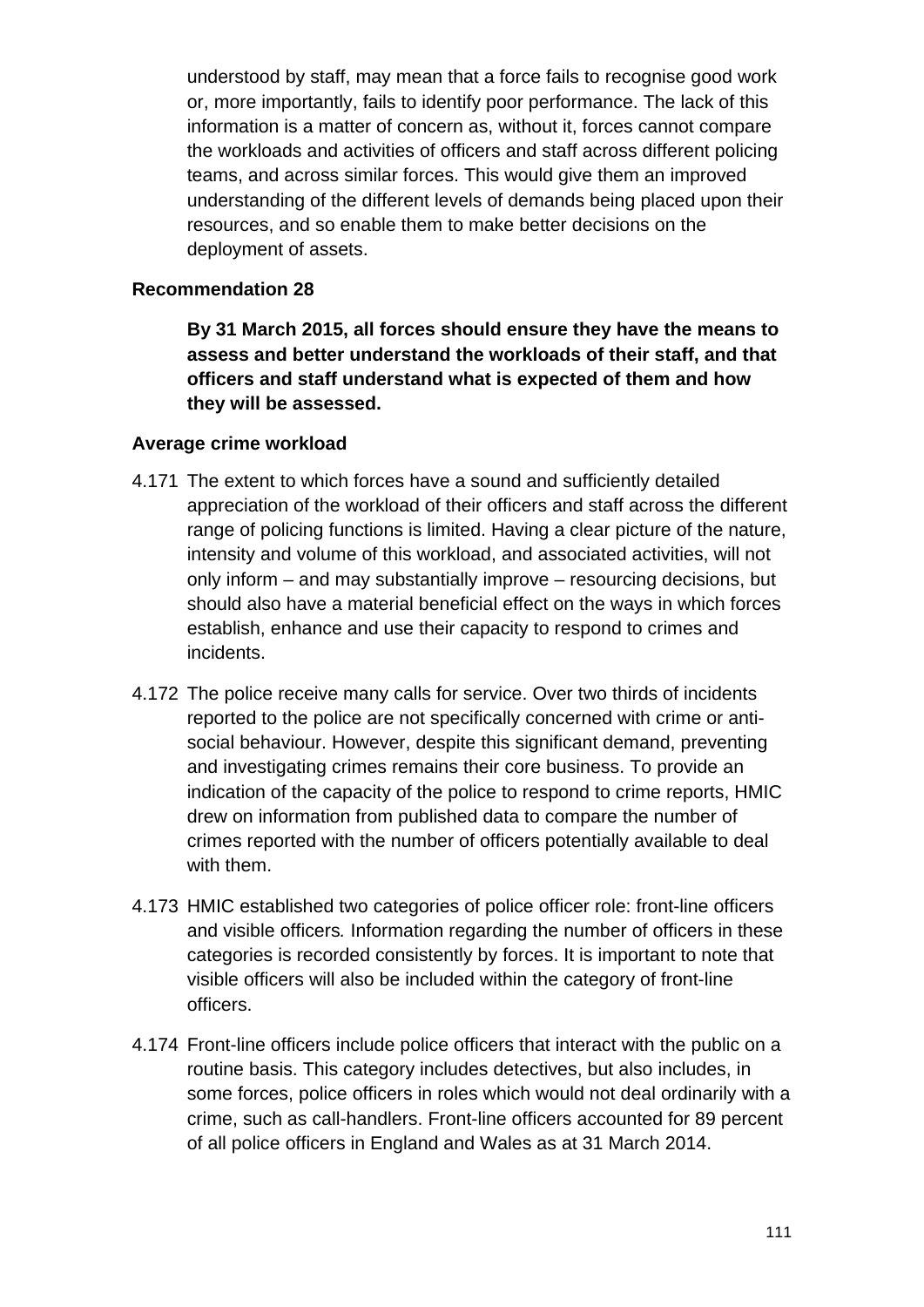understood by staff, may mean that a force fails to recognise good work or, more importantly, fails to identify poor performance. The lack of this information is a matter of concern as, without it, forces cannot compare the workloads and activities of officers and staff across different policing teams, and across similar forces. This would give them an improved understanding of the different levels of demands being placed upon their resources, and so enable them to make better decisions on the deployment of assets.

**Recommendation 28**

**By 31 March 2015, all forces should ensure they have the means to assess and better understand the workloads of their staff, and that officers and staff understand what is expected of them and how they will be assessed.**

**Average crime workload**

4.171 The extent to which forces have a sound and sufficiently detailed appreciation of the workload of their officers and staff across the different range of policing functions is limited. Having a clear picture of the nature, intensity and volume of this workload, and associated activities, will not only inform – and may substantially improve – resourcing decisions, but should also have a material beneficial effect on the ways in which forces establish, enhance and use their capacity to respond to crimes and incidents.

4.172 The police receive many calls for service. Over two thirds of incidents reported to the police are not specifically concerned with crime or anti-social behaviour. However, despite this significant demand, preventing and investigating crimes remains their core business. To provide an indication of the capacity of the police to respond to crime reports, HMIC drew on information from published data to compare the number of crimes reported with the number of officers potentially available to deal with them.

4.173 HMIC established two categories of police officer role: front-line officers and visible officers*.* Information regarding the number of officers in these categories is recorded consistently by forces. It is important to note that visible officers will also be included within the category of front-line officers.

4.174 Front-line officers include police officers that interact with the public on a routine basis. This category includes detectives, but also includes, in some forces, police officers in roles which would not deal ordinarily with a crime, such as call-handlers. Front-line officers accounted for 89 percent of all police officers in England and Wales as at 31 March 2014.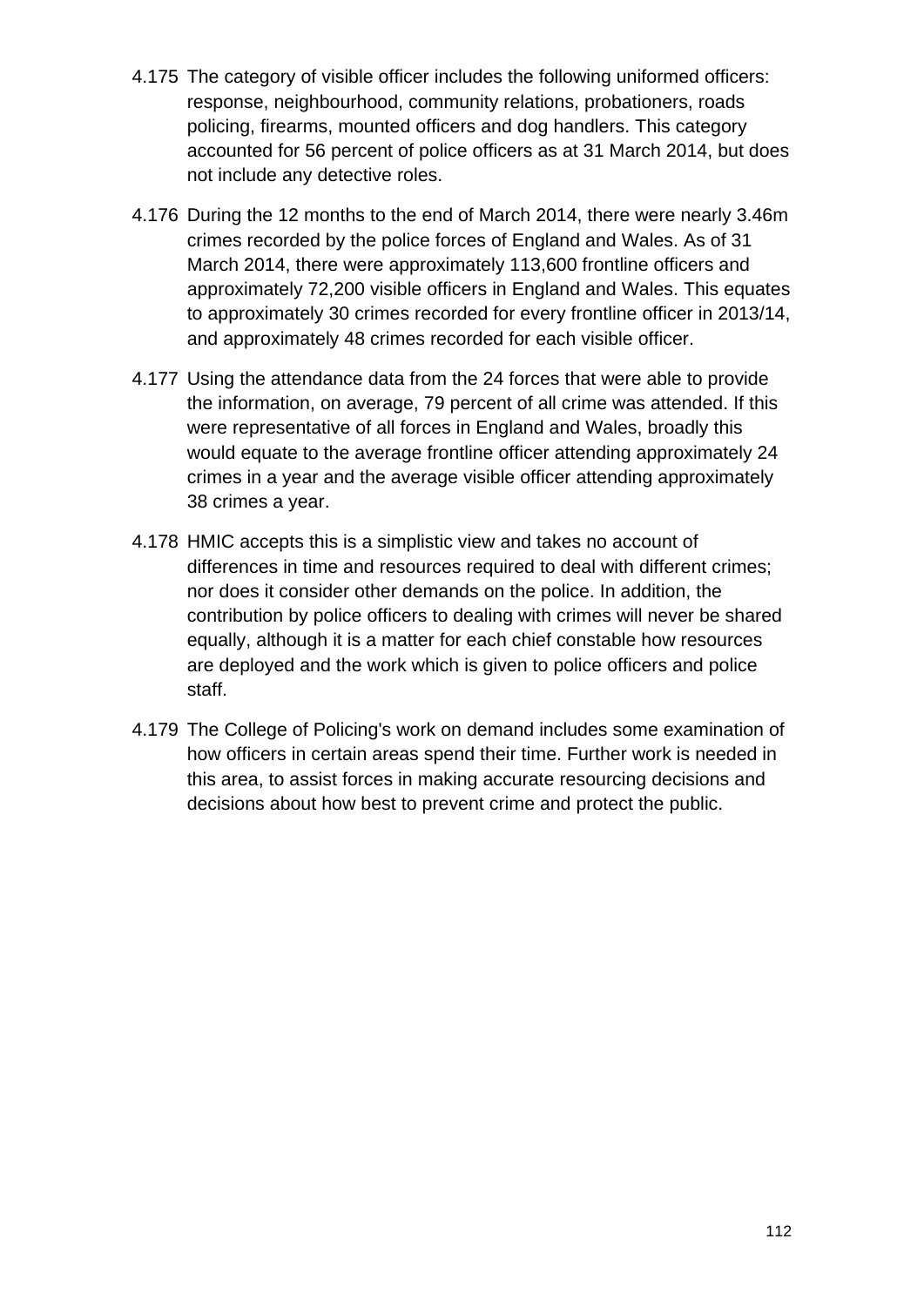4.175 The category of visible officer includes the following uniformed officers: response, neighbourhood, community relations, probationers, roads policing, firearms, mounted officers and dog handlers. This category accounted for 56 percent of police officers as at 31 March 2014, but does not include any detective roles.

4.176 During the 12 months to the end of March 2014, there were nearly 3.46m crimes recorded by the police forces of England and Wales. As of 31 March 2014, there were approximately 113,600 frontline officers and approximately 72,200 visible officers in England and Wales. This equates to approximately 30 crimes recorded for every frontline officer in 2013/14, and approximately 48 crimes recorded for each visible officer.

4.177 Using the attendance data from the 24 forces that were able to provide the information, on average, 79 percent of all crime was attended. If this were representative of all forces in England and Wales, broadly this would equate to the average frontline officer attending approximately 24 crimes in a year and the average visible officer attending approximately 38 crimes a year.

4.178 HMIC accepts this is a simplistic view and takes no account of differences in time and resources required to deal with different crimes; nor does it consider other demands on the police. In addition, the contribution by police officers to dealing with crimes will never be shared equally, although it is a matter for each chief constable how resources are deployed and the work which is given to police officers and police staff.

4.179 The College of Policing's work on demand includes some examination of how officers in certain areas spend their time. Further work is needed in this area, to assist forces in making accurate resourcing decisions and decisions about how best to prevent crime and protect the public.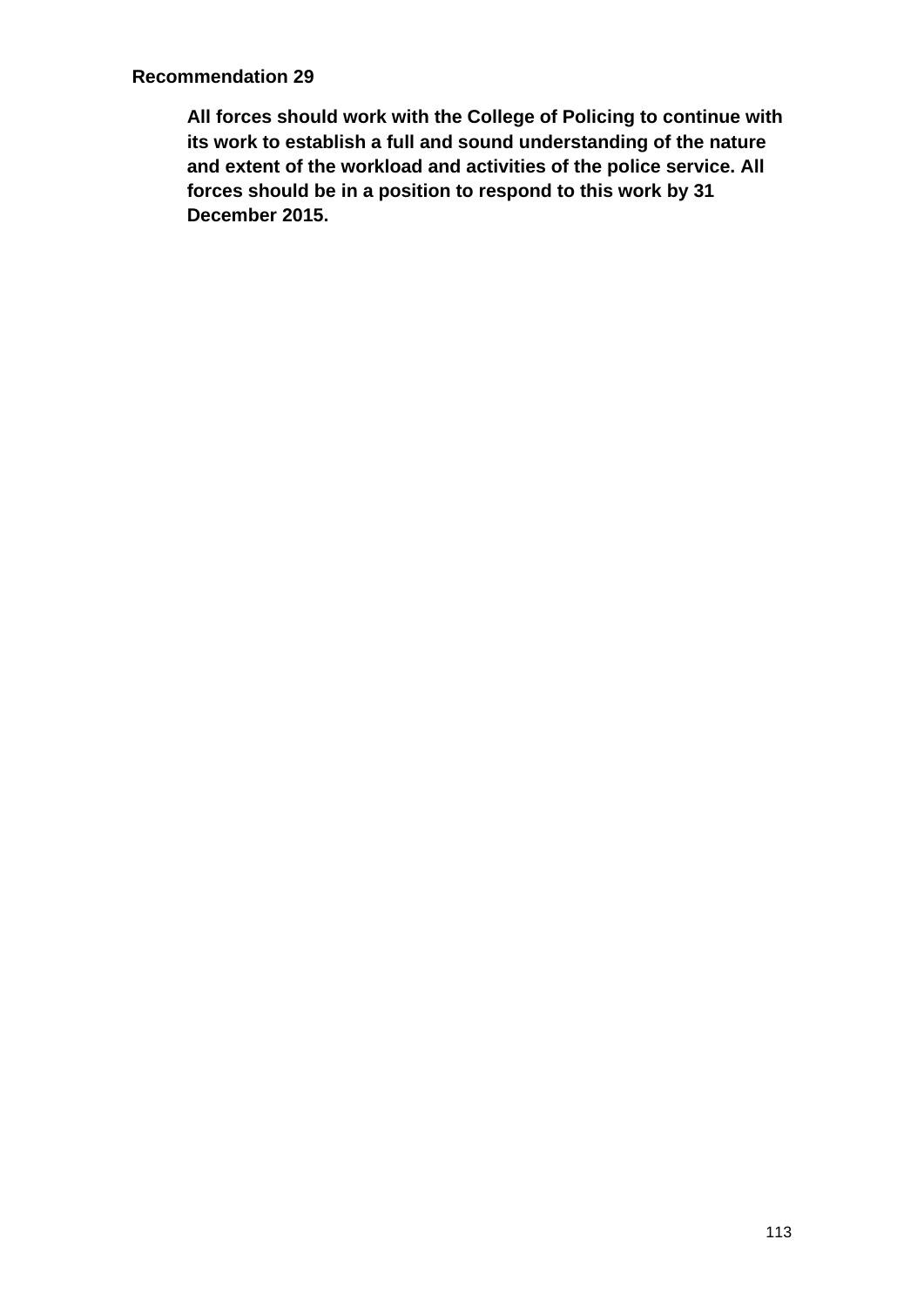**Recommendation 29**

> **All forces should work with the College of Policing to continue with its work to establish a full and sound understanding of the nature and extent of the workload and activities of the police service. All forces should be in a position to respond to this work by 31 December 2015.**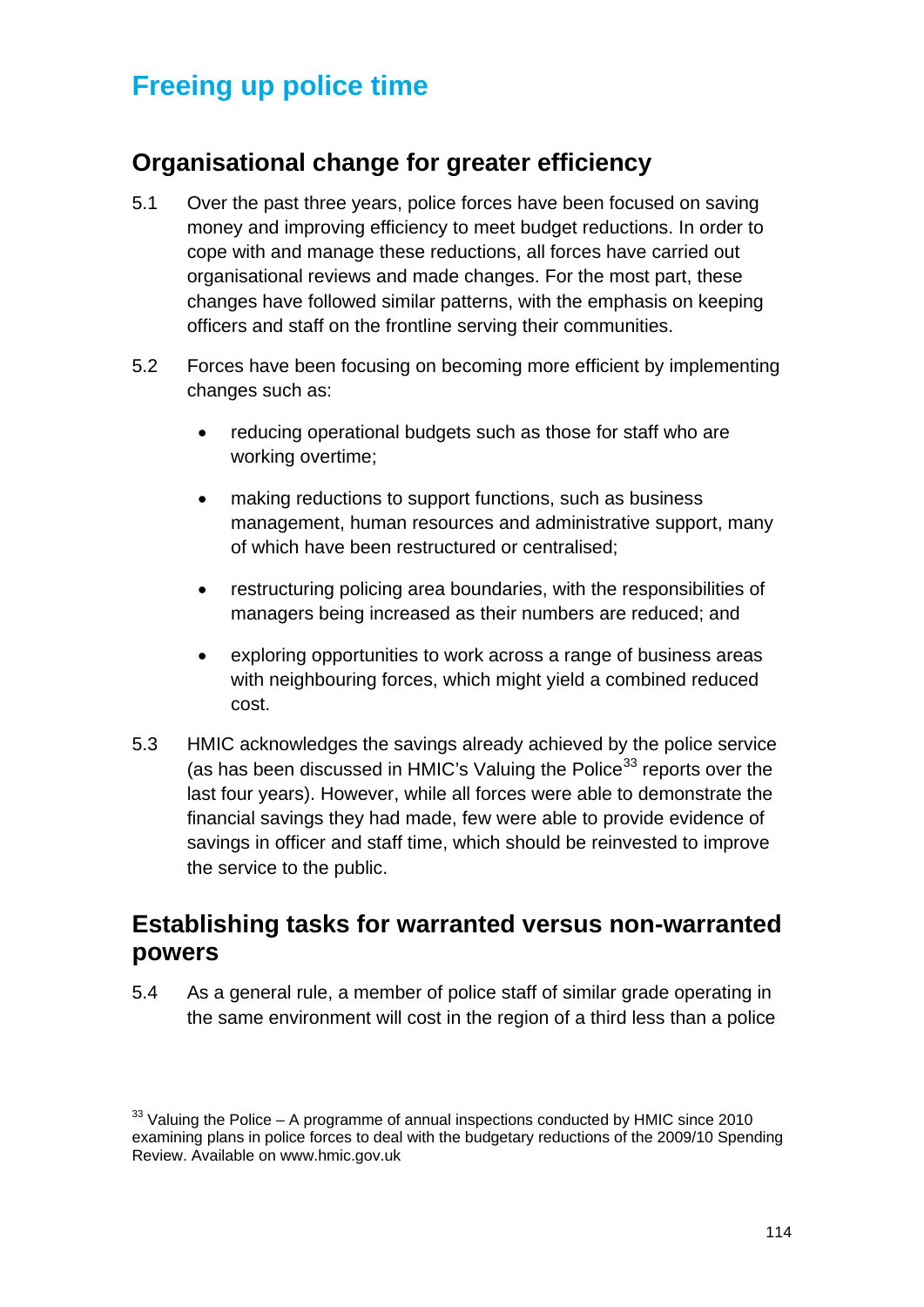# Freeing up police time

## Organisational change for greater efficiency

5.1 Over the past three years, police forces have been focused on saving money and improving efficiency to meet budget reductions. In order to cope with and manage these reductions, all forces have carried out organisational reviews and made changes. For the most part, these changes have followed similar patterns, with the emphasis on keeping officers and staff on the frontline serving their communities.

5.2 Forces have been focusing on becoming more efficient by implementing changes such as:

- reducing operational budgets such as those for staff who are working overtime;
- making reductions to support functions, such as business management, human resources and administrative support, many of which have been restructured or centralised;
- restructuring policing area boundaries, with the responsibilities of managers being increased as their numbers are reduced; and
- exploring opportunities to work across a range of business areas with neighbouring forces, which might yield a combined reduced cost.

5.3 HMIC acknowledges the savings already achieved by the police service (as has been discussed in HMIC's Valuing the Police[33] reports over the last four years). However, while all forces were able to demonstrate the financial savings they had made, few were able to provide evidence of savings in officer and staff time, which should be reinvested to improve the service to the public.

## Establishing tasks for warranted versus non-warranted powers

5.4 As a general rule, a member of police staff of similar grade operating in the same environment will cost in the region of a third less than a police

[33] Valuing the Police – A programme of annual inspections conducted by HMIC since 2010 examining plans in police forces to deal with the budgetary reductions of the 2009/10 Spending Review. Available on www.hmic.gov.uk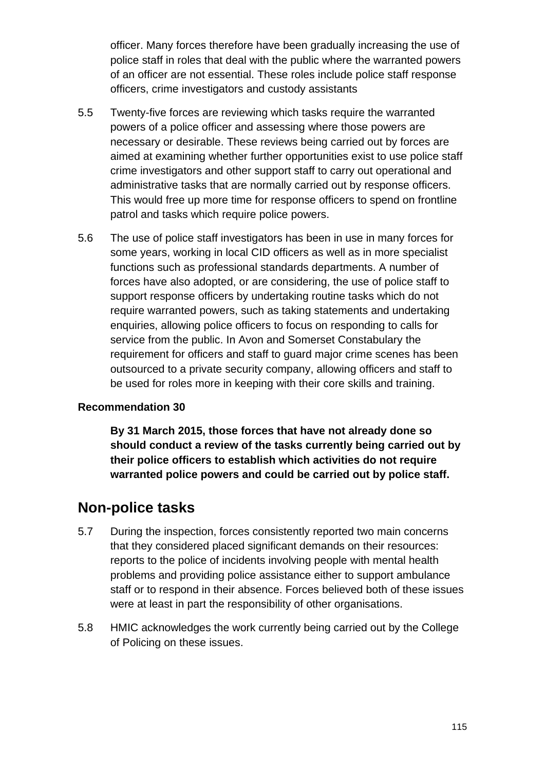officer. Many forces therefore have been gradually increasing the use of police staff in roles that deal with the public where the warranted powers of an officer are not essential. These roles include police staff response officers, crime investigators and custody assistants

5.5 Twenty-five forces are reviewing which tasks require the warranted powers of a police officer and assessing where those powers are necessary or desirable. These reviews being carried out by forces are aimed at examining whether further opportunities exist to use police staff crime investigators and other support staff to carry out operational and administrative tasks that are normally carried out by response officers. This would free up more time for response officers to spend on frontline patrol and tasks which require police powers.

5.6 The use of police staff investigators has been in use in many forces for some years, working in local CID officers as well as in more specialist functions such as professional standards departments. A number of forces have also adopted, or are considering, the use of police staff to support response officers by undertaking routine tasks which do not require warranted powers, such as taking statements and undertaking enquiries, allowing police officers to focus on responding to calls for service from the public. In Avon and Somerset Constabulary the requirement for officers and staff to guard major crime scenes has been outsourced to a private security company, allowing officers and staff to be used for roles more in keeping with their core skills and training.

**Recommendation 30**

**By 31 March 2015, those forces that have not already done so should conduct a review of the tasks currently being carried out by their police officers to establish which activities do not require warranted police powers and could be carried out by police staff.**

## Non-police tasks

5.7 During the inspection, forces consistently reported two main concerns that they considered placed significant demands on their resources: reports to the police of incidents involving people with mental health problems and providing police assistance either to support ambulance staff or to respond in their absence. Forces believed both of these issues were at least in part the responsibility of other organisations.

5.8 HMIC acknowledges the work currently being carried out by the College of Policing on these issues.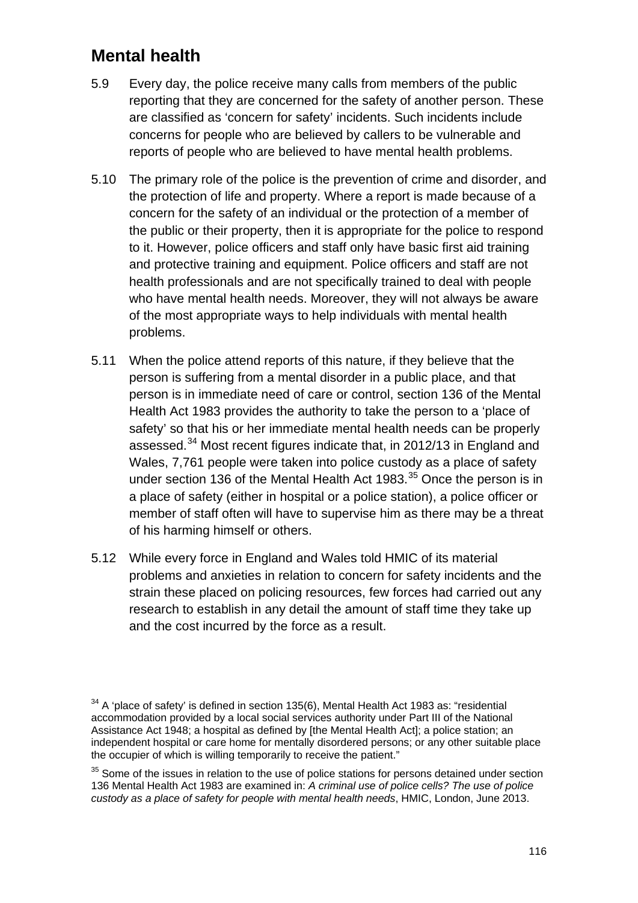## Mental health

5.9 Every day, the police receive many calls from members of the public reporting that they are concerned for the safety of another person. These are classified as 'concern for safety' incidents. Such incidents include concerns for people who are believed by callers to be vulnerable and reports of people who are believed to have mental health problems.

5.10 The primary role of the police is the prevention of crime and disorder, and the protection of life and property. Where a report is made because of a concern for the safety of an individual or the protection of a member of the public or their property, then it is appropriate for the police to respond to it. However, police officers and staff only have basic first aid training and protective training and equipment. Police officers and staff are not health professionals and are not specifically trained to deal with people who have mental health needs. Moreover, they will not always be aware of the most appropriate ways to help individuals with mental health problems.

5.11 When the police attend reports of this nature, if they believe that the person is suffering from a mental disorder in a public place, and that person is in immediate need of care or control, section 136 of the Mental Health Act 1983 provides the authority to take the person to a 'place of safety' so that his or her immediate mental health needs can be properly assessed.[34] Most recent figures indicate that, in 2012/13 in England and Wales, 7,761 people were taken into police custody as a place of safety under section 136 of the Mental Health Act 1983.[35] Once the person is in a place of safety (either in hospital or a police station), a police officer or member of staff often will have to supervise him as there may be a threat of his harming himself or others.

5.12 While every force in England and Wales told HMIC of its material problems and anxieties in relation to concern for safety incidents and the strain these placed on policing resources, few forces had carried out any research to establish in any detail the amount of staff time they take up and the cost incurred by the force as a result.

[34] A 'place of safety' is defined in section 135(6), Mental Health Act 1983 as: "residential accommodation provided by a local social services authority under Part III of the National Assistance Act 1948; a hospital as defined by [the Mental Health Act]; a police station; an independent hospital or care home for mentally disordered persons; or any other suitable place the occupier of which is willing temporarily to receive the patient."

[35] Some of the issues in relation to the use of police stations for persons detained under section 136 Mental Health Act 1983 are examined in: *A criminal use of police cells? The use of police custody as a place of safety for people with mental health needs*, HMIC, London, June 2013.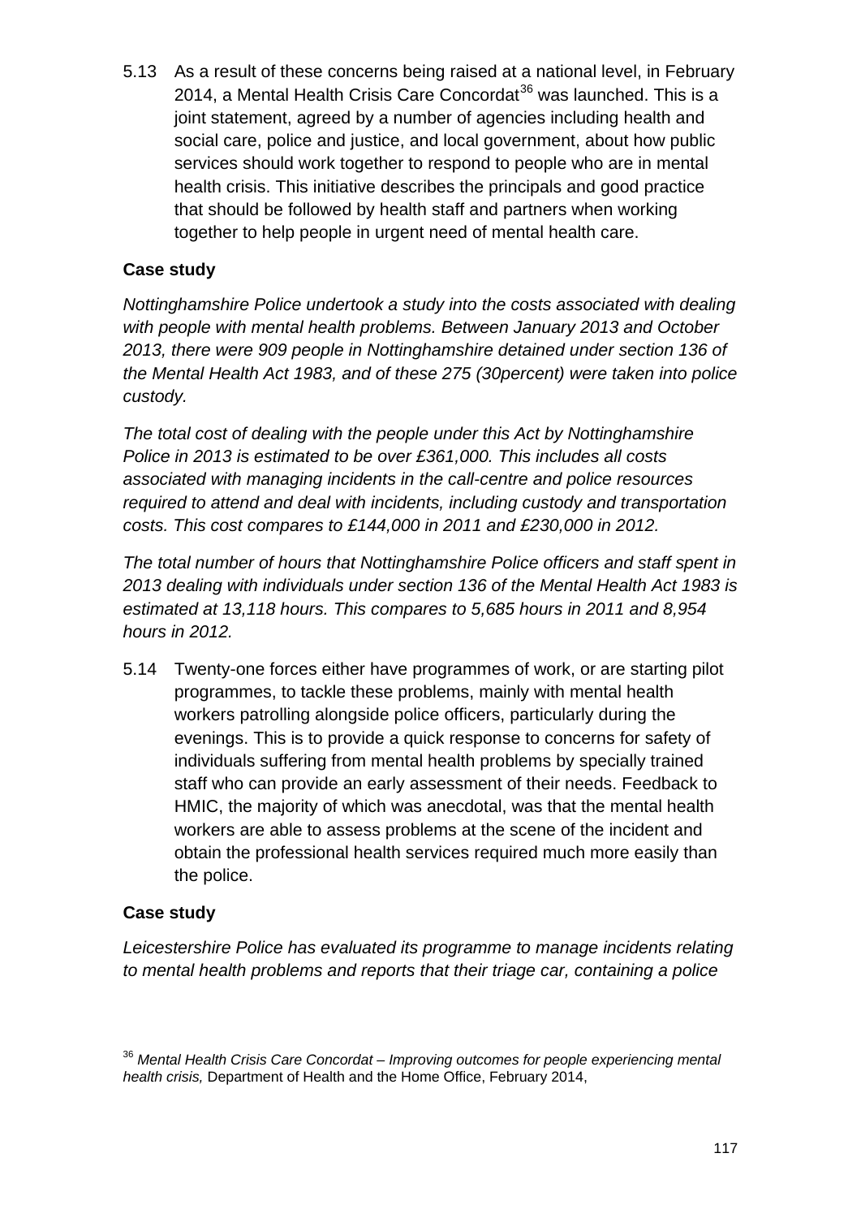5.13 As a result of these concerns being raised at a national level, in February 2014, a Mental Health Crisis Care Concordat[36] was launched. This is a joint statement, agreed by a number of agencies including health and social care, police and justice, and local government, about how public services should work together to respond to people who are in mental health crisis. This initiative describes the principals and good practice that should be followed by health staff and partners when working together to help people in urgent need of mental health care.

**Case study**

*Nottinghamshire Police undertook a study into the costs associated with dealing with people with mental health problems. Between January 2013 and October 2013, there were 909 people in Nottinghamshire detained under section 136 of the Mental Health Act 1983, and of these 275 (30percent) were taken into police custody.*

*The total cost of dealing with the people under this Act by Nottinghamshire Police in 2013 is estimated to be over £361,000. This includes all costs associated with managing incidents in the call-centre and police resources required to attend and deal with incidents, including custody and transportation costs. This cost compares to £144,000 in 2011 and £230,000 in 2012.*

*The total number of hours that Nottinghamshire Police officers and staff spent in 2013 dealing with individuals under section 136 of the Mental Health Act 1983 is estimated at 13,118 hours. This compares to 5,685 hours in 2011 and 8,954 hours in 2012.*

5.14 Twenty-one forces either have programmes of work, or are starting pilot programmes, to tackle these problems, mainly with mental health workers patrolling alongside police officers, particularly during the evenings. This is to provide a quick response to concerns for safety of individuals suffering from mental health problems by specially trained staff who can provide an early assessment of their needs. Feedback to HMIC, the majority of which was anecdotal, was that the mental health workers are able to assess problems at the scene of the incident and obtain the professional health services required much more easily than the police.

**Case study**

*Leicestershire Police has evaluated its programme to manage incidents relating to mental health problems and reports that their triage car, containing a police*

[36] *Mental Health Crisis Care Concordat – Improving outcomes for people experiencing mental health crisis,* Department of Health and the Home Office, February 2014,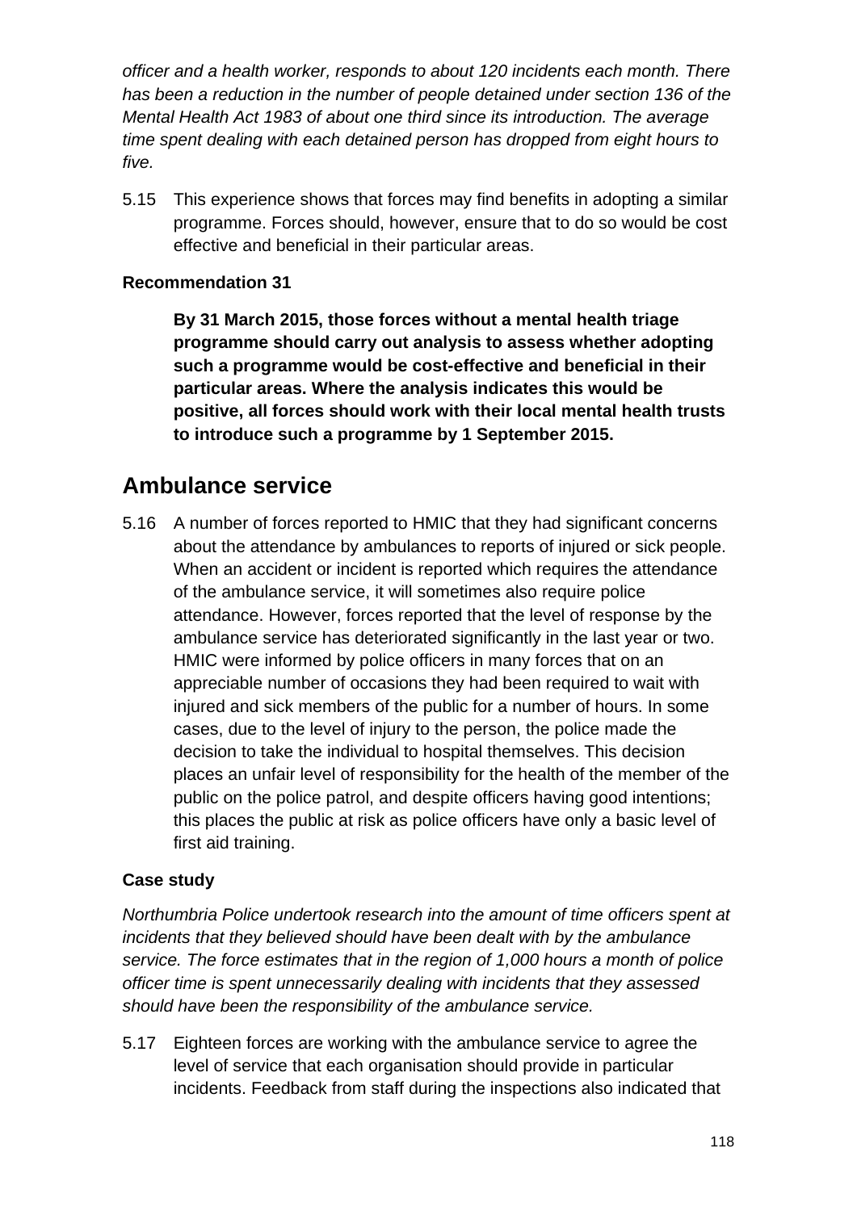*officer and a health worker, responds to about 120 incidents each month. There has been a reduction in the number of people detained under section 136 of the Mental Health Act 1983 of about one third since its introduction. The average time spent dealing with each detained person has dropped from eight hours to five.*

5.15 This experience shows that forces may find benefits in adopting a similar programme. Forces should, however, ensure that to do so would be cost effective and beneficial in their particular areas.

**Recommendation 31**

**By 31 March 2015, those forces without a mental health triage programme should carry out analysis to assess whether adopting such a programme would be cost-effective and beneficial in their particular areas. Where the analysis indicates this would be positive, all forces should work with their local mental health trusts to introduce such a programme by 1 September 2015.**

## Ambulance service

5.16 A number of forces reported to HMIC that they had significant concerns about the attendance by ambulances to reports of injured or sick people. When an accident or incident is reported which requires the attendance of the ambulance service, it will sometimes also require police attendance. However, forces reported that the level of response by the ambulance service has deteriorated significantly in the last year or two. HMIC were informed by police officers in many forces that on an appreciable number of occasions they had been required to wait with injured and sick members of the public for a number of hours. In some cases, due to the level of injury to the person, the police made the decision to take the individual to hospital themselves. This decision places an unfair level of responsibility for the health of the member of the public on the police patrol, and despite officers having good intentions; this places the public at risk as police officers have only a basic level of first aid training.

**Case study**

*Northumbria Police undertook research into the amount of time officers spent at incidents that they believed should have been dealt with by the ambulance service. The force estimates that in the region of 1,000 hours a month of police officer time is spent unnecessarily dealing with incidents that they assessed should have been the responsibility of the ambulance service.*

5.17 Eighteen forces are working with the ambulance service to agree the level of service that each organisation should provide in particular incidents. Feedback from staff during the inspections also indicated that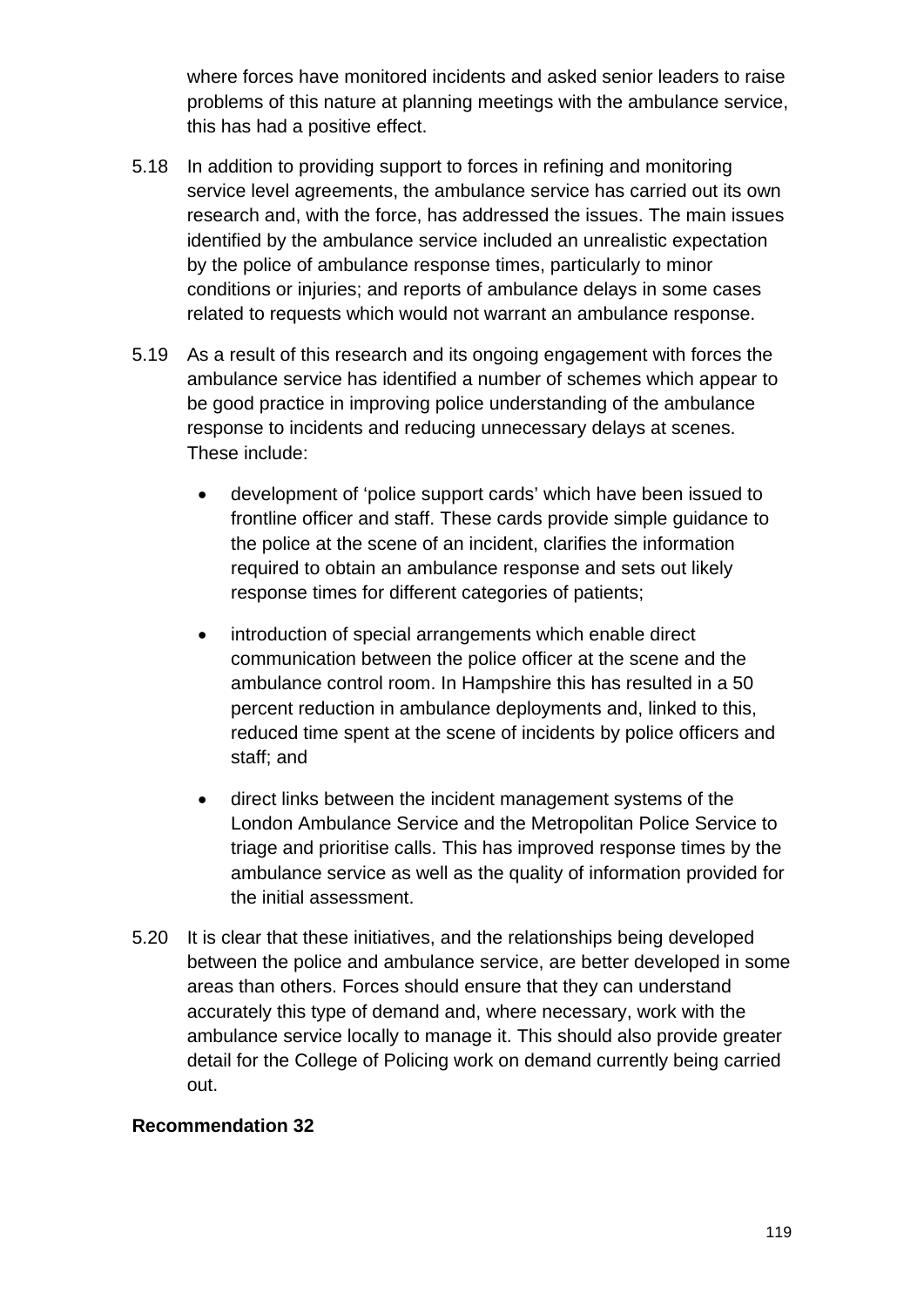where forces have monitored incidents and asked senior leaders to raise problems of this nature at planning meetings with the ambulance service, this has had a positive effect.

5.18 In addition to providing support to forces in refining and monitoring service level agreements, the ambulance service has carried out its own research and, with the force, has addressed the issues. The main issues identified by the ambulance service included an unrealistic expectation by the police of ambulance response times, particularly to minor conditions or injuries; and reports of ambulance delays in some cases related to requests which would not warrant an ambulance response.

5.19 As a result of this research and its ongoing engagement with forces the ambulance service has identified a number of schemes which appear to be good practice in improving police understanding of the ambulance response to incidents and reducing unnecessary delays at scenes. These include:

- development of 'police support cards' which have been issued to frontline officer and staff. These cards provide simple guidance to the police at the scene of an incident, clarifies the information required to obtain an ambulance response and sets out likely response times for different categories of patients;
- introduction of special arrangements which enable direct communication between the police officer at the scene and the ambulance control room. In Hampshire this has resulted in a 50 percent reduction in ambulance deployments and, linked to this, reduced time spent at the scene of incidents by police officers and staff; and
- direct links between the incident management systems of the London Ambulance Service and the Metropolitan Police Service to triage and prioritise calls. This has improved response times by the ambulance service as well as the quality of information provided for the initial assessment.

5.20 It is clear that these initiatives, and the relationships being developed between the police and ambulance service, are better developed in some areas than others. Forces should ensure that they can understand accurately this type of demand and, where necessary, work with the ambulance service locally to manage it. This should also provide greater detail for the College of Policing work on demand currently being carried out.

**Recommendation 32**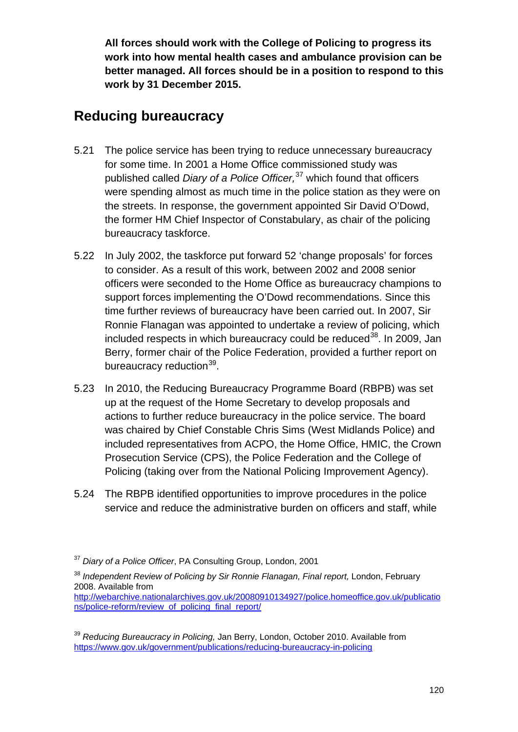**All forces should work with the College of Policing to progress its work into how mental health cases and ambulance provision can be better managed. All forces should be in a position to respond to this work by 31 December 2015.**

## Reducing bureaucracy

5.21 The police service has been trying to reduce unnecessary bureaucracy for some time. In 2001 a Home Office commissioned study was published called *Diary of a Police Officer,*[37] which found that officers were spending almost as much time in the police station as they were on the streets. In response, the government appointed Sir David O'Dowd, the former HM Chief Inspector of Constabulary, as chair of the policing bureaucracy taskforce.

5.22 In July 2002, the taskforce put forward 52 'change proposals' for forces to consider. As a result of this work, between 2002 and 2008 senior officers were seconded to the Home Office as bureaucracy champions to support forces implementing the O'Dowd recommendations. Since this time further reviews of bureaucracy have been carried out. In 2007, Sir Ronnie Flanagan was appointed to undertake a review of policing, which included respects in which bureaucracy could be reduced[38]. In 2009, Jan Berry, former chair of the Police Federation, provided a further report on bureaucracy reduction[39].

5.23 In 2010, the Reducing Bureaucracy Programme Board (RBPB) was set up at the request of the Home Secretary to develop proposals and actions to further reduce bureaucracy in the police service. The board was chaired by Chief Constable Chris Sims (West Midlands Police) and included representatives from ACPO, the Home Office, HMIC, the Crown Prosecution Service (CPS), the Police Federation and the College of Policing (taking over from the National Policing Improvement Agency).

5.24 The RBPB identified opportunities to improve procedures in the police service and reduce the administrative burden on officers and staff, while

---

[37] *Diary of a Police Officer*, PA Consulting Group, London, 2001

[38] *Independent Review of Policing by Sir Ronnie Flanagan, Final report,* London, February 2008. Available from http://webarchive.nationalarchives.gov.uk/20080910134927/police.homeoffice.gov.uk/publications/police-reform/review_of_policing_final_report/

[39] *Reducing Bureaucracy in Policing,* Jan Berry, London, October 2010. Available from https://www.gov.uk/government/publications/reducing-bureaucracy-in-policing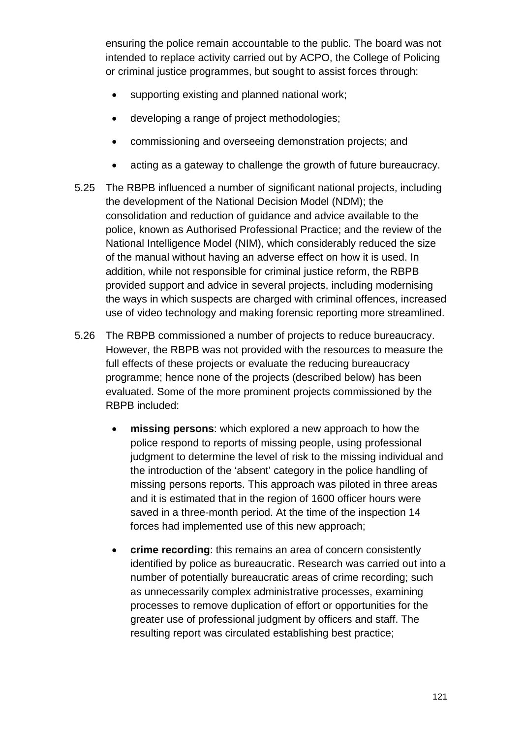ensuring the police remain accountable to the public. The board was not intended to replace activity carried out by ACPO, the College of Policing or criminal justice programmes, but sought to assist forces through:

- supporting existing and planned national work;
- developing a range of project methodologies;
- commissioning and overseeing demonstration projects; and
- acting as a gateway to challenge the growth of future bureaucracy.

5.25 The RBPB influenced a number of significant national projects, including the development of the National Decision Model (NDM); the consolidation and reduction of guidance and advice available to the police, known as Authorised Professional Practice; and the review of the National Intelligence Model (NIM), which considerably reduced the size of the manual without having an adverse effect on how it is used. In addition, while not responsible for criminal justice reform, the RBPB provided support and advice in several projects, including modernising the ways in which suspects are charged with criminal offences, increased use of video technology and making forensic reporting more streamlined.

5.26 The RBPB commissioned a number of projects to reduce bureaucracy. However, the RBPB was not provided with the resources to measure the full effects of these projects or evaluate the reducing bureaucracy programme; hence none of the projects (described below) has been evaluated. Some of the more prominent projects commissioned by the RBPB included:

- **missing persons**: which explored a new approach to how the police respond to reports of missing people, using professional judgment to determine the level of risk to the missing individual and the introduction of the 'absent' category in the police handling of missing persons reports. This approach was piloted in three areas and it is estimated that in the region of 1600 officer hours were saved in a three-month period. At the time of the inspection 14 forces had implemented use of this new approach;
- **crime recording**: this remains an area of concern consistently identified by police as bureaucratic. Research was carried out into a number of potentially bureaucratic areas of crime recording; such as unnecessarily complex administrative processes, examining processes to remove duplication of effort or opportunities for the greater use of professional judgment by officers and staff. The resulting report was circulated establishing best practice;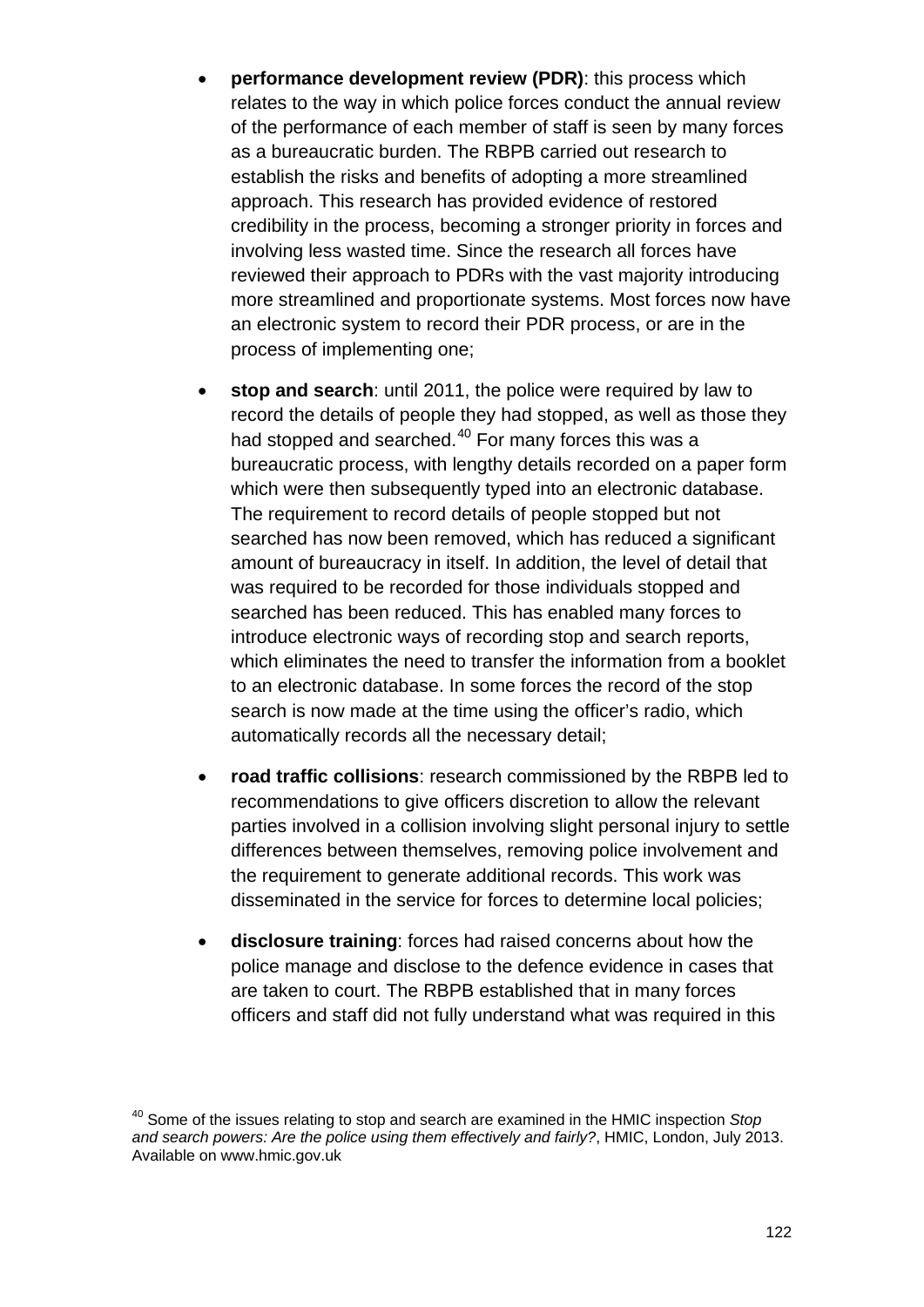- **performance development review (PDR)**: this process which relates to the way in which police forces conduct the annual review of the performance of each member of staff is seen by many forces as a bureaucratic burden. The RBPB carried out research to establish the risks and benefits of adopting a more streamlined approach. This research has provided evidence of restored credibility in the process, becoming a stronger priority in forces and involving less wasted time. Since the research all forces have reviewed their approach to PDRs with the vast majority introducing more streamlined and proportionate systems. Most forces now have an electronic system to record their PDR process, or are in the process of implementing one;

- **stop and search**: until 2011, the police were required by law to record the details of people they had stopped, as well as those they had stopped and searched.[40] For many forces this was a bureaucratic process, with lengthy details recorded on a paper form which were then subsequently typed into an electronic database. The requirement to record details of people stopped but not searched has now been removed, which has reduced a significant amount of bureaucracy in itself. In addition, the level of detail that was required to be recorded for those individuals stopped and searched has been reduced. This has enabled many forces to introduce electronic ways of recording stop and search reports, which eliminates the need to transfer the information from a booklet to an electronic database. In some forces the record of the stop search is now made at the time using the officer's radio, which automatically records all the necessary detail;

- **road traffic collisions**: research commissioned by the RBPB led to recommendations to give officers discretion to allow the relevant parties involved in a collision involving slight personal injury to settle differences between themselves, removing police involvement and the requirement to generate additional records. This work was disseminated in the service for forces to determine local policies;

- **disclosure training**: forces had raised concerns about how the police manage and disclose to the defence evidence in cases that are taken to court. The RBPB established that in many forces officers and staff did not fully understand what was required in this

[40] Some of the issues relating to stop and search are examined in the HMIC inspection *Stop and search powers: Are the police using them effectively and fairly?*, HMIC, London, July 2013. Available on www.hmic.gov.uk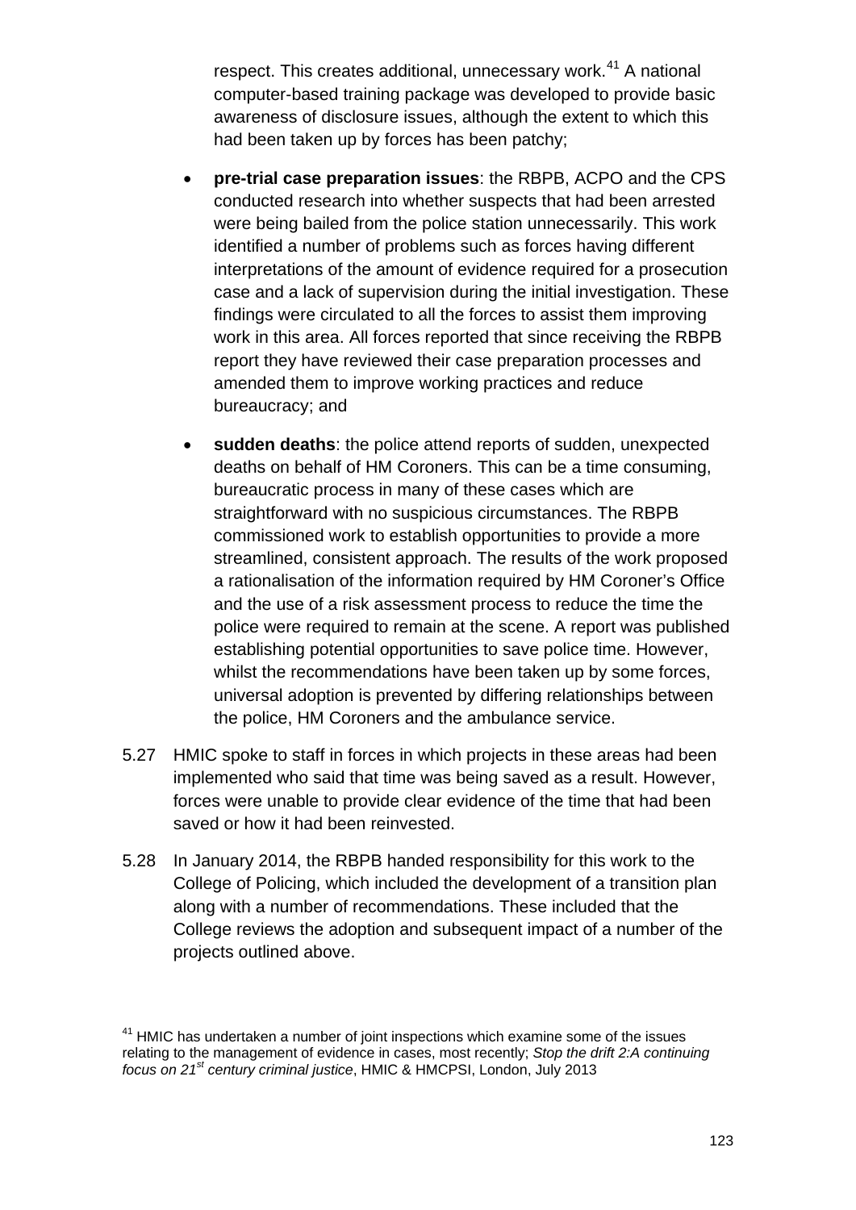respect. This creates additional, unnecessary work.[41] A national computer-based training package was developed to provide basic awareness of disclosure issues, although the extent to which this had been taken up by forces has been patchy;

- **pre-trial case preparation issues**: the RBPB, ACPO and the CPS conducted research into whether suspects that had been arrested were being bailed from the police station unnecessarily. This work identified a number of problems such as forces having different interpretations of the amount of evidence required for a prosecution case and a lack of supervision during the initial investigation. These findings were circulated to all the forces to assist them improving work in this area. All forces reported that since receiving the RBPB report they have reviewed their case preparation processes and amended them to improve working practices and reduce bureaucracy; and

- **sudden deaths**: the police attend reports of sudden, unexpected deaths on behalf of HM Coroners. This can be a time consuming, bureaucratic process in many of these cases which are straightforward with no suspicious circumstances. The RBPB commissioned work to establish opportunities to provide a more streamlined, consistent approach. The results of the work proposed a rationalisation of the information required by HM Coroner's Office and the use of a risk assessment process to reduce the time the police were required to remain at the scene. A report was published establishing potential opportunities to save police time. However, whilst the recommendations have been taken up by some forces, universal adoption is prevented by differing relationships between the police, HM Coroners and the ambulance service.

5.27 HMIC spoke to staff in forces in which projects in these areas had been implemented who said that time was being saved as a result. However, forces were unable to provide clear evidence of the time that had been saved or how it had been reinvested.

5.28 In January 2014, the RBPB handed responsibility for this work to the College of Policing, which included the development of a transition plan along with a number of recommendations. These included that the College reviews the adoption and subsequent impact of a number of the projects outlined above.

[41] HMIC has undertaken a number of joint inspections which examine some of the issues relating to the management of evidence in cases, most recently; *Stop the drift 2:A continuing focus on 21st century criminal justice*, HMIC & HMCPSI, London, July 2013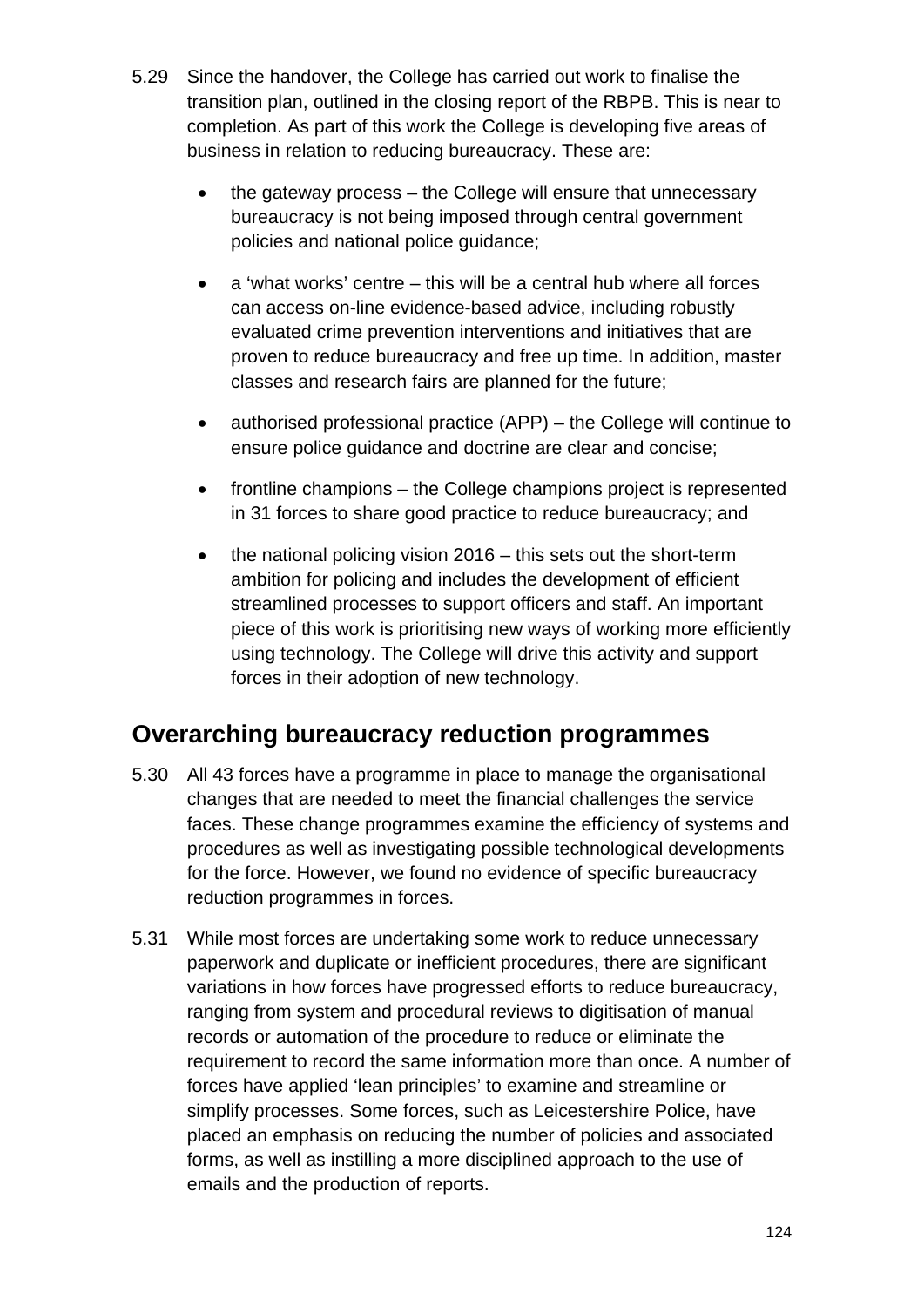5.29 Since the handover, the College has carried out work to finalise the transition plan, outlined in the closing report of the RBPB. This is near to completion. As part of this work the College is developing five areas of business in relation to reducing bureaucracy. These are:

- the gateway process – the College will ensure that unnecessary bureaucracy is not being imposed through central government policies and national police guidance;
- a 'what works' centre – this will be a central hub where all forces can access on-line evidence-based advice, including robustly evaluated crime prevention interventions and initiatives that are proven to reduce bureaucracy and free up time. In addition, master classes and research fairs are planned for the future;
- authorised professional practice (APP) – the College will continue to ensure police guidance and doctrine are clear and concise;
- frontline champions – the College champions project is represented in 31 forces to share good practice to reduce bureaucracy; and
- the national policing vision 2016 – this sets out the short-term ambition for policing and includes the development of efficient streamlined processes to support officers and staff. An important piece of this work is prioritising new ways of working more efficiently using technology. The College will drive this activity and support forces in their adoption of new technology.

## Overarching bureaucracy reduction programmes

5.30 All 43 forces have a programme in place to manage the organisational changes that are needed to meet the financial challenges the service faces. These change programmes examine the efficiency of systems and procedures as well as investigating possible technological developments for the force. However, we found no evidence of specific bureaucracy reduction programmes in forces.

5.31 While most forces are undertaking some work to reduce unnecessary paperwork and duplicate or inefficient procedures, there are significant variations in how forces have progressed efforts to reduce bureaucracy, ranging from system and procedural reviews to digitisation of manual records or automation of the procedure to reduce or eliminate the requirement to record the same information more than once. A number of forces have applied 'lean principles' to examine and streamline or simplify processes. Some forces, such as Leicestershire Police, have placed an emphasis on reducing the number of policies and associated forms, as well as instilling a more disciplined approach to the use of emails and the production of reports.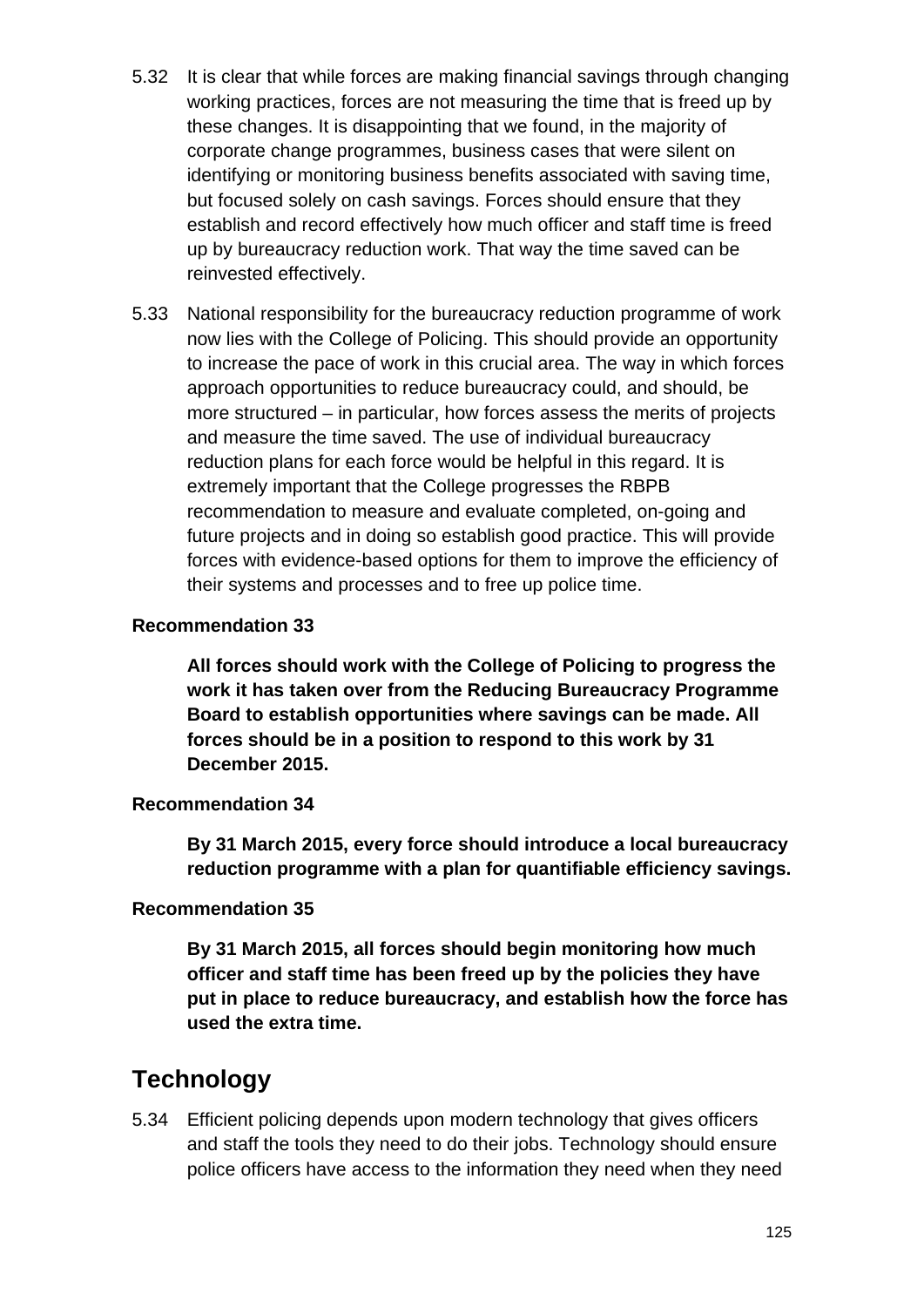5.32 It is clear that while forces are making financial savings through changing working practices, forces are not measuring the time that is freed up by these changes. It is disappointing that we found, in the majority of corporate change programmes, business cases that were silent on identifying or monitoring business benefits associated with saving time, but focused solely on cash savings. Forces should ensure that they establish and record effectively how much officer and staff time is freed up by bureaucracy reduction work. That way the time saved can be reinvested effectively.

5.33 National responsibility for the bureaucracy reduction programme of work now lies with the College of Policing. This should provide an opportunity to increase the pace of work in this crucial area. The way in which forces approach opportunities to reduce bureaucracy could, and should, be more structured – in particular, how forces assess the merits of projects and measure the time saved. The use of individual bureaucracy reduction plans for each force would be helpful in this regard. It is extremely important that the College progresses the RBPB recommendation to measure and evaluate completed, on-going and future projects and in doing so establish good practice. This will provide forces with evidence-based options for them to improve the efficiency of their systems and processes and to free up police time.

**Recommendation 33**

> **All forces should work with the College of Policing to progress the work it has taken over from the Reducing Bureaucracy Programme Board to establish opportunities where savings can be made. All forces should be in a position to respond to this work by 31 December 2015.**

**Recommendation 34**

> **By 31 March 2015, every force should introduce a local bureaucracy reduction programme with a plan for quantifiable efficiency savings.**

**Recommendation 35**

> **By 31 March 2015, all forces should begin monitoring how much officer and staff time has been freed up by the policies they have put in place to reduce bureaucracy, and establish how the force has used the extra time.**

## Technology

5.34 Efficient policing depends upon modern technology that gives officers and staff the tools they need to do their jobs. Technology should ensure police officers have access to the information they need when they need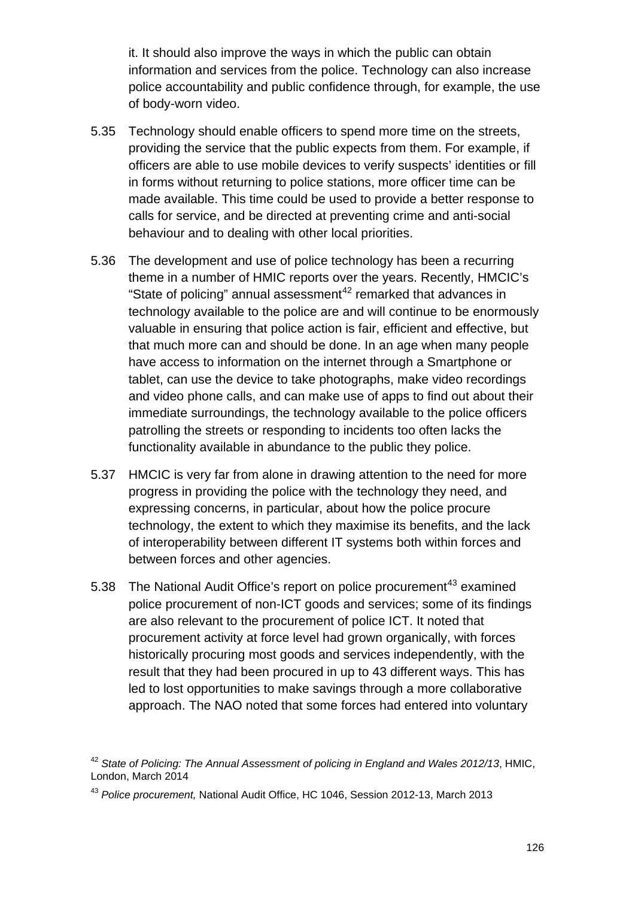it. It should also improve the ways in which the public can obtain information and services from the police. Technology can also increase police accountability and public confidence through, for example, the use of body-worn video.

5.35 Technology should enable officers to spend more time on the streets, providing the service that the public expects from them. For example, if officers are able to use mobile devices to verify suspects' identities or fill in forms without returning to police stations, more officer time can be made available. This time could be used to provide a better response to calls for service, and be directed at preventing crime and anti-social behaviour and to dealing with other local priorities.

5.36 The development and use of police technology has been a recurring theme in a number of HMIC reports over the years. Recently, HMCIC's "State of policing" annual assessment[42] remarked that advances in technology available to the police are and will continue to be enormously valuable in ensuring that police action is fair, efficient and effective, but that much more can and should be done. In an age when many people have access to information on the internet through a Smartphone or tablet, can use the device to take photographs, make video recordings and video phone calls, and can make use of apps to find out about their immediate surroundings, the technology available to the police officers patrolling the streets or responding to incidents too often lacks the functionality available in abundance to the public they police.

5.37 HMCIC is very far from alone in drawing attention to the need for more progress in providing the police with the technology they need, and expressing concerns, in particular, about how the police procure technology, the extent to which they maximise its benefits, and the lack of interoperability between different IT systems both within forces and between forces and other agencies.

5.38 The National Audit Office's report on police procurement[43] examined police procurement of non-ICT goods and services; some of its findings are also relevant to the procurement of police ICT. It noted that procurement activity at force level had grown organically, with forces historically procuring most goods and services independently, with the result that they had been procured in up to 43 different ways. This has led to lost opportunities to make savings through a more collaborative approach. The NAO noted that some forces had entered into voluntary

[42] *State of Policing: The Annual Assessment of policing in England and Wales 2012/13*, HMIC, London, March 2014

[43] *Police procurement,* National Audit Office, HC 1046, Session 2012-13, March 2013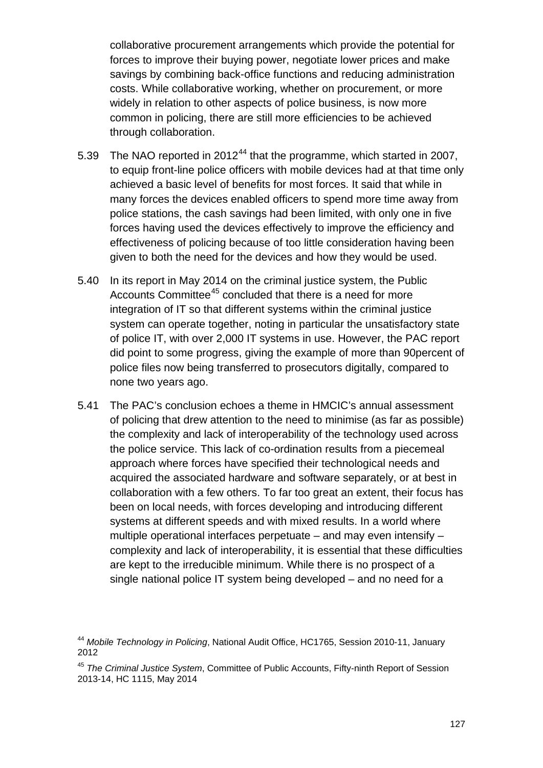collaborative procurement arrangements which provide the potential for forces to improve their buying power, negotiate lower prices and make savings by combining back-office functions and reducing administration costs. While collaborative working, whether on procurement, or more widely in relation to other aspects of police business, is now more common in policing, there are still more efficiencies to be achieved through collaboration.

5.39 The NAO reported in 2012[44] that the programme, which started in 2007, to equip front-line police officers with mobile devices had at that time only achieved a basic level of benefits for most forces. It said that while in many forces the devices enabled officers to spend more time away from police stations, the cash savings had been limited, with only one in five forces having used the devices effectively to improve the efficiency and effectiveness of policing because of too little consideration having been given to both the need for the devices and how they would be used.

5.40 In its report in May 2014 on the criminal justice system, the Public Accounts Committee[45] concluded that there is a need for more integration of IT so that different systems within the criminal justice system can operate together, noting in particular the unsatisfactory state of police IT, with over 2,000 IT systems in use. However, the PAC report did point to some progress, giving the example of more than 90percent of police files now being transferred to prosecutors digitally, compared to none two years ago.

5.41 The PAC's conclusion echoes a theme in HMCIC's annual assessment of policing that drew attention to the need to minimise (as far as possible) the complexity and lack of interoperability of the technology used across the police service. This lack of co-ordination results from a piecemeal approach where forces have specified their technological needs and acquired the associated hardware and software separately, or at best in collaboration with a few others. To far too great an extent, their focus has been on local needs, with forces developing and introducing different systems at different speeds and with mixed results. In a world where multiple operational interfaces perpetuate – and may even intensify – complexity and lack of interoperability, it is essential that these difficulties are kept to the irreducible minimum. While there is no prospect of a single national police IT system being developed – and no need for a

[44] *Mobile Technology in Policing*, National Audit Office, HC1765, Session 2010-11, January 2012

[45] *The Criminal Justice System*, Committee of Public Accounts, Fifty-ninth Report of Session 2013-14, HC 1115, May 2014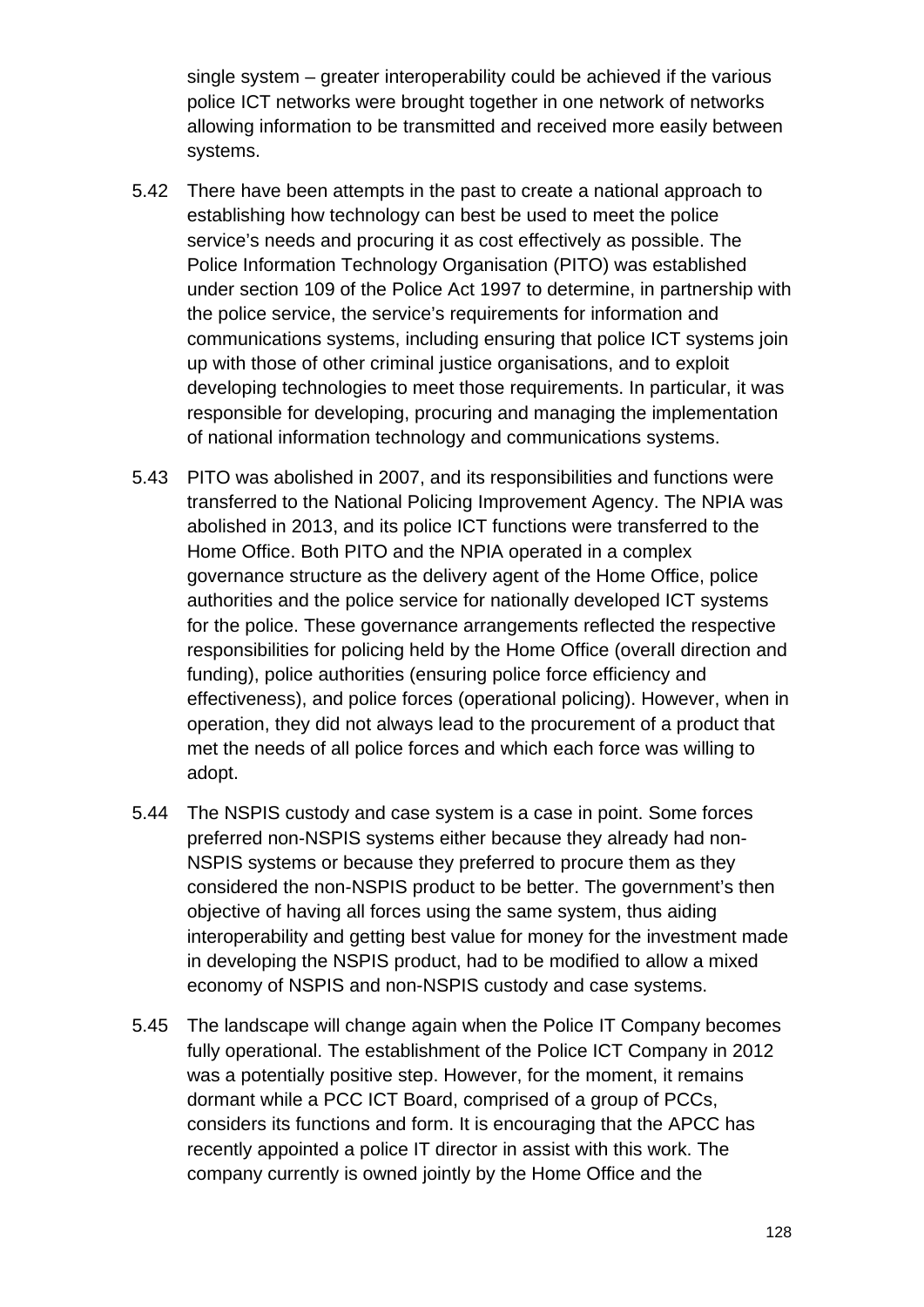single system – greater interoperability could be achieved if the various police ICT networks were brought together in one network of networks allowing information to be transmitted and received more easily between systems.

5.42 There have been attempts in the past to create a national approach to establishing how technology can best be used to meet the police service's needs and procuring it as cost effectively as possible. The Police Information Technology Organisation (PITO) was established under section 109 of the Police Act 1997 to determine, in partnership with the police service, the service's requirements for information and communications systems, including ensuring that police ICT systems join up with those of other criminal justice organisations, and to exploit developing technologies to meet those requirements. In particular, it was responsible for developing, procuring and managing the implementation of national information technology and communications systems.

5.43 PITO was abolished in 2007, and its responsibilities and functions were transferred to the National Policing Improvement Agency. The NPIA was abolished in 2013, and its police ICT functions were transferred to the Home Office. Both PITO and the NPIA operated in a complex governance structure as the delivery agent of the Home Office, police authorities and the police service for nationally developed ICT systems for the police. These governance arrangements reflected the respective responsibilities for policing held by the Home Office (overall direction and funding), police authorities (ensuring police force efficiency and effectiveness), and police forces (operational policing). However, when in operation, they did not always lead to the procurement of a product that met the needs of all police forces and which each force was willing to adopt.

5.44 The NSPIS custody and case system is a case in point. Some forces preferred non-NSPIS systems either because they already had non-NSPIS systems or because they preferred to procure them as they considered the non-NSPIS product to be better. The government's then objective of having all forces using the same system, thus aiding interoperability and getting best value for money for the investment made in developing the NSPIS product, had to be modified to allow a mixed economy of NSPIS and non-NSPIS custody and case systems.

5.45 The landscape will change again when the Police IT Company becomes fully operational. The establishment of the Police ICT Company in 2012 was a potentially positive step. However, for the moment, it remains dormant while a PCC ICT Board, comprised of a group of PCCs, considers its functions and form. It is encouraging that the APCC has recently appointed a police IT director in assist with this work. The company currently is owned jointly by the Home Office and the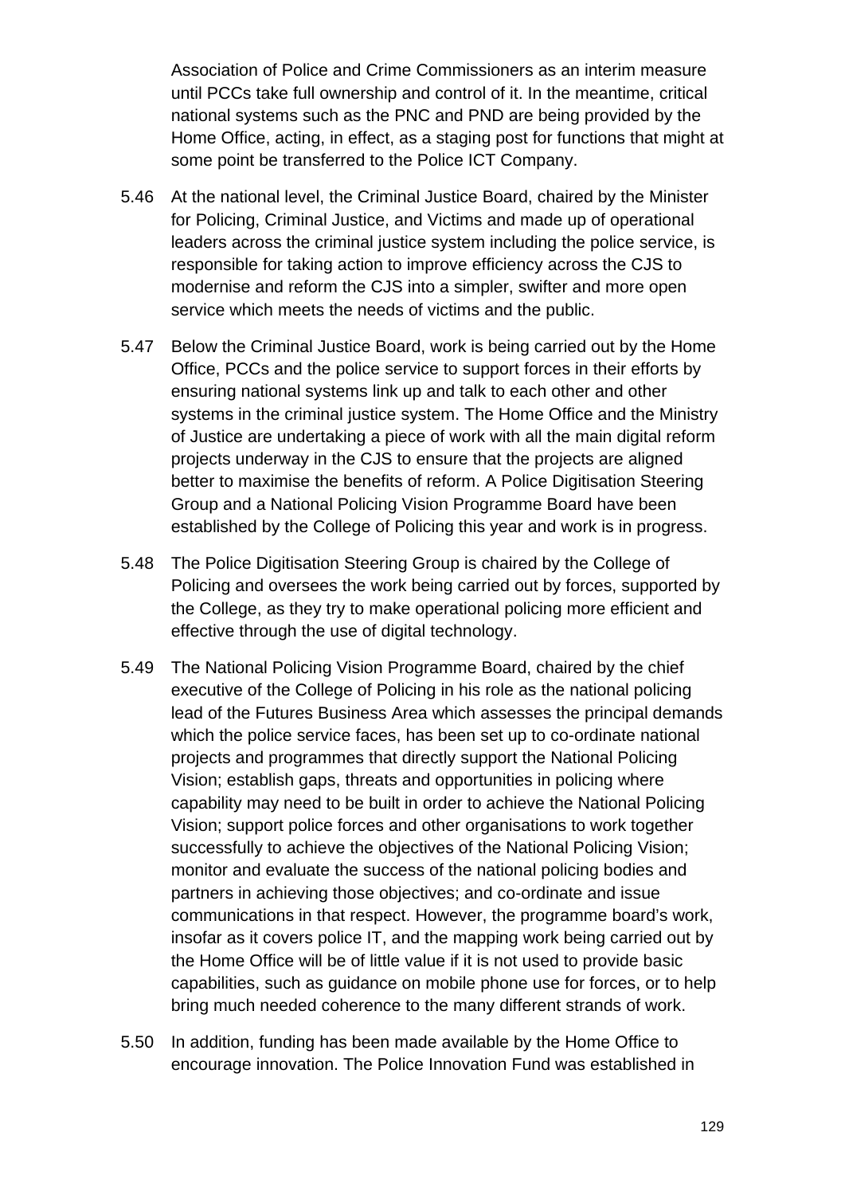Association of Police and Crime Commissioners as an interim measure until PCCs take full ownership and control of it. In the meantime, critical national systems such as the PNC and PND are being provided by the Home Office, acting, in effect, as a staging post for functions that might at some point be transferred to the Police ICT Company.

5.46 At the national level, the Criminal Justice Board, chaired by the Minister for Policing, Criminal Justice, and Victims and made up of operational leaders across the criminal justice system including the police service, is responsible for taking action to improve efficiency across the CJS to modernise and reform the CJS into a simpler, swifter and more open service which meets the needs of victims and the public.

5.47 Below the Criminal Justice Board, work is being carried out by the Home Office, PCCs and the police service to support forces in their efforts by ensuring national systems link up and talk to each other and other systems in the criminal justice system. The Home Office and the Ministry of Justice are undertaking a piece of work with all the main digital reform projects underway in the CJS to ensure that the projects are aligned better to maximise the benefits of reform. A Police Digitisation Steering Group and a National Policing Vision Programme Board have been established by the College of Policing this year and work is in progress.

5.48 The Police Digitisation Steering Group is chaired by the College of Policing and oversees the work being carried out by forces, supported by the College, as they try to make operational policing more efficient and effective through the use of digital technology.

5.49 The National Policing Vision Programme Board, chaired by the chief executive of the College of Policing in his role as the national policing lead of the Futures Business Area which assesses the principal demands which the police service faces, has been set up to co-ordinate national projects and programmes that directly support the National Policing Vision; establish gaps, threats and opportunities in policing where capability may need to be built in order to achieve the National Policing Vision; support police forces and other organisations to work together successfully to achieve the objectives of the National Policing Vision; monitor and evaluate the success of the national policing bodies and partners in achieving those objectives; and co-ordinate and issue communications in that respect. However, the programme board's work, insofar as it covers police IT, and the mapping work being carried out by the Home Office will be of little value if it is not used to provide basic capabilities, such as guidance on mobile phone use for forces, or to help bring much needed coherence to the many different strands of work.

5.50 In addition, funding has been made available by the Home Office to encourage innovation. The Police Innovation Fund was established in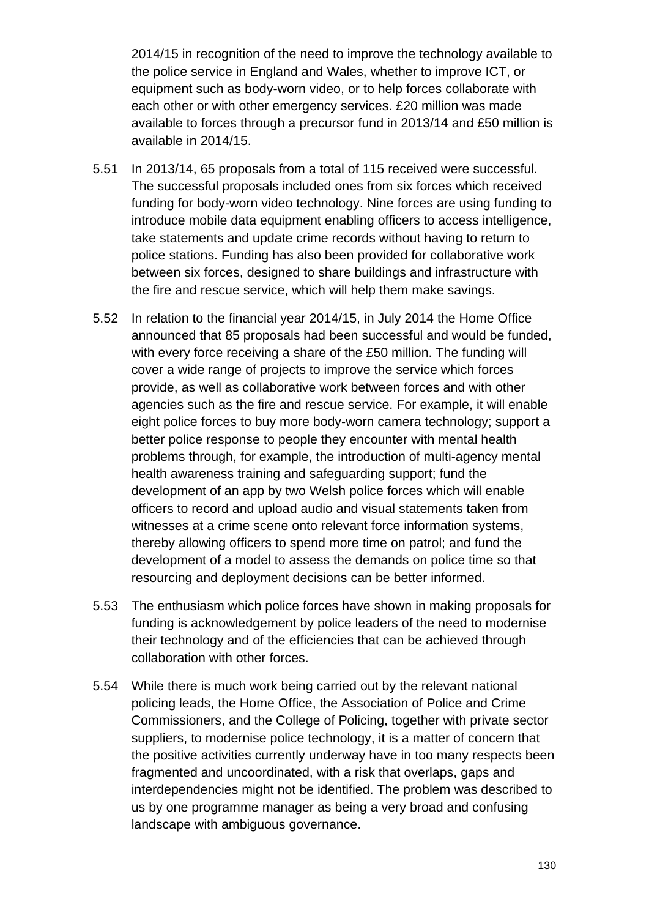2014/15 in recognition of the need to improve the technology available to the police service in England and Wales, whether to improve ICT, or equipment such as body-worn video, or to help forces collaborate with each other or with other emergency services. £20 million was made available to forces through a precursor fund in 2013/14 and £50 million is available in 2014/15.

5.51 In 2013/14, 65 proposals from a total of 115 received were successful. The successful proposals included ones from six forces which received funding for body-worn video technology. Nine forces are using funding to introduce mobile data equipment enabling officers to access intelligence, take statements and update crime records without having to return to police stations. Funding has also been provided for collaborative work between six forces, designed to share buildings and infrastructure with the fire and rescue service, which will help them make savings.

5.52 In relation to the financial year 2014/15, in July 2014 the Home Office announced that 85 proposals had been successful and would be funded, with every force receiving a share of the £50 million. The funding will cover a wide range of projects to improve the service which forces provide, as well as collaborative work between forces and with other agencies such as the fire and rescue service. For example, it will enable eight police forces to buy more body-worn camera technology; support a better police response to people they encounter with mental health problems through, for example, the introduction of multi-agency mental health awareness training and safeguarding support; fund the development of an app by two Welsh police forces which will enable officers to record and upload audio and visual statements taken from witnesses at a crime scene onto relevant force information systems, thereby allowing officers to spend more time on patrol; and fund the development of a model to assess the demands on police time so that resourcing and deployment decisions can be better informed.

5.53 The enthusiasm which police forces have shown in making proposals for funding is acknowledgement by police leaders of the need to modernise their technology and of the efficiencies that can be achieved through collaboration with other forces.

5.54 While there is much work being carried out by the relevant national policing leads, the Home Office, the Association of Police and Crime Commissioners, and the College of Policing, together with private sector suppliers, to modernise police technology, it is a matter of concern that the positive activities currently underway have in too many respects been fragmented and uncoordinated, with a risk that overlaps, gaps and interdependencies might not be identified. The problem was described to us by one programme manager as being a very broad and confusing landscape with ambiguous governance.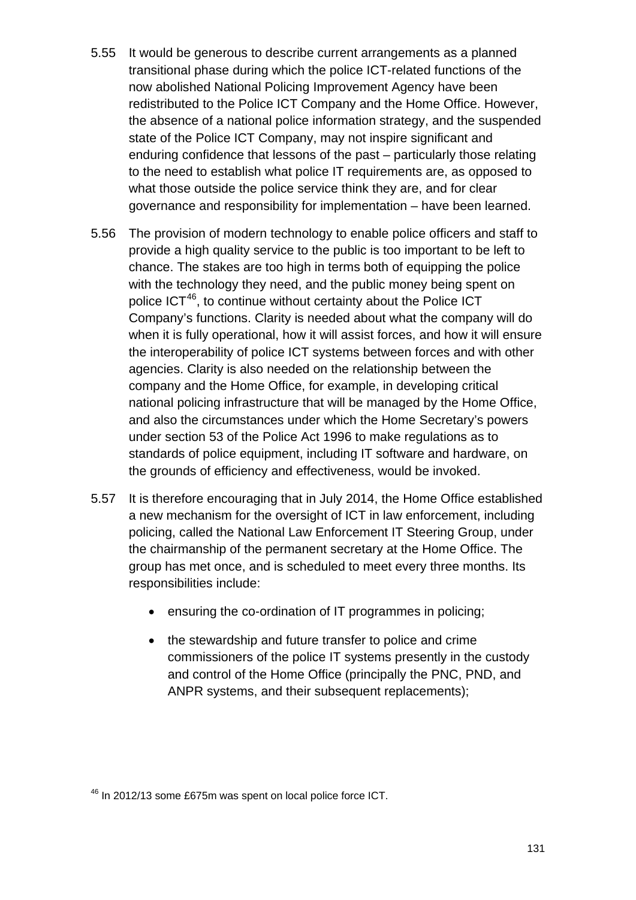5.55 It would be generous to describe current arrangements as a planned transitional phase during which the police ICT-related functions of the now abolished National Policing Improvement Agency have been redistributed to the Police ICT Company and the Home Office. However, the absence of a national police information strategy, and the suspended state of the Police ICT Company, may not inspire significant and enduring confidence that lessons of the past – particularly those relating to the need to establish what police IT requirements are, as opposed to what those outside the police service think they are, and for clear governance and responsibility for implementation – have been learned.

5.56 The provision of modern technology to enable police officers and staff to provide a high quality service to the public is too important to be left to chance. The stakes are too high in terms both of equipping the police with the technology they need, and the public money being spent on police ICT[46], to continue without certainty about the Police ICT Company's functions. Clarity is needed about what the company will do when it is fully operational, how it will assist forces, and how it will ensure the interoperability of police ICT systems between forces and with other agencies. Clarity is also needed on the relationship between the company and the Home Office, for example, in developing critical national policing infrastructure that will be managed by the Home Office, and also the circumstances under which the Home Secretary's powers under section 53 of the Police Act 1996 to make regulations as to standards of police equipment, including IT software and hardware, on the grounds of efficiency and effectiveness, would be invoked.

5.57 It is therefore encouraging that in July 2014, the Home Office established a new mechanism for the oversight of ICT in law enforcement, including policing, called the National Law Enforcement IT Steering Group, under the chairmanship of the permanent secretary at the Home Office. The group has met once, and is scheduled to meet every three months. Its responsibilities include:

- ensuring the co-ordination of IT programmes in policing;
- the stewardship and future transfer to police and crime commissioners of the police IT systems presently in the custody and control of the Home Office (principally the PNC, PND, and ANPR systems, and their subsequent replacements);

[46] In 2012/13 some £675m was spent on local police force ICT.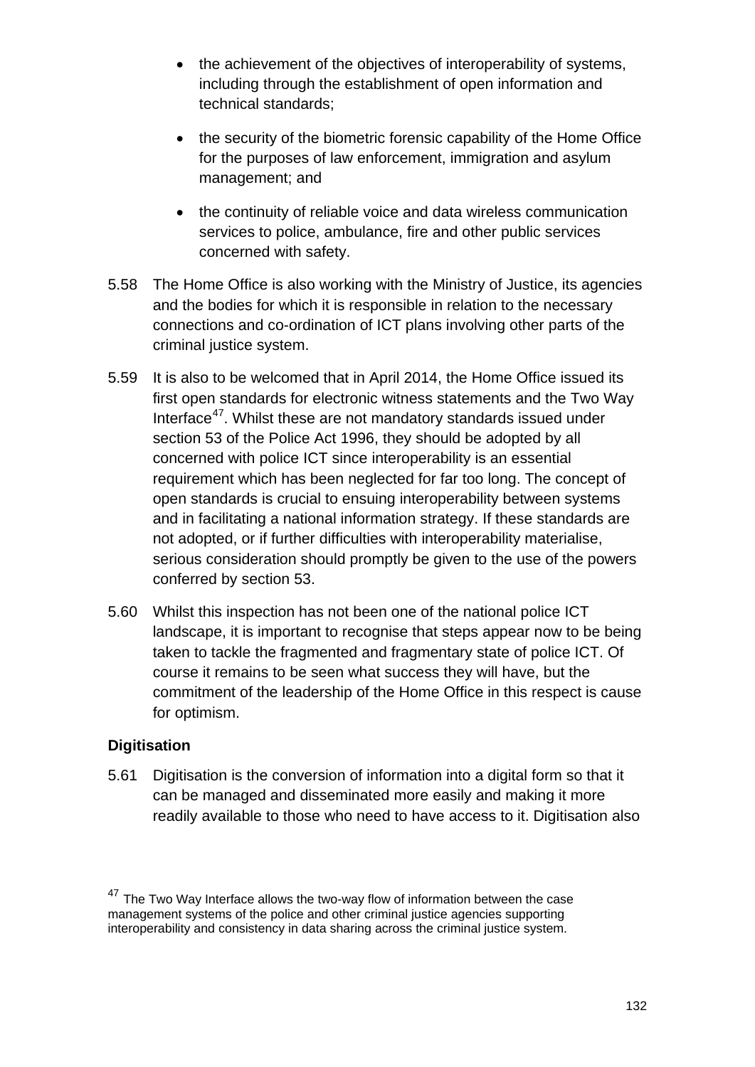- the achievement of the objectives of interoperability of systems, including through the establishment of open information and technical standards;

- the security of the biometric forensic capability of the Home Office for the purposes of law enforcement, immigration and asylum management; and

- the continuity of reliable voice and data wireless communication services to police, ambulance, fire and other public services concerned with safety.

5.58 The Home Office is also working with the Ministry of Justice, its agencies and the bodies for which it is responsible in relation to the necessary connections and co-ordination of ICT plans involving other parts of the criminal justice system.

5.59 It is also to be welcomed that in April 2014, the Home Office issued its first open standards for electronic witness statements and the Two Way Interface[47]. Whilst these are not mandatory standards issued under section 53 of the Police Act 1996, they should be adopted by all concerned with police ICT since interoperability is an essential requirement which has been neglected for far too long. The concept of open standards is crucial to ensuing interoperability between systems and in facilitating a national information strategy. If these standards are not adopted, or if further difficulties with interoperability materialise, serious consideration should promptly be given to the use of the powers conferred by section 53.

5.60 Whilst this inspection has not been one of the national police ICT landscape, it is important to recognise that steps appear now to be being taken to tackle the fragmented and fragmentary state of police ICT. Of course it remains to be seen what success they will have, but the commitment of the leadership of the Home Office in this respect is cause for optimism.

**Digitisation**

5.61 Digitisation is the conversion of information into a digital form so that it can be managed and disseminated more easily and making it more readily available to those who need to have access to it. Digitisation also

[47] The Two Way Interface allows the two-way flow of information between the case management systems of the police and other criminal justice agencies supporting interoperability and consistency in data sharing across the criminal justice system.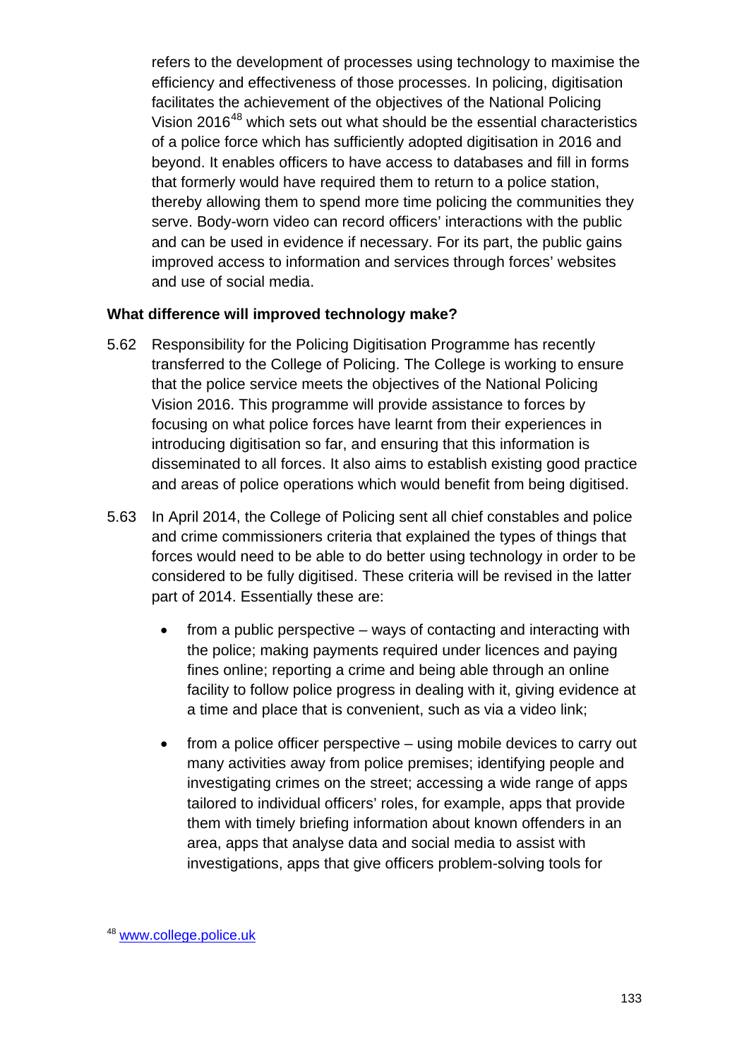refers to the development of processes using technology to maximise the efficiency and effectiveness of those processes. In policing, digitisation facilitates the achievement of the objectives of the National Policing Vision 2016[48] which sets out what should be the essential characteristics of a police force which has sufficiently adopted digitisation in 2016 and beyond. It enables officers to have access to databases and fill in forms that formerly would have required them to return to a police station, thereby allowing them to spend more time policing the communities they serve. Body-worn video can record officers' interactions with the public and can be used in evidence if necessary. For its part, the public gains improved access to information and services through forces' websites and use of social media.

**What difference will improved technology make?**

5.62 Responsibility for the Policing Digitisation Programme has recently transferred to the College of Policing. The College is working to ensure that the police service meets the objectives of the National Policing Vision 2016. This programme will provide assistance to forces by focusing on what police forces have learnt from their experiences in introducing digitisation so far, and ensuring that this information is disseminated to all forces. It also aims to establish existing good practice and areas of police operations which would benefit from being digitised.

5.63 In April 2014, the College of Policing sent all chief constables and police and crime commissioners criteria that explained the types of things that forces would need to be able to do better using technology in order to be considered to be fully digitised. These criteria will be revised in the latter part of 2014. Essentially these are:

- from a public perspective – ways of contacting and interacting with the police; making payments required under licences and paying fines online; reporting a crime and being able through an online facility to follow police progress in dealing with it, giving evidence at a time and place that is convenient, such as via a video link;
- from a police officer perspective – using mobile devices to carry out many activities away from police premises; identifying people and investigating crimes on the street; accessing a wide range of apps tailored to individual officers' roles, for example, apps that provide them with timely briefing information about known offenders in an area, apps that analyse data and social media to assist with investigations, apps that give officers problem-solving tools for

[48] www.college.police.uk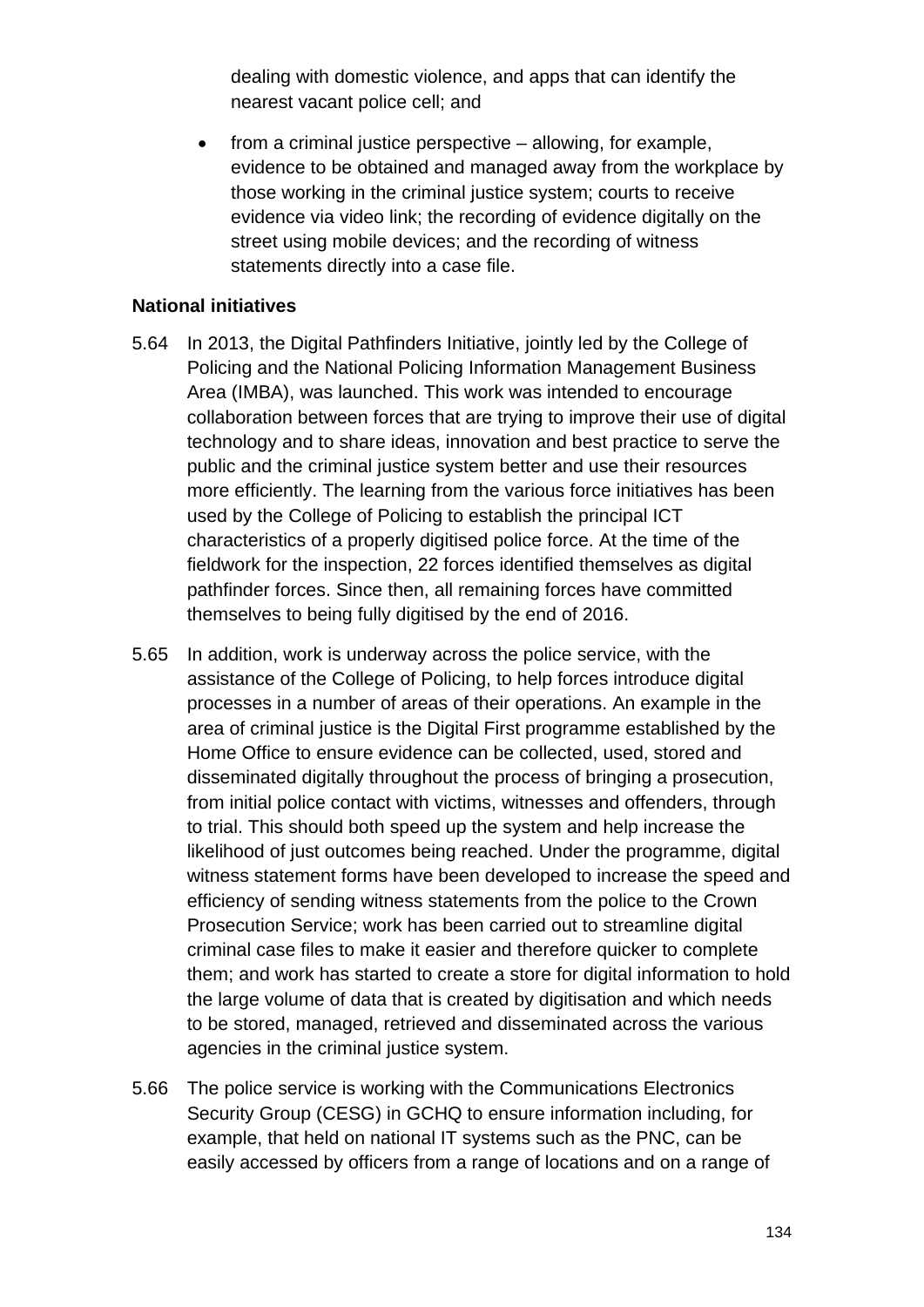dealing with domestic violence, and apps that can identify the nearest vacant police cell; and

- from a criminal justice perspective – allowing, for example, evidence to be obtained and managed away from the workplace by those working in the criminal justice system; courts to receive evidence via video link; the recording of evidence digitally on the street using mobile devices; and the recording of witness statements directly into a case file.

**National initiatives**

5.64 In 2013, the Digital Pathfinders Initiative, jointly led by the College of Policing and the National Policing Information Management Business Area (IMBA), was launched. This work was intended to encourage collaboration between forces that are trying to improve their use of digital technology and to share ideas, innovation and best practice to serve the public and the criminal justice system better and use their resources more efficiently. The learning from the various force initiatives has been used by the College of Policing to establish the principal ICT characteristics of a properly digitised police force. At the time of the fieldwork for the inspection, 22 forces identified themselves as digital pathfinder forces. Since then, all remaining forces have committed themselves to being fully digitised by the end of 2016.

5.65 In addition, work is underway across the police service, with the assistance of the College of Policing, to help forces introduce digital processes in a number of areas of their operations. An example in the area of criminal justice is the Digital First programme established by the Home Office to ensure evidence can be collected, used, stored and disseminated digitally throughout the process of bringing a prosecution, from initial police contact with victims, witnesses and offenders, through to trial. This should both speed up the system and help increase the likelihood of just outcomes being reached. Under the programme, digital witness statement forms have been developed to increase the speed and efficiency of sending witness statements from the police to the Crown Prosecution Service; work has been carried out to streamline digital criminal case files to make it easier and therefore quicker to complete them; and work has started to create a store for digital information to hold the large volume of data that is created by digitisation and which needs to be stored, managed, retrieved and disseminated across the various agencies in the criminal justice system.

5.66 The police service is working with the Communications Electronics Security Group (CESG) in GCHQ to ensure information including, for example, that held on national IT systems such as the PNC, can be easily accessed by officers from a range of locations and on a range of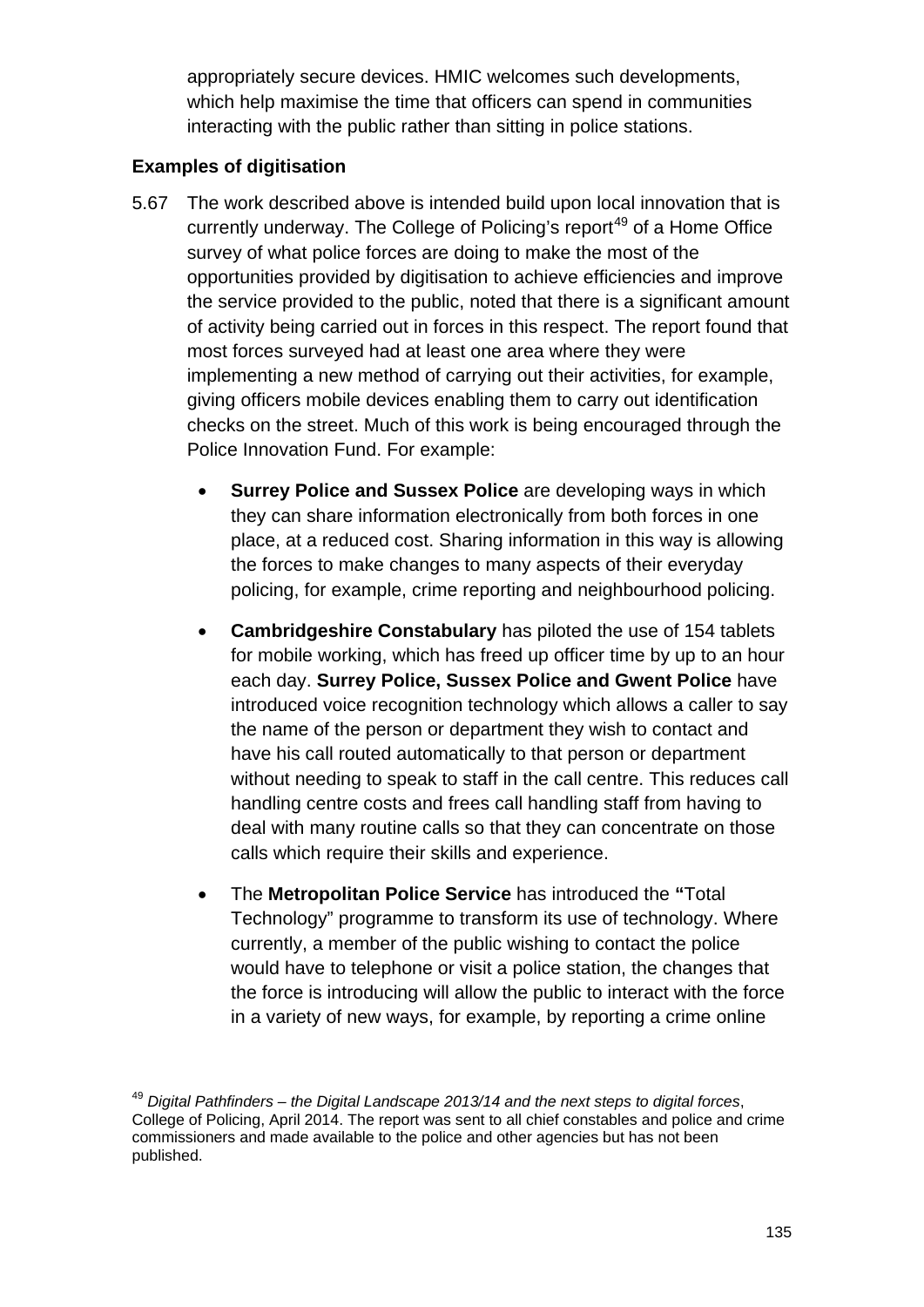appropriately secure devices. HMIC welcomes such developments, which help maximise the time that officers can spend in communities interacting with the public rather than sitting in police stations.

**Examples of digitisation**

5.67 The work described above is intended build upon local innovation that is currently underway. The College of Policing's report[49] of a Home Office survey of what police forces are doing to make the most of the opportunities provided by digitisation to achieve efficiencies and improve the service provided to the public, noted that there is a significant amount of activity being carried out in forces in this respect. The report found that most forces surveyed had at least one area where they were implementing a new method of carrying out their activities, for example, giving officers mobile devices enabling them to carry out identification checks on the street. Much of this work is being encouraged through the Police Innovation Fund. For example:

- **Surrey Police and Sussex Police** are developing ways in which they can share information electronically from both forces in one place, at a reduced cost. Sharing information in this way is allowing the forces to make changes to many aspects of their everyday policing, for example, crime reporting and neighbourhood policing.

- **Cambridgeshire Constabulary** has piloted the use of 154 tablets for mobile working, which has freed up officer time by up to an hour each day. **Surrey Police, Sussex Police and Gwent Police** have introduced voice recognition technology which allows a caller to say the name of the person or department they wish to contact and have his call routed automatically to that person or department without needing to speak to staff in the call centre. This reduces call handling centre costs and frees call handling staff from having to deal with many routine calls so that they can concentrate on those calls which require their skills and experience.

- The **Metropolitan Police Service** has introduced the **"**Total Technology" programme to transform its use of technology. Where currently, a member of the public wishing to contact the police would have to telephone or visit a police station, the changes that the force is introducing will allow the public to interact with the force in a variety of new ways, for example, by reporting a crime online

[49] *Digital Pathfinders – the Digital Landscape 2013/14 and the next steps to digital forces*, College of Policing, April 2014. The report was sent to all chief constables and police and crime commissioners and made available to the police and other agencies but has not been published.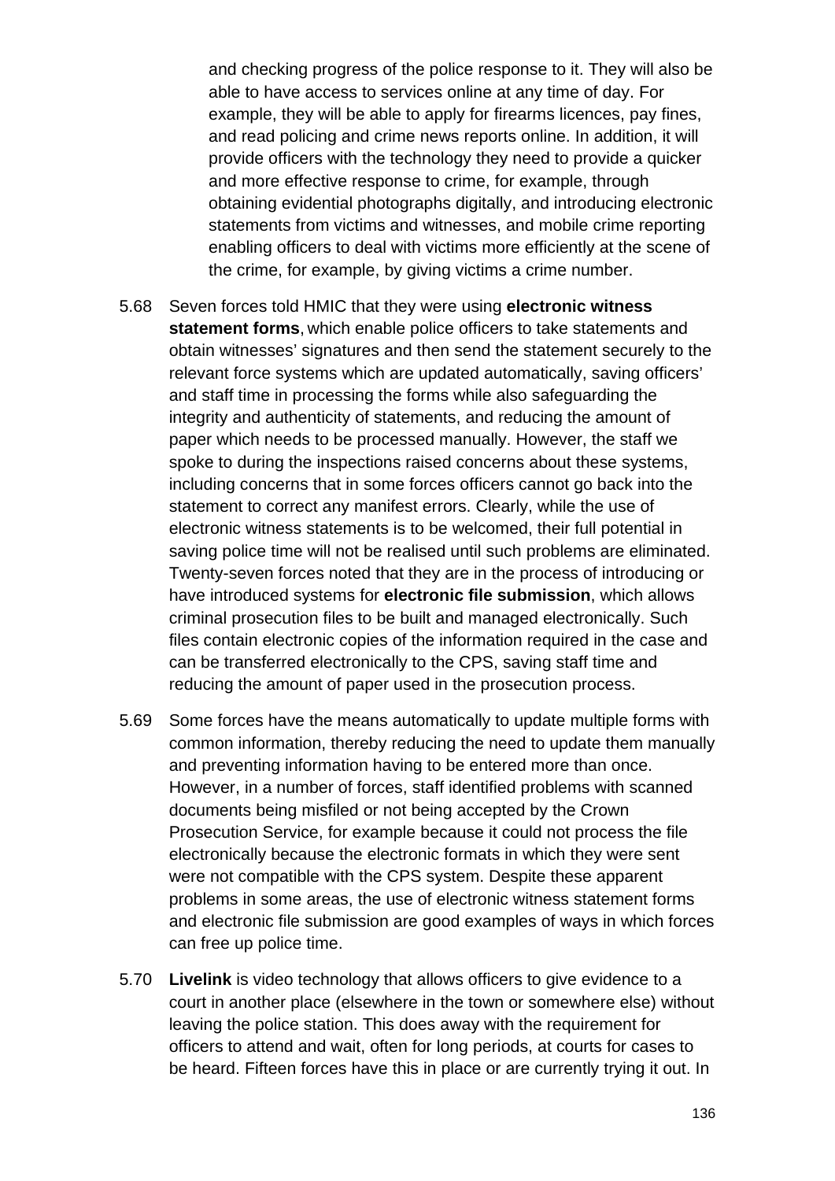and checking progress of the police response to it. They will also be able to have access to services online at any time of day. For example, they will be able to apply for firearms licences, pay fines, and read policing and crime news reports online. In addition, it will provide officers with the technology they need to provide a quicker and more effective response to crime, for example, through obtaining evidential photographs digitally, and introducing electronic statements from victims and witnesses, and mobile crime reporting enabling officers to deal with victims more efficiently at the scene of the crime, for example, by giving victims a crime number.

5.68 Seven forces told HMIC that they were using **electronic witness statement forms**, which enable police officers to take statements and obtain witnesses' signatures and then send the statement securely to the relevant force systems which are updated automatically, saving officers' and staff time in processing the forms while also safeguarding the integrity and authenticity of statements, and reducing the amount of paper which needs to be processed manually. However, the staff we spoke to during the inspections raised concerns about these systems, including concerns that in some forces officers cannot go back into the statement to correct any manifest errors. Clearly, while the use of electronic witness statements is to be welcomed, their full potential in saving police time will not be realised until such problems are eliminated. Twenty-seven forces noted that they are in the process of introducing or have introduced systems for **electronic file submission**, which allows criminal prosecution files to be built and managed electronically. Such files contain electronic copies of the information required in the case and can be transferred electronically to the CPS, saving staff time and reducing the amount of paper used in the prosecution process.

5.69 Some forces have the means automatically to update multiple forms with common information, thereby reducing the need to update them manually and preventing information having to be entered more than once. However, in a number of forces, staff identified problems with scanned documents being misfiled or not being accepted by the Crown Prosecution Service, for example because it could not process the file electronically because the electronic formats in which they were sent were not compatible with the CPS system. Despite these apparent problems in some areas, the use of electronic witness statement forms and electronic file submission are good examples of ways in which forces can free up police time.

5.70 **Livelink** is video technology that allows officers to give evidence to a court in another place (elsewhere in the town or somewhere else) without leaving the police station. This does away with the requirement for officers to attend and wait, often for long periods, at courts for cases to be heard. Fifteen forces have this in place or are currently trying it out. In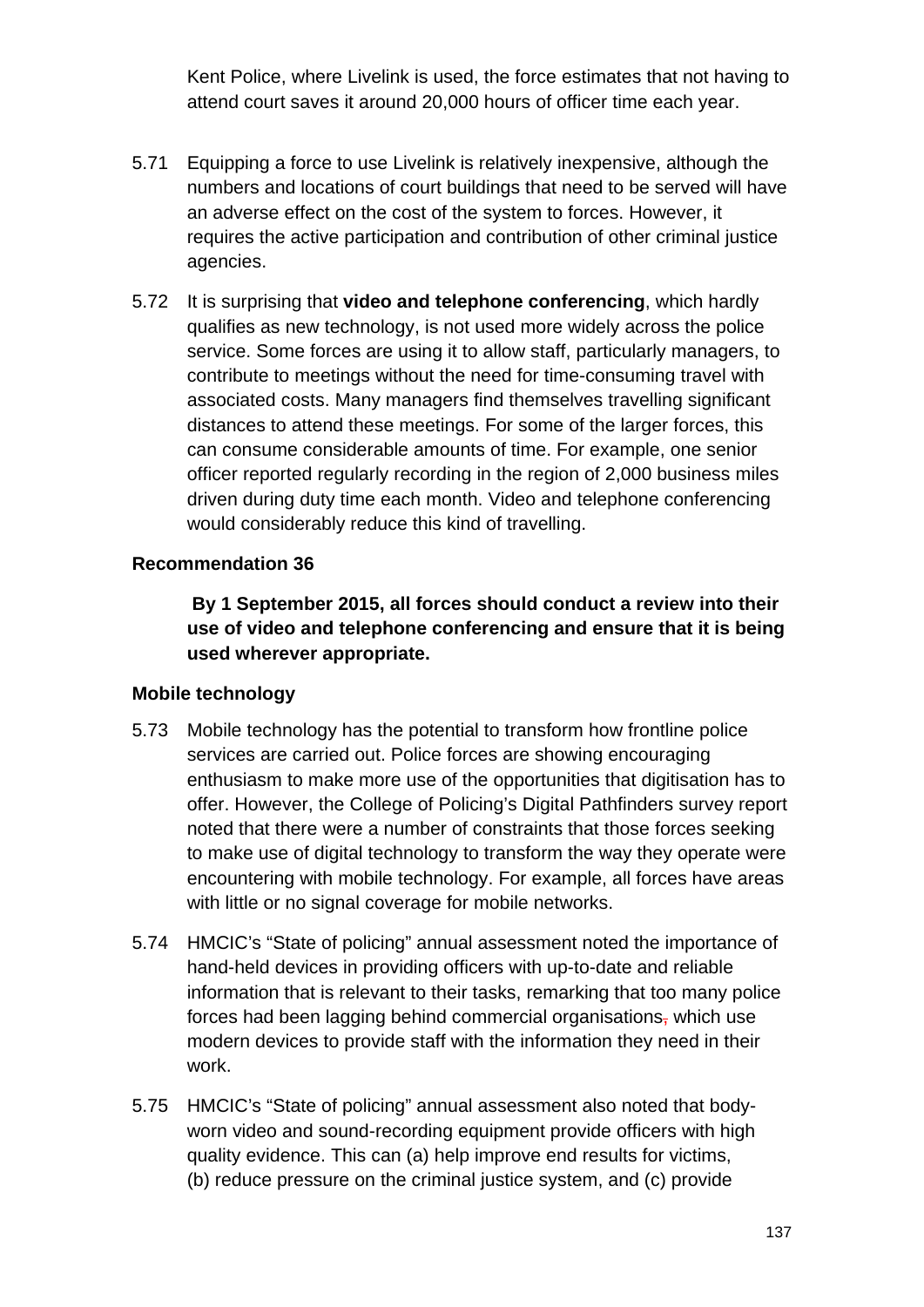Kent Police, where Livelink is used, the force estimates that not having to attend court saves it around 20,000 hours of officer time each year.

5.71 Equipping a force to use Livelink is relatively inexpensive, although the numbers and locations of court buildings that need to be served will have an adverse effect on the cost of the system to forces. However, it requires the active participation and contribution of other criminal justice agencies.

5.72 It is surprising that **video and telephone conferencing**, which hardly qualifies as new technology, is not used more widely across the police service. Some forces are using it to allow staff, particularly managers, to contribute to meetings without the need for time-consuming travel with associated costs. Many managers find themselves travelling significant distances to attend these meetings. For some of the larger forces, this can consume considerable amounts of time. For example, one senior officer reported regularly recording in the region of 2,000 business miles driven during duty time each month. Video and telephone conferencing would considerably reduce this kind of travelling.

**Recommendation 36**

**By 1 September 2015, all forces should conduct a review into their use of video and telephone conferencing and ensure that it is being used wherever appropriate.**

**Mobile technology**

5.73 Mobile technology has the potential to transform how frontline police services are carried out. Police forces are showing encouraging enthusiasm to make more use of the opportunities that digitisation has to offer. However, the College of Policing's Digital Pathfinders survey report noted that there were a number of constraints that those forces seeking to make use of digital technology to transform the way they operate were encountering with mobile technology. For example, all forces have areas with little or no signal coverage for mobile networks.

5.74 HMCIC's "State of policing" annual assessment noted the importance of hand-held devices in providing officers with up-to-date and reliable information that is relevant to their tasks, remarking that too many police forces had been lagging behind commercial organisations, which use modern devices to provide staff with the information they need in their work.

5.75 HMCIC's "State of policing" annual assessment also noted that body-worn video and sound-recording equipment provide officers with high quality evidence. This can (a) help improve end results for victims, (b) reduce pressure on the criminal justice system, and (c) provide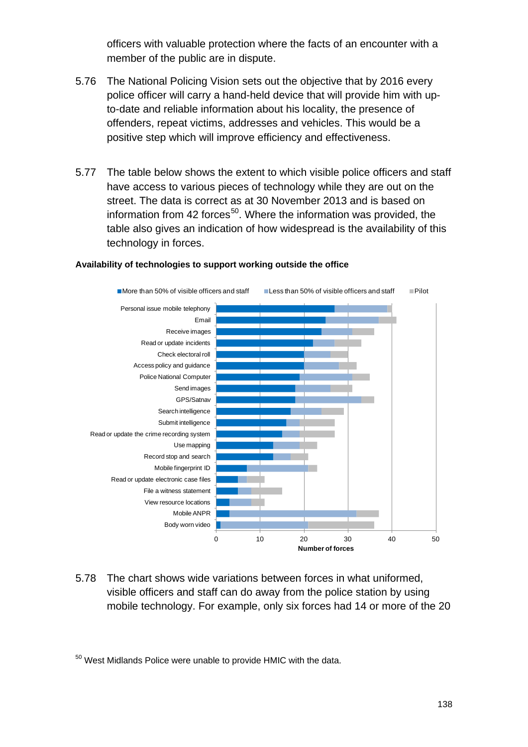officers with valuable protection where the facts of an encounter with a member of the public are in dispute.

5.76 The National Policing Vision sets out the objective that by 2016 every police officer will carry a hand-held device that will provide him with up-to-date and reliable information about his locality, the presence of offenders, repeat victims, addresses and vehicles. This would be a positive step which will improve efficiency and effectiveness.

5.77 The table below shows the extent to which visible police officers and staff have access to various pieces of technology while they are out on the street. The data is correct as at 30 November 2013 and is based on information from 42 forces[50]. Where the information was provided, the table also gives an indication of how widespread is the availability of this technology in forces.

**Availability of technologies to support working outside the office**

5.78 The chart shows wide variations between forces in what uniformed, visible officers and staff can do away from the police station by using mobile technology. For example, only six forces had 14 or more of the 20

[50] West Midlands Police were unable to provide HMIC with the data.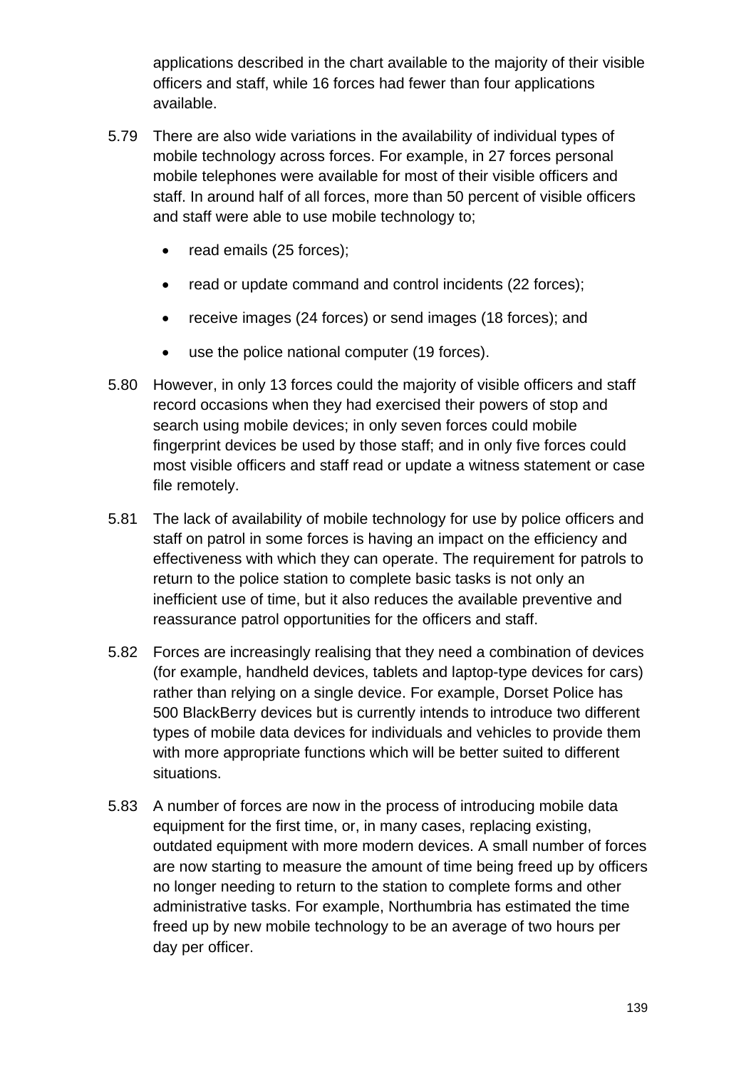applications described in the chart available to the majority of their visible officers and staff, while 16 forces had fewer than four applications available.

5.79 There are also wide variations in the availability of individual types of mobile technology across forces. For example, in 27 forces personal mobile telephones were available for most of their visible officers and staff. In around half of all forces, more than 50 percent of visible officers and staff were able to use mobile technology to;

- read emails (25 forces);
- read or update command and control incidents (22 forces);
- receive images (24 forces) or send images (18 forces); and
- use the police national computer (19 forces).

5.80 However, in only 13 forces could the majority of visible officers and staff record occasions when they had exercised their powers of stop and search using mobile devices; in only seven forces could mobile fingerprint devices be used by those staff; and in only five forces could most visible officers and staff read or update a witness statement or case file remotely.

5.81 The lack of availability of mobile technology for use by police officers and staff on patrol in some forces is having an impact on the efficiency and effectiveness with which they can operate. The requirement for patrols to return to the police station to complete basic tasks is not only an inefficient use of time, but it also reduces the available preventive and reassurance patrol opportunities for the officers and staff.

5.82 Forces are increasingly realising that they need a combination of devices (for example, handheld devices, tablets and laptop-type devices for cars) rather than relying on a single device. For example, Dorset Police has 500 BlackBerry devices but is currently intends to introduce two different types of mobile data devices for individuals and vehicles to provide them with more appropriate functions which will be better suited to different situations.

5.83 A number of forces are now in the process of introducing mobile data equipment for the first time, or, in many cases, replacing existing, outdated equipment with more modern devices. A small number of forces are now starting to measure the amount of time being freed up by officers no longer needing to return to the station to complete forms and other administrative tasks. For example, Northumbria has estimated the time freed up by new mobile technology to be an average of two hours per day per officer.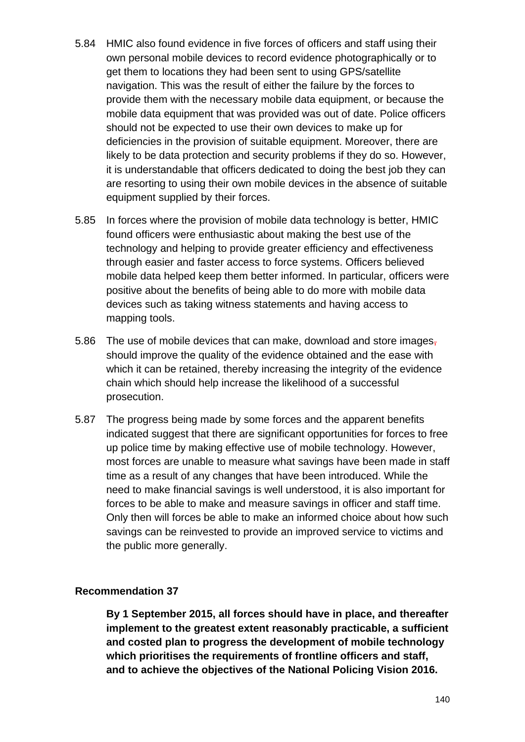5.84 HMIC also found evidence in five forces of officers and staff using their own personal mobile devices to record evidence photographically or to get them to locations they had been sent to using GPS/satellite navigation. This was the result of either the failure by the forces to provide them with the necessary mobile data equipment, or because the mobile data equipment that was provided was out of date. Police officers should not be expected to use their own devices to make up for deficiencies in the provision of suitable equipment. Moreover, there are likely to be data protection and security problems if they do so. However, it is understandable that officers dedicated to doing the best job they can are resorting to using their own mobile devices in the absence of suitable equipment supplied by their forces.

5.85 In forces where the provision of mobile data technology is better, HMIC found officers were enthusiastic about making the best use of the technology and helping to provide greater efficiency and effectiveness through easier and faster access to force systems. Officers believed mobile data helped keep them better informed. In particular, officers were positive about the benefits of being able to do more with mobile data devices such as taking witness statements and having access to mapping tools.

5.86 The use of mobile devices that can make, download and store images, should improve the quality of the evidence obtained and the ease with which it can be retained, thereby increasing the integrity of the evidence chain which should help increase the likelihood of a successful prosecution.

5.87 The progress being made by some forces and the apparent benefits indicated suggest that there are significant opportunities for forces to free up police time by making effective use of mobile technology. However, most forces are unable to measure what savings have been made in staff time as a result of any changes that have been introduced. While the need to make financial savings is well understood, it is also important for forces to be able to make and measure savings in officer and staff time. Only then will forces be able to make an informed choice about how such savings can be reinvested to provide an improved service to victims and the public more generally.

**Recommendation 37**

**By 1 September 2015, all forces should have in place, and thereafter implement to the greatest extent reasonably practicable, a sufficient and costed plan to progress the development of mobile technology which prioritises the requirements of frontline officers and staff, and to achieve the objectives of the National Policing Vision 2016.**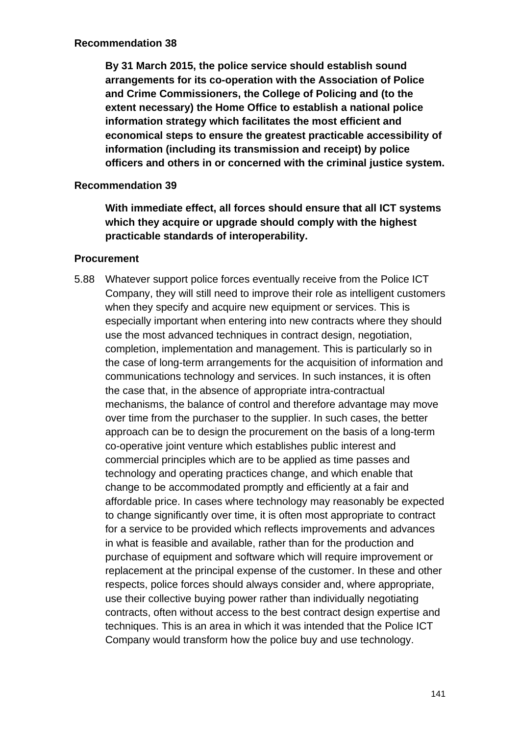**Recommendation 38**

**By 31 March 2015, the police service should establish sound arrangements for its co-operation with the Association of Police and Crime Commissioners, the College of Policing and (to the extent necessary) the Home Office to establish a national police information strategy which facilitates the most efficient and economical steps to ensure the greatest practicable accessibility of information (including its transmission and receipt) by police officers and others in or concerned with the criminal justice system.**

**Recommendation 39**

**With immediate effect, all forces should ensure that all ICT systems which they acquire or upgrade should comply with the highest practicable standards of interoperability.**

**Procurement**

5.88 Whatever support police forces eventually receive from the Police ICT Company, they will still need to improve their role as intelligent customers when they specify and acquire new equipment or services. This is especially important when entering into new contracts where they should use the most advanced techniques in contract design, negotiation, completion, implementation and management. This is particularly so in the case of long-term arrangements for the acquisition of information and communications technology and services. In such instances, it is often the case that, in the absence of appropriate intra-contractual mechanisms, the balance of control and therefore advantage may move over time from the purchaser to the supplier. In such cases, the better approach can be to design the procurement on the basis of a long-term co-operative joint venture which establishes public interest and commercial principles which are to be applied as time passes and technology and operating practices change, and which enable that change to be accommodated promptly and efficiently at a fair and affordable price. In cases where technology may reasonably be expected to change significantly over time, it is often most appropriate to contract for a service to be provided which reflects improvements and advances in what is feasible and available, rather than for the production and purchase of equipment and software which will require improvement or replacement at the principal expense of the customer. In these and other respects, police forces should always consider and, where appropriate, use their collective buying power rather than individually negotiating contracts, often without access to the best contract design expertise and techniques. This is an area in which it was intended that the Police ICT Company would transform how the police buy and use technology.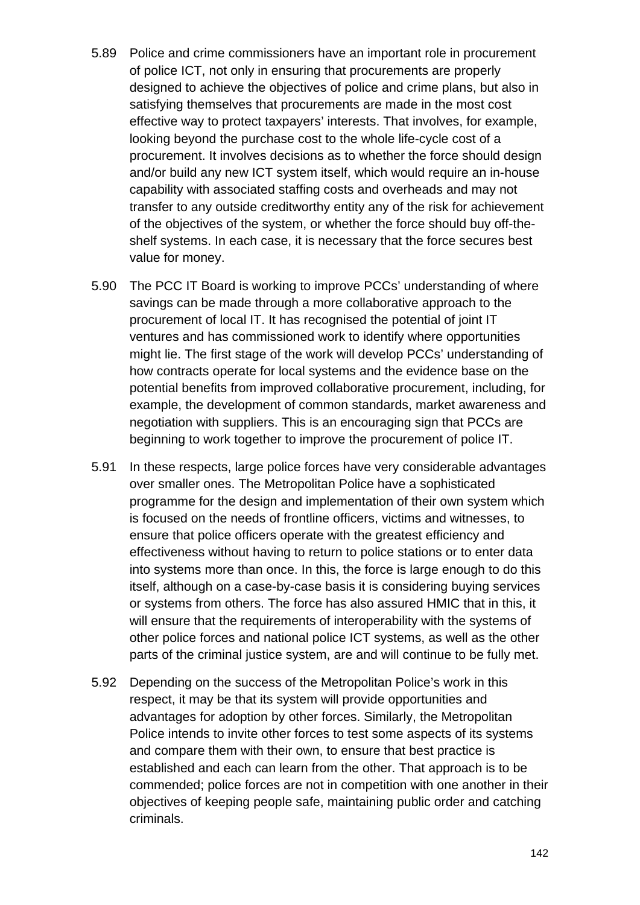5.89 Police and crime commissioners have an important role in procurement of police ICT, not only in ensuring that procurements are properly designed to achieve the objectives of police and crime plans, but also in satisfying themselves that procurements are made in the most cost effective way to protect taxpayers' interests. That involves, for example, looking beyond the purchase cost to the whole life-cycle cost of a procurement. It involves decisions as to whether the force should design and/or build any new ICT system itself, which would require an in-house capability with associated staffing costs and overheads and may not transfer to any outside creditworthy entity any of the risk for achievement of the objectives of the system, or whether the force should buy off-the-shelf systems. In each case, it is necessary that the force secures best value for money.

5.90 The PCC IT Board is working to improve PCCs' understanding of where savings can be made through a more collaborative approach to the procurement of local IT. It has recognised the potential of joint IT ventures and has commissioned work to identify where opportunities might lie. The first stage of the work will develop PCCs' understanding of how contracts operate for local systems and the evidence base on the potential benefits from improved collaborative procurement, including, for example, the development of common standards, market awareness and negotiation with suppliers. This is an encouraging sign that PCCs are beginning to work together to improve the procurement of police IT.

5.91 In these respects, large police forces have very considerable advantages over smaller ones. The Metropolitan Police have a sophisticated programme for the design and implementation of their own system which is focused on the needs of frontline officers, victims and witnesses, to ensure that police officers operate with the greatest efficiency and effectiveness without having to return to police stations or to enter data into systems more than once. In this, the force is large enough to do this itself, although on a case-by-case basis it is considering buying services or systems from others. The force has also assured HMIC that in this, it will ensure that the requirements of interoperability with the systems of other police forces and national police ICT systems, as well as the other parts of the criminal justice system, are and will continue to be fully met.

5.92 Depending on the success of the Metropolitan Police's work in this respect, it may be that its system will provide opportunities and advantages for adoption by other forces. Similarly, the Metropolitan Police intends to invite other forces to test some aspects of its systems and compare them with their own, to ensure that best practice is established and each can learn from the other. That approach is to be commended; police forces are not in competition with one another in their objectives of keeping people safe, maintaining public order and catching criminals.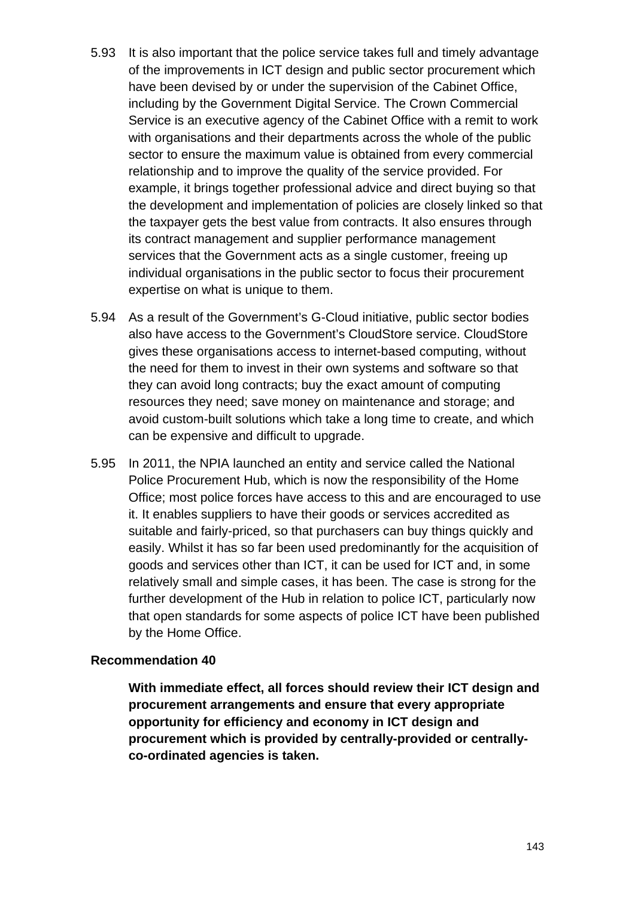5.93 It is also important that the police service takes full and timely advantage of the improvements in ICT design and public sector procurement which have been devised by or under the supervision of the Cabinet Office, including by the Government Digital Service. The Crown Commercial Service is an executive agency of the Cabinet Office with a remit to work with organisations and their departments across the whole of the public sector to ensure the maximum value is obtained from every commercial relationship and to improve the quality of the service provided. For example, it brings together professional advice and direct buying so that the development and implementation of policies are closely linked so that the taxpayer gets the best value from contracts. It also ensures through its contract management and supplier performance management services that the Government acts as a single customer, freeing up individual organisations in the public sector to focus their procurement expertise on what is unique to them.

5.94 As a result of the Government's G-Cloud initiative, public sector bodies also have access to the Government's CloudStore service. CloudStore gives these organisations access to internet-based computing, without the need for them to invest in their own systems and software so that they can avoid long contracts; buy the exact amount of computing resources they need; save money on maintenance and storage; and avoid custom-built solutions which take a long time to create, and which can be expensive and difficult to upgrade.

5.95 In 2011, the NPIA launched an entity and service called the National Police Procurement Hub, which is now the responsibility of the Home Office; most police forces have access to this and are encouraged to use it. It enables suppliers to have their goods or services accredited as suitable and fairly-priced, so that purchasers can buy things quickly and easily. Whilst it has so far been used predominantly for the acquisition of goods and services other than ICT, it can be used for ICT and, in some relatively small and simple cases, it has been. The case is strong for the further development of the Hub in relation to police ICT, particularly now that open standards for some aspects of police ICT have been published by the Home Office.

**Recommendation 40**

**With immediate effect, all forces should review their ICT design and procurement arrangements and ensure that every appropriate opportunity for efficiency and economy in ICT design and procurement which is provided by centrally-provided or centrally-co-ordinated agencies is taken.**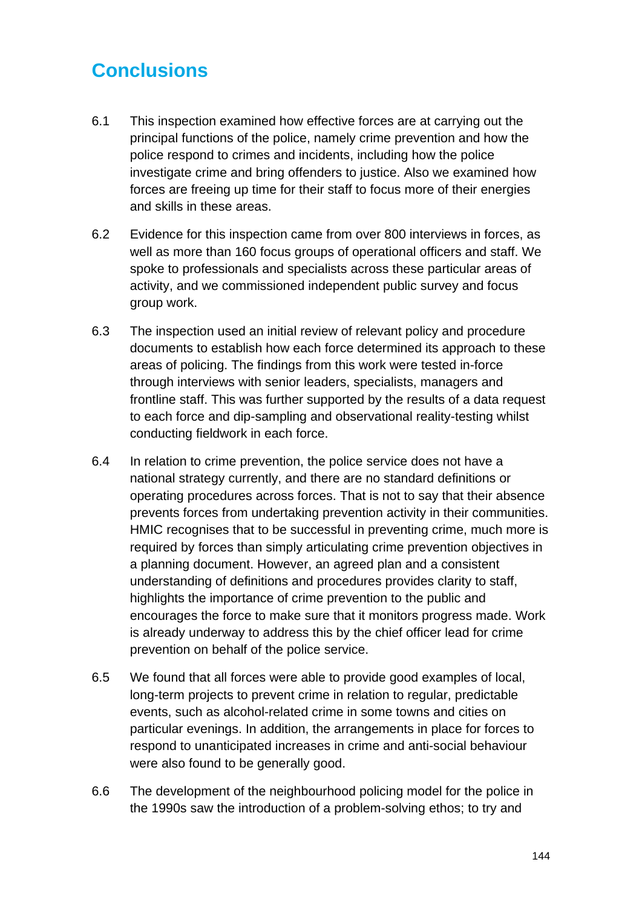## Conclusions

6.1 This inspection examined how effective forces are at carrying out the principal functions of the police, namely crime prevention and how the police respond to crimes and incidents, including how the police investigate crime and bring offenders to justice. Also we examined how forces are freeing up time for their staff to focus more of their energies and skills in these areas.

6.2 Evidence for this inspection came from over 800 interviews in forces, as well as more than 160 focus groups of operational officers and staff. We spoke to professionals and specialists across these particular areas of activity, and we commissioned independent public survey and focus group work.

6.3 The inspection used an initial review of relevant policy and procedure documents to establish how each force determined its approach to these areas of policing. The findings from this work were tested in-force through interviews with senior leaders, specialists, managers and frontline staff. This was further supported by the results of a data request to each force and dip-sampling and observational reality-testing whilst conducting fieldwork in each force.

6.4 In relation to crime prevention, the police service does not have a national strategy currently, and there are no standard definitions or operating procedures across forces. That is not to say that their absence prevents forces from undertaking prevention activity in their communities. HMIC recognises that to be successful in preventing crime, much more is required by forces than simply articulating crime prevention objectives in a planning document. However, an agreed plan and a consistent understanding of definitions and procedures provides clarity to staff, highlights the importance of crime prevention to the public and encourages the force to make sure that it monitors progress made. Work is already underway to address this by the chief officer lead for crime prevention on behalf of the police service.

6.5 We found that all forces were able to provide good examples of local, long-term projects to prevent crime in relation to regular, predictable events, such as alcohol-related crime in some towns and cities on particular evenings. In addition, the arrangements in place for forces to respond to unanticipated increases in crime and anti-social behaviour were also found to be generally good.

6.6 The development of the neighbourhood policing model for the police in the 1990s saw the introduction of a problem-solving ethos; to try and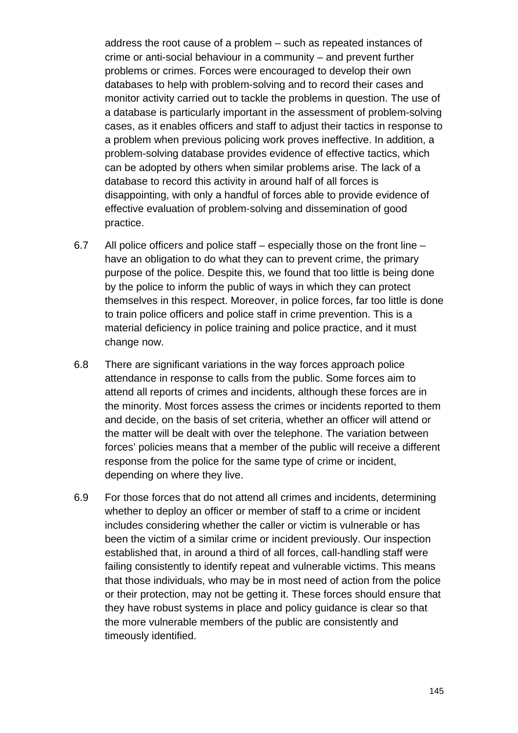address the root cause of a problem – such as repeated instances of crime or anti-social behaviour in a community – and prevent further problems or crimes. Forces were encouraged to develop their own databases to help with problem-solving and to record their cases and monitor activity carried out to tackle the problems in question. The use of a database is particularly important in the assessment of problem-solving cases, as it enables officers and staff to adjust their tactics in response to a problem when previous policing work proves ineffective. In addition, a problem-solving database provides evidence of effective tactics, which can be adopted by others when similar problems arise. The lack of a database to record this activity in around half of all forces is disappointing, with only a handful of forces able to provide evidence of effective evaluation of problem-solving and dissemination of good practice.

6.7 All police officers and police staff – especially those on the front line – have an obligation to do what they can to prevent crime, the primary purpose of the police. Despite this, we found that too little is being done by the police to inform the public of ways in which they can protect themselves in this respect. Moreover, in police forces, far too little is done to train police officers and police staff in crime prevention. This is a material deficiency in police training and police practice, and it must change now.

6.8 There are significant variations in the way forces approach police attendance in response to calls from the public. Some forces aim to attend all reports of crimes and incidents, although these forces are in the minority. Most forces assess the crimes or incidents reported to them and decide, on the basis of set criteria, whether an officer will attend or the matter will be dealt with over the telephone. The variation between forces' policies means that a member of the public will receive a different response from the police for the same type of crime or incident, depending on where they live.

6.9 For those forces that do not attend all crimes and incidents, determining whether to deploy an officer or member of staff to a crime or incident includes considering whether the caller or victim is vulnerable or has been the victim of a similar crime or incident previously. Our inspection established that, in around a third of all forces, call-handling staff were failing consistently to identify repeat and vulnerable victims. This means that those individuals, who may be in most need of action from the police or their protection, may not be getting it. These forces should ensure that they have robust systems in place and policy guidance is clear so that the more vulnerable members of the public are consistently and timeously identified.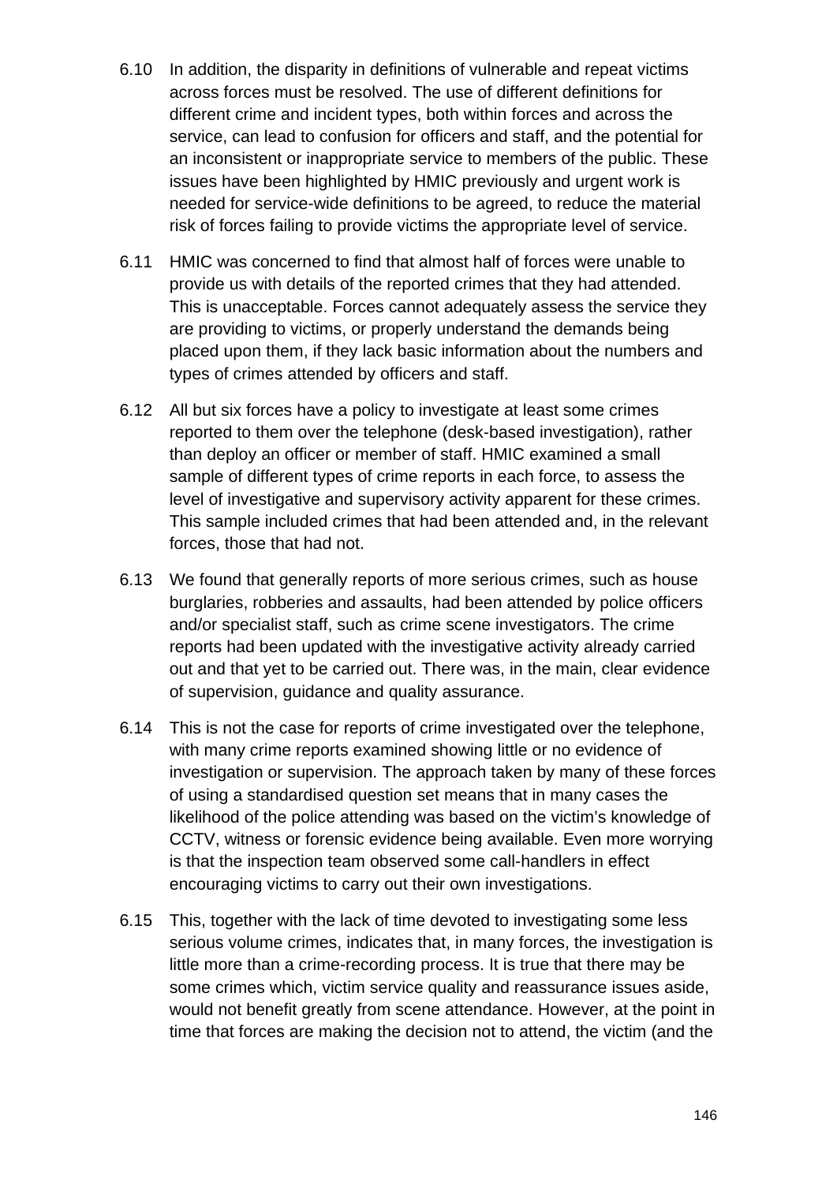6.10 In addition, the disparity in definitions of vulnerable and repeat victims across forces must be resolved. The use of different definitions for different crime and incident types, both within forces and across the service, can lead to confusion for officers and staff, and the potential for an inconsistent or inappropriate service to members of the public. These issues have been highlighted by HMIC previously and urgent work is needed for service-wide definitions to be agreed, to reduce the material risk of forces failing to provide victims the appropriate level of service.

6.11 HMIC was concerned to find that almost half of forces were unable to provide us with details of the reported crimes that they had attended. This is unacceptable. Forces cannot adequately assess the service they are providing to victims, or properly understand the demands being placed upon them, if they lack basic information about the numbers and types of crimes attended by officers and staff.

6.12 All but six forces have a policy to investigate at least some crimes reported to them over the telephone (desk-based investigation), rather than deploy an officer or member of staff. HMIC examined a small sample of different types of crime reports in each force, to assess the level of investigative and supervisory activity apparent for these crimes. This sample included crimes that had been attended and, in the relevant forces, those that had not.

6.13 We found that generally reports of more serious crimes, such as house burglaries, robberies and assaults, had been attended by police officers and/or specialist staff, such as crime scene investigators. The crime reports had been updated with the investigative activity already carried out and that yet to be carried out. There was, in the main, clear evidence of supervision, guidance and quality assurance.

6.14 This is not the case for reports of crime investigated over the telephone, with many crime reports examined showing little or no evidence of investigation or supervision. The approach taken by many of these forces of using a standardised question set means that in many cases the likelihood of the police attending was based on the victim's knowledge of CCTV, witness or forensic evidence being available. Even more worrying is that the inspection team observed some call-handlers in effect encouraging victims to carry out their own investigations.

6.15 This, together with the lack of time devoted to investigating some less serious volume crimes, indicates that, in many forces, the investigation is little more than a crime-recording process. It is true that there may be some crimes which, victim service quality and reassurance issues aside, would not benefit greatly from scene attendance. However, at the point in time that forces are making the decision not to attend, the victim (and the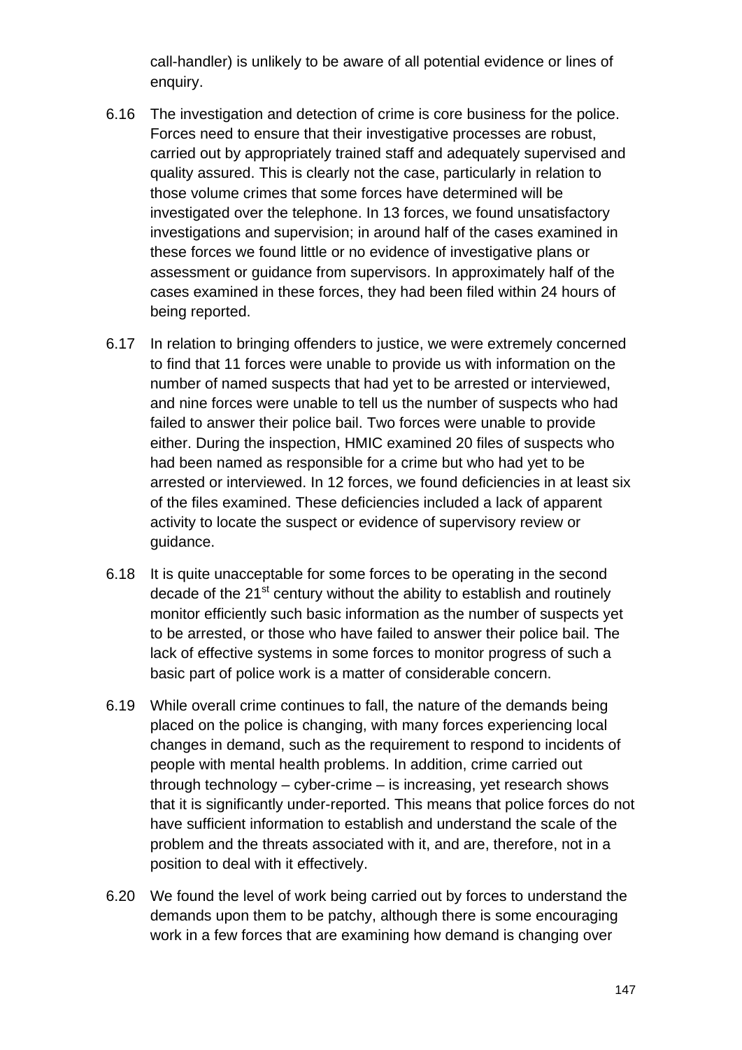call-handler) is unlikely to be aware of all potential evidence or lines of enquiry.

6.16 The investigation and detection of crime is core business for the police. Forces need to ensure that their investigative processes are robust, carried out by appropriately trained staff and adequately supervised and quality assured. This is clearly not the case, particularly in relation to those volume crimes that some forces have determined will be investigated over the telephone. In 13 forces, we found unsatisfactory investigations and supervision; in around half of the cases examined in these forces we found little or no evidence of investigative plans or assessment or guidance from supervisors. In approximately half of the cases examined in these forces, they had been filed within 24 hours of being reported.

6.17 In relation to bringing offenders to justice, we were extremely concerned to find that 11 forces were unable to provide us with information on the number of named suspects that had yet to be arrested or interviewed, and nine forces were unable to tell us the number of suspects who had failed to answer their police bail. Two forces were unable to provide either. During the inspection, HMIC examined 20 files of suspects who had been named as responsible for a crime but who had yet to be arrested or interviewed. In 12 forces, we found deficiencies in at least six of the files examined. These deficiencies included a lack of apparent activity to locate the suspect or evidence of supervisory review or guidance.

6.18 It is quite unacceptable for some forces to be operating in the second decade of the 21st century without the ability to establish and routinely monitor efficiently such basic information as the number of suspects yet to be arrested, or those who have failed to answer their police bail. The lack of effective systems in some forces to monitor progress of such a basic part of police work is a matter of considerable concern.

6.19 While overall crime continues to fall, the nature of the demands being placed on the police is changing, with many forces experiencing local changes in demand, such as the requirement to respond to incidents of people with mental health problems. In addition, crime carried out through technology – cyber-crime – is increasing, yet research shows that it is significantly under-reported. This means that police forces do not have sufficient information to establish and understand the scale of the problem and the threats associated with it, and are, therefore, not in a position to deal with it effectively.

6.20 We found the level of work being carried out by forces to understand the demands upon them to be patchy, although there is some encouraging work in a few forces that are examining how demand is changing over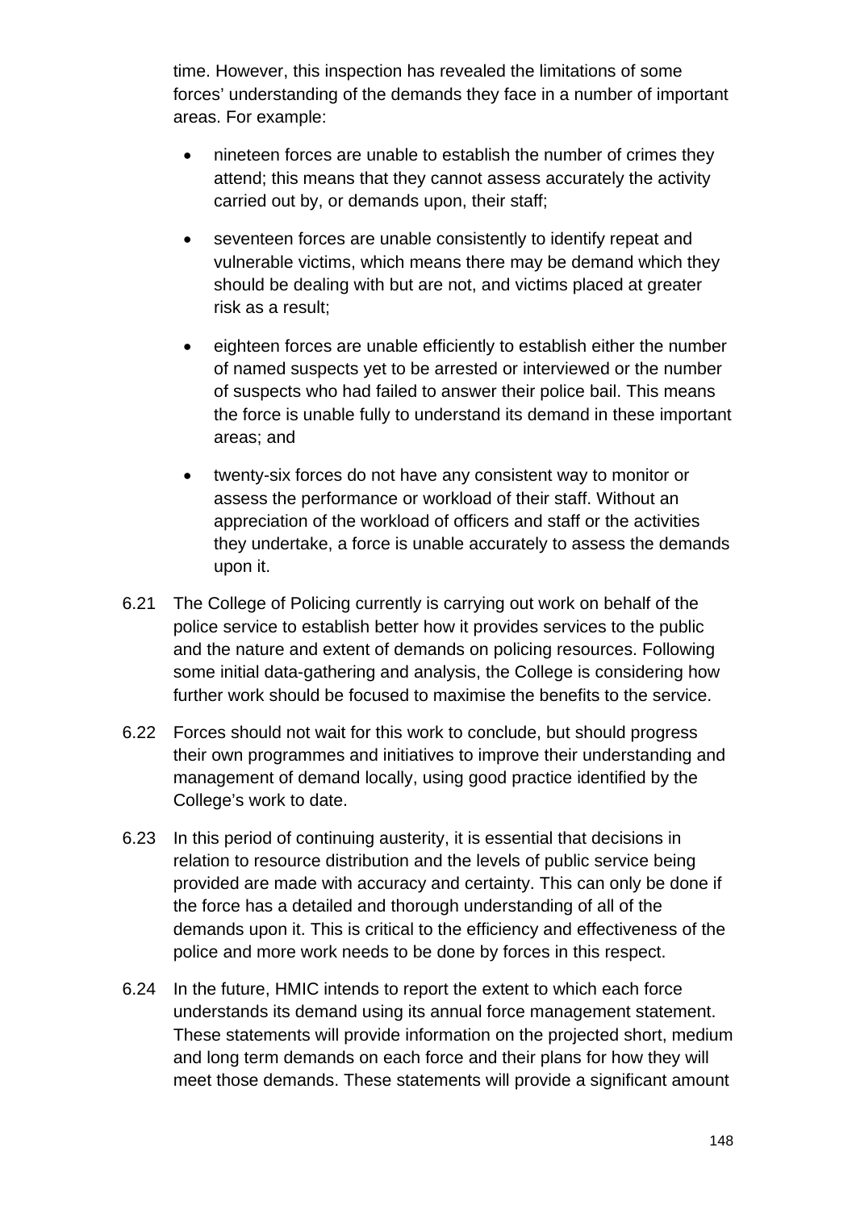time. However, this inspection has revealed the limitations of some forces' understanding of the demands they face in a number of important areas. For example:

- nineteen forces are unable to establish the number of crimes they attend; this means that they cannot assess accurately the activity carried out by, or demands upon, their staff;
- seventeen forces are unable consistently to identify repeat and vulnerable victims, which means there may be demand which they should be dealing with but are not, and victims placed at greater risk as a result;
- eighteen forces are unable efficiently to establish either the number of named suspects yet to be arrested or interviewed or the number of suspects who had failed to answer their police bail. This means the force is unable fully to understand its demand in these important areas; and
- twenty-six forces do not have any consistent way to monitor or assess the performance or workload of their staff. Without an appreciation of the workload of officers and staff or the activities they undertake, a force is unable accurately to assess the demands upon it.

6.21 The College of Policing currently is carrying out work on behalf of the police service to establish better how it provides services to the public and the nature and extent of demands on policing resources. Following some initial data-gathering and analysis, the College is considering how further work should be focused to maximise the benefits to the service.

6.22 Forces should not wait for this work to conclude, but should progress their own programmes and initiatives to improve their understanding and management of demand locally, using good practice identified by the College's work to date.

6.23 In this period of continuing austerity, it is essential that decisions in relation to resource distribution and the levels of public service being provided are made with accuracy and certainty. This can only be done if the force has a detailed and thorough understanding of all of the demands upon it. This is critical to the efficiency and effectiveness of the police and more work needs to be done by forces in this respect.

6.24 In the future, HMIC intends to report the extent to which each force understands its demand using its annual force management statement. These statements will provide information on the projected short, medium and long term demands on each force and their plans for how they will meet those demands. These statements will provide a significant amount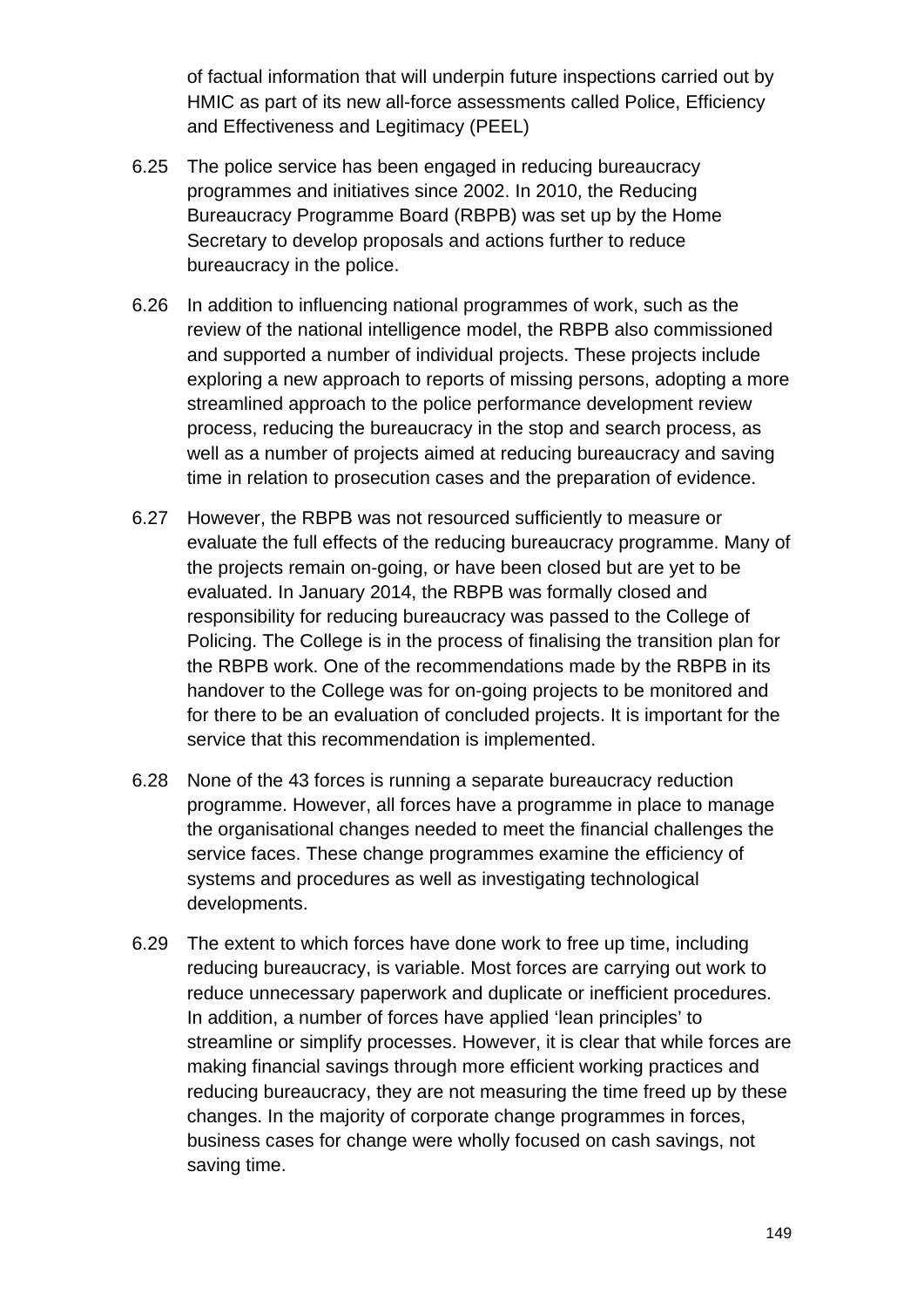of factual information that will underpin future inspections carried out by HMIC as part of its new all-force assessments called Police, Efficiency and Effectiveness and Legitimacy (PEEL)

6.25 The police service has been engaged in reducing bureaucracy programmes and initiatives since 2002. In 2010, the Reducing Bureaucracy Programme Board (RBPB) was set up by the Home Secretary to develop proposals and actions further to reduce bureaucracy in the police.

6.26 In addition to influencing national programmes of work, such as the review of the national intelligence model, the RBPB also commissioned and supported a number of individual projects. These projects include exploring a new approach to reports of missing persons, adopting a more streamlined approach to the police performance development review process, reducing the bureaucracy in the stop and search process, as well as a number of projects aimed at reducing bureaucracy and saving time in relation to prosecution cases and the preparation of evidence.

6.27 However, the RBPB was not resourced sufficiently to measure or evaluate the full effects of the reducing bureaucracy programme. Many of the projects remain on-going, or have been closed but are yet to be evaluated. In January 2014, the RBPB was formally closed and responsibility for reducing bureaucracy was passed to the College of Policing. The College is in the process of finalising the transition plan for the RBPB work. One of the recommendations made by the RBPB in its handover to the College was for on-going projects to be monitored and for there to be an evaluation of concluded projects. It is important for the service that this recommendation is implemented.

6.28 None of the 43 forces is running a separate bureaucracy reduction programme. However, all forces have a programme in place to manage the organisational changes needed to meet the financial challenges the service faces. These change programmes examine the efficiency of systems and procedures as well as investigating technological developments.

6.29 The extent to which forces have done work to free up time, including reducing bureaucracy, is variable. Most forces are carrying out work to reduce unnecessary paperwork and duplicate or inefficient procedures. In addition, a number of forces have applied ‘lean principles’ to streamline or simplify processes. However, it is clear that while forces are making financial savings through more efficient working practices and reducing bureaucracy, they are not measuring the time freed up by these changes. In the majority of corporate change programmes in forces, business cases for change were wholly focused on cash savings, not saving time.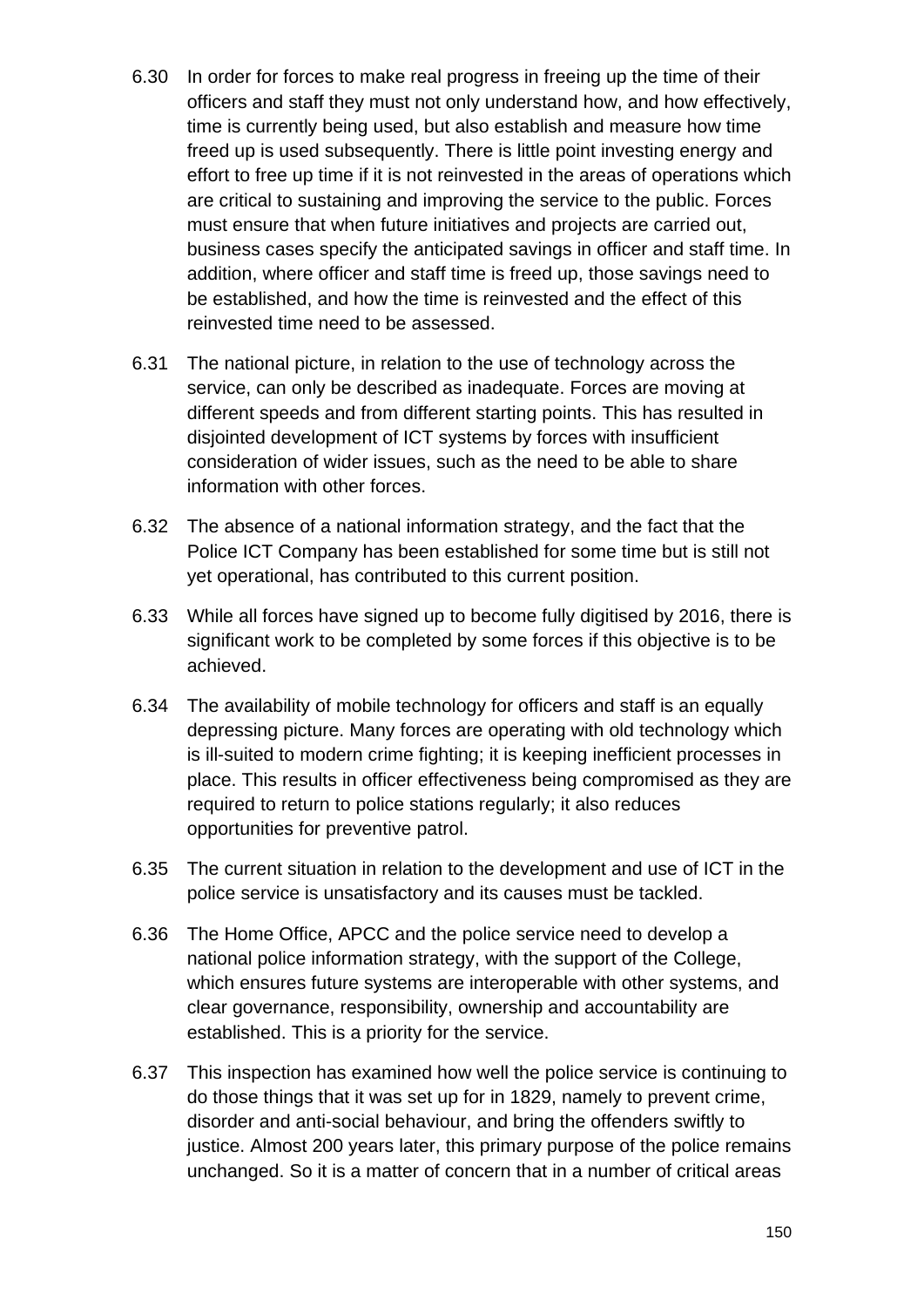6.30 In order for forces to make real progress in freeing up the time of their officers and staff they must not only understand how, and how effectively, time is currently being used, but also establish and measure how time freed up is used subsequently. There is little point investing energy and effort to free up time if it is not reinvested in the areas of operations which are critical to sustaining and improving the service to the public. Forces must ensure that when future initiatives and projects are carried out, business cases specify the anticipated savings in officer and staff time. In addition, where officer and staff time is freed up, those savings need to be established, and how the time is reinvested and the effect of this reinvested time need to be assessed.

6.31 The national picture, in relation to the use of technology across the service, can only be described as inadequate. Forces are moving at different speeds and from different starting points. This has resulted in disjointed development of ICT systems by forces with insufficient consideration of wider issues, such as the need to be able to share information with other forces.

6.32 The absence of a national information strategy, and the fact that the Police ICT Company has been established for some time but is still not yet operational, has contributed to this current position.

6.33 While all forces have signed up to become fully digitised by 2016, there is significant work to be completed by some forces if this objective is to be achieved.

6.34 The availability of mobile technology for officers and staff is an equally depressing picture. Many forces are operating with old technology which is ill-suited to modern crime fighting; it is keeping inefficient processes in place. This results in officer effectiveness being compromised as they are required to return to police stations regularly; it also reduces opportunities for preventive patrol.

6.35 The current situation in relation to the development and use of ICT in the police service is unsatisfactory and its causes must be tackled.

6.36 The Home Office, APCC and the police service need to develop a national police information strategy, with the support of the College, which ensures future systems are interoperable with other systems, and clear governance, responsibility, ownership and accountability are established. This is a priority for the service.

6.37 This inspection has examined how well the police service is continuing to do those things that it was set up for in 1829, namely to prevent crime, disorder and anti-social behaviour, and bring the offenders swiftly to justice. Almost 200 years later, this primary purpose of the police remains unchanged. So it is a matter of concern that in a number of critical areas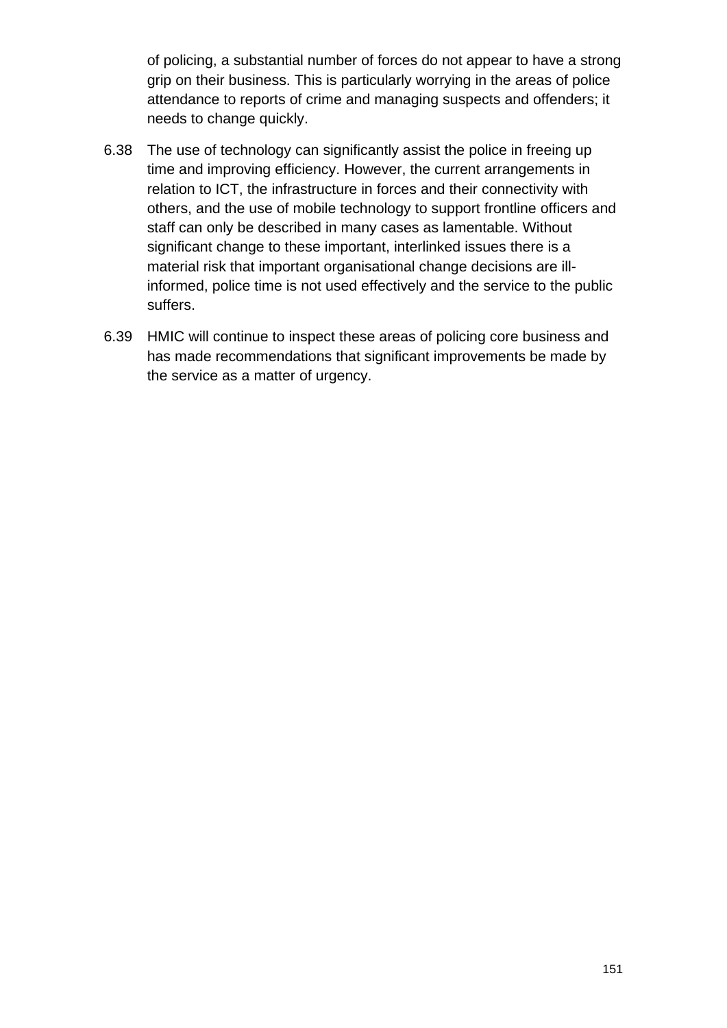of policing, a substantial number of forces do not appear to have a strong grip on their business. This is particularly worrying in the areas of police attendance to reports of crime and managing suspects and offenders; it needs to change quickly.

6.38 The use of technology can significantly assist the police in freeing up time and improving efficiency. However, the current arrangements in relation to ICT, the infrastructure in forces and their connectivity with others, and the use of mobile technology to support frontline officers and staff can only be described in many cases as lamentable. Without significant change to these important, interlinked issues there is a material risk that important organisational change decisions are ill-informed, police time is not used effectively and the service to the public suffers.

6.39 HMIC will continue to inspect these areas of policing core business and has made recommendations that significant improvements be made by the service as a matter of urgency.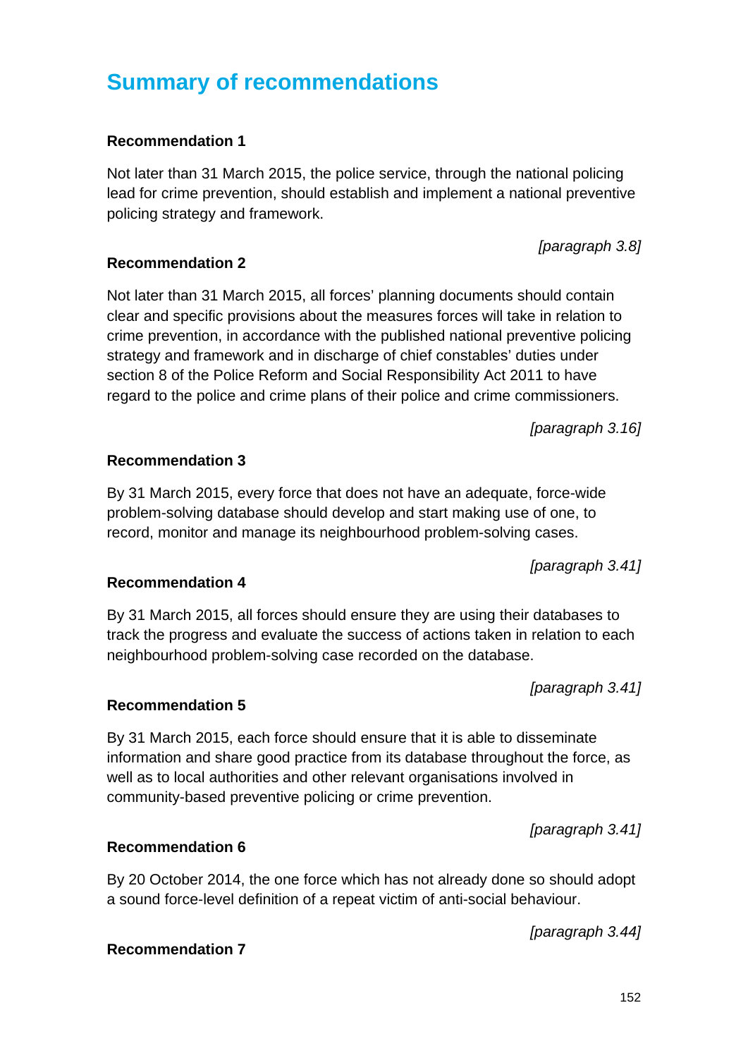# Summary of recommendations

**Recommendation 1**

Not later than 31 March 2015, the police service, through the national policing lead for crime prevention, should establish and implement a national preventive policing strategy and framework.

*[paragraph 3.8]*

**Recommendation 2**

Not later than 31 March 2015, all forces' planning documents should contain clear and specific provisions about the measures forces will take in relation to crime prevention, in accordance with the published national preventive policing strategy and framework and in discharge of chief constables' duties under section 8 of the Police Reform and Social Responsibility Act 2011 to have regard to the police and crime plans of their police and crime commissioners.

*[paragraph 3.16]*

**Recommendation 3**

By 31 March 2015, every force that does not have an adequate, force-wide problem-solving database should develop and start making use of one, to record, monitor and manage its neighbourhood problem-solving cases.

*[paragraph 3.41]*

**Recommendation 4**

By 31 March 2015, all forces should ensure they are using their databases to track the progress and evaluate the success of actions taken in relation to each neighbourhood problem-solving case recorded on the database.

*[paragraph 3.41]*

**Recommendation 5**

By 31 March 2015, each force should ensure that it is able to disseminate information and share good practice from its database throughout the force, as well as to local authorities and other relevant organisations involved in community-based preventive policing or crime prevention.

*[paragraph 3.41]*

**Recommendation 6**

By 20 October 2014, the one force which has not already done so should adopt a sound force-level definition of a repeat victim of anti-social behaviour.

*[paragraph 3.44]*

**Recommendation 7**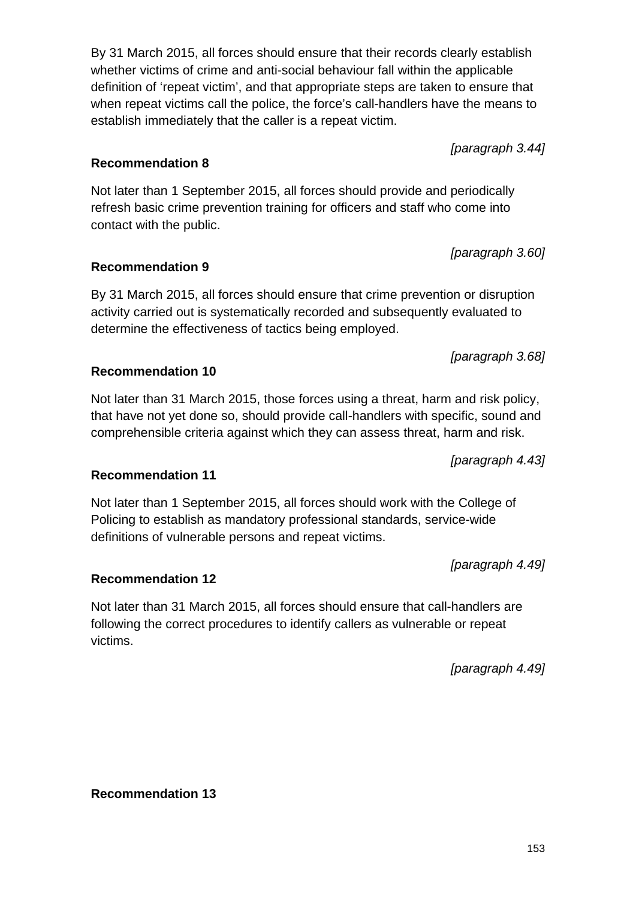By 31 March 2015, all forces should ensure that their records clearly establish whether victims of crime and anti-social behaviour fall within the applicable definition of 'repeat victim', and that appropriate steps are taken to ensure that when repeat victims call the police, the force's call-handlers have the means to establish immediately that the caller is a repeat victim.

*[paragraph 3.44]*

**Recommendation 8**

Not later than 1 September 2015, all forces should provide and periodically refresh basic crime prevention training for officers and staff who come into contact with the public.

*[paragraph 3.60]*

**Recommendation 9**

By 31 March 2015, all forces should ensure that crime prevention or disruption activity carried out is systematically recorded and subsequently evaluated to determine the effectiveness of tactics being employed.

*[paragraph 3.68]*

**Recommendation 10**

Not later than 31 March 2015, those forces using a threat, harm and risk policy, that have not yet done so, should provide call-handlers with specific, sound and comprehensible criteria against which they can assess threat, harm and risk.

*[paragraph 4.43]*

**Recommendation 11**

Not later than 1 September 2015, all forces should work with the College of Policing to establish as mandatory professional standards, service-wide definitions of vulnerable persons and repeat victims.

*[paragraph 4.49]*

**Recommendation 12**

Not later than 31 March 2015, all forces should ensure that call-handlers are following the correct procedures to identify callers as vulnerable or repeat victims.

*[paragraph 4.49]*

**Recommendation 13**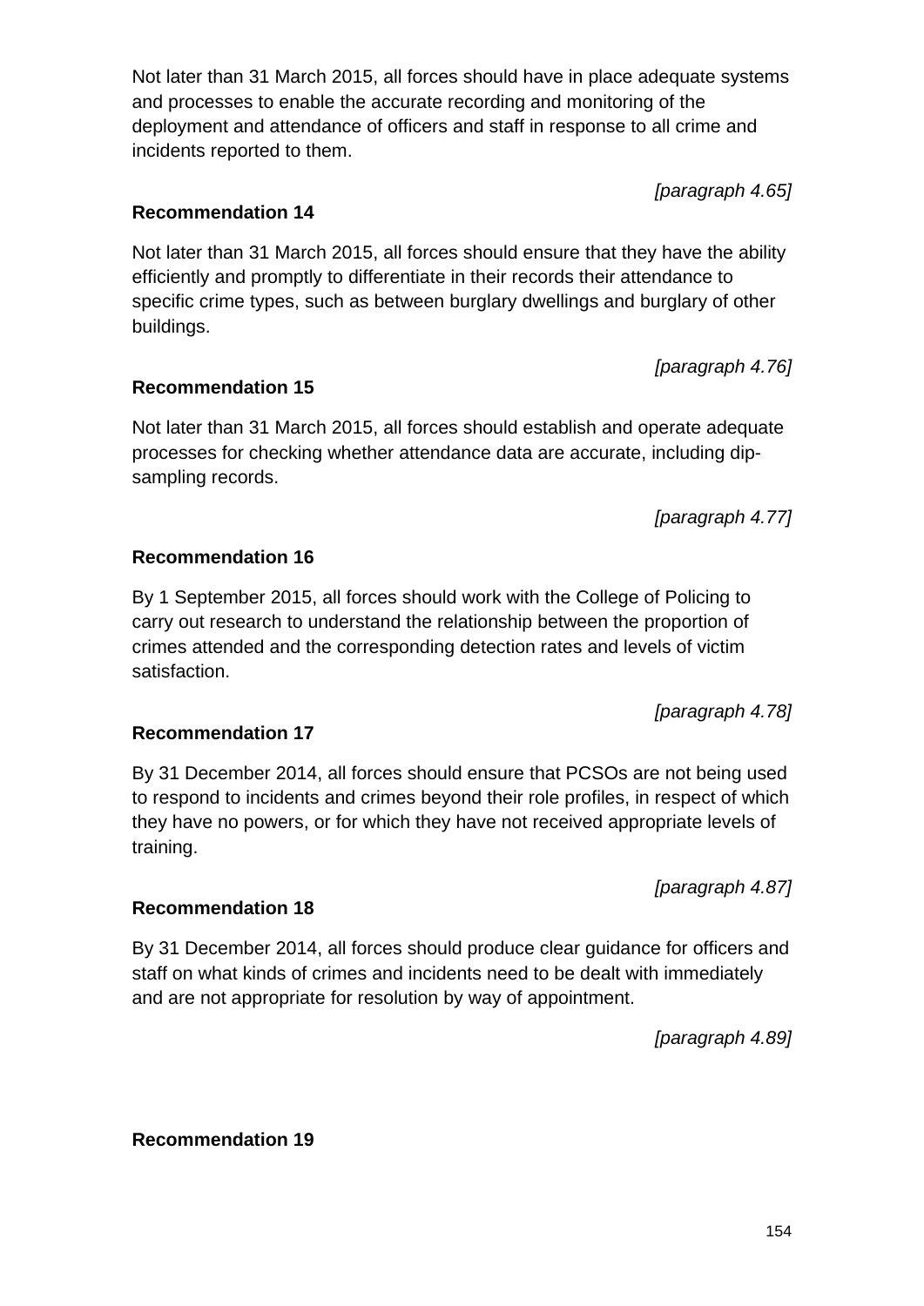Not later than 31 March 2015, all forces should have in place adequate systems and processes to enable the accurate recording and monitoring of the deployment and attendance of officers and staff in response to all crime and incidents reported to them.

*[paragraph 4.65]*

**Recommendation 14**

Not later than 31 March 2015, all forces should ensure that they have the ability efficiently and promptly to differentiate in their records their attendance to specific crime types, such as between burglary dwellings and burglary of other buildings.

*[paragraph 4.76]*

**Recommendation 15**

Not later than 31 March 2015, all forces should establish and operate adequate processes for checking whether attendance data are accurate, including dip-sampling records.

*[paragraph 4.77]*

**Recommendation 16**

By 1 September 2015, all forces should work with the College of Policing to carry out research to understand the relationship between the proportion of crimes attended and the corresponding detection rates and levels of victim satisfaction.

*[paragraph 4.78]*

**Recommendation 17**

By 31 December 2014, all forces should ensure that PCSOs are not being used to respond to incidents and crimes beyond their role profiles, in respect of which they have no powers, or for which they have not received appropriate levels of training.

*[paragraph 4.87]*

**Recommendation 18**

By 31 December 2014, all forces should produce clear guidance for officers and staff on what kinds of crimes and incidents need to be dealt with immediately and are not appropriate for resolution by way of appointment.

*[paragraph 4.89]*

**Recommendation 19**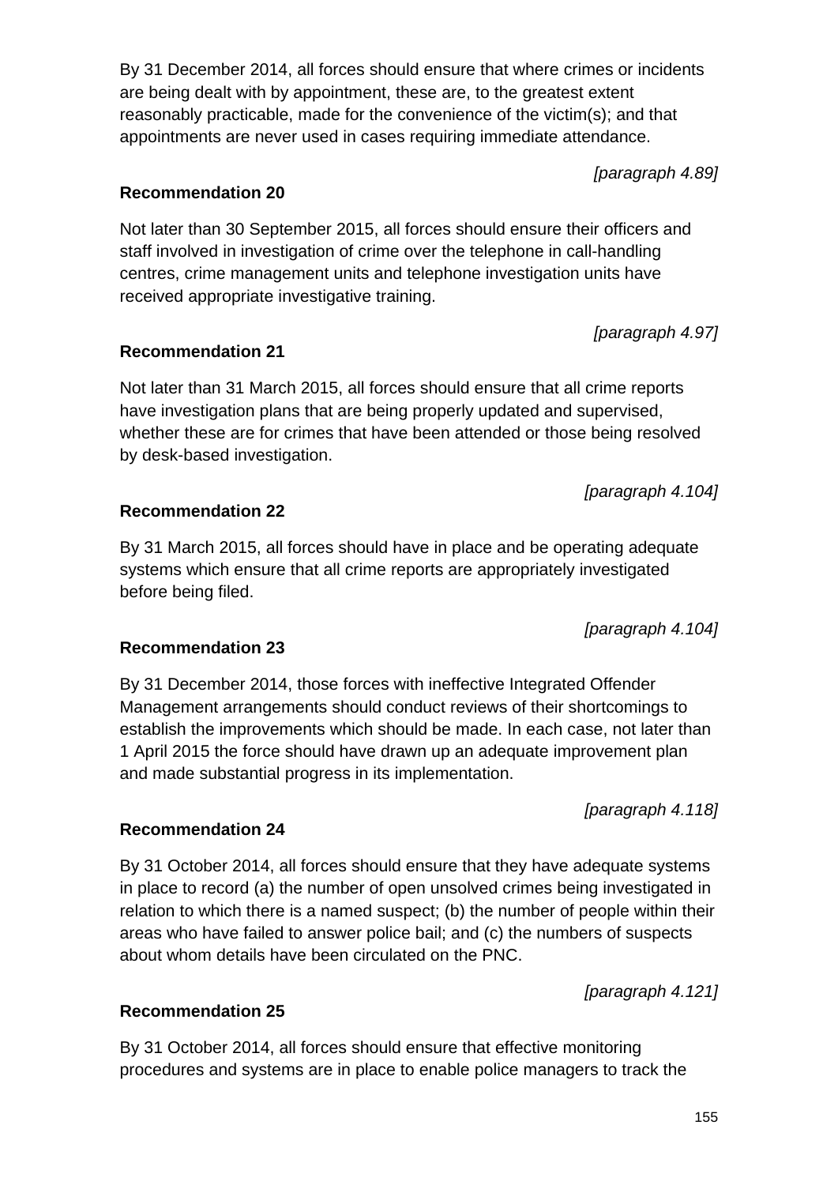By 31 December 2014, all forces should ensure that where crimes or incidents are being dealt with by appointment, these are, to the greatest extent reasonably practicable, made for the convenience of the victim(s); and that appointments are never used in cases requiring immediate attendance.

*[paragraph 4.89]*

**Recommendation 20**

Not later than 30 September 2015, all forces should ensure their officers and staff involved in investigation of crime over the telephone in call-handling centres, crime management units and telephone investigation units have received appropriate investigative training.

*[paragraph 4.97]*

**Recommendation 21**

Not later than 31 March 2015, all forces should ensure that all crime reports have investigation plans that are being properly updated and supervised, whether these are for crimes that have been attended or those being resolved by desk-based investigation.

*[paragraph 4.104]*

**Recommendation 22**

By 31 March 2015, all forces should have in place and be operating adequate systems which ensure that all crime reports are appropriately investigated before being filed.

*[paragraph 4.104]*

**Recommendation 23**

By 31 December 2014, those forces with ineffective Integrated Offender Management arrangements should conduct reviews of their shortcomings to establish the improvements which should be made. In each case, not later than 1 April 2015 the force should have drawn up an adequate improvement plan and made substantial progress in its implementation.

*[paragraph 4.118]*

**Recommendation 24**

By 31 October 2014, all forces should ensure that they have adequate systems in place to record (a) the number of open unsolved crimes being investigated in relation to which there is a named suspect; (b) the number of people within their areas who have failed to answer police bail; and (c) the numbers of suspects about whom details have been circulated on the PNC.

*[paragraph 4.121]*

**Recommendation 25**

By 31 October 2014, all forces should ensure that effective monitoring procedures and systems are in place to enable police managers to track the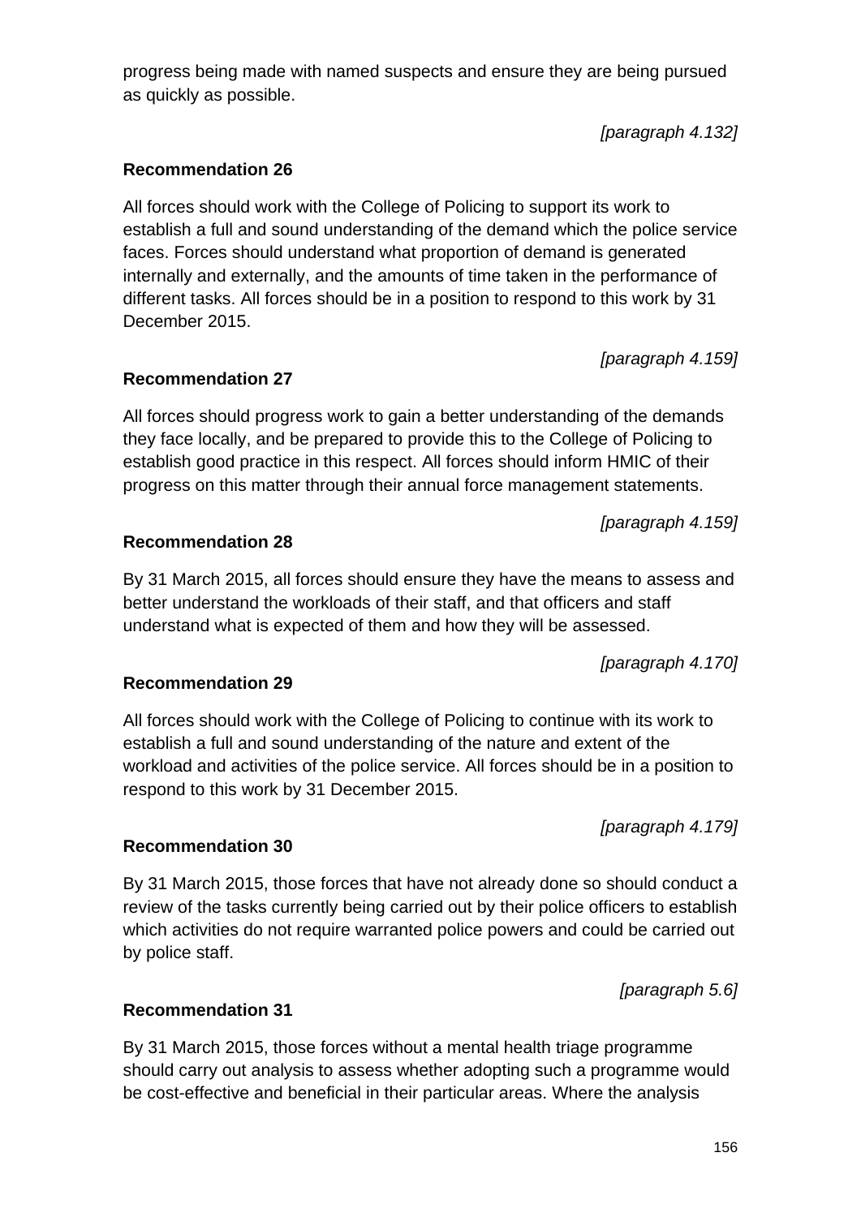progress being made with named suspects and ensure they are being pursued as quickly as possible.

*[paragraph 4.132]*

**Recommendation 26**

All forces should work with the College of Policing to support its work to establish a full and sound understanding of the demand which the police service faces. Forces should understand what proportion of demand is generated internally and externally, and the amounts of time taken in the performance of different tasks. All forces should be in a position to respond to this work by 31 December 2015.

*[paragraph 4.159]*

**Recommendation 27**

All forces should progress work to gain a better understanding of the demands they face locally, and be prepared to provide this to the College of Policing to establish good practice in this respect. All forces should inform HMIC of their progress on this matter through their annual force management statements.

*[paragraph 4.159]*

**Recommendation 28**

By 31 March 2015, all forces should ensure they have the means to assess and better understand the workloads of their staff, and that officers and staff understand what is expected of them and how they will be assessed.

*[paragraph 4.170]*

**Recommendation 29**

All forces should work with the College of Policing to continue with its work to establish a full and sound understanding of the nature and extent of the workload and activities of the police service. All forces should be in a position to respond to this work by 31 December 2015.

*[paragraph 4.179]*

**Recommendation 30**

By 31 March 2015, those forces that have not already done so should conduct a review of the tasks currently being carried out by their police officers to establish which activities do not require warranted police powers and could be carried out by police staff.

*[paragraph 5.6]*

**Recommendation 31**

By 31 March 2015, those forces without a mental health triage programme should carry out analysis to assess whether adopting such a programme would be cost-effective and beneficial in their particular areas. Where the analysis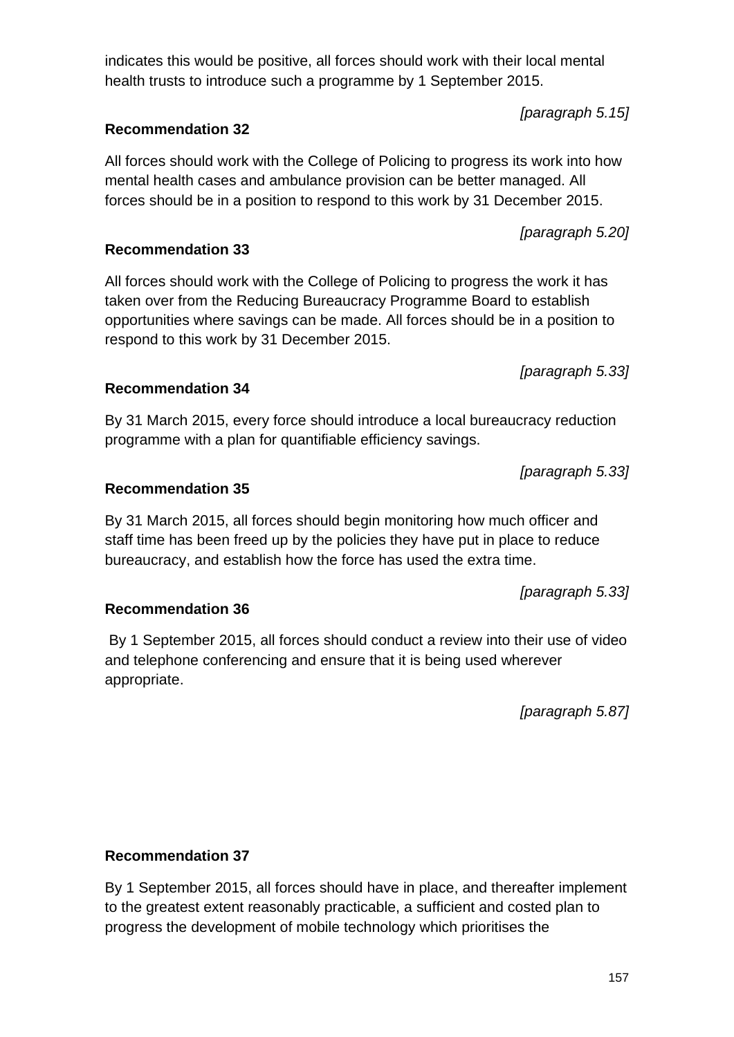indicates this would be positive, all forces should work with their local mental health trusts to introduce such a programme by 1 September 2015.

*[paragraph 5.15]*

**Recommendation 32**

All forces should work with the College of Policing to progress its work into how mental health cases and ambulance provision can be better managed. All forces should be in a position to respond to this work by 31 December 2015.

*[paragraph 5.20]*

**Recommendation 33**

All forces should work with the College of Policing to progress the work it has taken over from the Reducing Bureaucracy Programme Board to establish opportunities where savings can be made. All forces should be in a position to respond to this work by 31 December 2015.

*[paragraph 5.33]*

**Recommendation 34**

By 31 March 2015, every force should introduce a local bureaucracy reduction programme with a plan for quantifiable efficiency savings.

*[paragraph 5.33]*

**Recommendation 35**

By 31 March 2015, all forces should begin monitoring how much officer and staff time has been freed up by the policies they have put in place to reduce bureaucracy, and establish how the force has used the extra time.

*[paragraph 5.33]*

**Recommendation 36**

By 1 September 2015, all forces should conduct a review into their use of video and telephone conferencing and ensure that it is being used wherever appropriate.

*[paragraph 5.87]*

**Recommendation 37**

By 1 September 2015, all forces should have in place, and thereafter implement to the greatest extent reasonably practicable, a sufficient and costed plan to progress the development of mobile technology which prioritises the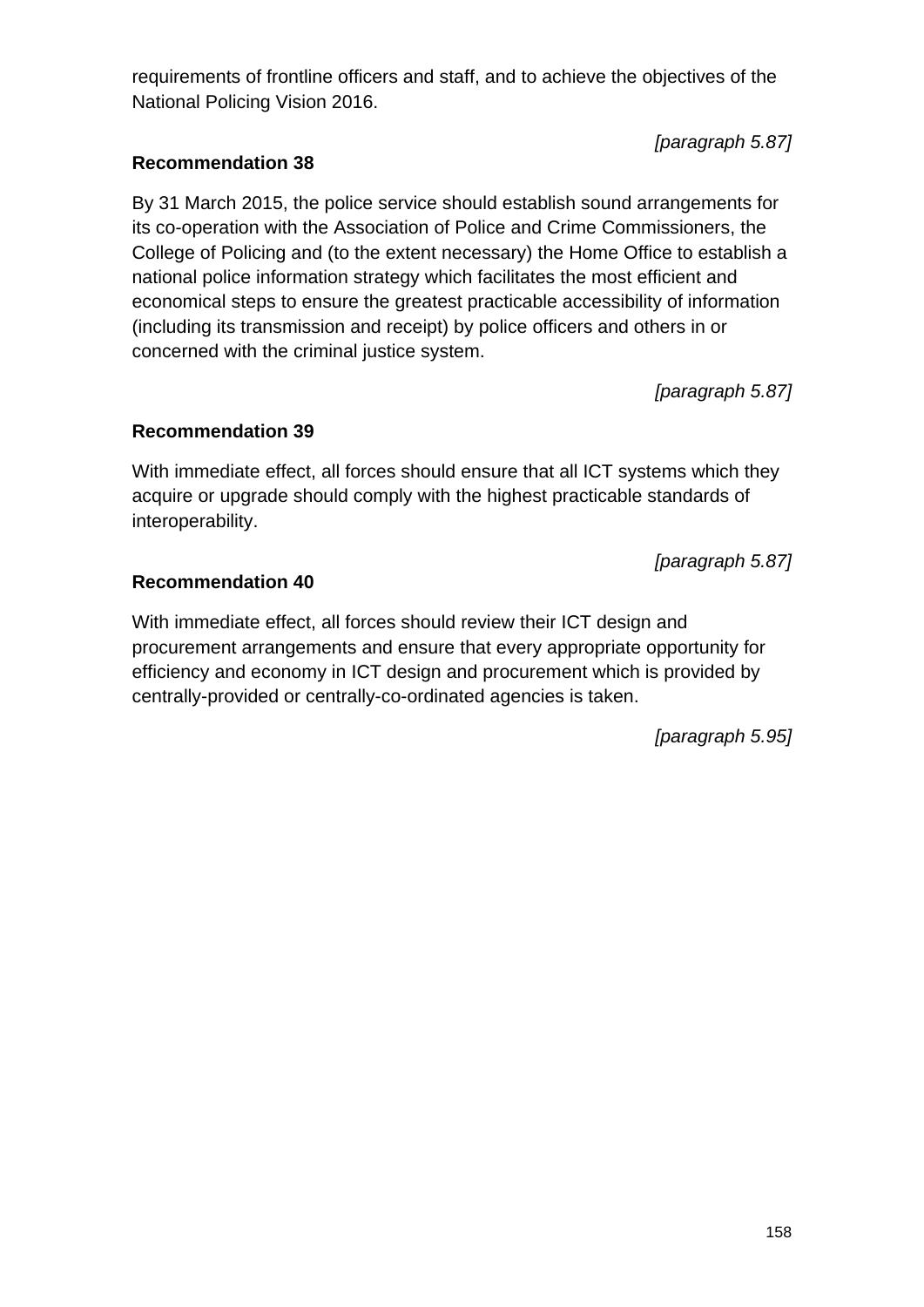requirements of frontline officers and staff, and to achieve the objectives of the National Policing Vision 2016.

*[paragraph 5.87]*

**Recommendation 38**

By 31 March 2015, the police service should establish sound arrangements for its co-operation with the Association of Police and Crime Commissioners, the College of Policing and (to the extent necessary) the Home Office to establish a national police information strategy which facilitates the most efficient and economical steps to ensure the greatest practicable accessibility of information (including its transmission and receipt) by police officers and others in or concerned with the criminal justice system.

*[paragraph 5.87]*

**Recommendation 39**

With immediate effect, all forces should ensure that all ICT systems which they acquire or upgrade should comply with the highest practicable standards of interoperability.

*[paragraph 5.87]*

**Recommendation 40**

With immediate effect, all forces should review their ICT design and procurement arrangements and ensure that every appropriate opportunity for efficiency and economy in ICT design and procurement which is provided by centrally-provided or centrally-co-ordinated agencies is taken.

*[paragraph 5.95]*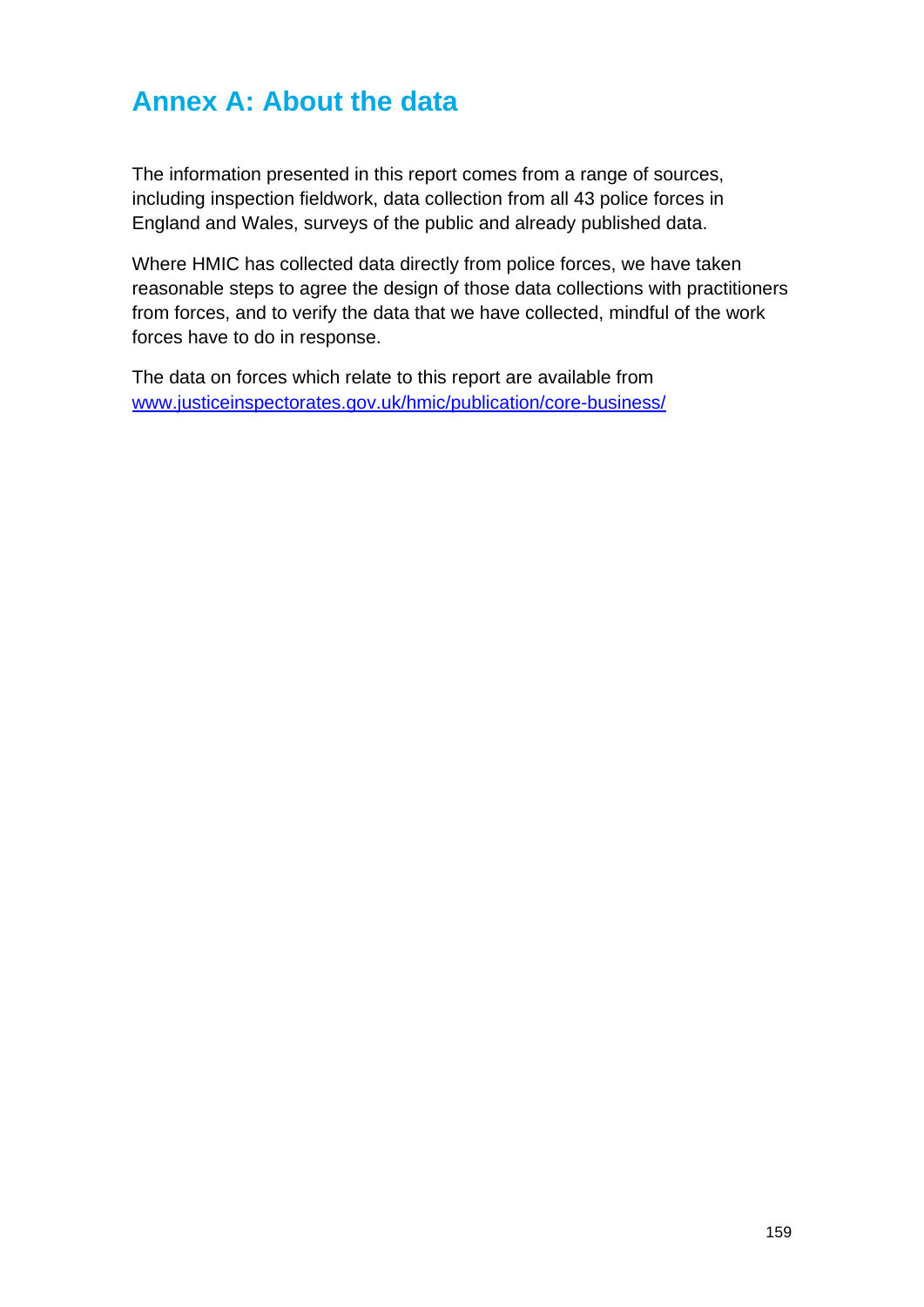# Annex A: About the data

The information presented in this report comes from a range of sources, including inspection fieldwork, data collection from all 43 police forces in England and Wales, surveys of the public and already published data.

Where HMIC has collected data directly from police forces, we have taken reasonable steps to agree the design of those data collections with practitioners from forces, and to verify the data that we have collected, mindful of the work forces have to do in response.

The data on forces which relate to this report are available from [www.justiceinspectorates.gov.uk/hmic/publication/core-business/](http://www.justiceinspectorates.gov.uk/hmic/publication/core-business/)